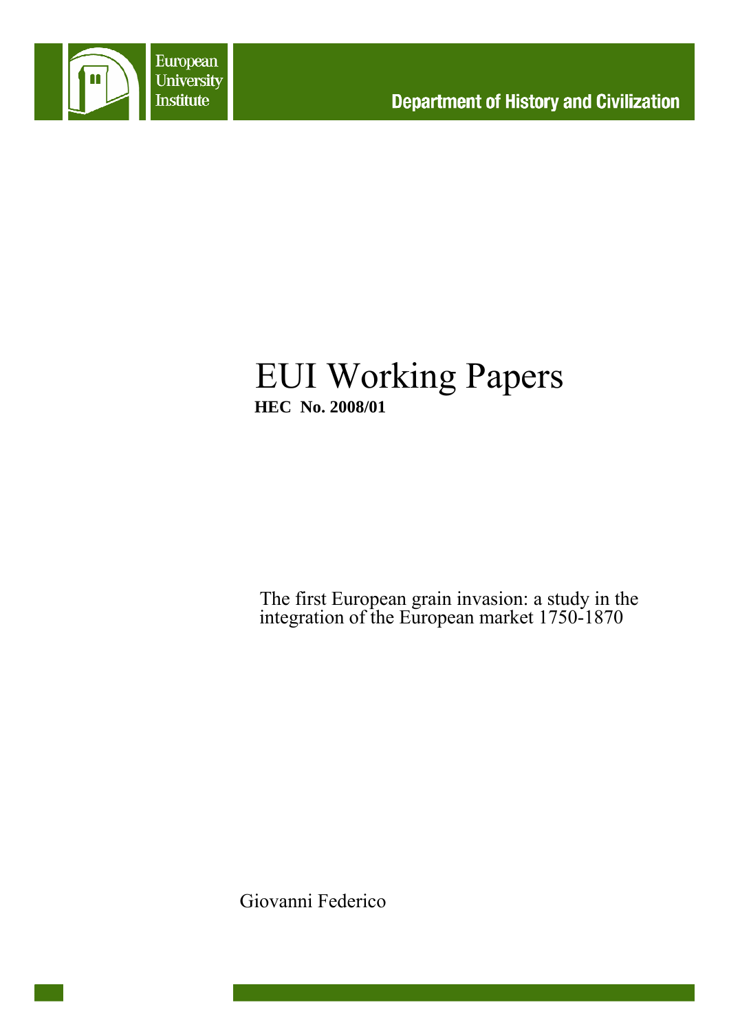European University Institute

Department of History and Civilization

# EUI Working Papers

**HEC No. 2008/01**

The first European grain invasion: a study in the integration of the European market 1750-1870

Giovanni Federico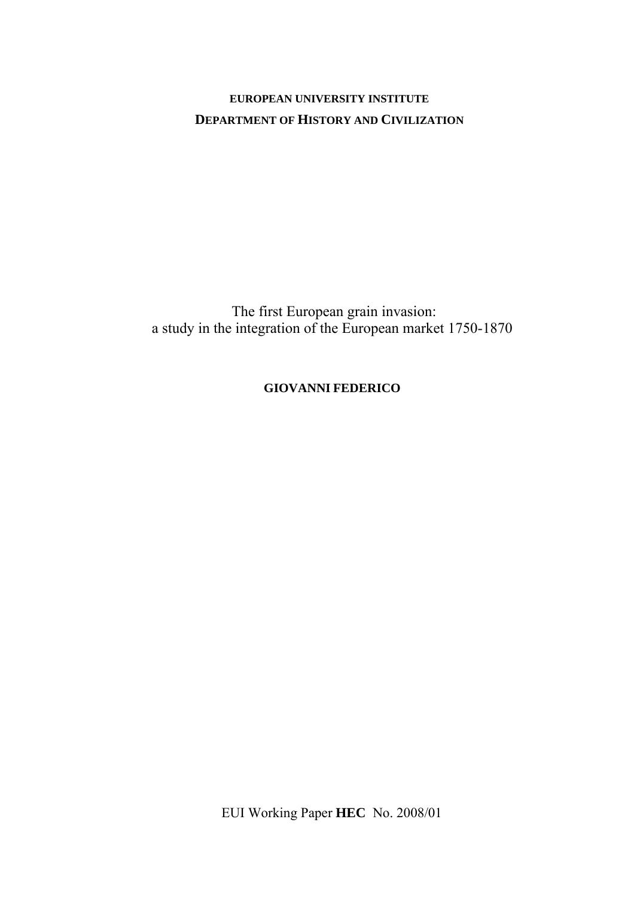**EUROPEAN UNIVERSITY INSTITUTE**

**DEPARTMENT OF HISTORY AND CIVILIZATION**

# The first European grain invasion: a study in the integration of the European market 1750-1870

**GIOVANNI FEDERICO**

EUI Working Paper **HEC** No. 2008/01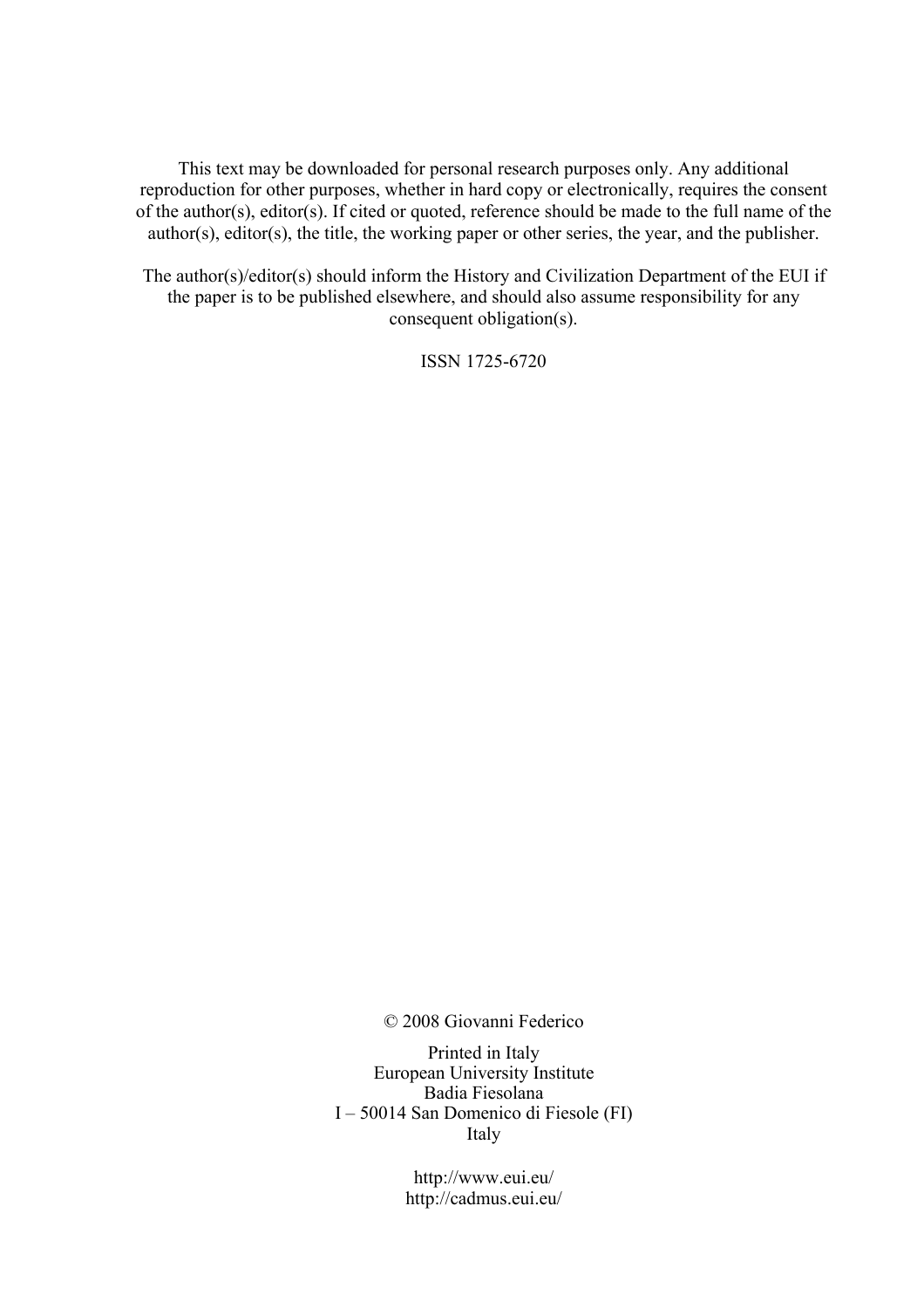This text may be downloaded for personal research purposes only. Any additional reproduction for other purposes, whether in hard copy or electronically, requires the consent of the author(s), editor(s). If cited or quoted, reference should be made to the full name of the author(s), editor(s), the title, the working paper or other series, the year, and the publisher.

The author(s)/editor(s) should inform the History and Civilization Department of the EUI if the paper is to be published elsewhere, and should also assume responsibility for any consequent obligation(s).

ISSN 1725-6720

© 2008 Giovanni Federico

Printed in Italy
European University Institute
Badia Fiesolana
I – 50014 San Domenico di Fiesole (FI)
Italy

http://www.eui.eu/
http://cadmus.eui.eu/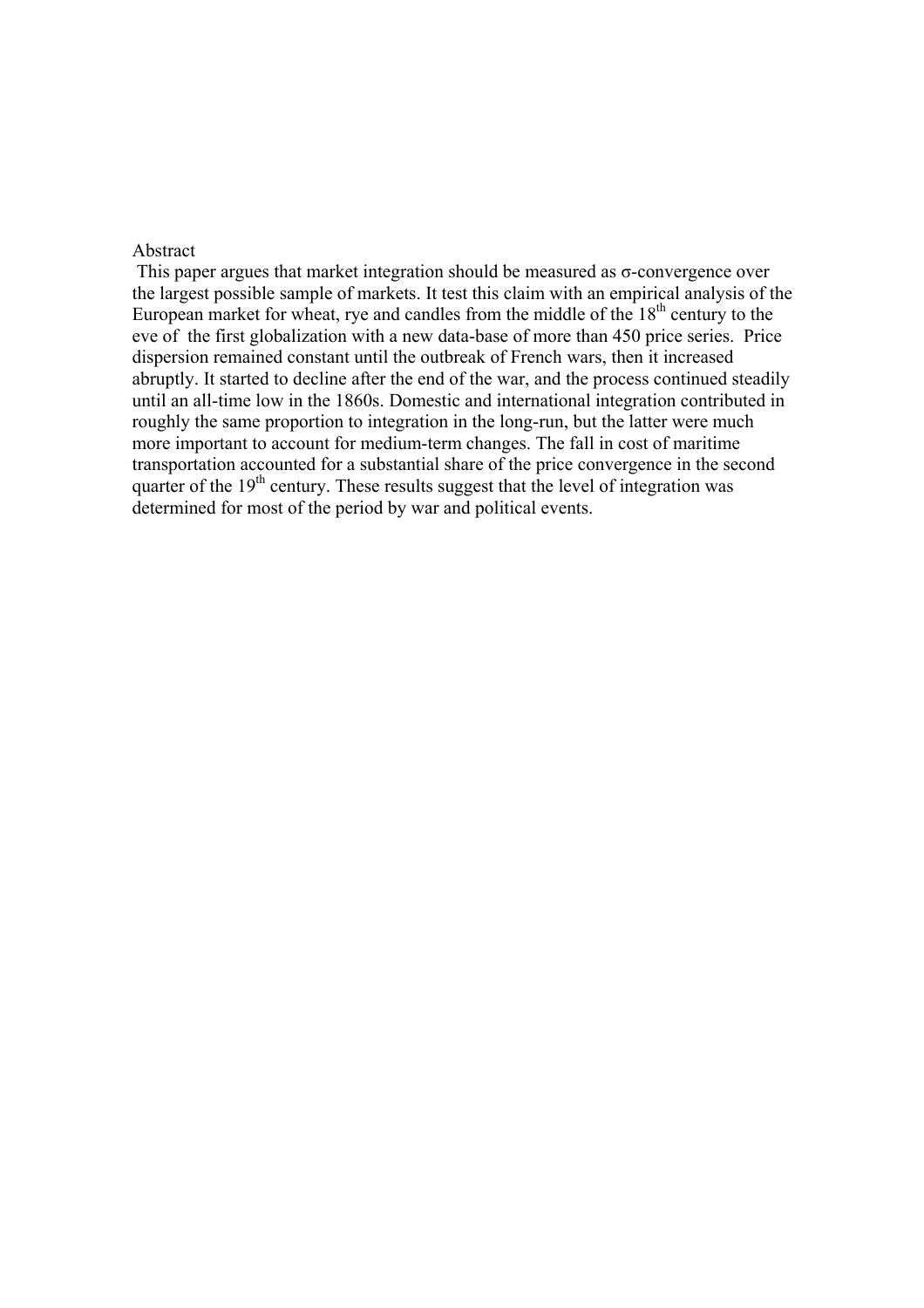Abstract

This paper argues that market integration should be measured as σ-convergence over the largest possible sample of markets. It test this claim with an empirical analysis of the European market for wheat, rye and candles from the middle of the 18th century to the eve of the first globalization with a new data-base of more than 450 price series. Price dispersion remained constant until the outbreak of French wars, then it increased abruptly. It started to decline after the end of the war, and the process continued steadily until an all-time low in the 1860s. Domestic and international integration contributed in roughly the same proportion to integration in the long-run, but the latter were much more important to account for medium-term changes. The fall in cost of maritime transportation accounted for a substantial share of the price convergence in the second quarter of the 19th century. These results suggest that the level of integration was determined for most of the period by war and political events.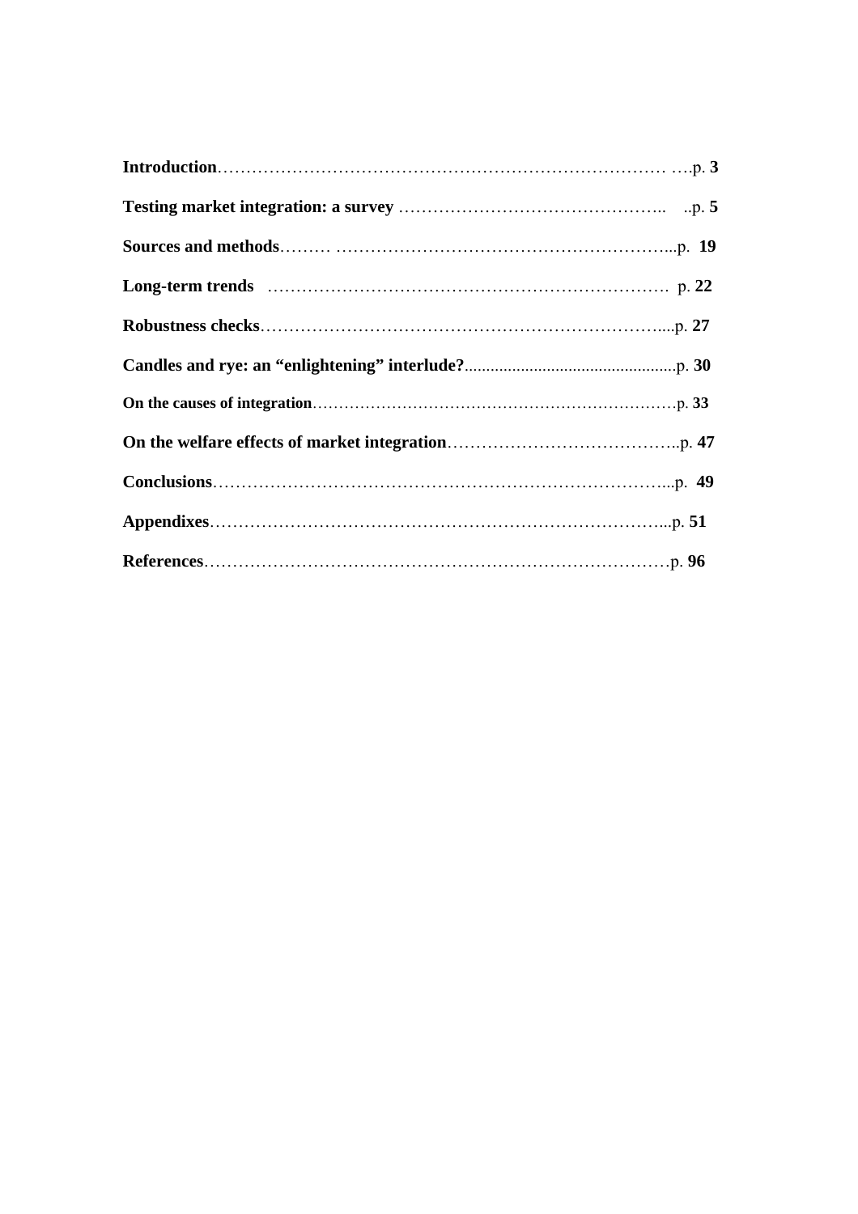**Introduction**…………………………………………………………………… ….p. **3**

**Testing market integration: a survey** ……………………………………….. ..p. **5**

**Sources and methods**……… …………………………………………………...p. **19**

**Long-term trends** ……………………………………………………………. p. **22**

**Robustness checks**……………………………………………………………....p. **27**

**Candles and rye: an "enlightening" interlude?**..................................................p. **30**

**On the causes of integration**……………………………………………………………p. **33**

**On the welfare effects of market integration**…………………………………..p. **47**

**Conclusions**……………………………………………………………………...p. **49**

**Appendixes**……………………………………………………………………...p. **51**

**References**………………………………………………………………………p. **96**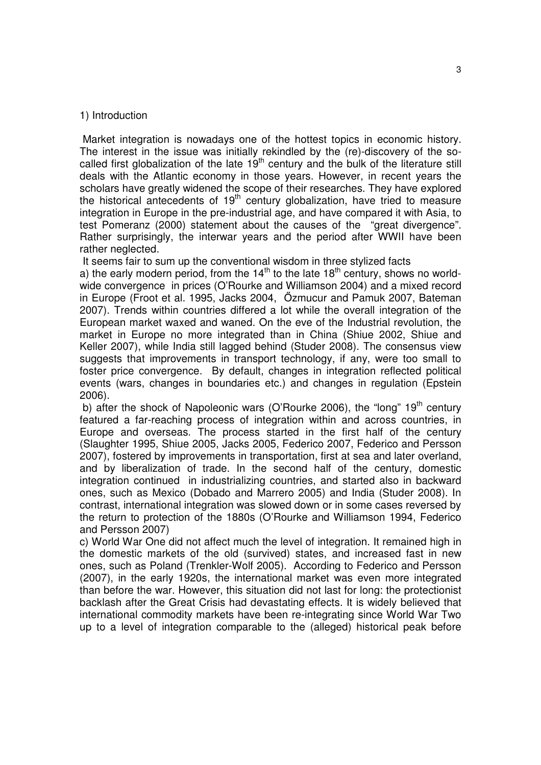## 1) Introduction

Market integration is nowadays one of the hottest topics in economic history. The interest in the issue was initially rekindled by the (re)-discovery of the so-called first globalization of the late 19th century and the bulk of the literature still deals with the Atlantic economy in those years. However, in recent years the scholars have greatly widened the scope of their researches. They have explored the historical antecedents of 19th century globalization, have tried to measure integration in Europe in the pre-industrial age, and have compared it with Asia, to test Pomeranz (2000) statement about the causes of the "great divergence". Rather surprisingly, the interwar years and the period after WWII have been rather neglected.

It seems fair to sum up the conventional wisdom in three stylized facts

a) the early modern period, from the 14th to the late 18th century, shows no world-wide convergence in prices (O'Rourke and Williamson 2004) and a mixed record in Europe (Froot et al. 1995, Jacks 2004, Őzmucur and Pamuk 2007, Bateman 2007). Trends within countries differed a lot while the overall integration of the European market waxed and waned. On the eve of the Industrial revolution, the market in Europe no more integrated than in China (Shiue 2002, Shiue and Keller 2007), while India still lagged behind (Studer 2008). The consensus view suggests that improvements in transport technology, if any, were too small to foster price convergence. By default, changes in integration reflected political events (wars, changes in boundaries etc.) and changes in regulation (Epstein 2006).

b) after the shock of Napoleonic wars (O'Rourke 2006), the "long" 19th century featured a far-reaching process of integration within and across countries, in Europe and overseas. The process started in the first half of the century (Slaughter 1995, Shiue 2005, Jacks 2005, Federico 2007, Federico and Persson 2007), fostered by improvements in transportation, first at sea and later overland, and by liberalization of trade. In the second half of the century, domestic integration continued in industrializing countries, and started also in backward ones, such as Mexico (Dobado and Marrero 2005) and India (Studer 2008). In contrast, international integration was slowed down or in some cases reversed by the return to protection of the 1880s (O'Rourke and Williamson 1994, Federico and Persson 2007)

c) World War One did not affect much the level of integration. It remained high in the domestic markets of the old (survived) states, and increased fast in new ones, such as Poland (Trenkler-Wolf 2005). According to Federico and Persson (2007), in the early 1920s, the international market was even more integrated than before the war. However, this situation did not last for long: the protectionist backlash after the Great Crisis had devastating effects. It is widely believed that international commodity markets have been re-integrating since World War Two up to a level of integration comparable to the (alleged) historical peak before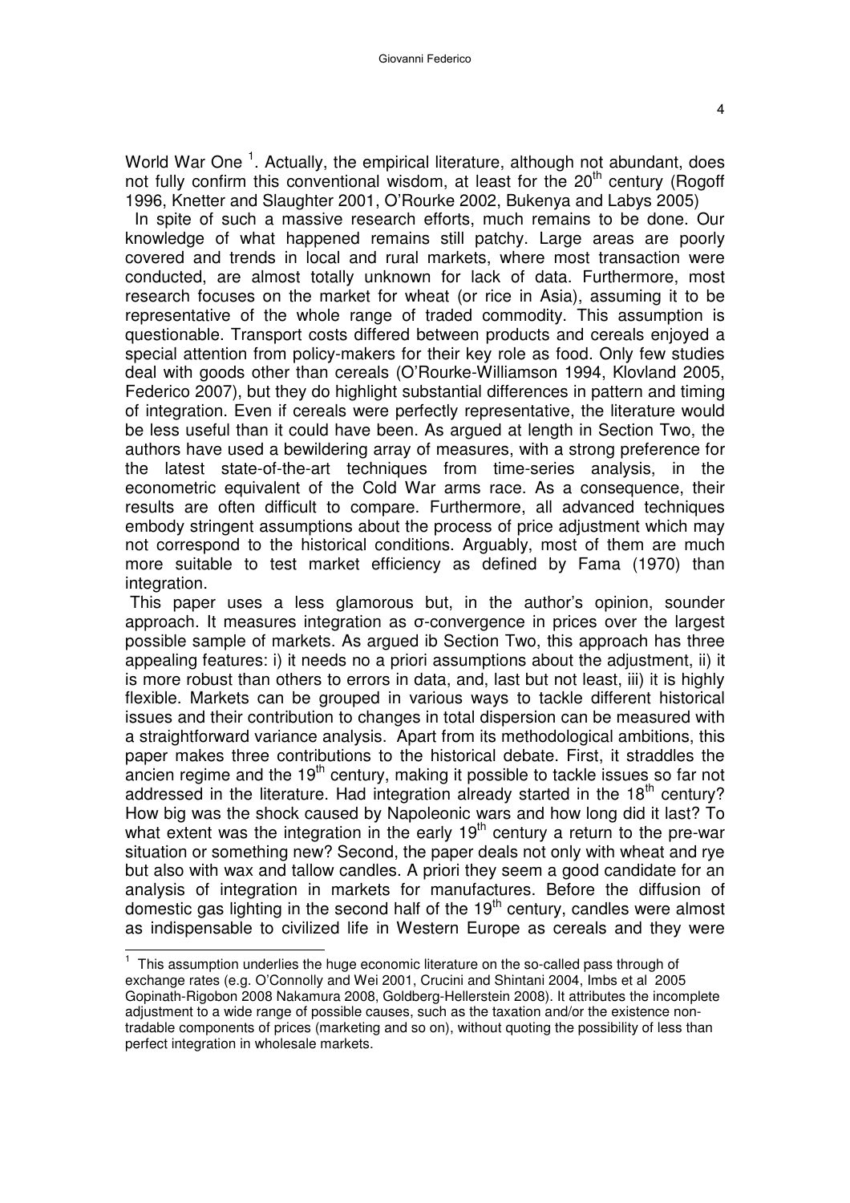World War One [1]. Actually, the empirical literature, although not abundant, does not fully confirm this conventional wisdom, at least for the 20th century (Rogoff 1996, Knetter and Slaughter 2001, O'Rourke 2002, Bukenya and Labys 2005)

In spite of such a massive research efforts, much remains to be done. Our knowledge of what happened remains still patchy. Large areas are poorly covered and trends in local and rural markets, where most transaction were conducted, are almost totally unknown for lack of data. Furthermore, most research focuses on the market for wheat (or rice in Asia), assuming it to be representative of the whole range of traded commodity. This assumption is questionable. Transport costs differed between products and cereals enjoyed a special attention from policy-makers for their key role as food. Only few studies deal with goods other than cereals (O'Rourke-Williamson 1994, Klovland 2005, Federico 2007), but they do highlight substantial differences in pattern and timing of integration. Even if cereals were perfectly representative, the literature would be less useful than it could have been. As argued at length in Section Two, the authors have used a bewildering array of measures, with a strong preference for the latest state-of-the-art techniques from time-series analysis, in the econometric equivalent of the Cold War arms race. As a consequence, their results are often difficult to compare. Furthermore, all advanced techniques embody stringent assumptions about the process of price adjustment which may not correspond to the historical conditions. Arguably, most of them are much more suitable to test market efficiency as defined by Fama (1970) than integration.

This paper uses a less glamorous but, in the author's opinion, sounder approach. It measures integration as σ-convergence in prices over the largest possible sample of markets. As argued ib Section Two, this approach has three appealing features: i) it needs no a priori assumptions about the adjustment, ii) it is more robust than others to errors in data, and, last but not least, iii) it is highly flexible. Markets can be grouped in various ways to tackle different historical issues and their contribution to changes in total dispersion can be measured with a straightforward variance analysis. Apart from its methodological ambitions, this paper makes three contributions to the historical debate. First, it straddles the ancien regime and the 19th century, making it possible to tackle issues so far not addressed in the literature. Had integration already started in the 18th century? How big was the shock caused by Napoleonic wars and how long did it last? To what extent was the integration in the early 19th century a return to the pre-war situation or something new? Second, the paper deals not only with wheat and rye but also with wax and tallow candles. A priori they seem a good candidate for an analysis of integration in markets for manufactures. Before the diffusion of domestic gas lighting in the second half of the 19th century, candles were almost as indispensable to civilized life in Western Europe as cereals and they were

---

[1] This assumption underlies the huge economic literature on the so-called pass through of exchange rates (e.g. O'Connolly and Wei 2001, Crucini and Shintani 2004, Imbs et al 2005 Gopinath-Rigobon 2008 Nakamura 2008, Goldberg-Hellerstein 2008). It attributes the incomplete adjustment to a wide range of possible causes, such as the taxation and/or the existence non-tradable components of prices (marketing and so on), without quoting the possibility of less than perfect integration in wholesale markets.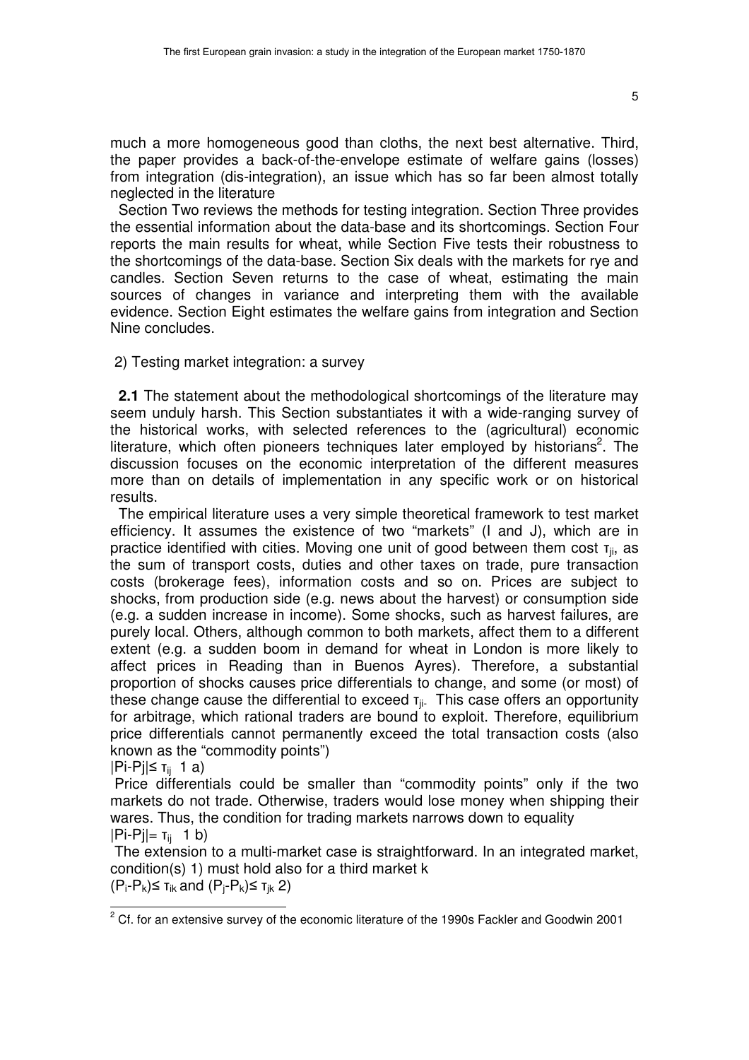much a more homogeneous good than cloths, the next best alternative. Third, the paper provides a back-of-the-envelope estimate of welfare gains (losses) from integration (dis-integration), an issue which has so far been almost totally neglected in the literature

Section Two reviews the methods for testing integration. Section Three provides the essential information about the data-base and its shortcomings. Section Four reports the main results for wheat, while Section Five tests their robustness to the shortcomings of the data-base. Section Six deals with the markets for rye and candles. Section Seven returns to the case of wheat, estimating the main sources of changes in variance and interpreting them with the available evidence. Section Eight estimates the welfare gains from integration and Section Nine concludes.

## 2) Testing market integration: a survey

**2.1** The statement about the methodological shortcomings of the literature may seem unduly harsh. This Section substantiates it with a wide-ranging survey of the historical works, with selected references to the (agricultural) economic literature, which often pioneers techniques later employed by historians[2]. The discussion focuses on the economic interpretation of the different measures more than on details of implementation in any specific work or on historical results.

The empirical literature uses a very simple theoretical framework to test market efficiency. It assumes the existence of two "markets" (I and J), which are in practice identified with cities. Moving one unit of good between them cost $\tau_{ji}$, as the sum of transport costs, duties and other taxes on trade, pure transaction costs (brokerage fees), information costs and so on. Prices are subject to shocks, from production side (e.g. news about the harvest) or consumption side (e.g. a sudden increase in income). Some shocks, such as harvest failures, are purely local. Others, although common to both markets, affect them to a different extent (e.g. a sudden boom in demand for wheat in London is more likely to affect prices in Reading than in Buenos Ayres). Therefore, a substantial proportion of shocks causes price differentials to change, and some (or most) of these change cause the differential to exceed $\tau_{ji}$. This case offers an opportunity for arbitrage, which rational traders are bound to exploit. Therefore, equilibrium price differentials cannot permanently exceed the total transaction costs (also known as the "commodity points")

$|Pi\text{-}Pj| \leq \tau_{ij}$ 1 a)

Price differentials could be smaller than "commodity points" only if the two markets do not trade. Otherwise, traders would lose money when shipping their wares. Thus, the condition for trading markets narrows down to equality

$|Pi\text{-}Pj| = \tau_{ij}$ 1 b)

The extension to a multi-market case is straightforward. In an integrated market, condition(s) 1) must hold also for a third market k

$(P_i\text{-}P_k) \leq \tau_{ik}$ and $(P_j\text{-}P_k) \leq \tau_{jk}$ 2)

[2] Cf. for an extensive survey of the economic literature of the 1990s Fackler and Goodwin 2001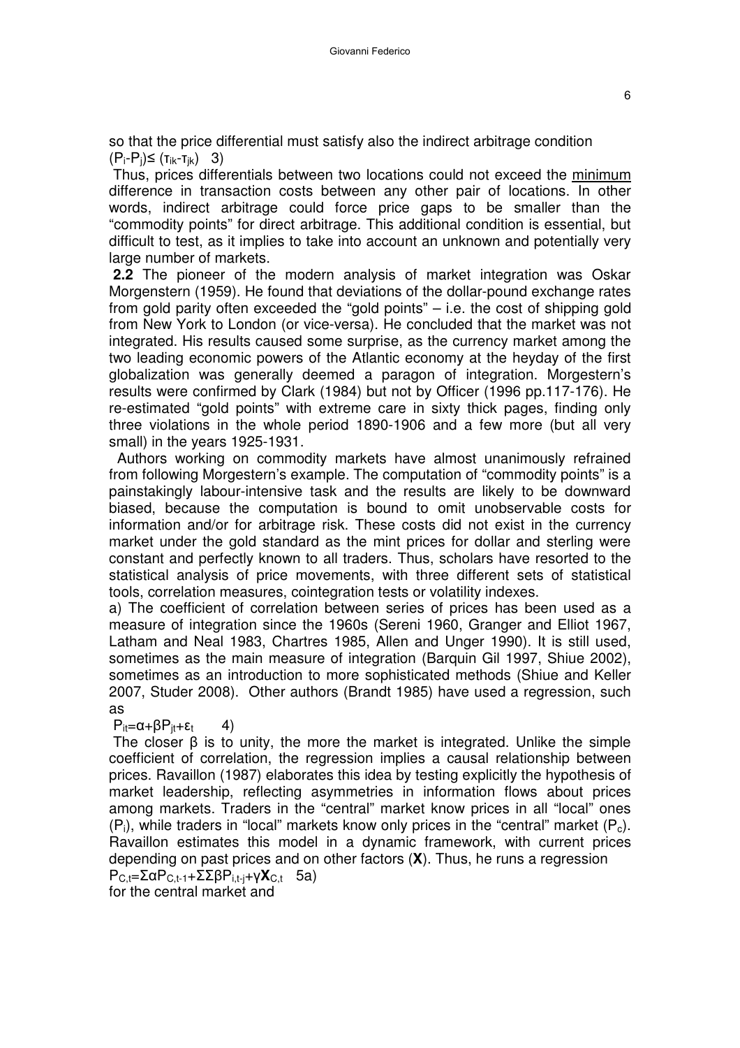so that the price differential must satisfy also the indirect arbitrage condition
$(P_i - P_j) \leq (\tau_{ik} - \tau_{jk})$   3)

Thus, prices differentials between two locations could not exceed the minimum difference in transaction costs between any other pair of locations. In other words, indirect arbitrage could force price gaps to be smaller than the "commodity points" for direct arbitrage. This additional condition is essential, but difficult to test, as it implies to take into account an unknown and potentially very large number of markets.

**2.2** The pioneer of the modern analysis of market integration was Oskar Morgenstern (1959). He found that deviations of the dollar-pound exchange rates from gold parity often exceeded the "gold points" – i.e. the cost of shipping gold from New York to London (or vice-versa). He concluded that the market was not integrated. His results caused some surprise, as the currency market among the two leading economic powers of the Atlantic economy at the heyday of the first globalization was generally deemed a paragon of integration. Morgestern's results were confirmed by Clark (1984) but not by Officer (1996 pp.117-176). He re-estimated "gold points" with extreme care in sixty thick pages, finding only three violations in the whole period 1890-1906 and a few more (but all very small) in the years 1925-1931.

Authors working on commodity markets have almost unanimously refrained from following Morgestern's example. The computation of "commodity points" is a painstakingly labour-intensive task and the results are likely to be downward biased, because the computation is bound to omit unobservable costs for information and/or for arbitrage risk. These costs did not exist in the currency market under the gold standard as the mint prices for dollar and sterling were constant and perfectly known to all traders. Thus, scholars have resorted to the statistical analysis of price movements, with three different sets of statistical tools, correlation measures, cointegration tests or volatility indexes.

a) The coefficient of correlation between series of prices has been used as a measure of integration since the 1960s (Sereni 1960, Granger and Elliot 1967, Latham and Neal 1983, Chartres 1985, Allen and Unger 1990). It is still used, sometimes as the main measure of integration (Barquin Gil 1997, Shiue 2002), sometimes as an introduction to more sophisticated methods (Shiue and Keller 2007, Studer 2008). Other authors (Brandt 1985) have used a regression, such as

$P_{it} = \alpha + \beta P_{jt} + \varepsilon_t$   4)

The closer $\beta$ is to unity, the more the market is integrated. Unlike the simple coefficient of correlation, the regression implies a causal relationship between prices. Ravaillon (1987) elaborates this idea by testing explicitly the hypothesis of market leadership, reflecting asymmetries in information flows about prices among markets. Traders in the "central" market know prices in all "local" ones ($P_i$), while traders in "local" markets know only prices in the "central" market ($P_c$). Ravaillon estimates this model in a dynamic framework, with current prices depending on past prices and on other factors (**X**). Thus, he runs a regression

$P_{C,t} = \Sigma \alpha P_{C,t-1} + \Sigma\Sigma \beta P_{i,t-j} + \gamma \mathbf{X}_{C,t}$   5a)

for the central market and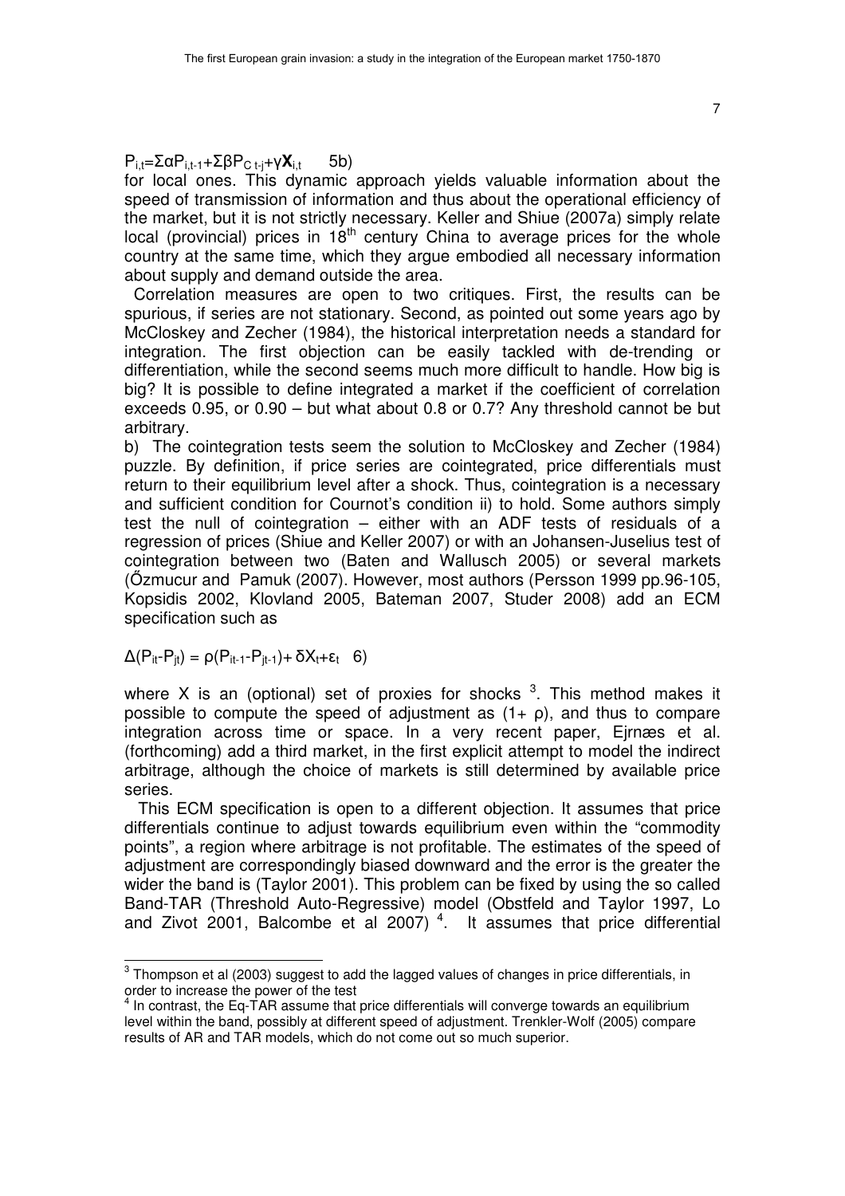$$P_{i,t}=\Sigma\alpha P_{i,t-1}+\Sigma\beta P_{C\,t-j}+\gamma\mathbf{X}_{i,t} \qquad 5b)$$

for local ones. This dynamic approach yields valuable information about the speed of transmission of information and thus about the operational efficiency of the market, but it is not strictly necessary. Keller and Shiue (2007a) simply relate local (provincial) prices in 18th century China to average prices for the whole country at the same time, which they argue embodied all necessary information about supply and demand outside the area.

Correlation measures are open to two critiques. First, the results can be spurious, if series are not stationary. Second, as pointed out some years ago by McCloskey and Zecher (1984), the historical interpretation needs a standard for integration. The first objection can be easily tackled with de-trending or differentiation, while the second seems much more difficult to handle. How big is big? It is possible to define integrated a market if the coefficient of correlation exceeds 0.95, or 0.90 – but what about 0.8 or 0.7? Any threshold cannot be but arbitrary.

b) The cointegration tests seem the solution to McCloskey and Zecher (1984) puzzle. By definition, if price series are cointegrated, price differentials must return to their equilibrium level after a shock. Thus, cointegration is a necessary and sufficient condition for Cournot's condition ii) to hold. Some authors simply test the null of cointegration – either with an ADF tests of residuals of a regression of prices (Shiue and Keller 2007) or with an Johansen-Juselius test of cointegration between two (Baten and Wallusch 2005) or several markets (Őzmucur and Pamuk (2007). However, most authors (Persson 1999 pp.96-105, Kopsidis 2002, Klovland 2005, Bateman 2007, Studer 2008) add an ECM specification such as

$$\Delta(P_{it}-P_{jt}) = \rho(P_{it-1}-P_{jt-1})+\delta X_t+\varepsilon_t \quad 6)$$

where X is an (optional) set of proxies for shocks [3]. This method makes it possible to compute the speed of adjustment as $(1+\rho)$, and thus to compare integration across time or space. In a very recent paper, Ejrnæs et al. (forthcoming) add a third market, in the first explicit attempt to model the indirect arbitrage, although the choice of markets is still determined by available price series.

This ECM specification is open to a different objection. It assumes that price differentials continue to adjust towards equilibrium even within the "commodity points", a region where arbitrage is not profitable. The estimates of the speed of adjustment are correspondingly biased downward and the error is the greater the wider the band is (Taylor 2001). This problem can be fixed by using the so called Band-TAR (Threshold Auto-Regressive) model (Obstfeld and Taylor 1997, Lo and Zivot 2001, Balcombe et al 2007) [4]. It assumes that price differential

---

[3] Thompson et al (2003) suggest to add the lagged values of changes in price differentials, in order to increase the power of the test

[4] In contrast, the Eq-TAR assume that price differentials will converge towards an equilibrium level within the band, possibly at different speed of adjustment. Trenkler-Wolf (2005) compare results of AR and TAR models, which do not come out so much superior.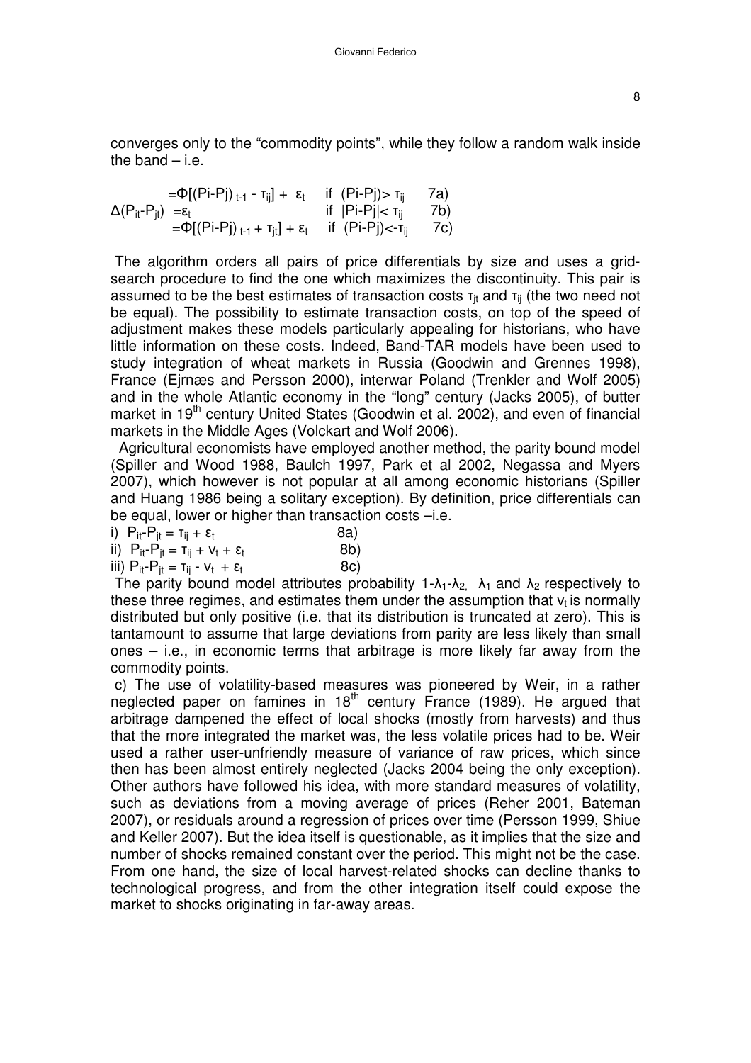converges only to the "commodity points", while they follow a random walk inside the band – i.e.

$$\Delta(P_{it}-P_{jt}) = \begin{cases} \Phi[(Pi-Pj)_{t-1} - \tau_{ij}] + \varepsilon_t & \text{if } (Pi-Pj) > \tau_{ij} \quad 7a) \\ \varepsilon_t & \text{if } |Pi-Pj| < \tau_{ij} \quad 7b) \\ \Phi[(Pi-Pj)_{t-1} + \tau_{jt}] + \varepsilon_t & \text{if } (Pi-Pj) < -\tau_{ij} \quad 7c) \end{cases}$$

The algorithm orders all pairs of price differentials by size and uses a grid-search procedure to find the one which maximizes the discontinuity. This pair is assumed to be the best estimates of transaction costs $\tau_{jt}$ and $\tau_{ij}$ (the two need not be equal). The possibility to estimate transaction costs, on top of the speed of adjustment makes these models particularly appealing for historians, who have little information on these costs. Indeed, Band-TAR models have been used to study integration of wheat markets in Russia (Goodwin and Grennes 1998), France (Ejrnæs and Persson 2000), interwar Poland (Trenkler and Wolf 2005) and in the whole Atlantic economy in the "long" century (Jacks 2005), of butter market in 19th century United States (Goodwin et al. 2002), and even of financial markets in the Middle Ages (Volckart and Wolf 2006).

Agricultural economists have employed another method, the parity bound model (Spiller and Wood 1988, Baulch 1997, Park et al 2002, Negassa and Myers 2007), which however is not popular at all among economic historians (Spiller and Huang 1986 being a solitary exception). By definition, price differentials can be equal, lower or higher than transaction costs –i.e.

i) $P_{it}-P_{jt} = \tau_{ij} + \varepsilon_t$ 8a)

ii) $P_{it}-P_{jt} = \tau_{ij} + v_t + \varepsilon_t$ 8b)

iii) $P_{it}-P_{jt} = \tau_{ij} - v_t + \varepsilon_t$ 8c)

The parity bound model attributes probability $1-\lambda_1-\lambda_2$, $\lambda_1$ and $\lambda_2$ respectively to these three regimes, and estimates them under the assumption that $v_t$ is normally distributed but only positive (i.e. that its distribution is truncated at zero). This is tantamount to assume that large deviations from parity are less likely than small ones – i.e., in economic terms that arbitrage is more likely far away from the commodity points.

c) The use of volatility-based measures was pioneered by Weir, in a rather neglected paper on famines in 18th century France (1989). He argued that arbitrage dampened the effect of local shocks (mostly from harvests) and thus that the more integrated the market was, the less volatile prices had to be. Weir used a rather user-unfriendly measure of variance of raw prices, which since then has been almost entirely neglected (Jacks 2004 being the only exception). Other authors have followed his idea, with more standard measures of volatility, such as deviations from a moving average of prices (Reher 2001, Bateman 2007), or residuals around a regression of prices over time (Persson 1999, Shiue and Keller 2007). But the idea itself is questionable, as it implies that the size and number of shocks remained constant over the period. This might not be the case. From one hand, the size of local harvest-related shocks can decline thanks to technological progress, and from the other integration itself could expose the market to shocks originating in far-away areas.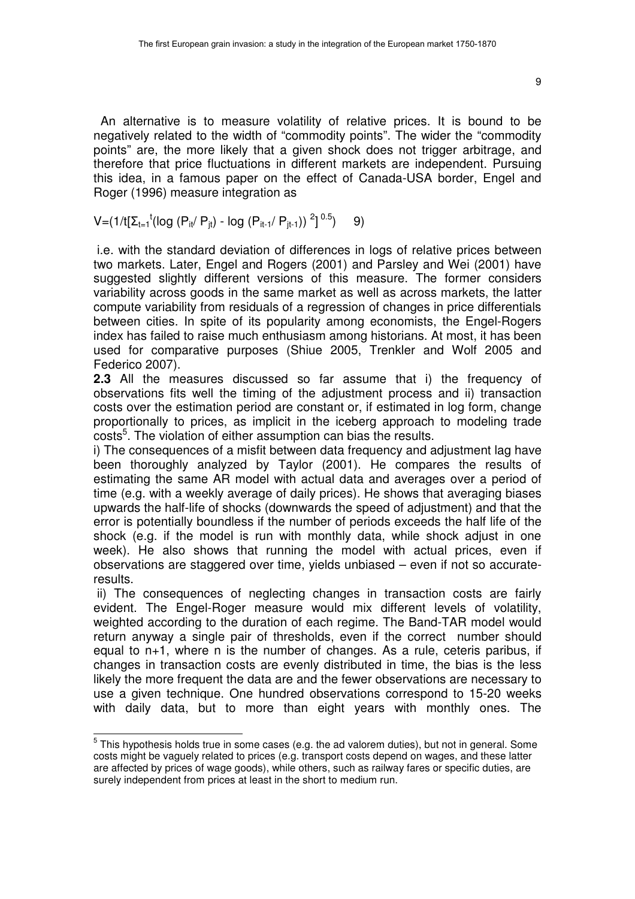An alternative is to measure volatility of relative prices. It is bound to be negatively related to the width of "commodity points". The wider the "commodity points" are, the more likely that a given shock does not trigger arbitrage, and therefore that price fluctuations in different markets are independent. Pursuing this idea, in a famous paper on the effect of Canada-USA border, Engel and Roger (1996) measure integration as

$$V=(1/t[\Sigma_{t=1}^{t}(\log (P_{it}/ P_{jt}) - \log (P_{it-1}/ P_{jt-1}))^{2}]^{0.5}) \qquad 9)$$

i.e. with the standard deviation of differences in logs of relative prices between two markets. Later, Engel and Rogers (2001) and Parsley and Wei (2001) have suggested slightly different versions of this measure. The former considers variability across goods in the same market as well as across markets, the latter compute variability from residuals of a regression of changes in price differentials between cities. In spite of its popularity among economists, the Engel-Rogers index has failed to raise much enthusiasm among historians. At most, it has been used for comparative purposes (Shiue 2005, Trenkler and Wolf 2005 and Federico 2007).

**2.3** All the measures discussed so far assume that i) the frequency of observations fits well the timing of the adjustment process and ii) transaction costs over the estimation period are constant or, if estimated in log form, change proportionally to prices, as implicit in the iceberg approach to modeling trade costs[5]. The violation of either assumption can bias the results.

i) The consequences of a misfit between data frequency and adjustment lag have been thoroughly analyzed by Taylor (2001). He compares the results of estimating the same AR model with actual data and averages over a period of time (e.g. with a weekly average of daily prices). He shows that averaging biases upwards the half-life of shocks (downwards the speed of adjustment) and that the error is potentially boundless if the number of periods exceeds the half life of the shock (e.g. if the model is run with monthly data, while shock adjust in one week). He also shows that running the model with actual prices, even if observations are staggered over time, yields unbiased – even if not so accurate- results.

ii) The consequences of neglecting changes in transaction costs are fairly evident. The Engel-Roger measure would mix different levels of volatility, weighted according to the duration of each regime. The Band-TAR model would return anyway a single pair of thresholds, even if the correct number should equal to n+1, where n is the number of changes. As a rule, ceteris paribus, if changes in transaction costs are evenly distributed in time, the bias is the less likely the more frequent the data are and the fewer observations are necessary to use a given technique. One hundred observations correspond to 15-20 weeks with daily data, but to more than eight years with monthly ones. The

[5] This hypothesis holds true in some cases (e.g. the ad valorem duties), but not in general. Some costs might be vaguely related to prices (e.g. transport costs depend on wages, and these latter are affected by prices of wage goods), while others, such as railway fares or specific duties, are surely independent from prices at least in the short to medium run.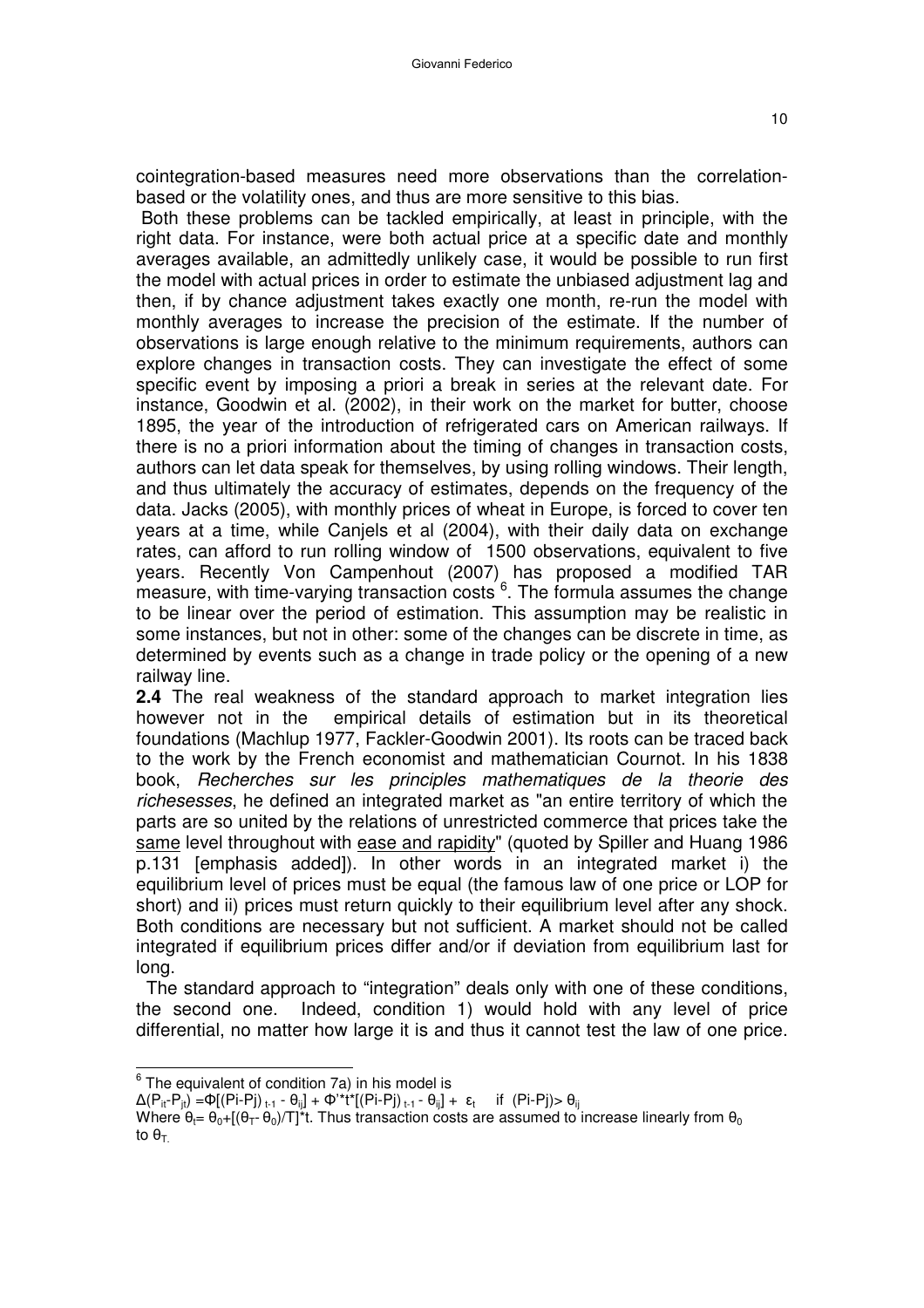cointegration-based measures need more observations than the correlation-based or the volatility ones, and thus are more sensitive to this bias.

Both these problems can be tackled empirically, at least in principle, with the right data. For instance, were both actual price at a specific date and monthly averages available, an admittedly unlikely case, it would be possible to run first the model with actual prices in order to estimate the unbiased adjustment lag and then, if by chance adjustment takes exactly one month, re-run the model with monthly averages to increase the precision of the estimate. If the number of observations is large enough relative to the minimum requirements, authors can explore changes in transaction costs. They can investigate the effect of some specific event by imposing a priori a break in series at the relevant date. For instance, Goodwin et al. (2002), in their work on the market for butter, choose 1895, the year of the introduction of refrigerated cars on American railways. If there is no a priori information about the timing of changes in transaction costs, authors can let data speak for themselves, by using rolling windows. Their length, and thus ultimately the accuracy of estimates, depends on the frequency of the data. Jacks (2005), with monthly prices of wheat in Europe, is forced to cover ten years at a time, while Canjels et al (2004), with their daily data on exchange rates, can afford to run rolling window of 1500 observations, equivalent to five years. Recently Von Campenhout (2007) has proposed a modified TAR measure, with time-varying transaction costs [6]. The formula assumes the change to be linear over the period of estimation. This assumption may be realistic in some instances, but not in other: some of the changes can be discrete in time, as determined by events such as a change in trade policy or the opening of a new railway line.

**2.4** The real weakness of the standard approach to market integration lies however not in the empirical details of estimation but in its theoretical foundations (Machlup 1977, Fackler-Goodwin 2001). Its roots can be traced back to the work by the French economist and mathematician Cournot. In his 1838 book, *Recherches sur les principles mathematiques de la theorie des richesesses*, he defined an integrated market as "an entire territory of which the parts are so united by the relations of unrestricted commerce that prices take the same level throughout with ease and rapidity" (quoted by Spiller and Huang 1986 p.131 [emphasis added]). In other words in an integrated market i) the equilibrium level of prices must be equal (the famous law of one price or LOP for short) and ii) prices must return quickly to their equilibrium level after any shock. Both conditions are necessary but not sufficient. A market should not be called integrated if equilibrium prices differ and/or if deviation from equilibrium last for long.

The standard approach to "integration" deals only with one of these conditions, the second one. Indeed, condition 1) would hold with any level of price differential, no matter how large it is and thus it cannot test the law of one price.

---

[6] The equivalent of condition 7a) in his model is

$\Delta(P_{it}-P_{jt}) = \Phi[(Pi-Pj)_{t-1} - \theta_{ij}] + \Phi'{}^{*}t^{*}[(Pi-Pj)_{t-1} - \theta_{ij}] + \varepsilon_t$ if $(Pi-Pj) > \theta_{ij}$

Where $\theta_t = \theta_0 + [(\theta_T - \theta_0)/T]^{*}t$. Thus transaction costs are assumed to increase linearly from $\theta_0$ to $\theta_T$.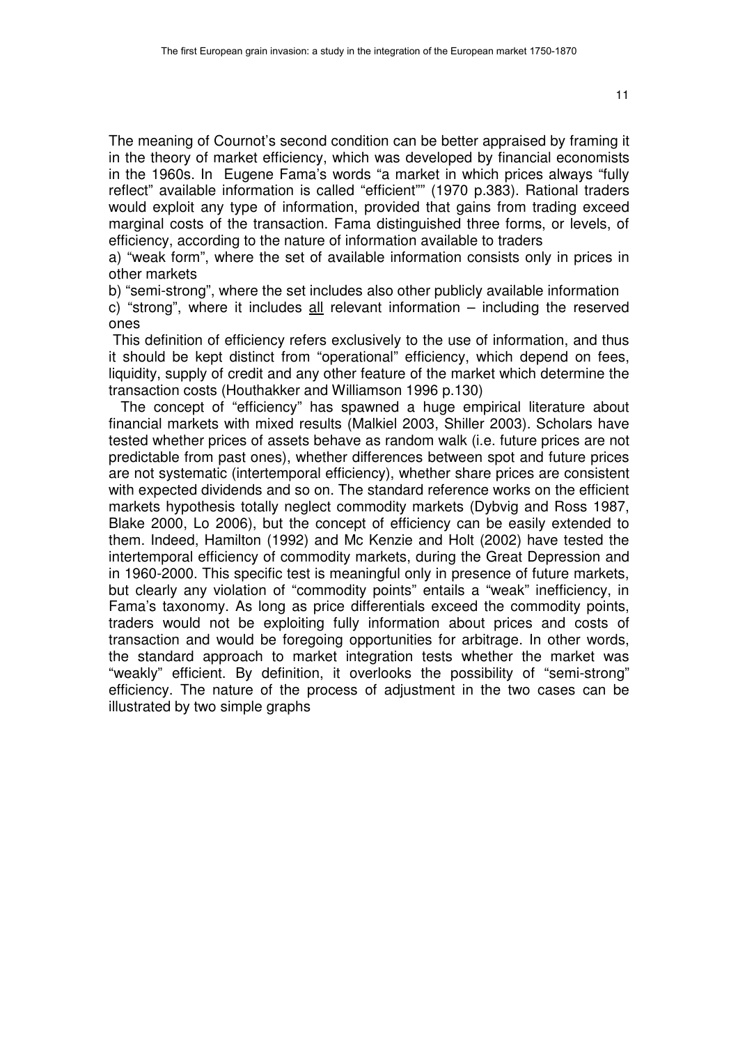The meaning of Cournot's second condition can be better appraised by framing it in the theory of market efficiency, which was developed by financial economists in the 1960s. In Eugene Fama's words "a market in which prices always "fully reflect" available information is called "efficient"" (1970 p.383). Rational traders would exploit any type of information, provided that gains from trading exceed marginal costs of the transaction. Fama distinguished three forms, or levels, of efficiency, according to the nature of information available to traders

a) "weak form", where the set of available information consists only in prices in other markets

b) "semi-strong", where the set includes also other publicly available information

c) "strong", where it includes <u>all</u> relevant information – including the reserved ones

This definition of efficiency refers exclusively to the use of information, and thus it should be kept distinct from "operational" efficiency, which depend on fees, liquidity, supply of credit and any other feature of the market which determine the transaction costs (Houthakker and Williamson 1996 p.130)

The concept of "efficiency" has spawned a huge empirical literature about financial markets with mixed results (Malkiel 2003, Shiller 2003). Scholars have tested whether prices of assets behave as random walk (i.e. future prices are not predictable from past ones), whether differences between spot and future prices are not systematic (intertemporal efficiency), whether share prices are consistent with expected dividends and so on. The standard reference works on the efficient markets hypothesis totally neglect commodity markets (Dybvig and Ross 1987, Blake 2000, Lo 2006), but the concept of efficiency can be easily extended to them. Indeed, Hamilton (1992) and Mc Kenzie and Holt (2002) have tested the intertemporal efficiency of commodity markets, during the Great Depression and in 1960-2000. This specific test is meaningful only in presence of future markets, but clearly any violation of "commodity points" entails a "weak" inefficiency, in Fama's taxonomy. As long as price differentials exceed the commodity points, traders would not be exploiting fully information about prices and costs of transaction and would be foregoing opportunities for arbitrage. In other words, the standard approach to market integration tests whether the market was "weakly" efficient. By definition, it overlooks the possibility of "semi-strong" efficiency. The nature of the process of adjustment in the two cases can be illustrated by two simple graphs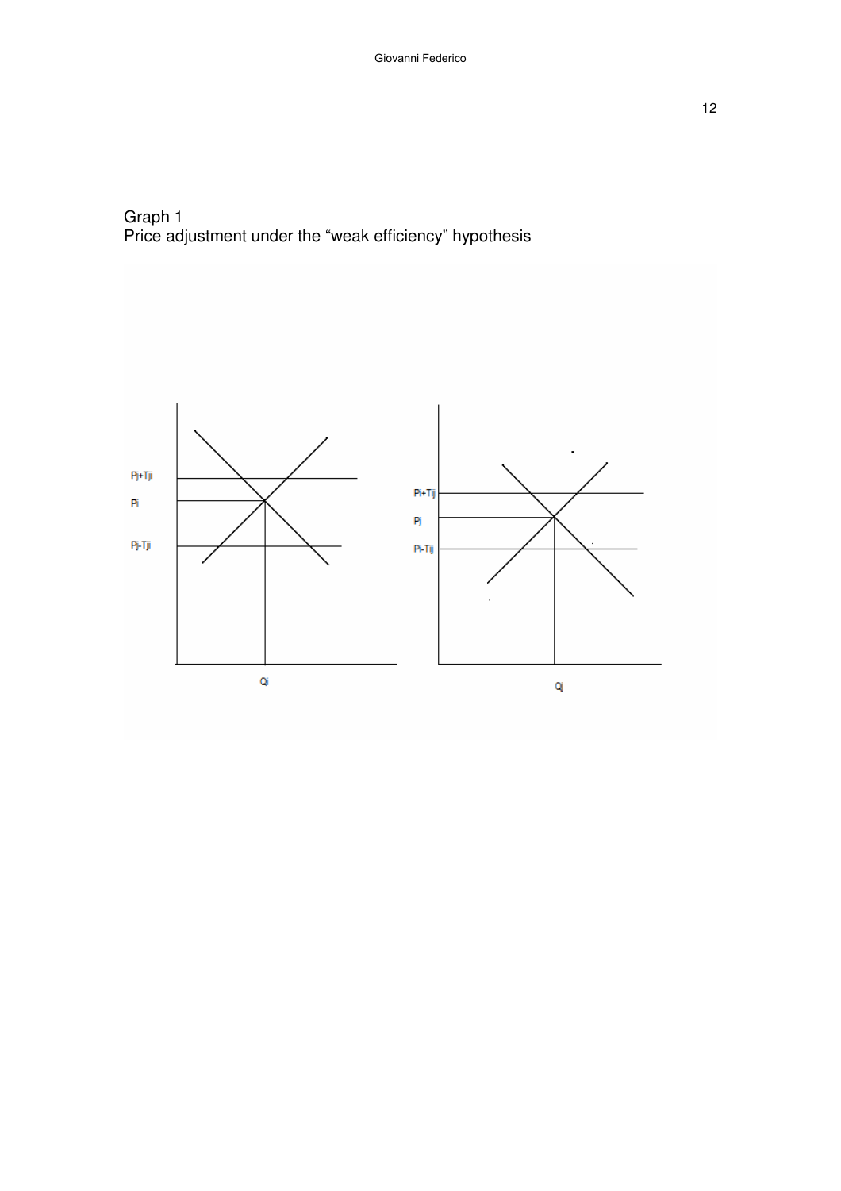Graph 1
Price adjustment under the "weak efficiency" hypothesis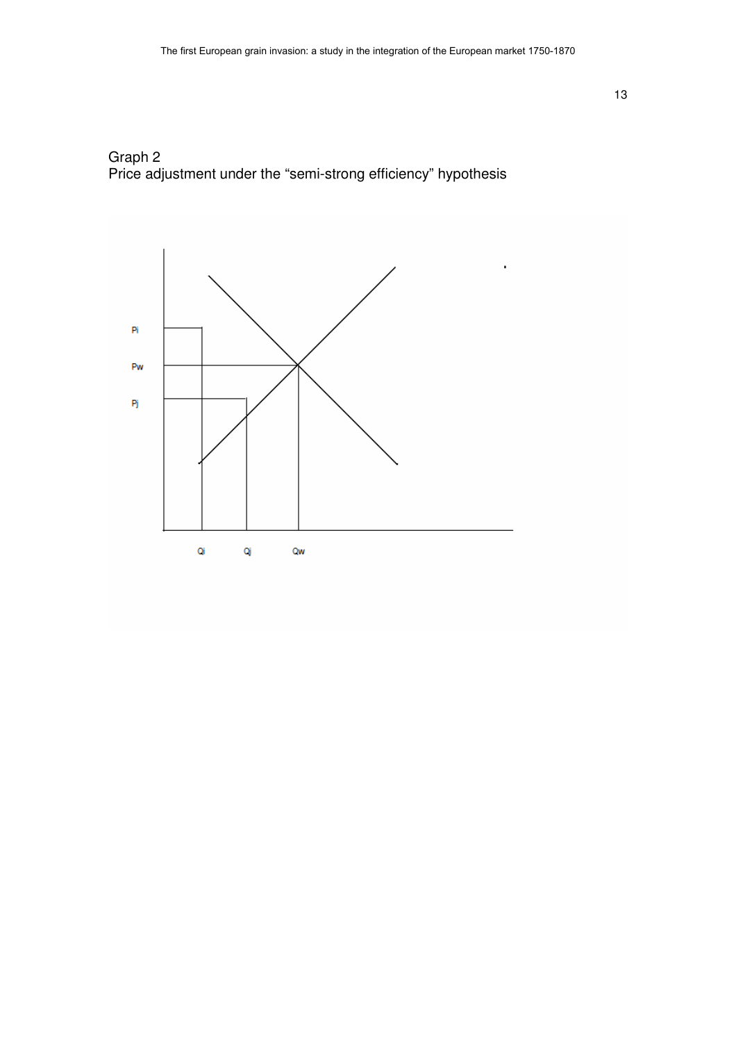Graph 2
Price adjustment under the “semi-strong efficiency” hypothesis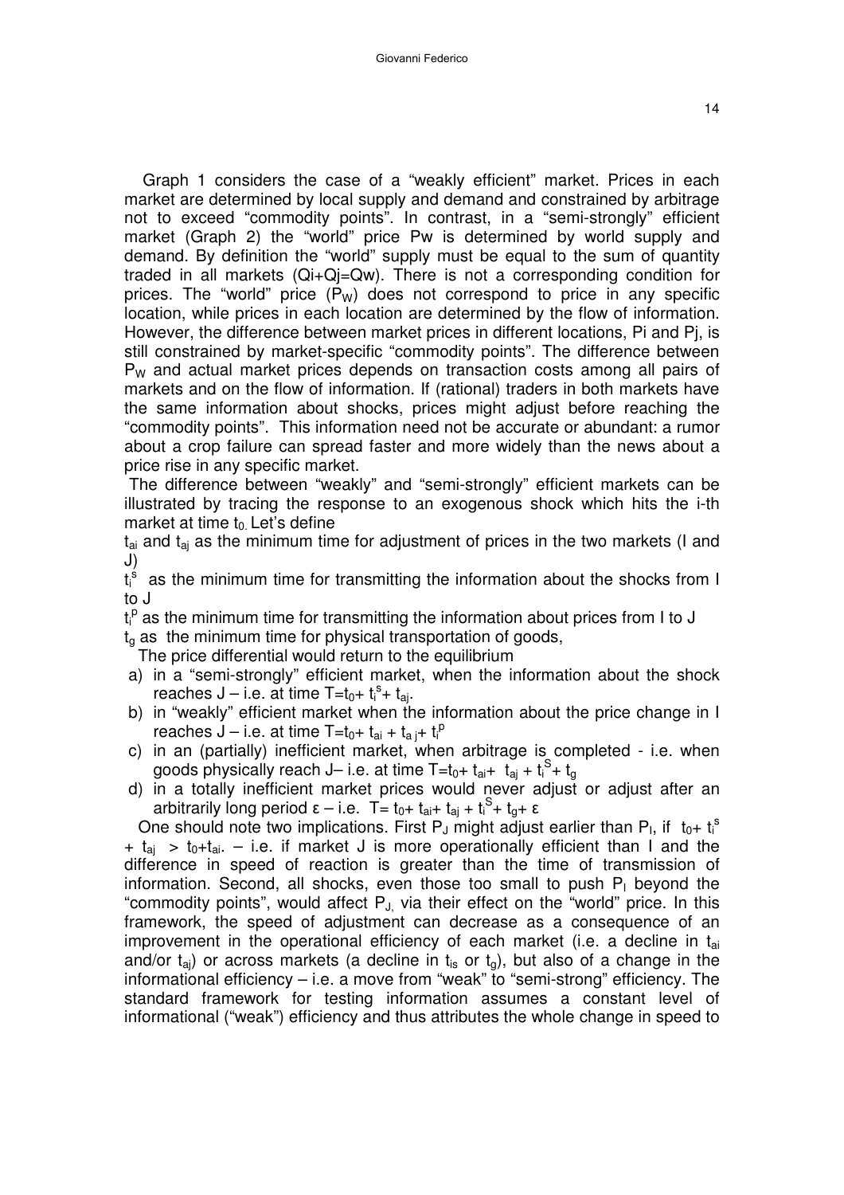Graph 1 considers the case of a "weakly efficient" market. Prices in each market are determined by local supply and demand and constrained by arbitrage not to exceed "commodity points". In contrast, in a "semi-strongly" efficient market (Graph 2) the "world" price Pw is determined by world supply and demand. By definition the "world" supply must be equal to the sum of quantity traded in all markets (Qi+Qj=Qw). There is not a corresponding condition for prices. The "world" price ($P_W$) does not correspond to price in any specific location, while prices in each location are determined by the flow of information. However, the difference between market prices in different locations, Pi and Pj, is still constrained by market-specific "commodity points". The difference between $P_W$ and actual market prices depends on transaction costs among all pairs of markets and on the flow of information. If (rational) traders in both markets have the same information about shocks, prices might adjust before reaching the "commodity points". This information need not be accurate or abundant: a rumor about a crop failure can spread faster and more widely than the news about a price rise in any specific market.

The difference between "weakly" and "semi-strongly" efficient markets can be illustrated by tracing the response to an exogenous shock which hits the i-th market at time $t_0$. Let's define

$t_{ai}$ and $t_{aj}$ as the minimum time for adjustment of prices in the two markets (I and J)

$t_i^s$ as the minimum time for transmitting the information about the shocks from I to J

$t_i^p$ as the minimum time for transmitting the information about prices from I to J

$t_g$ as the minimum time for physical transportation of goods,

The price differential would return to the equilibrium

a) in a "semi-strongly" efficient market, when the information about the shock reaches J – i.e. at time $T=t_0+ t_i^s+ t_{aj}$.
b) in "weakly" efficient market when the information about the price change in I reaches J – i.e. at time $T=t_0+ t_{ai} + t_{aj}+ t_i^p$
c) in an (partially) inefficient market, when arbitrage is completed - i.e. when goods physically reach J– i.e. at time $T=t_0+ t_{ai}+ t_{aj} + t_i^S+ t_g$
d) in a totally inefficient market prices would never adjust or adjust after an arbitrarily long period ε – i.e. $T= t_0+ t_{ai}+ t_{aj} + t_i^S+ t_g+ \varepsilon$

One should note two implications. First $P_J$ might adjust earlier than $P_I$, if $t_0+ t_i^s + t_{aj} > t_0+t_{ai}$. – i.e. if market J is more operationally efficient than I and the difference in speed of reaction is greater than the time of transmission of information. Second, all shocks, even those too small to push $P_I$ beyond the "commodity points", would affect $P_J$, via their effect on the "world" price. In this framework, the speed of adjustment can decrease as a consequence of an improvement in the operational efficiency of each market (i.e. a decline in $t_{ai}$ and/or $t_{aj}$) or across markets (a decline in $t_{is}$ or $t_g$), but also of a change in the informational efficiency – i.e. a move from "weak" to "semi-strong" efficiency. The standard framework for testing information assumes a constant level of informational ("weak") efficiency and thus attributes the whole change in speed to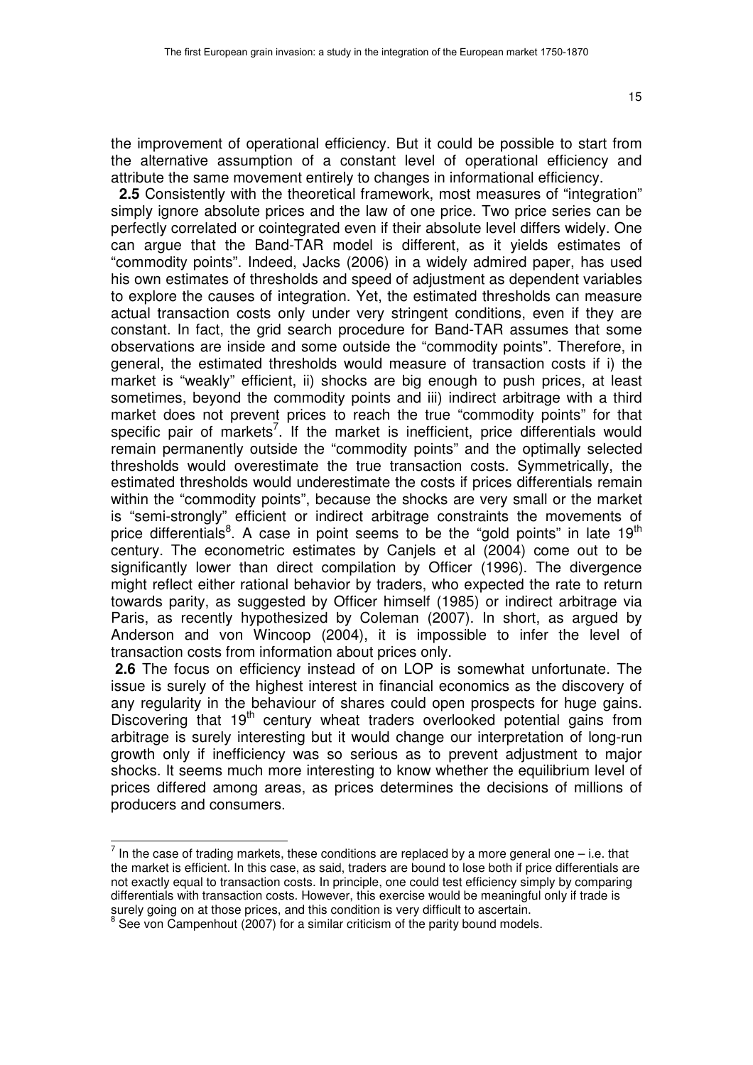the improvement of operational efficiency. But it could be possible to start from the alternative assumption of a constant level of operational efficiency and attribute the same movement entirely to changes in informational efficiency.

**2.5** Consistently with the theoretical framework, most measures of "integration" simply ignore absolute prices and the law of one price. Two price series can be perfectly correlated or cointegrated even if their absolute level differs widely. One can argue that the Band-TAR model is different, as it yields estimates of "commodity points". Indeed, Jacks (2006) in a widely admired paper, has used his own estimates of thresholds and speed of adjustment as dependent variables to explore the causes of integration. Yet, the estimated thresholds can measure actual transaction costs only under very stringent conditions, even if they are constant. In fact, the grid search procedure for Band-TAR assumes that some observations are inside and some outside the "commodity points". Therefore, in general, the estimated thresholds would measure of transaction costs if i) the market is "weakly" efficient, ii) shocks are big enough to push prices, at least sometimes, beyond the commodity points and iii) indirect arbitrage with a third market does not prevent prices to reach the true "commodity points" for that specific pair of markets[7]. If the market is inefficient, price differentials would remain permanently outside the "commodity points" and the optimally selected thresholds would overestimate the true transaction costs. Symmetrically, the estimated thresholds would underestimate the costs if prices differentials remain within the "commodity points", because the shocks are very small or the market is "semi-strongly" efficient or indirect arbitrage constraints the movements of price differentials[8]. A case in point seems to be the "gold points" in late 19[th] century. The econometric estimates by Canjels et al (2004) come out to be significantly lower than direct compilation by Officer (1996). The divergence might reflect either rational behavior by traders, who expected the rate to return towards parity, as suggested by Officer himself (1985) or indirect arbitrage via Paris, as recently hypothesized by Coleman (2007). In short, as argued by Anderson and von Wincoop (2004), it is impossible to infer the level of transaction costs from information about prices only.

**2.6** The focus on efficiency instead of on LOP is somewhat unfortunate. The issue is surely of the highest interest in financial economics as the discovery of any regularity in the behaviour of shares could open prospects for huge gains. Discovering that 19[th] century wheat traders overlooked potential gains from arbitrage is surely interesting but it would change our interpretation of long-run growth only if inefficiency was so serious as to prevent adjustment to major shocks. It seems much more interesting to know whether the equilibrium level of prices differed among areas, as prices determines the decisions of millions of producers and consumers.

---

[7] In the case of trading markets, these conditions are replaced by a more general one – i.e. that the market is efficient. In this case, as said, traders are bound to lose both if price differentials are not exactly equal to transaction costs. In principle, one could test efficiency simply by comparing differentials with transaction costs. However, this exercise would be meaningful only if trade is surely going on at those prices, and this condition is very difficult to ascertain.

[8] See von Campenhout (2007) for a similar criticism of the parity bound models.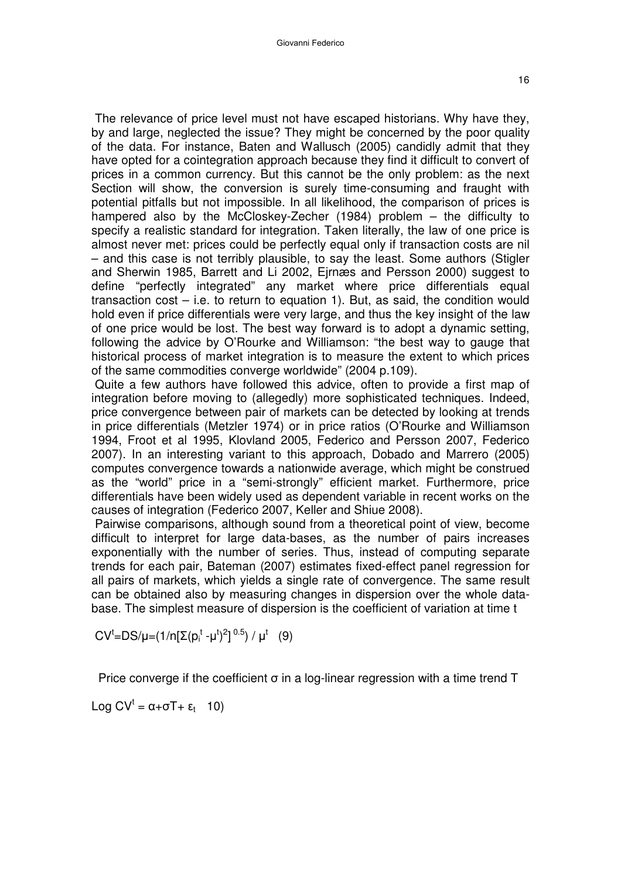The relevance of price level must not have escaped historians. Why have they, by and large, neglected the issue? They might be concerned by the poor quality of the data. For instance, Baten and Wallusch (2005) candidly admit that they have opted for a cointegration approach because they find it difficult to convert of prices in a common currency. But this cannot be the only problem: as the next Section will show, the conversion is surely time-consuming and fraught with potential pitfalls but not impossible. In all likelihood, the comparison of prices is hampered also by the McCloskey-Zecher (1984) problem – the difficulty to specify a realistic standard for integration. Taken literally, the law of one price is almost never met: prices could be perfectly equal only if transaction costs are nil – and this case is not terribly plausible, to say the least. Some authors (Stigler and Sherwin 1985, Barrett and Li 2002, Ejrnæs and Persson 2000) suggest to define "perfectly integrated" any market where price differentials equal transaction cost – i.e. to return to equation 1). But, as said, the condition would hold even if price differentials were very large, and thus the key insight of the law of one price would be lost. The best way forward is to adopt a dynamic setting, following the advice by O'Rourke and Williamson: "the best way to gauge that historical process of market integration is to measure the extent to which prices of the same commodities converge worldwide" (2004 p.109).

Quite a few authors have followed this advice, often to provide a first map of integration before moving to (allegedly) more sophisticated techniques. Indeed, price convergence between pair of markets can be detected by looking at trends in price differentials (Metzler 1974) or in price ratios (O'Rourke and Williamson 1994, Froot et al 1995, Klovland 2005, Federico and Persson 2007, Federico 2007). In an interesting variant to this approach, Dobado and Marrero (2005) computes convergence towards a nationwide average, which might be construed as the "world" price in a "semi-strongly" efficient market. Furthermore, price differentials have been widely used as dependent variable in recent works on the causes of integration (Federico 2007, Keller and Shiue 2008).

Pairwise comparisons, although sound from a theoretical point of view, become difficult to interpret for large data-bases, as the number of pairs increases exponentially with the number of series. Thus, instead of computing separate trends for each pair, Bateman (2007) estimates fixed-effect panel regression for all pairs of markets, which yields a single rate of convergence. The same result can be obtained also by measuring changes in dispersion over the whole data-base. The simplest measure of dispersion is the coefficient of variation at time t

$$CV^t = DS/\mu = (1/n[\Sigma(p_i^t - \mu^t)^2]^{0.5}) / \mu^t \quad (9)$$

Price converge if the coefficient $\sigma$ in a log-linear regression with a time trend T

$$\text{Log } CV^t = \alpha + \sigma T + \varepsilon_t \quad 10)$$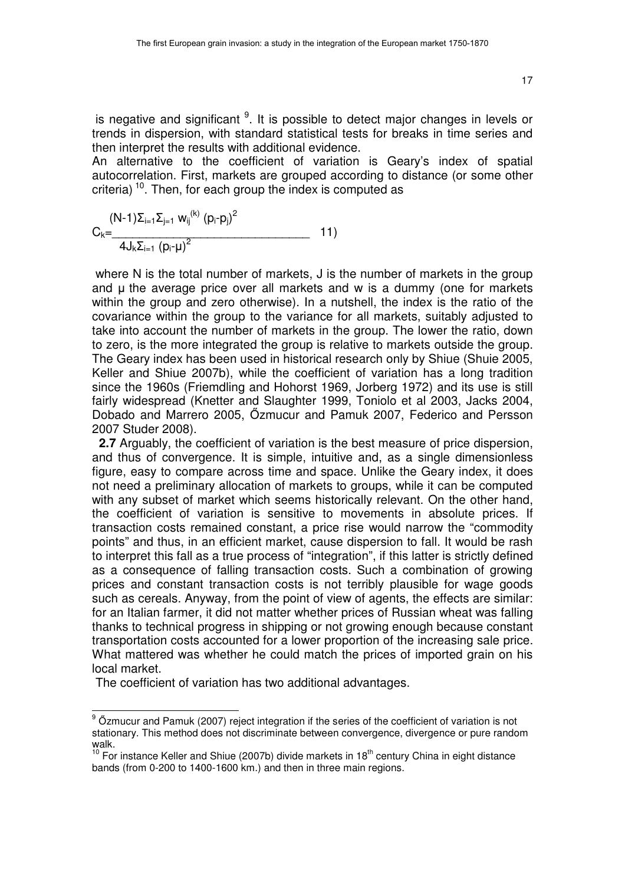is negative and significant [9]. It is possible to detect major changes in levels or trends in dispersion, with standard statistical tests for breaks in time series and then interpret the results with additional evidence.

An alternative to the coefficient of variation is Geary's index of spatial autocorrelation. First, markets are grouped according to distance (or some other criteria) [10]. Then, for each group the index is computed as

$$C_k = \frac{(N-1)\Sigma_{i=1}\Sigma_{j=1}\, w_{ij}^{(k)}\, (p_i - p_j)^2}{4J_k \Sigma_{i=1}\, (p_i - \mu)^2} \qquad 11)$$

where N is the total number of markets, J is the number of markets in the group and μ the average price over all markets and w is a dummy (one for markets within the group and zero otherwise). In a nutshell, the index is the ratio of the covariance within the group to the variance for all markets, suitably adjusted to take into account the number of markets in the group. The lower the ratio, down to zero, is the more integrated the group is relative to markets outside the group. The Geary index has been used in historical research only by Shiue (Shuie 2005, Keller and Shiue 2007b), while the coefficient of variation has a long tradition since the 1960s (Friemdling and Hohorst 1969, Jorberg 1972) and its use is still fairly widespread (Knetter and Slaughter 1999, Toniolo et al 2003, Jacks 2004, Dobado and Marrero 2005, Őzmucur and Pamuk 2007, Federico and Persson 2007 Studer 2008).

**2.7** Arguably, the coefficient of variation is the best measure of price dispersion, and thus of convergence. It is simple, intuitive and, as a single dimensionless figure, easy to compare across time and space. Unlike the Geary index, it does not need a preliminary allocation of markets to groups, while it can be computed with any subset of market which seems historically relevant. On the other hand, the coefficient of variation is sensitive to movements in absolute prices. If transaction costs remained constant, a price rise would narrow the "commodity points" and thus, in an efficient market, cause dispersion to fall. It would be rash to interpret this fall as a true process of "integration", if this latter is strictly defined as a consequence of falling transaction costs. Such a combination of growing prices and constant transaction costs is not terribly plausible for wage goods such as cereals. Anyway, from the point of view of agents, the effects are similar: for an Italian farmer, it did not matter whether prices of Russian wheat was falling thanks to technical progress in shipping or not growing enough because constant transportation costs accounted for a lower proportion of the increasing sale price. What mattered was whether he could match the prices of imported grain on his local market.

The coefficient of variation has two additional advantages.

---

[9] Őzmucur and Pamuk (2007) reject integration if the series of the coefficient of variation is not stationary. This method does not discriminate between convergence, divergence or pure random walk.

[10] For instance Keller and Shiue (2007b) divide markets in 18th century China in eight distance bands (from 0-200 to 1400-1600 km.) and then in three main regions.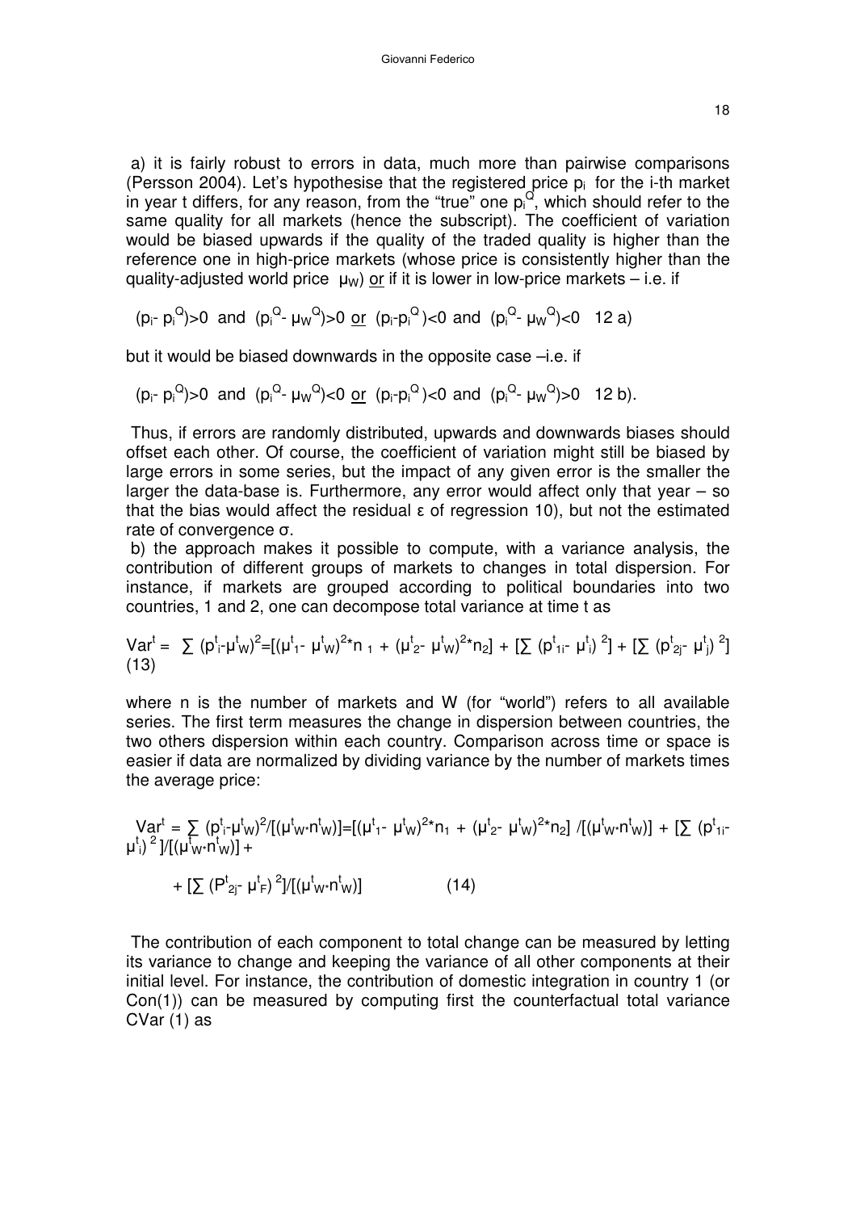a) it is fairly robust to errors in data, much more than pairwise comparisons (Persson 2004). Let's hypothesise that the registered price $p_i$ for the i-th market in year t differs, for any reason, from the "true" one $p_i^Q$, which should refer to the same quality for all markets (hence the subscript). The coefficient of variation would be biased upwards if the quality of the traded quality is higher than the reference one in high-price markets (whose price is consistently higher than the quality-adjusted world price $\mu_W$) <u>or</u> if it is lower in low-price markets – i.e. if

$$(p_i - p_i^Q)>0 \text{ and } (p_i^Q - \mu_W^Q)>0 \text{ \underline{or} } (p_i - p_i^Q)<0 \text{ and } (p_i^Q - \mu_W^Q)<0 \quad \text{12 a)}$$

but it would be biased downwards in the opposite case –i.e. if

$$(p_i - p_i^Q)>0 \text{ and } (p_i^Q - \mu_W^Q)<0 \text{ \underline{or} } (p_i - p_i^Q)<0 \text{ and } (p_i^Q - \mu_W^Q)>0 \quad \text{12 b).}$$

Thus, if errors are randomly distributed, upwards and downwards biases should offset each other. Of course, the coefficient of variation might still be biased by large errors in some series, but the impact of any given error is the smaller the larger the data-base is. Furthermore, any error would affect only that year – so that the bias would affect the residual ε of regression 10), but not the estimated rate of convergence σ.

b) the approach makes it possible to compute, with a variance analysis, the contribution of different groups of markets to changes in total dispersion. For instance, if markets are grouped according to political boundaries into two countries, 1 and 2, one can decompose total variance at time t as

$$Var^t = \sum (p^t_i - \mu^t_W)^2 = [(\mu^t_1 - \mu^t_W)^2 * n_1 + (\mu^t_2 - \mu^t_W)^2 * n_2] + [\sum (p^t_{1i} - \mu^t_i)^2] + [\sum (p^t_{2j} - \mu^t_j)^2] \quad (13)$$

where n is the number of markets and W (for "world") refers to all available series. The first term measures the change in dispersion between countries, the two others dispersion within each country. Comparison across time or space is easier if data are normalized by dividing variance by the number of markets times the average price:

$$Var^t = \sum (p^t_i - \mu^t_W)^2 / [(\mu^t_W * n^t_W)] = [(\mu^t_1 - \mu^t_W)^2 * n_1 + (\mu^t_2 - \mu^t_W)^2 * n_2] / [(\mu^t_W * n^t_W)] + [\sum (p^t_{1i} - \mu^t_i)^2] / [(\mu^t_W * n^t_W)] +$$

$$+ [\sum (P^t_{2j} - \mu^t_F)^2] / [(\mu^t_W * n^t_W)] \quad (14)$$

The contribution of each component to total change can be measured by letting its variance to change and keeping the variance of all other components at their initial level. For instance, the contribution of domestic integration in country 1 (or Con(1)) can be measured by computing first the counterfactual total variance CVar (1) as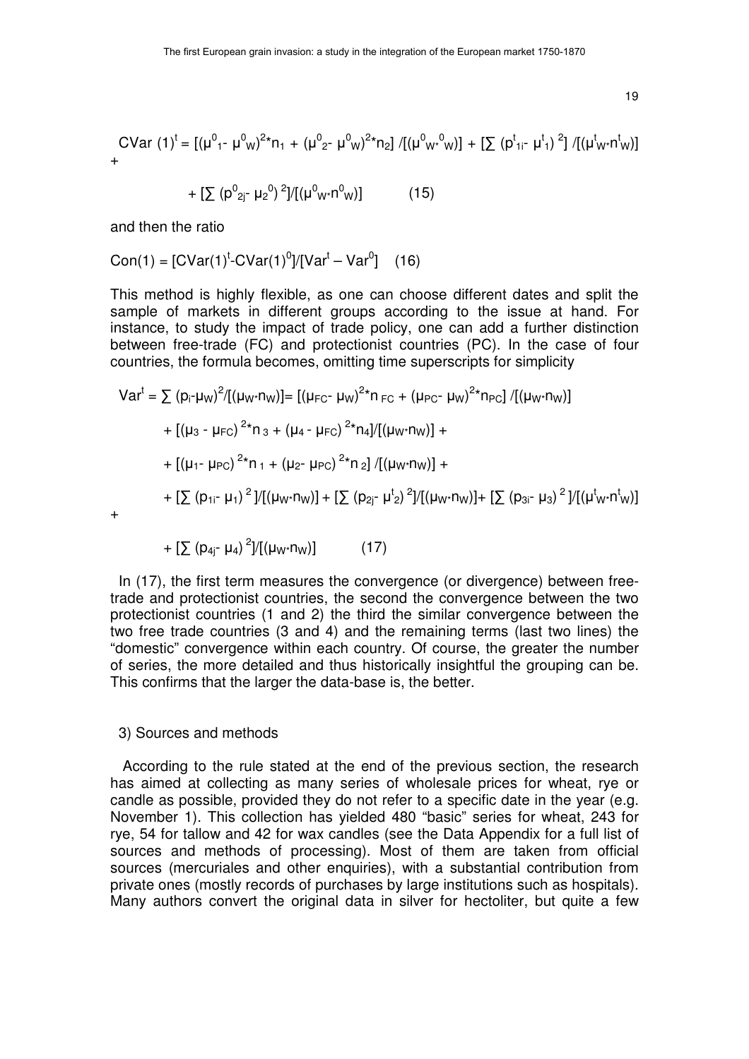$$CVar(1)^t = [(\mu^0_1 - \mu^0_W)^2 * n_1 + (\mu^0_2 - \mu^0_W)^2 * n_2] / [(\mu^0_W * {}^0_W)] + [\sum (p^t_{1i} - \mu^t_1)^2] / [(\mu^t_W * n^t_W)] +$$

$$+ [\sum (p^0_{2j} - \mu_2^0)^2] / [(\mu^0_W * n^0_W)] \qquad (15)$$

and then the ratio

$$Con(1) = [CVar(1)^t - CVar(1)^0] / [Var^t - Var^0] \qquad (16)$$

This method is highly flexible, as one can choose different dates and split the sample of markets in different groups according to the issue at hand. For instance, to study the impact of trade policy, one can add a further distinction between free-trade (FC) and protectionist countries (PC). In the case of four countries, the formula becomes, omitting time superscripts for simplicity

$$Var^t = \sum (p_i - \mu_W)^2 / [(\mu_W * n_W)] = [(\mu_{FC} - \mu_W)^2 * n_{FC} + (\mu_{PC} - \mu_W)^2 * n_{PC}] / [(\mu_W * n_W)]$$

$$+ [(\mu_3 - \mu_{FC})^2 * n_3 + (\mu_4 - \mu_{FC})^2 * n_4] / [(\mu_W * n_W)] +$$

$$+ [(\mu_1 - \mu_{PC})^2 * n_1 + (\mu_2 - \mu_{PC})^2 * n_2] / [(\mu_W * n_W)] +$$

$$+ [\sum (p_{1i} - \mu_1)^2] / [(\mu_W * n_W)] + [\sum (p_{2j} - \mu^t_2)^2] / [(\mu_W * n_W)] + [\sum (p_{3i} - \mu_3)^2] / [(\mu^t_W * n^t_W)] +$$

$$+ [\sum (p_{4j} - \mu_4)^2] / [(\mu_W * n_W)] \qquad (17)$$

In (17), the first term measures the convergence (or divergence) between free-trade and protectionist countries, the second the convergence between the two protectionist countries (1 and 2) the third the similar convergence between the two free trade countries (3 and 4) and the remaining terms (last two lines) the "domestic" convergence within each country. Of course, the greater the number of series, the more detailed and thus historically insightful the grouping can be. This confirms that the larger the data-base is, the better.

## 3) Sources and methods

According to the rule stated at the end of the previous section, the research has aimed at collecting as many series of wholesale prices for wheat, rye or candle as possible, provided they do not refer to a specific date in the year (e.g. November 1). This collection has yielded 480 "basic" series for wheat, 243 for rye, 54 for tallow and 42 for wax candles (see the Data Appendix for a full list of sources and methods of processing). Most of them are taken from official sources (mercuriales and other enquiries), with a substantial contribution from private ones (mostly records of purchases by large institutions such as hospitals). Many authors convert the original data in silver for hectoliter, but quite a few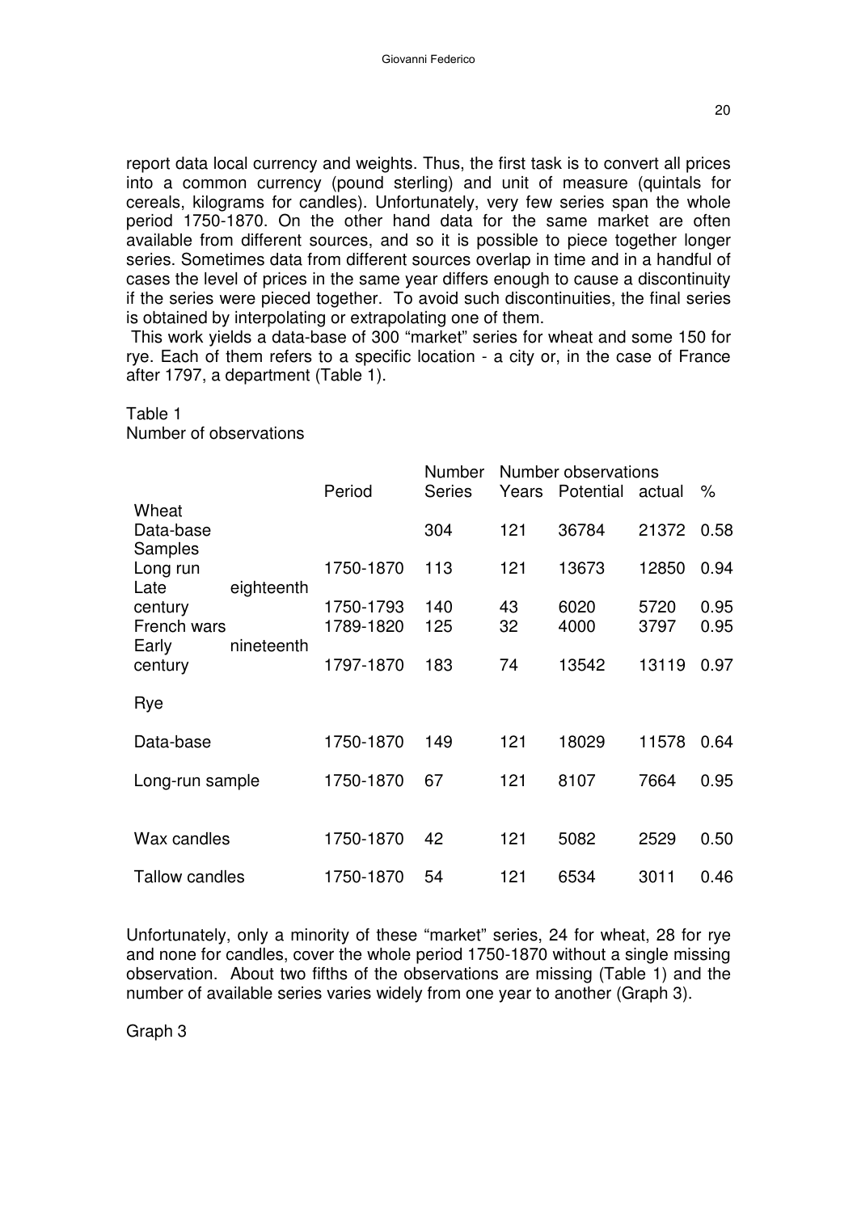report data local currency and weights. Thus, the first task is to convert all prices into a common currency (pound sterling) and unit of measure (quintals for cereals, kilograms for candles). Unfortunately, very few series span the whole period 1750-1870. On the other hand data for the same market are often available from different sources, and so it is possible to piece together longer series. Sometimes data from different sources overlap in time and in a handful of cases the level of prices in the same year differs enough to cause a discontinuity if the series were pieced together. To avoid such discontinuities, the final series is obtained by interpolating or extrapolating one of them.

This work yields a data-base of 300 "market" series for wheat and some 150 for rye. Each of them refers to a specific location - a city or, in the case of France after 1797, a department (Table 1).

Table 1
Number of observations

| | Period | Number Series | Number observations | | | |
|---|---|---|---|---|---|---|
| | | | Years | Potential | actual | % |
| Wheat | | | | | | |
| Data-base | | 304 | 121 | 36784 | 21372 | 0.58 |
| Samples | | | | | | |
| Long run | 1750-1870 | 113 | 121 | 13673 | 12850 | 0.94 |
| Late eighteenth century | 1750-1793 | 140 | 43 | 6020 | 5720 | 0.95 |
| French wars | 1789-1820 | 125 | 32 | 4000 | 3797 | 0.95 |
| Early nineteenth century | 1797-1870 | 183 | 74 | 13542 | 13119 | 0.97 |
| Rye | | | | | | |
| Data-base | 1750-1870 | 149 | 121 | 18029 | 11578 | 0.64 |
| Long-run sample | 1750-1870 | 67 | 121 | 8107 | 7664 | 0.95 |
| Wax candles | 1750-1870 | 42 | 121 | 5082 | 2529 | 0.50 |
| Tallow candles | 1750-1870 | 54 | 121 | 6534 | 3011 | 0.46 |

Unfortunately, only a minority of these "market" series, 24 for wheat, 28 for rye and none for candles, cover the whole period 1750-1870 without a single missing observation. About two fifths of the observations are missing (Table 1) and the number of available series varies widely from one year to another (Graph 3).

Graph 3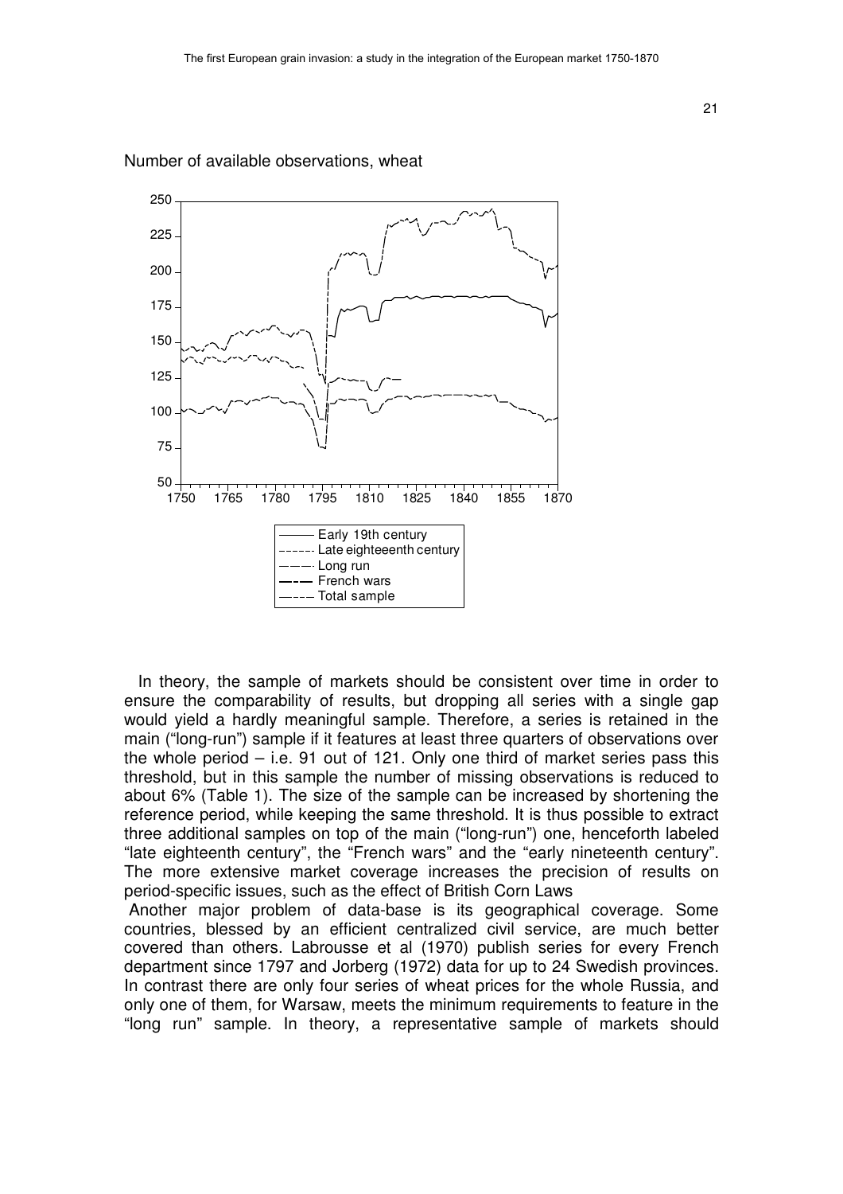Number of available observations, wheat

In theory, the sample of markets should be consistent over time in order to ensure the comparability of results, but dropping all series with a single gap would yield a hardly meaningful sample. Therefore, a series is retained in the main ("long-run") sample if it features at least three quarters of observations over the whole period – i.e. 91 out of 121. Only one third of market series pass this threshold, but in this sample the number of missing observations is reduced to about 6% (Table 1). The size of the sample can be increased by shortening the reference period, while keeping the same threshold. It is thus possible to extract three additional samples on top of the main ("long-run") one, henceforth labeled "late eighteenth century", the "French wars" and the "early nineteenth century". The more extensive market coverage increases the precision of results on period-specific issues, such as the effect of British Corn Laws

Another major problem of data-base is its geographical coverage. Some countries, blessed by an efficient centralized civil service, are much better covered than others. Labrousse et al (1970) publish series for every French department since 1797 and Jorberg (1972) data for up to 24 Swedish provinces. In contrast there are only four series of wheat prices for the whole Russia, and only one of them, for Warsaw, meets the minimum requirements to feature in the "long run" sample. In theory, a representative sample of markets should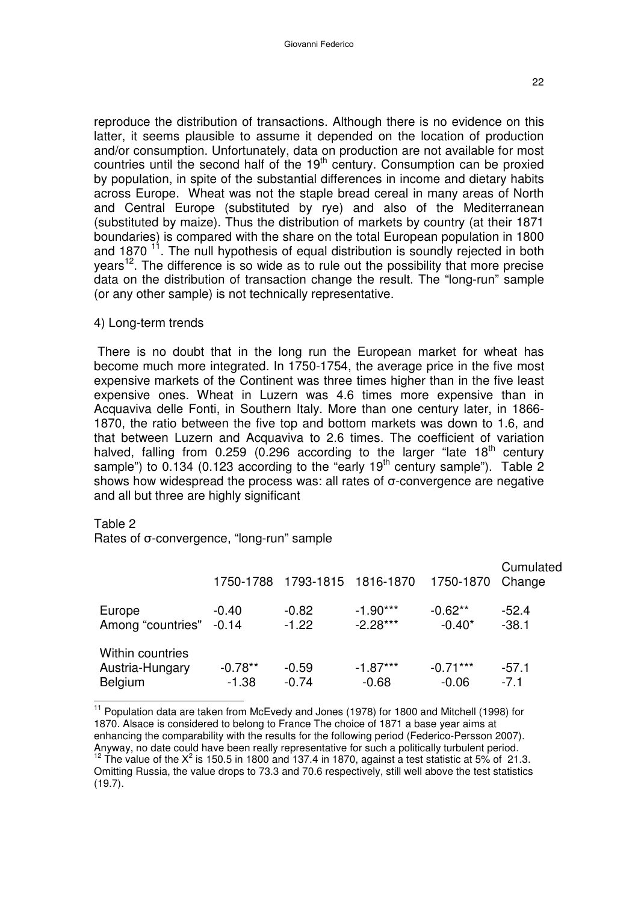reproduce the distribution of transactions. Although there is no evidence on this latter, it seems plausible to assume it depended on the location of production and/or consumption. Unfortunately, data on production are not available for most countries until the second half of the 19th century. Consumption can be proxied by population, in spite of the substantial differences in income and dietary habits across Europe. Wheat was not the staple bread cereal in many areas of North and Central Europe (substituted by rye) and also of the Mediterranean (substituted by maize). Thus the distribution of markets by country (at their 1871 boundaries) is compared with the share on the total European population in 1800 and 1870 [11]. The null hypothesis of equal distribution is soundly rejected in both years[12]. The difference is so wide as to rule out the possibility that more precise data on the distribution of transaction change the result. The "long-run" sample (or any other sample) is not technically representative.

## 4) Long-term trends

There is no doubt that in the long run the European market for wheat has become much more integrated. In 1750-1754, the average price in the five most expensive markets of the Continent was three times higher than in the five least expensive ones. Wheat in Luzern was 4.6 times more expensive than in Acquaviva delle Fonti, in Southern Italy. More than one century later, in 1866-1870, the ratio between the five top and bottom markets was down to 1.6, and that between Luzern and Acquaviva to 2.6 times. The coefficient of variation halved, falling from 0.259 (0.296 according to the larger "late 18th century sample") to 0.134 (0.123 according to the "early 19th century sample"). Table 2 shows how widespread the process was: all rates of σ-convergence are negative and all but three are highly significant

Table 2
Rates of σ-convergence, "long-run" sample

| | 1750-1788 | 1793-1815 | 1816-1870 | 1750-1870 | Cumulated Change |
|---|---|---|---|---|---|
| Europe | -0.40 | -0.82 | -1.90*** | -0.62** | -52.4 |
| Among "countries" | -0.14 | -1.22 | -2.28*** | -0.40* | -38.1 |
| Within countries | | | | | |
| Austria-Hungary | -0.78** | -0.59 | -1.87*** | -0.71*** | -57.1 |
| Belgium | -1.38 | -0.74 | -0.68 | -0.06 | -7.1 |

[11] Population data are taken from McEvedy and Jones (1978) for 1800 and Mitchell (1998) for 1870. Alsace is considered to belong to France The choice of 1871 a base year aims at enhancing the comparability with the results for the following period (Federico-Persson 2007). Anyway, no date could have been really representative for such a politically turbulent period.

[12] The value of the $X^2$ is 150.5 in 1800 and 137.4 in 1870, against a test statistic at 5% of 21.3. Omitting Russia, the value drops to 73.3 and 70.6 respectively, still well above the test statistics (19.7).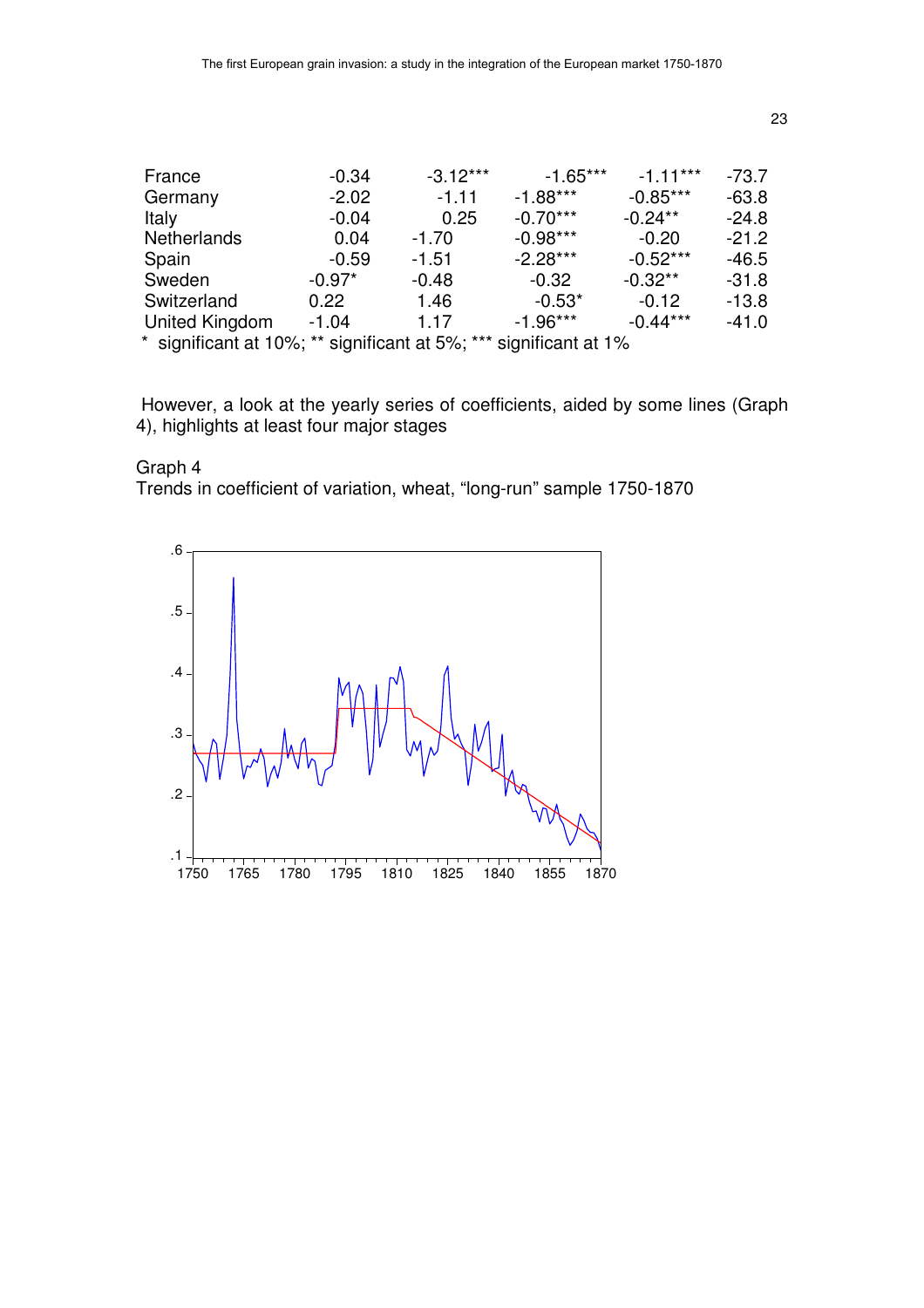| | | | | | |
|---|---|---|---|---|---|
| France | -0.34 | -3.12*** | -1.65*** | -1.11*** | -73.7 |
| Germany | -2.02 | -1.11 | -1.88*** | -0.85*** | -63.8 |
| Italy | -0.04 | 0.25 | -0.70*** | -0.24** | -24.8 |
| Netherlands | 0.04 | -1.70 | -0.98*** | -0.20 | -21.2 |
| Spain | -0.59 | -1.51 | -2.28*** | -0.52*** | -46.5 |
| Sweden | -0.97* | -0.48 | -0.32 | -0.32** | -31.8 |
| Switzerland | 0.22 | 1.46 | -0.53* | -0.12 | -13.8 |
| United Kingdom | -1.04 | 1.17 | -1.96*** | -0.44*** | -41.0 |

\* significant at 10%; ** significant at 5%; *** significant at 1%

However, a look at the yearly series of coefficients, aided by some lines (Graph 4), highlights at least four major stages

Graph 4
Trends in coefficient of variation, wheat, "long-run" sample 1750-1870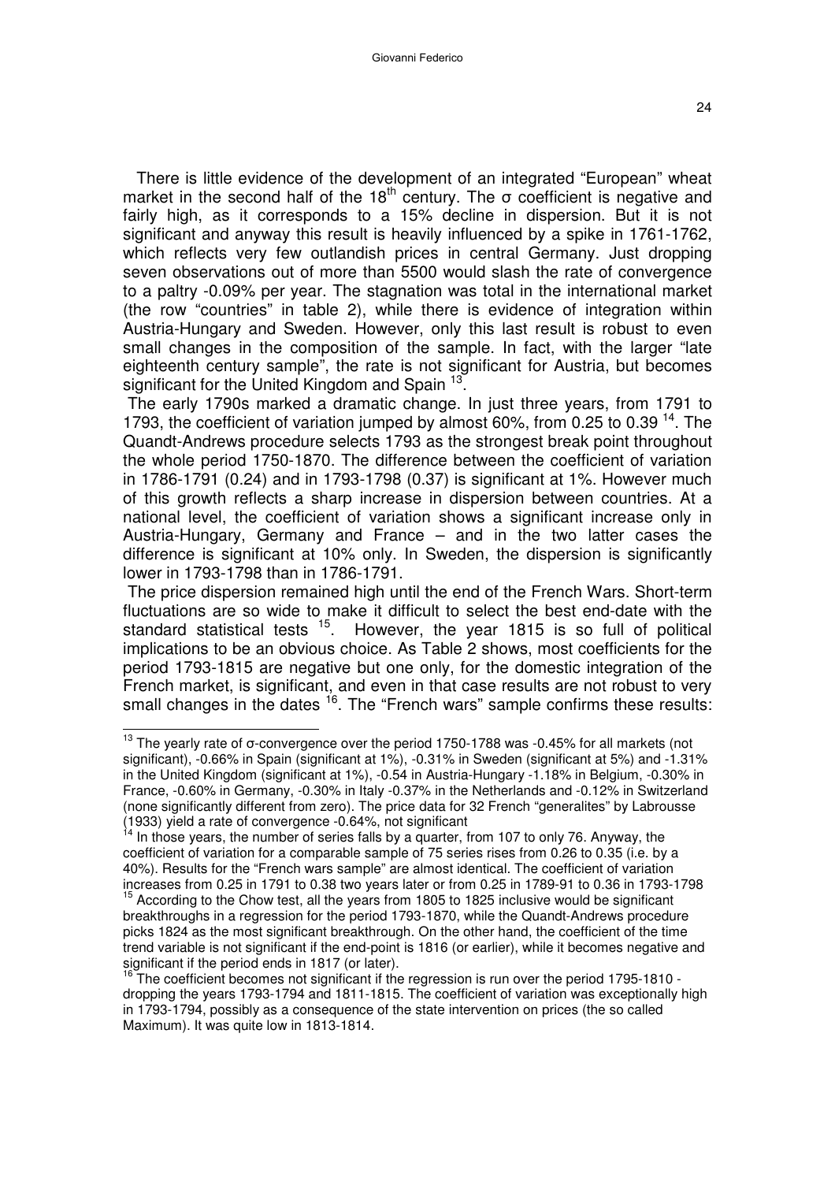There is little evidence of the development of an integrated "European" wheat market in the second half of the 18th century. The σ coefficient is negative and fairly high, as it corresponds to a 15% decline in dispersion. But it is not significant and anyway this result is heavily influenced by a spike in 1761-1762, which reflects very few outlandish prices in central Germany. Just dropping seven observations out of more than 5500 would slash the rate of convergence to a paltry -0.09% per year. The stagnation was total in the international market (the row "countries" in table 2), while there is evidence of integration within Austria-Hungary and Sweden. However, only this last result is robust to even small changes in the composition of the sample. In fact, with the larger "late eighteenth century sample", the rate is not significant for Austria, but becomes significant for the United Kingdom and Spain [13].

The early 1790s marked a dramatic change. In just three years, from 1791 to 1793, the coefficient of variation jumped by almost 60%, from 0.25 to 0.39 [14]. The Quandt-Andrews procedure selects 1793 as the strongest break point throughout the whole period 1750-1870. The difference between the coefficient of variation in 1786-1791 (0.24) and in 1793-1798 (0.37) is significant at 1%. However much of this growth reflects a sharp increase in dispersion between countries. At a national level, the coefficient of variation shows a significant increase only in Austria-Hungary, Germany and France – and in the two latter cases the difference is significant at 10% only. In Sweden, the dispersion is significantly lower in 1793-1798 than in 1786-1791.

The price dispersion remained high until the end of the French Wars. Short-term fluctuations are so wide to make it difficult to select the best end-date with the standard statistical tests [15]. However, the year 1815 is so full of political implications to be an obvious choice. As Table 2 shows, most coefficients for the period 1793-1815 are negative but one only, for the domestic integration of the French market, is significant, and even in that case results are not robust to very small changes in the dates [16]. The "French wars" sample confirms these results:

---

[13] The yearly rate of σ-convergence over the period 1750-1788 was -0.45% for all markets (not significant), -0.66% in Spain (significant at 1%), -0.31% in Sweden (significant at 5%) and -1.31% in the United Kingdom (significant at 1%), -0.54 in Austria-Hungary -1.18% in Belgium, -0.30% in France, -0.60% in Germany, -0.30% in Italy -0.37% in the Netherlands and -0.12% in Switzerland (none significantly different from zero). The price data for 32 French "generalites" by Labrousse (1933) yield a rate of convergence -0.64%, not significant

[14] In those years, the number of series falls by a quarter, from 107 to only 76. Anyway, the coefficient of variation for a comparable sample of 75 series rises from 0.26 to 0.35 (i.e. by a 40%). Results for the "French wars sample" are almost identical. The coefficient of variation increases from 0.25 in 1791 to 0.38 two years later or from 0.25 in 1789-91 to 0.36 in 1793-1798

[15] According to the Chow test, all the years from 1805 to 1825 inclusive would be significant breakthroughs in a regression for the period 1793-1870, while the Quandt-Andrews procedure picks 1824 as the most significant breakthrough. On the other hand, the coefficient of the time trend variable is not significant if the end-point is 1816 (or earlier), while it becomes negative and significant if the period ends in 1817 (or later).

[16] The coefficient becomes not significant if the regression is run over the period 1795-1810 - dropping the years 1793-1794 and 1811-1815. The coefficient of variation was exceptionally high in 1793-1794, possibly as a consequence of the state intervention on prices (the so called Maximum). It was quite low in 1813-1814.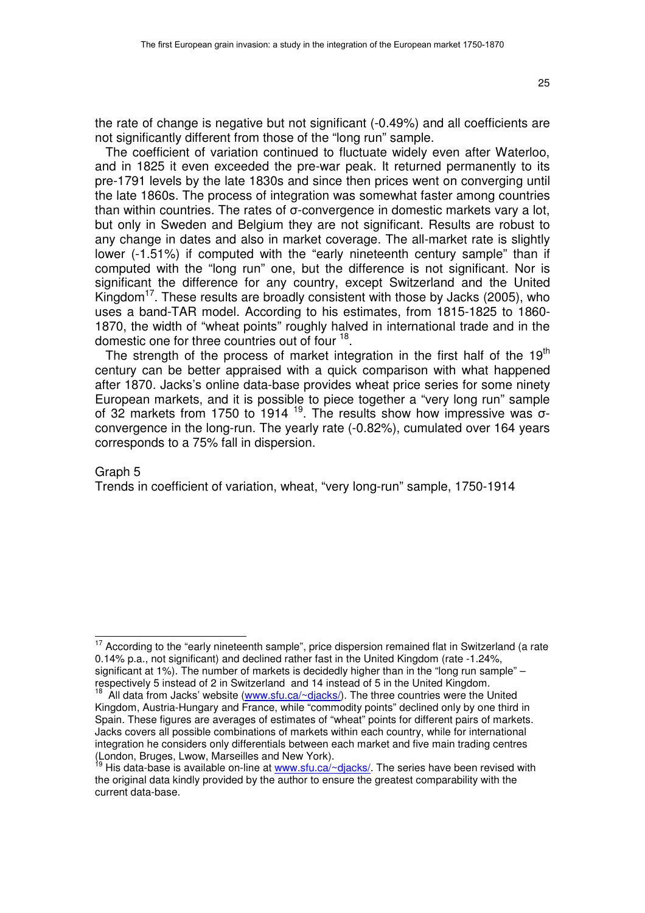the rate of change is negative but not significant (-0.49%) and all coefficients are not significantly different from those of the "long run" sample.

The coefficient of variation continued to fluctuate widely even after Waterloo, and in 1825 it even exceeded the pre-war peak. It returned permanently to its pre-1791 levels by the late 1830s and since then prices went on converging until the late 1860s. The process of integration was somewhat faster among countries than within countries. The rates of σ-convergence in domestic markets vary a lot, but only in Sweden and Belgium they are not significant. Results are robust to any change in dates and also in market coverage. The all-market rate is slightly lower (-1.51%) if computed with the "early nineteenth century sample" than if computed with the "long run" one, but the difference is not significant. Nor is significant the difference for any country, except Switzerland and the United Kingdom[17]. These results are broadly consistent with those by Jacks (2005), who uses a band-TAR model. According to his estimates, from 1815-1825 to 1860-1870, the width of "wheat points" roughly halved in international trade and in the domestic one for three countries out of four [18].

The strength of the process of market integration in the first half of the 19th century can be better appraised with a quick comparison with what happened after 1870. Jacks's online data-base provides wheat price series for some ninety European markets, and it is possible to piece together a "very long run" sample of 32 markets from 1750 to 1914 [19]. The results show how impressive was σ-convergence in the long-run. The yearly rate (-0.82%), cumulated over 164 years corresponds to a 75% fall in dispersion.

Graph 5

Trends in coefficient of variation, wheat, "very long-run" sample, 1750-1914

---

[17] According to the "early nineteenth sample", price dispersion remained flat in Switzerland (a rate 0.14% p.a., not significant) and declined rather fast in the United Kingdom (rate -1.24%, significant at 1%). The number of markets is decidedly higher than in the "long run sample" – respectively 5 instead of 2 in Switzerland and 14 instead of 5 in the United Kingdom.

[18] All data from Jacks' website (www.sfu.ca/~djacks/). The three countries were the United Kingdom, Austria-Hungary and France, while "commodity points" declined only by one third in Spain. These figures are averages of estimates of "wheat" points for different pairs of markets. Jacks covers all possible combinations of markets within each country, while for international integration he considers only differentials between each market and five main trading centres (London, Bruges, Lwow, Marseilles and New York).

[19] His data-base is available on-line at www.sfu.ca/~djacks/. The series have been revised with the original data kindly provided by the author to ensure the greatest comparability with the current data-base.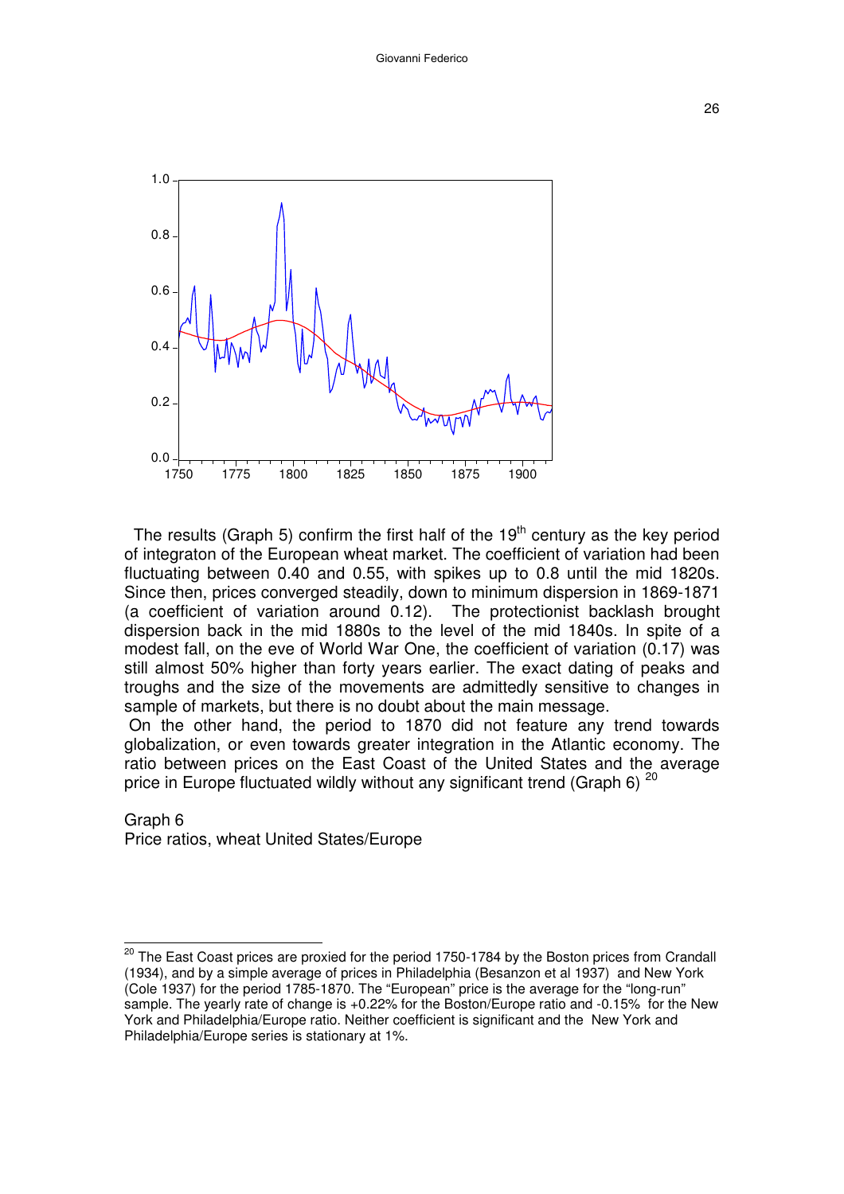The results (Graph 5) confirm the first half of the 19th century as the key period of integraton of the European wheat market. The coefficient of variation had been fluctuating between 0.40 and 0.55, with spikes up to 0.8 until the mid 1820s. Since then, prices converged steadily, down to minimum dispersion in 1869-1871 (a coefficient of variation around 0.12). The protectionist backlash brought dispersion back in the mid 1880s to the level of the mid 1840s. In spite of a modest fall, on the eve of World War One, the coefficient of variation (0.17) was still almost 50% higher than forty years earlier. The exact dating of peaks and troughs and the size of the movements are admittedly sensitive to changes in sample of markets, but there is no doubt about the main message.

On the other hand, the period to 1870 did not feature any trend towards globalization, or even towards greater integration in the Atlantic economy. The ratio between prices on the East Coast of the United States and the average price in Europe fluctuated wildly without any significant trend (Graph 6) [20]

Graph 6
Price ratios, wheat United States/Europe

[20] The East Coast prices are proxied for the period 1750-1784 by the Boston prices from Crandall (1934), and by a simple average of prices in Philadelphia (Besanzon et al 1937) and New York (Cole 1937) for the period 1785-1870. The "European" price is the average for the "long-run" sample. The yearly rate of change is +0.22% for the Boston/Europe ratio and -0.15% for the New York and Philadelphia/Europe ratio. Neither coefficient is significant and the New York and Philadelphia/Europe series is stationary at 1%.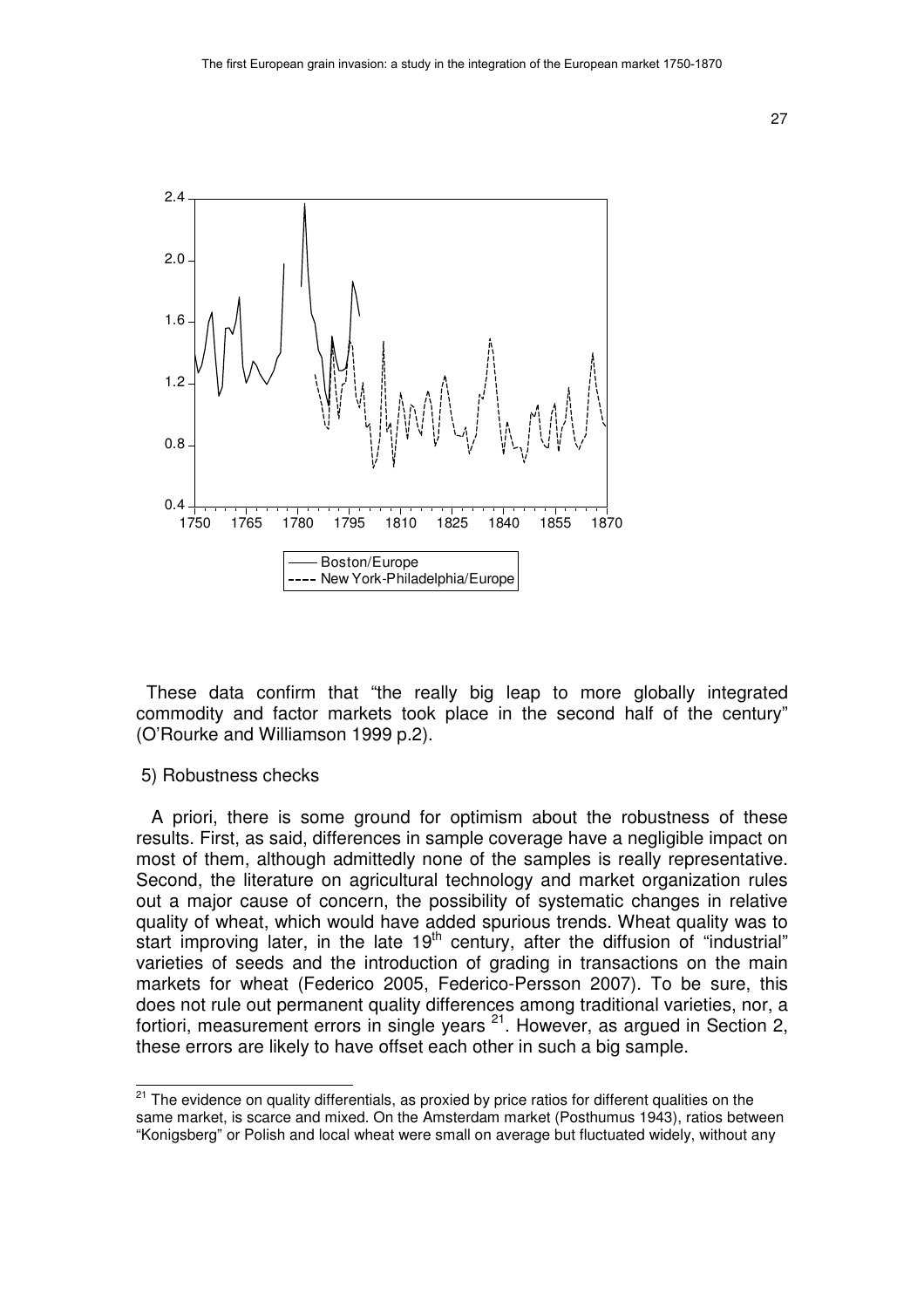These data confirm that “the really big leap to more globally integrated commodity and factor markets took place in the second half of the century” (O’Rourke and Williamson 1999 p.2).

5) Robustness checks

A priori, there is some ground for optimism about the robustness of these results. First, as said, differences in sample coverage have a negligible impact on most of them, although admittedly none of the samples is really representative. Second, the literature on agricultural technology and market organization rules out a major cause of concern, the possibility of systematic changes in relative quality of wheat, which would have added spurious trends. Wheat quality was to start improving later, in the late 19[th] century, after the diffusion of “industrial” varieties of seeds and the introduction of grading in transactions on the main markets for wheat (Federico 2005, Federico-Persson 2007). To be sure, this does not rule out permanent quality differences among traditional varieties, nor, a fortiori, measurement errors in single years [21]. However, as argued in Section 2, these errors are likely to have offset each other in such a big sample.

[21] The evidence on quality differentials, as proxied by price ratios for different qualities on the same market, is scarce and mixed. On the Amsterdam market (Posthumus 1943), ratios between “Konigsberg” or Polish and local wheat were small on average but fluctuated widely, without any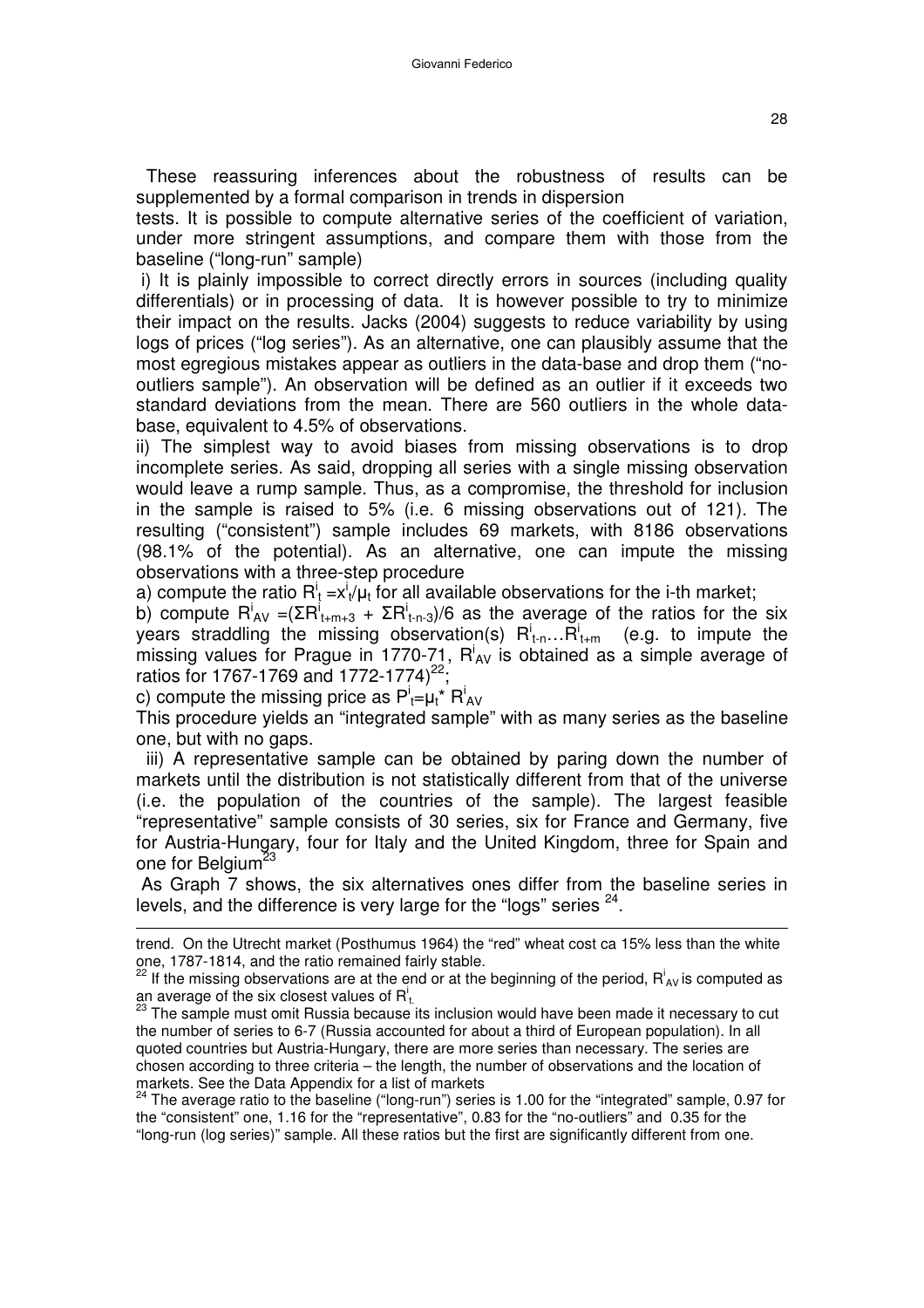These reassuring inferences about the robustness of results can be supplemented by a formal comparison in trends in dispersion tests. It is possible to compute alternative series of the coefficient of variation, under more stringent assumptions, and compare them with those from the baseline ("long-run" sample)

i) It is plainly impossible to correct directly errors in sources (including quality differentials) or in processing of data. It is however possible to try to minimize their impact on the results. Jacks (2004) suggests to reduce variability by using logs of prices ("log series"). As an alternative, one can plausibly assume that the most egregious mistakes appear as outliers in the data-base and drop them ("no-outliers sample"). An observation will be defined as an outlier if it exceeds two standard deviations from the mean. There are 560 outliers in the whole data-base, equivalent to 4.5% of observations.

ii) The simplest way to avoid biases from missing observations is to drop incomplete series. As said, dropping all series with a single missing observation would leave a rump sample. Thus, as a compromise, the threshold for inclusion in the sample is raised to 5% (i.e. 6 missing observations out of 121). The resulting ("consistent") sample includes 69 markets, with 8186 observations (98.1% of the potential). As an alternative, one can impute the missing observations with a three-step procedure

a) compute the ratio $R^i_t = x^i_t/\mu_t$ for all available observations for the i-th market;

b) compute $R^i_{AV} = (\Sigma R^i_{t+m+3} + \Sigma R^i_{t-n-3})/6$ as the average of the ratios for the six years straddling the missing observation(s) $R^i_{t-n} \ldots R^i_{t+m}$ (e.g. to impute the missing values for Prague in 1770-71, $R^i_{AV}$ is obtained as a simple average of ratios for 1767-1769 and 1772-1774)[22];

c) compute the missing price as $P^i_t = \mu_t * R^i_{AV}$

This procedure yields an "integrated sample" with as many series as the baseline one, but with no gaps.

iii) A representative sample can be obtained by paring down the number of markets until the distribution is not statistically different from that of the universe (i.e. the population of the countries of the sample). The largest feasible "representative" sample consists of 30 series, six for France and Germany, five for Austria-Hungary, four for Italy and the United Kingdom, three for Spain and one for Belgium[23]

As Graph 7 shows, the six alternatives ones differ from the baseline series in levels, and the difference is very large for the "logs" series [24].

---

trend. On the Utrecht market (Posthumus 1964) the "red" wheat cost ca 15% less than the white one, 1787-1814, and the ratio remained fairly stable.

[22] If the missing observations are at the end or at the beginning of the period, $R^i_{AV}$ is computed as an average of the six closest values of $R^i_t$.

[23] The sample must omit Russia because its inclusion would have been made it necessary to cut the number of series to 6-7 (Russia accounted for about a third of European population). In all quoted countries but Austria-Hungary, there are more series than necessary. The series are chosen according to three criteria – the length, the number of observations and the location of markets. See the Data Appendix for a list of markets

[24] The average ratio to the baseline ("long-run") series is 1.00 for the "integrated" sample, 0.97 for the "consistent" one, 1.16 for the "representative", 0.83 for the "no-outliers" and 0.35 for the "long-run (log series)" sample. All these ratios but the first are significantly different from one.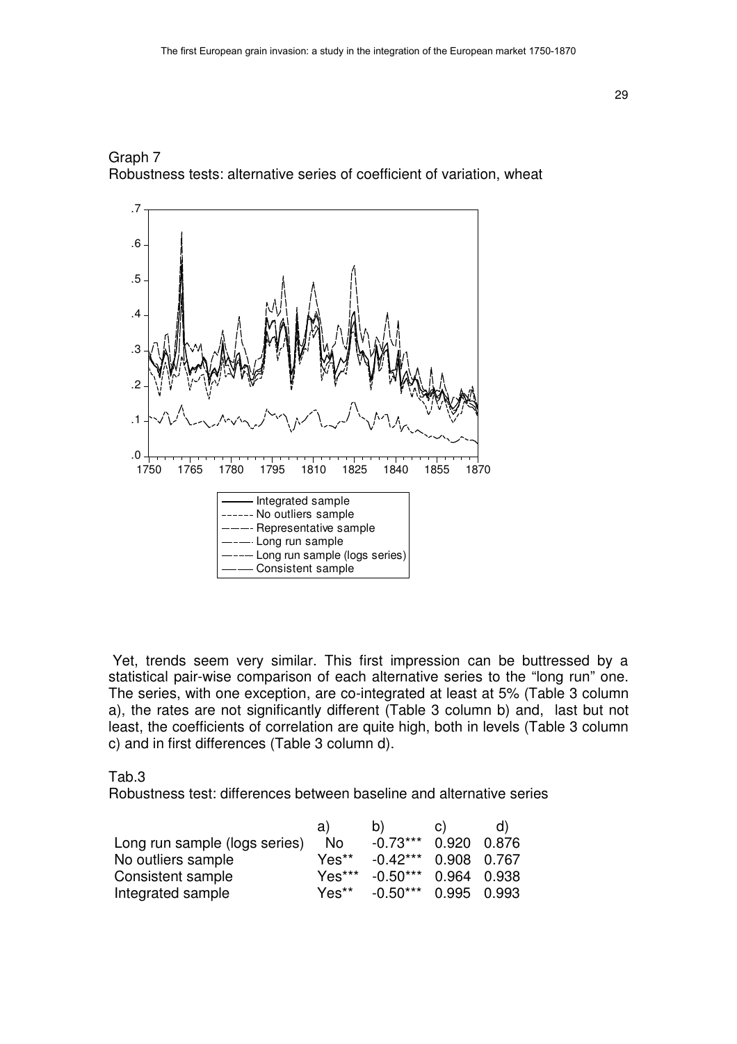Graph 7
Robustness tests: alternative series of coefficient of variation, wheat

Yet, trends seem very similar. This first impression can be buttressed by a statistical pair-wise comparison of each alternative series to the "long run" one. The series, with one exception, are co-integrated at least at 5% (Table 3 column a), the rates are not significantly different (Table 3 column b) and, last but not least, the coefficients of correlation are quite high, both in levels (Table 3 column c) and in first differences (Table 3 column d).

Tab.3
Robustness test: differences between baseline and alternative series

| | a) | b) | c) | d) |
|---|---|---|---|---|
| Long run sample (logs series) | No | -0.73*** | 0.920 | 0.876 |
| No outliers sample | Yes** | -0.42*** | 0.908 | 0.767 |
| Consistent sample | Yes*** | -0.50*** | 0.964 | 0.938 |
| Integrated sample | Yes** | -0.50*** | 0.995 | 0.993 |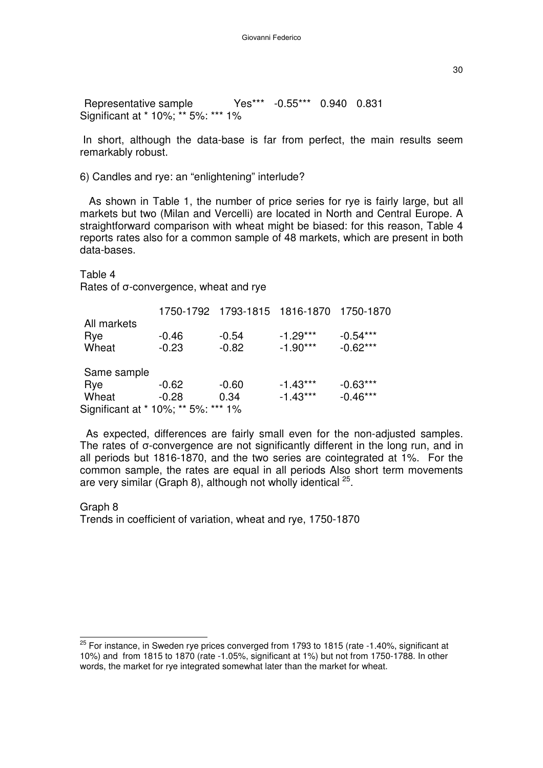| Representative sample | Yes*** | -0.55*** | 0.940 | 0.831 |
|---|---|---|---|---|

Significant at * 10%; ** 5%: *** 1%

In short, although the data-base is far from perfect, the main results seem remarkably robust.

## 6) Candles and rye: an "enlightening" interlude?

As shown in Table 1, the number of price series for rye is fairly large, but all markets but two (Milan and Vercelli) are located in North and Central Europe. A straightforward comparison with wheat might be biased: for this reason, Table 4 reports rates also for a common sample of 48 markets, which are present in both data-bases.

Table 4
Rates of σ-convergence, wheat and rye

| | 1750-1792 | 1793-1815 | 1816-1870 | 1750-1870 |
|---|---|---|---|---|
| All markets | | | | |
| Rye | -0.46 | -0.54 | -1.29*** | -0.54*** |
| Wheat | -0.23 | -0.82 | -1.90*** | -0.62*** |
| Same sample | | | | |
| Rye | -0.62 | -0.60 | -1.43*** | -0.63*** |
| Wheat | -0.28 | 0.34 | -1.43*** | -0.46*** |

Significant at * 10%; ** 5%: *** 1%

As expected, differences are fairly small even for the non-adjusted samples. The rates of σ-convergence are not significantly different in the long run, and in all periods but 1816-1870, and the two series are cointegrated at 1%. For the common sample, the rates are equal in all periods Also short term movements are very similar (Graph 8), although not wholly identical [25].

Graph 8
Trends in coefficient of variation, wheat and rye, 1750-1870

[25] For instance, in Sweden rye prices converged from 1793 to 1815 (rate -1.40%, significant at 10%) and from 1815 to 1870 (rate -1.05%, significant at 1%) but not from 1750-1788. In other words, the market for rye integrated somewhat later than the market for wheat.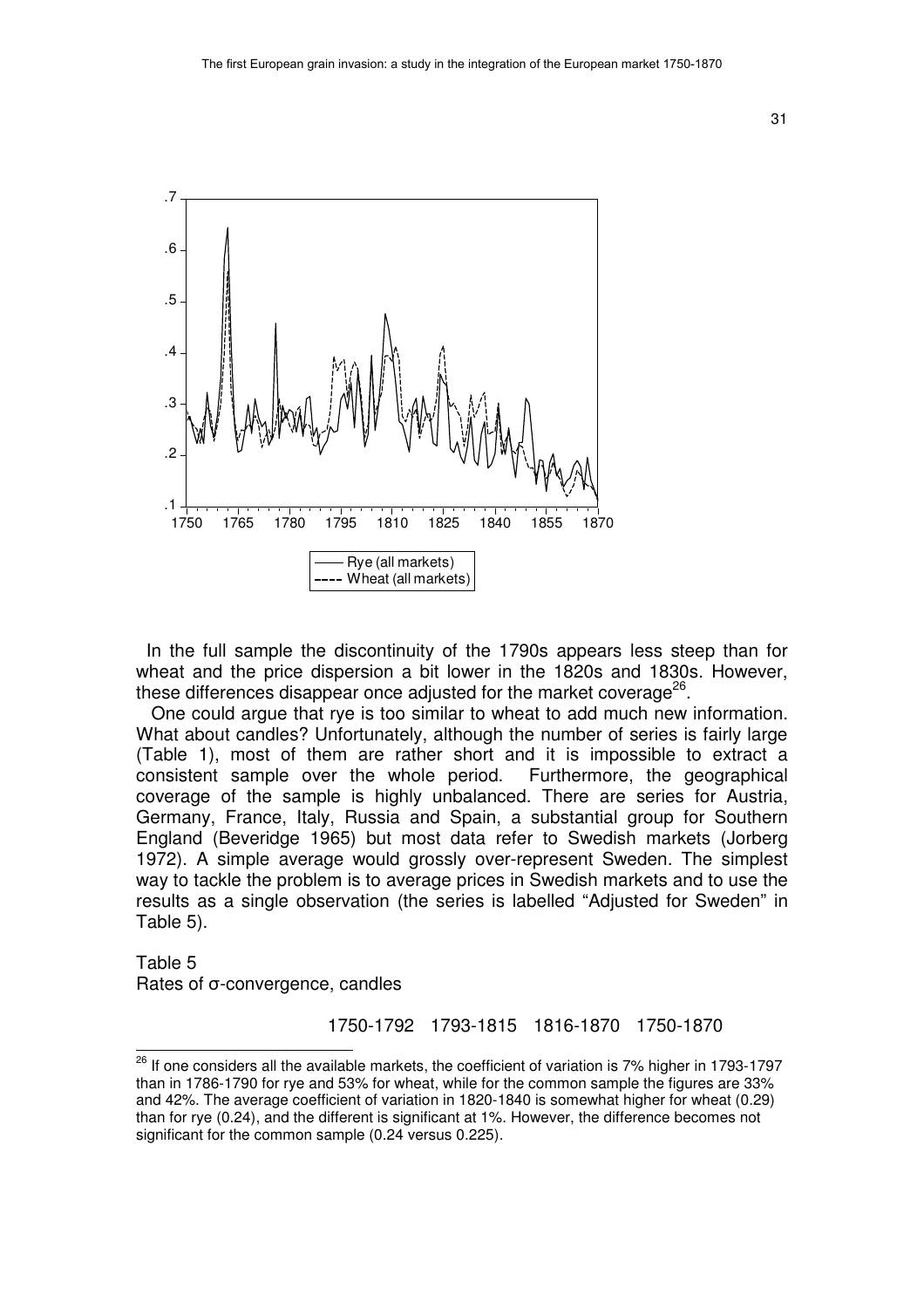In the full sample the discontinuity of the 1790s appears less steep than for wheat and the price dispersion a bit lower in the 1820s and 1830s. However, these differences disappear once adjusted for the market coverage[26].

One could argue that rye is too similar to wheat to add much new information. What about candles? Unfortunately, although the number of series is fairly large (Table 1), most of them are rather short and it is impossible to extract a consistent sample over the whole period. Furthermore, the geographical coverage of the sample is highly unbalanced. There are series for Austria, Germany, France, Italy, Russia and Spain, a substantial group for Southern England (Beveridge 1965) but most data refer to Swedish markets (Jorberg 1972). A simple average would grossly over-represent Sweden. The simplest way to tackle the problem is to average prices in Swedish markets and to use the results as a single observation (the series is labelled "Adjusted for Sweden" in Table 5).

Table 5
Rates of σ-convergence, candles

| | 1750-1792 | 1793-1815 | 1816-1870 | 1750-1870 |
|---|---|---|---|---|

[26] If one considers all the available markets, the coefficient of variation is 7% higher in 1793-1797 than in 1786-1790 for rye and 53% for wheat, while for the common sample the figures are 33% and 42%. The average coefficient of variation in 1820-1840 is somewhat higher for wheat (0.29) than for rye (0.24), and the different is significant at 1%. However, the difference becomes not significant for the common sample (0.24 versus 0.225).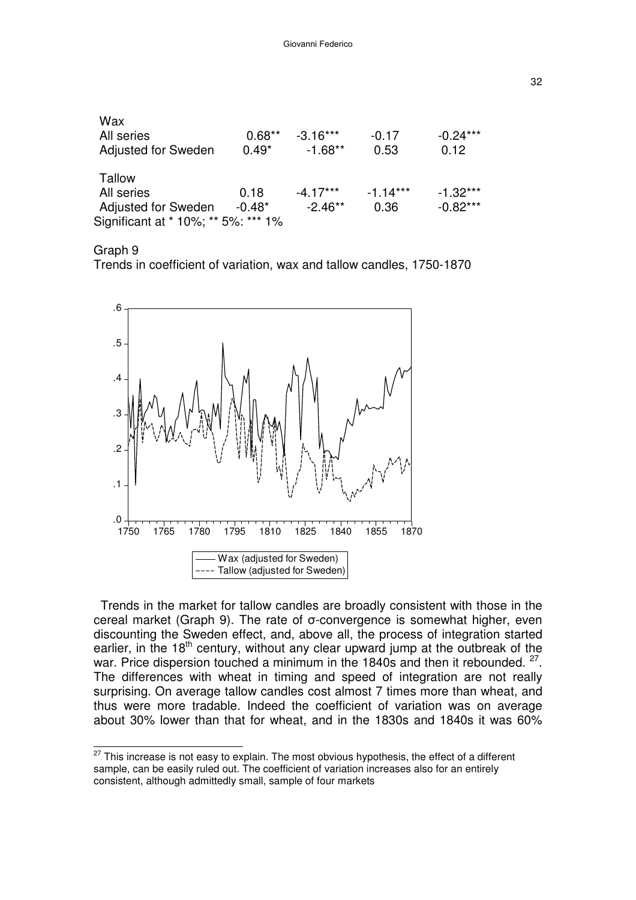| | | | | |
|---|---|---|---|---|
| Wax | | | | |
| All series | 0.68** | -3.16*** | -0.17 | -0.24*** |
| Adjusted for Sweden | 0.49* | -1.68** | 0.53 | 0.12 |
| Tallow | | | | |
| All series | 0.18 | -4.17*** | -1.14*** | -1.32*** |
| Adjusted for Sweden | -0.48* | -2.46** | 0.36 | -0.82*** |

Significant at * 10%; ** 5%: *** 1%

Graph 9

Trends in coefficient of variation, wax and tallow candles, 1750-1870

Trends in the market for tallow candles are broadly consistent with those in the cereal market (Graph 9). The rate of σ-convergence is somewhat higher, even discounting the Sweden effect, and, above all, the process of integration started earlier, in the 18th century, without any clear upward jump at the outbreak of the war. Price dispersion touched a minimum in the 1840s and then it rebounded. [27]. The differences with wheat in timing and speed of integration are not really surprising. On average tallow candles cost almost 7 times more than wheat, and thus were more tradable. Indeed the coefficient of variation was on average about 30% lower than that for wheat, and in the 1830s and 1840s it was 60%

[27] This increase is not easy to explain. The most obvious hypothesis, the effect of a different sample, can be easily ruled out. The coefficient of variation increases also for an entirely consistent, although admittedly small, sample of four markets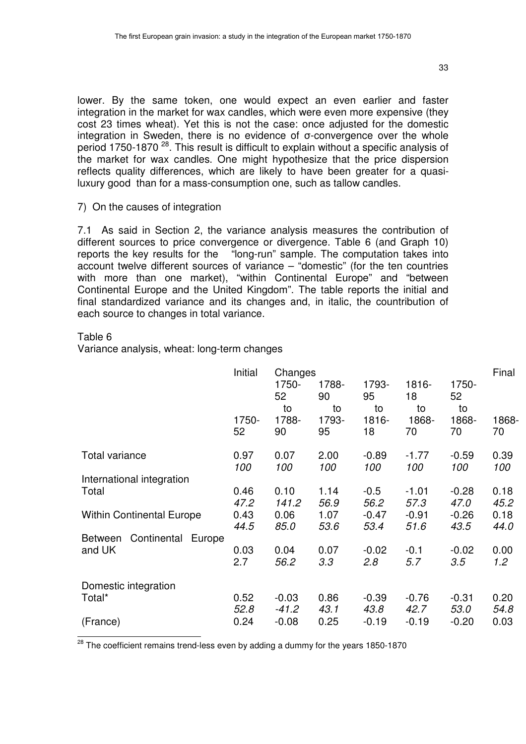lower. By the same token, one would expect an even earlier and faster integration in the market for wax candles, which were even more expensive (they cost 23 times wheat). Yet this is not the case: once adjusted for the domestic integration in Sweden, there is no evidence of σ-convergence over the whole period 1750-1870 [28]. This result is difficult to explain without a specific analysis of the market for wax candles. One might hypothesize that the price dispersion reflects quality differences, which are likely to have been greater for a quasi-luxury good than for a mass-consumption one, such as tallow candles.

7) On the causes of integration

7.1 As said in Section 2, the variance analysis measures the contribution of different sources to price convergence or divergence. Table 6 (and Graph 10) reports the key results for the "long-run" sample. The computation takes into account twelve different sources of variance – "domestic" (for the ten countries with more than one market), "within Continental Europe" and "between Continental Europe and the United Kingdom". The table reports the initial and final standardized variance and its changes and, in italic, the countribution of each source to changes in total variance.

Table 6
Variance analysis, wheat: long-term changes

| | Initial | Changes | | | | | Final |
|---|---|---|---|---|---|---|---|
| | 1750-52 | 1750-52 to 1788-90 | 1788-90 to 1793-95 | 1793-95 to 1816-18 | 1816-18 to 1868-70 | 1750-52 to 1868-70 | 1868-70 |
| Total variance | 0.97 | 0.07 | 2.00 | -0.89 | -1.77 | -0.59 | 0.39 |
| | *100* | *100* | *100* | *100* | *100* | *100* | *100* |
| International integration | | | | | | | |
| Total | 0.46 | 0.10 | 1.14 | -0.5 | -1.01 | -0.28 | 0.18 |
| | *47.2* | *141.2* | *56.9* | *56.2* | *57.3* | *47.0* | *45.2* |
| Within Continental Europe | 0.43 | 0.06 | 1.07 | -0.47 | -0.91 | -0.26 | 0.18 |
| | *44.5* | *85.0* | *53.6* | *53.4* | *51.6* | *43.5* | *44.0* |
| Between Continental Europe and UK | 0.03 | 0.04 | 0.07 | -0.02 | -0.1 | -0.02 | 0.00 |
| | 2.7 | *56.2* | *3.3* | *2.8* | *5.7* | *3.5* | *1.2* |
| Domestic integration | | | | | | | |
| Total* | 0.52 | -0.03 | 0.86 | -0.39 | -0.76 | -0.31 | 0.20 |
| | *52.8* | *-41.2* | *43.1* | *43.8* | *42.7* | *53.0* | *54.8* |
| (France) | 0.24 | -0.08 | 0.25 | -0.19 | -0.19 | -0.20 | 0.03 |

[28] The coefficient remains trend-less even by adding a dummy for the years 1850-1870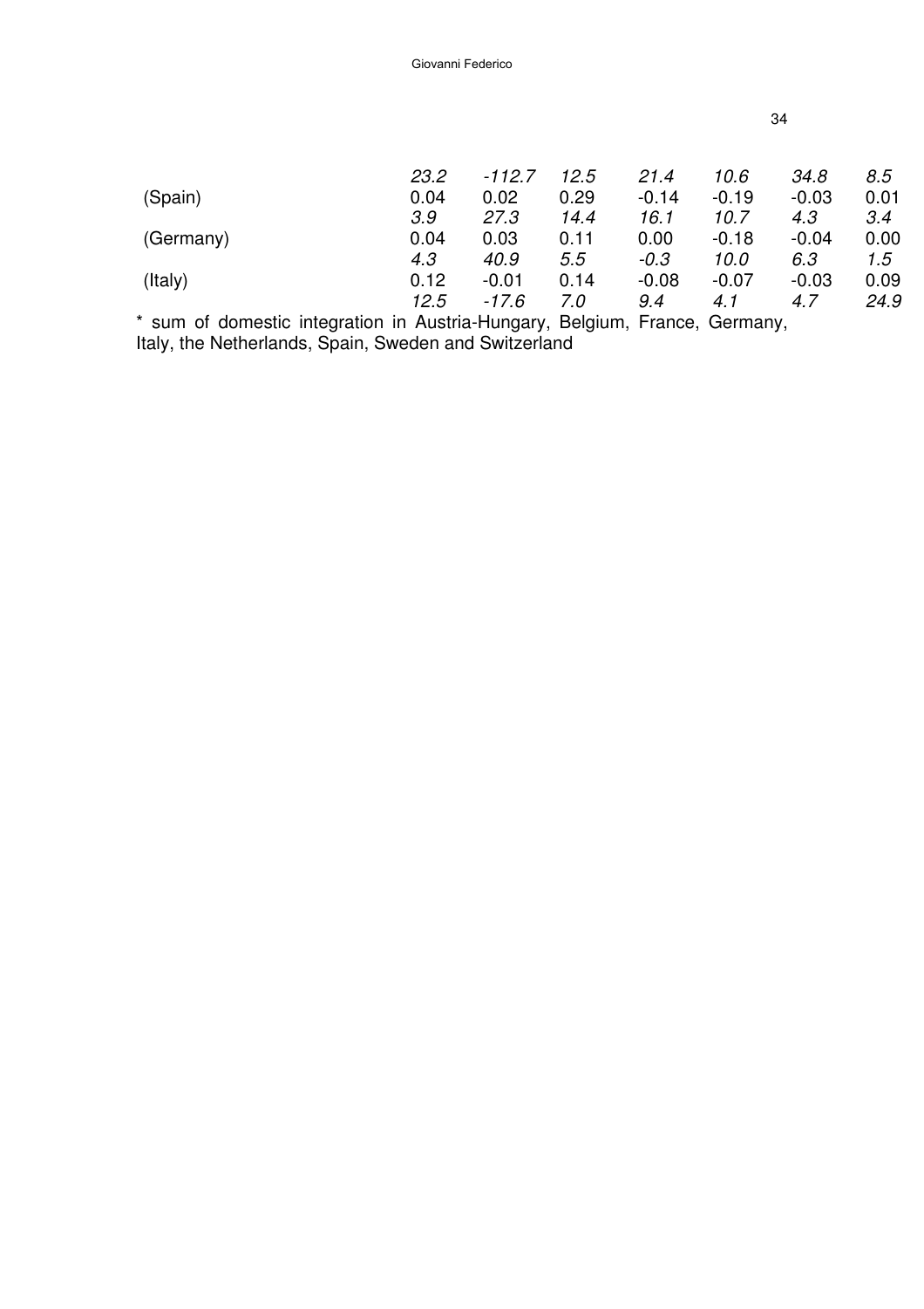| | | | | | | | |
|---|---|---|---|---|---|---|---|
| | *23.2* | *-112.7* | *12.5* | *21.4* | *10.6* | *34.8* | *8.5* |
| (Spain) | 0.04 | 0.02 | 0.29 | -0.14 | -0.19 | -0.03 | 0.01 |
| | *3.9* | *27.3* | *14.4* | *16.1* | *10.7* | *4.3* | *3.4* |
| (Germany) | 0.04 | 0.03 | 0.11 | 0.00 | -0.18 | -0.04 | 0.00 |
| | *4.3* | *40.9* | *5.5* | *-0.3* | *10.0* | *6.3* | *1.5* |
| (Italy) | 0.12 | -0.01 | 0.14 | -0.08 | -0.07 | -0.03 | 0.09 |
| | *12.5* | *-17.6* | *7.0* | *9.4* | *4.1* | *4.7* | *24.9* |

* sum of domestic integration in Austria-Hungary, Belgium, France, Germany, Italy, the Netherlands, Spain, Sweden and Switzerland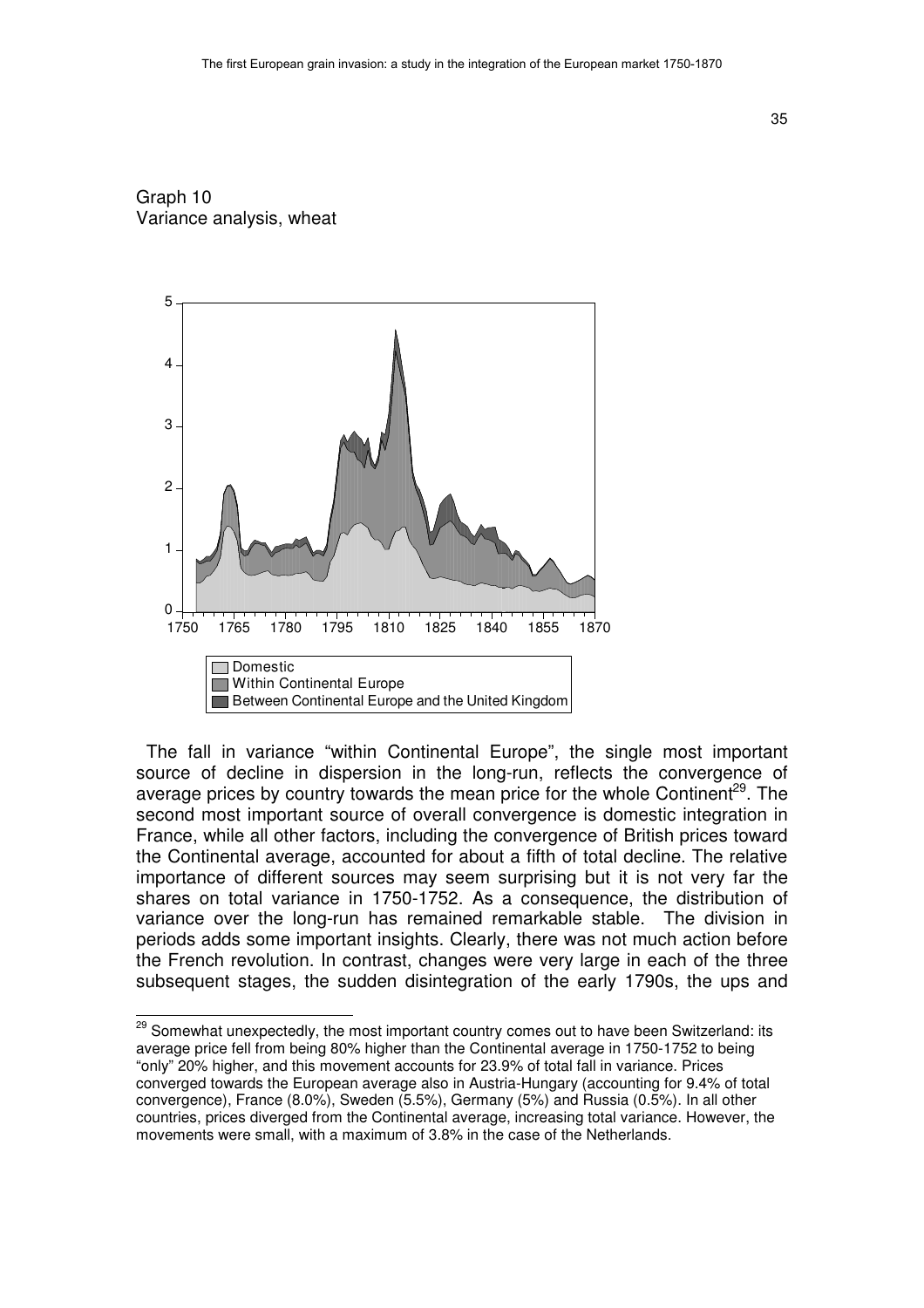Graph 10
Variance analysis, wheat

The fall in variance "within Continental Europe", the single most important source of decline in dispersion in the long-run, reflects the convergence of average prices by country towards the mean price for the whole Continent[29]. The second most important source of overall convergence is domestic integration in France, while all other factors, including the convergence of British prices toward the Continental average, accounted for about a fifth of total decline. The relative importance of different sources may seem surprising but it is not very far the shares on total variance in 1750-1752. As a consequence, the distribution of variance over the long-run has remained remarkable stable. The division in periods adds some important insights. Clearly, there was not much action before the French revolution. In contrast, changes were very large in each of the three subsequent stages, the sudden disintegration of the early 1790s, the ups and

[29] Somewhat unexpectedly, the most important country comes out to have been Switzerland: its average price fell from being 80% higher than the Continental average in 1750-1752 to being "only" 20% higher, and this movement accounts for 23.9% of total fall in variance. Prices converged towards the European average also in Austria-Hungary (accounting for 9.4% of total convergence), France (8.0%), Sweden (5.5%), Germany (5%) and Russia (0.5%). In all other countries, prices diverged from the Continental average, increasing total variance. However, the movements were small, with a maximum of 3.8% in the case of the Netherlands.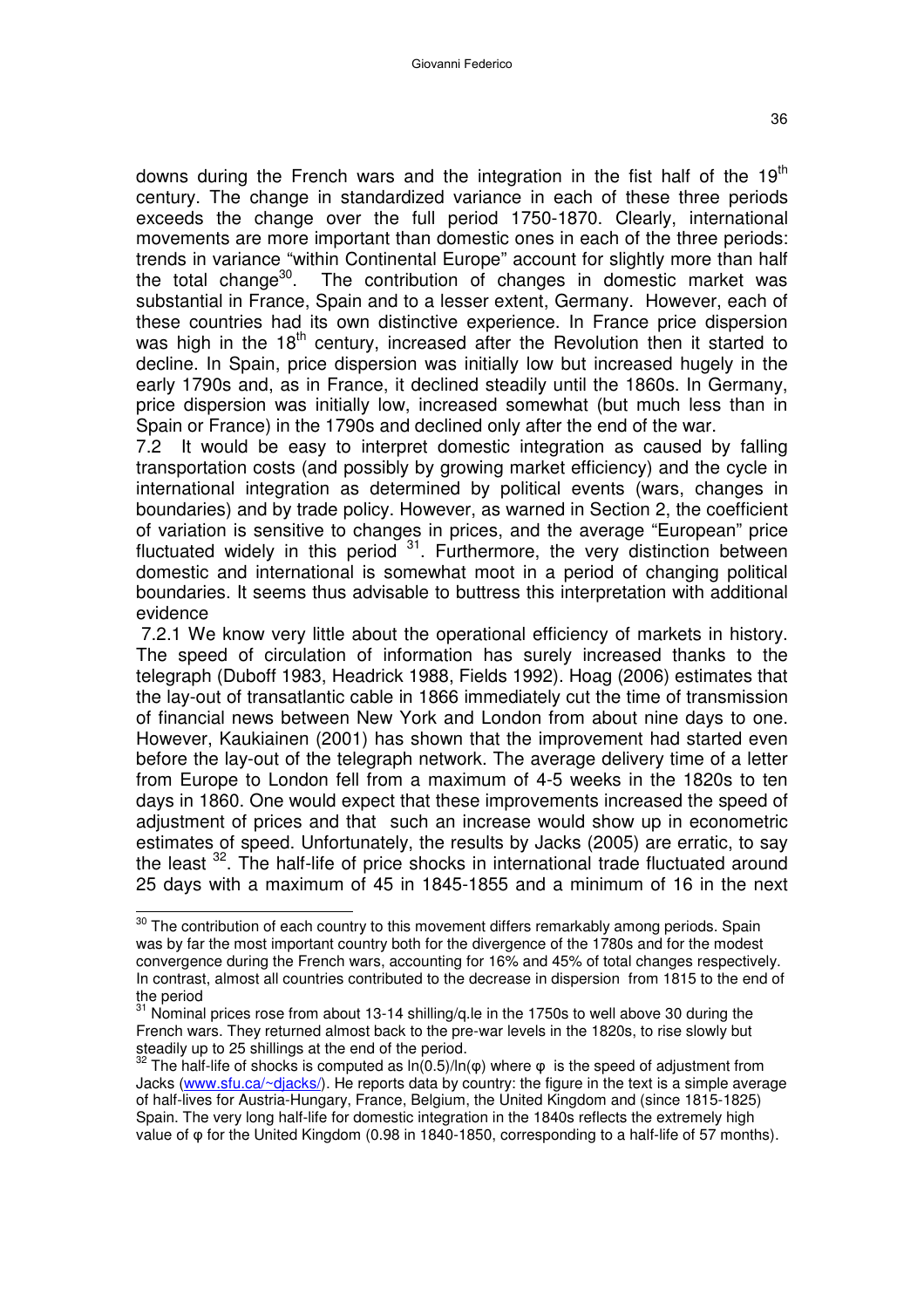downs during the French wars and the integration in the fist half of the 19th century. The change in standardized variance in each of these three periods exceeds the change over the full period 1750-1870. Clearly, international movements are more important than domestic ones in each of the three periods: trends in variance "within Continental Europe" account for slightly more than half the total change[30]. The contribution of changes in domestic market was substantial in France, Spain and to a lesser extent, Germany. However, each of these countries had its own distinctive experience. In France price dispersion was high in the 18th century, increased after the Revolution then it started to decline. In Spain, price dispersion was initially low but increased hugely in the early 1790s and, as in France, it declined steadily until the 1860s. In Germany, price dispersion was initially low, increased somewhat (but much less than in Spain or France) in the 1790s and declined only after the end of the war.

7.2 It would be easy to interpret domestic integration as caused by falling transportation costs (and possibly by growing market efficiency) and the cycle in international integration as determined by political events (wars, changes in boundaries) and by trade policy. However, as warned in Section 2, the coefficient of variation is sensitive to changes in prices, and the average "European" price fluctuated widely in this period [31]. Furthermore, the very distinction between domestic and international is somewhat moot in a period of changing political boundaries. It seems thus advisable to buttress this interpretation with additional evidence

7.2.1 We know very little about the operational efficiency of markets in history. The speed of circulation of information has surely increased thanks to the telegraph (Duboff 1983, Headrick 1988, Fields 1992). Hoag (2006) estimates that the lay-out of transatlantic cable in 1866 immediately cut the time of transmission of financial news between New York and London from about nine days to one. However, Kaukiainen (2001) has shown that the improvement had started even before the lay-out of the telegraph network. The average delivery time of a letter from Europe to London fell from a maximum of 4-5 weeks in the 1820s to ten days in 1860. One would expect that these improvements increased the speed of adjustment of prices and that such an increase would show up in econometric estimates of speed. Unfortunately, the results by Jacks (2005) are erratic, to say the least [32]. The half-life of price shocks in international trade fluctuated around 25 days with a maximum of 45 in 1845-1855 and a minimum of 16 in the next

---

[30] The contribution of each country to this movement differs remarkably among periods. Spain was by far the most important country both for the divergence of the 1780s and for the modest convergence during the French wars, accounting for 16% and 45% of total changes respectively. In contrast, almost all countries contributed to the decrease in dispersion from 1815 to the end of the period

[31] Nominal prices rose from about 13-14 shilling/q.le in the 1750s to well above 30 during the French wars. They returned almost back to the pre-war levels in the 1820s, to rise slowly but steadily up to 25 shillings at the end of the period.

[32] The half-life of shocks is computed as $\ln(0.5)/\ln(\varphi)$ where $\varphi$ is the speed of adjustment from Jacks (www.sfu.ca/~djacks/). He reports data by country: the figure in the text is a simple average of half-lives for Austria-Hungary, France, Belgium, the United Kingdom and (since 1815-1825) Spain. The very long half-life for domestic integration in the 1840s reflects the extremely high value of $\varphi$ for the United Kingdom (0.98 in 1840-1850, corresponding to a half-life of 57 months).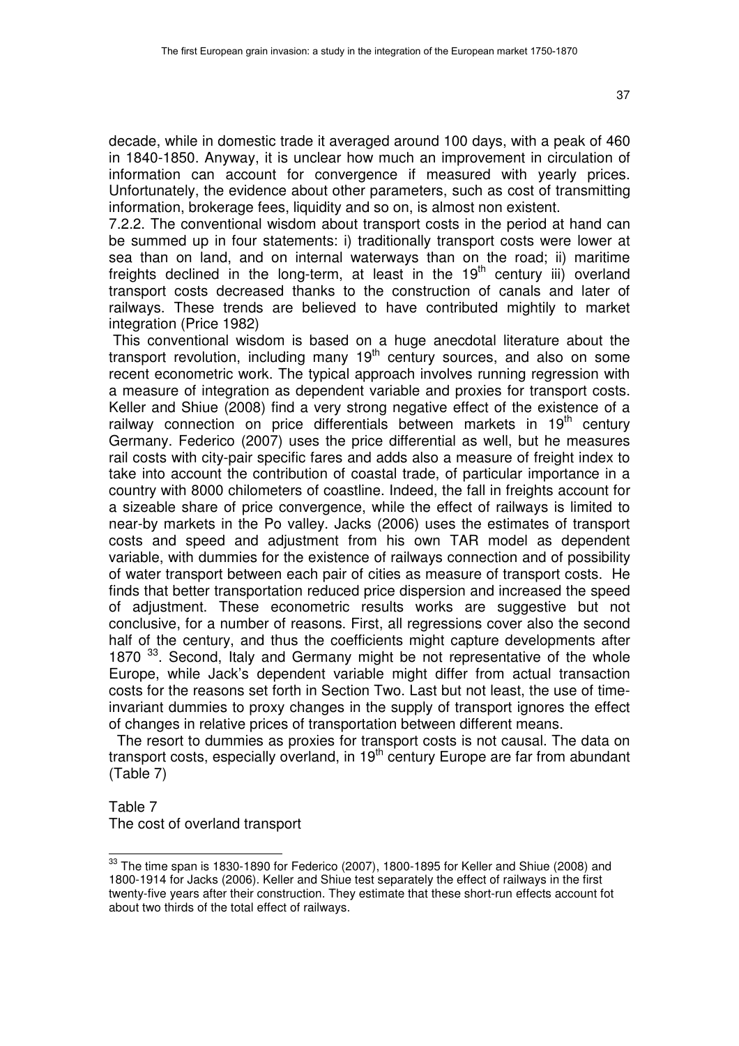decade, while in domestic trade it averaged around 100 days, with a peak of 460 in 1840-1850. Anyway, it is unclear how much an improvement in circulation of information can account for convergence if measured with yearly prices. Unfortunately, the evidence about other parameters, such as cost of transmitting information, brokerage fees, liquidity and so on, is almost non existent.

7.2.2. The conventional wisdom about transport costs in the period at hand can be summed up in four statements: i) traditionally transport costs were lower at sea than on land, and on internal waterways than on the road; ii) maritime freights declined in the long-term, at least in the 19th century iii) overland transport costs decreased thanks to the construction of canals and later of railways. These trends are believed to have contributed mightily to market integration (Price 1982)

This conventional wisdom is based on a huge anecdotal literature about the transport revolution, including many 19th century sources, and also on some recent econometric work. The typical approach involves running regression with a measure of integration as dependent variable and proxies for transport costs. Keller and Shiue (2008) find a very strong negative effect of the existence of a railway connection on price differentials between markets in 19th century Germany. Federico (2007) uses the price differential as well, but he measures rail costs with city-pair specific fares and adds also a measure of freight index to take into account the contribution of coastal trade, of particular importance in a country with 8000 chilometers of coastline. Indeed, the fall in freights account for a sizeable share of price convergence, while the effect of railways is limited to near-by markets in the Po valley. Jacks (2006) uses the estimates of transport costs and speed and adjustment from his own TAR model as dependent variable, with dummies for the existence of railways connection and of possibility of water transport between each pair of cities as measure of transport costs. He finds that better transportation reduced price dispersion and increased the speed of adjustment. These econometric results works are suggestive but not conclusive, for a number of reasons. First, all regressions cover also the second half of the century, and thus the coefficients might capture developments after 1870 [33]. Second, Italy and Germany might be not representative of the whole Europe, while Jack's dependent variable might differ from actual transaction costs for the reasons set forth in Section Two. Last but not least, the use of time-invariant dummies to proxy changes in the supply of transport ignores the effect of changes in relative prices of transportation between different means.

The resort to dummies as proxies for transport costs is not causal. The data on transport costs, especially overland, in 19th century Europe are far from abundant (Table 7)

Table 7
The cost of overland transport

[33] The time span is 1830-1890 for Federico (2007), 1800-1895 for Keller and Shiue (2008) and 1800-1914 for Jacks (2006). Keller and Shiue test separately the effect of railways in the first twenty-five years after their construction. They estimate that these short-run effects account fot about two thirds of the total effect of railways.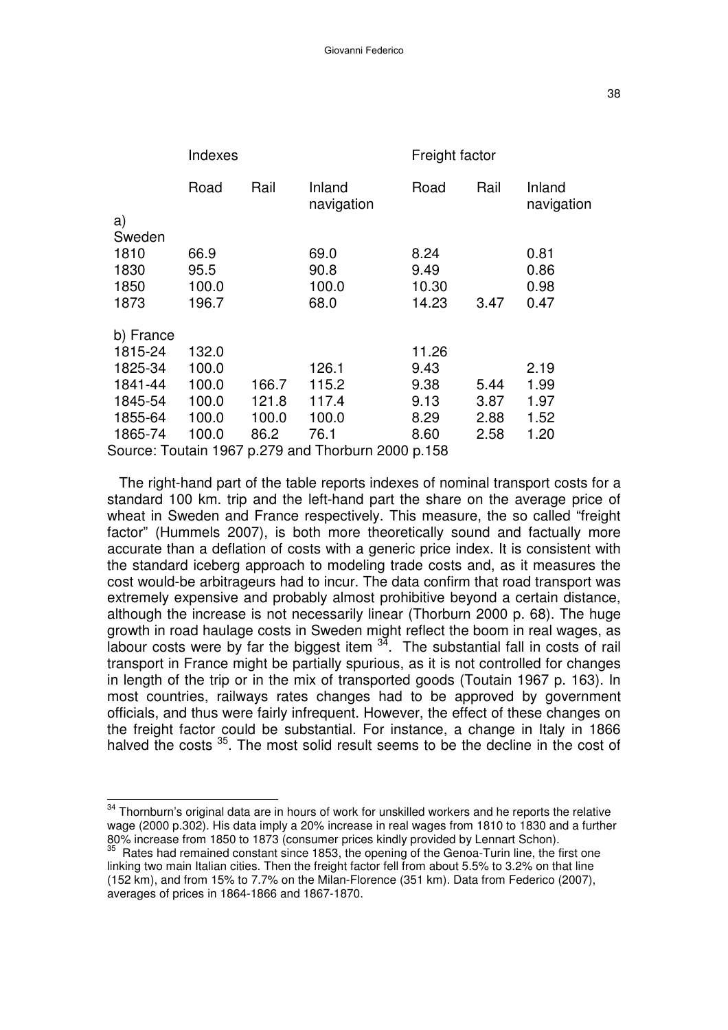| | Indexes | | | Freight factor | | |
|---|---|---|---|---|---|---|
| | Road | Rail | Inland navigation | Road | Rail | Inland navigation |
| a) Sweden | | | | | | |
| 1810 | 66.9 | | 69.0 | 8.24 | | 0.81 |
| 1830 | 95.5 | | 90.8 | 9.49 | | 0.86 |
| 1850 | 100.0 | | 100.0 | 10.30 | | 0.98 |
| 1873 | 196.7 | | 68.0 | 14.23 | 3.47 | 0.47 |
| b) France | | | | | | |
| 1815-24 | 132.0 | | | 11.26 | | |
| 1825-34 | 100.0 | | 126.1 | 9.43 | | 2.19 |
| 1841-44 | 100.0 | 166.7 | 115.2 | 9.38 | 5.44 | 1.99 |
| 1845-54 | 100.0 | 121.8 | 117.4 | 9.13 | 3.87 | 1.97 |
| 1855-64 | 100.0 | 100.0 | 100.0 | 8.29 | 2.88 | 1.52 |
| 1865-74 | 100.0 | 86.2 | 76.1 | 8.60 | 2.58 | 1.20 |

Source: Toutain 1967 p.279 and Thorburn 2000 p.158

The right-hand part of the table reports indexes of nominal transport costs for a standard 100 km. trip and the left-hand part the share on the average price of wheat in Sweden and France respectively. This measure, the so called "freight factor" (Hummels 2007), is both more theoretically sound and factually more accurate than a deflation of costs with a generic price index. It is consistent with the standard iceberg approach to modeling trade costs and, as it measures the cost would-be arbitrageurs had to incur. The data confirm that road transport was extremely expensive and probably almost prohibitive beyond a certain distance, although the increase is not necessarily linear (Thorburn 2000 p. 68). The huge growth in road haulage costs in Sweden might reflect the boom in real wages, as labour costs were by far the biggest item [34]. The substantial fall in costs of rail transport in France might be partially spurious, as it is not controlled for changes in length of the trip or in the mix of transported goods (Toutain 1967 p. 163). In most countries, railways rates changes had to be approved by government officials, and thus were fairly infrequent. However, the effect of these changes on the freight factor could be substantial. For instance, a change in Italy in 1866 halved the costs [35]. The most solid result seems to be the decline in the cost of

[34] Thornburn's original data are in hours of work for unskilled workers and he reports the relative wage (2000 p.302). His data imply a 20% increase in real wages from 1810 to 1830 and a further 80% increase from 1850 to 1873 (consumer prices kindly provided by Lennart Schon).

[35] Rates had remained constant since 1853, the opening of the Genoa-Turin line, the first one linking two main Italian cities. Then the freight factor fell from about 5.5% to 3.2% on that line (152 km), and from 15% to 7.7% on the Milan-Florence (351 km). Data from Federico (2007), averages of prices in 1864-1866 and 1867-1870.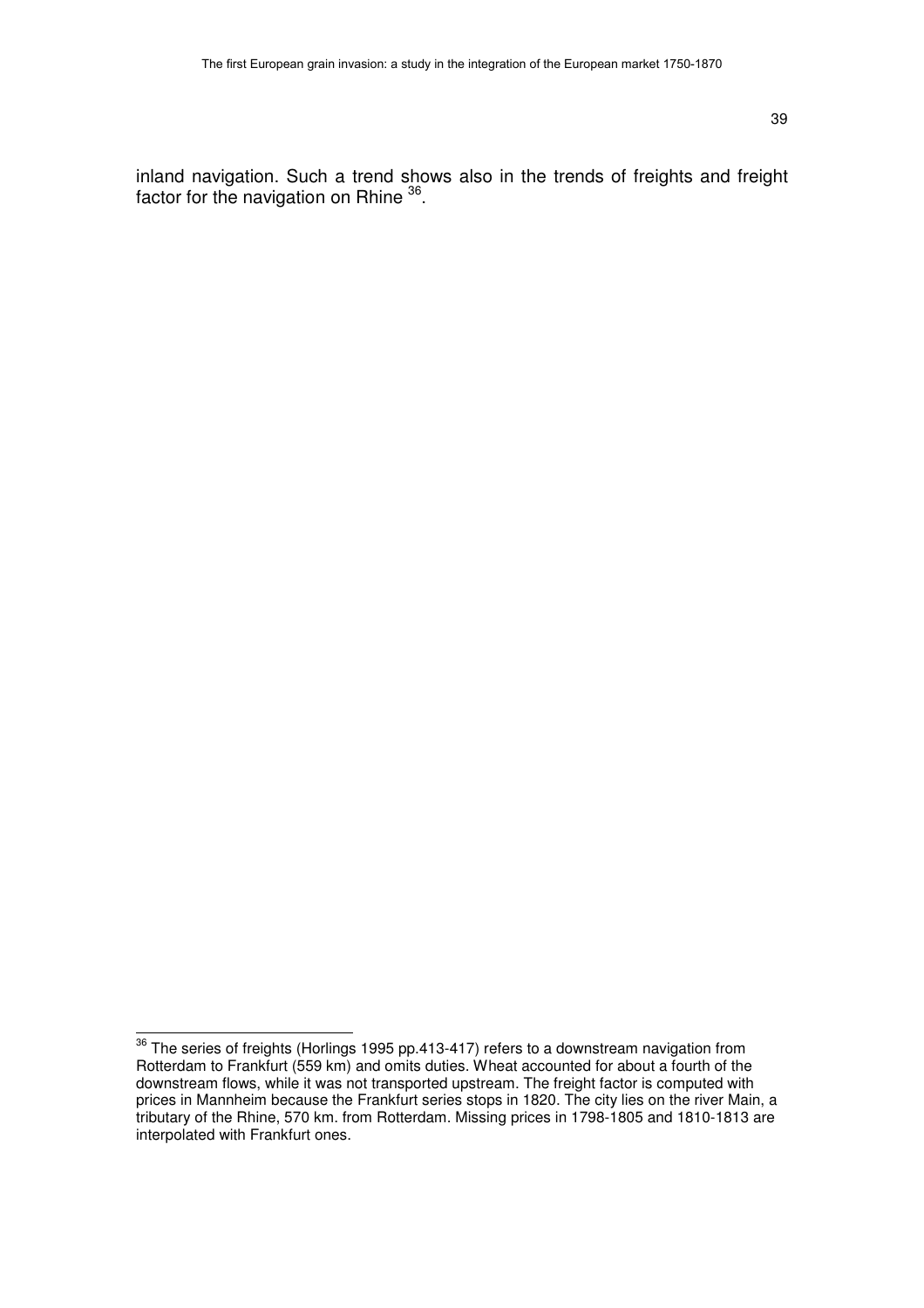inland navigation. Such a trend shows also in the trends of freights and freight factor for the navigation on Rhine [36].

[36] The series of freights (Horlings 1995 pp.413-417) refers to a downstream navigation from Rotterdam to Frankfurt (559 km) and omits duties. Wheat accounted for about a fourth of the downstream flows, while it was not transported upstream. The freight factor is computed with prices in Mannheim because the Frankfurt series stops in 1820. The city lies on the river Main, a tributary of the Rhine, 570 km. from Rotterdam. Missing prices in 1798-1805 and 1810-1813 are interpolated with Frankfurt ones.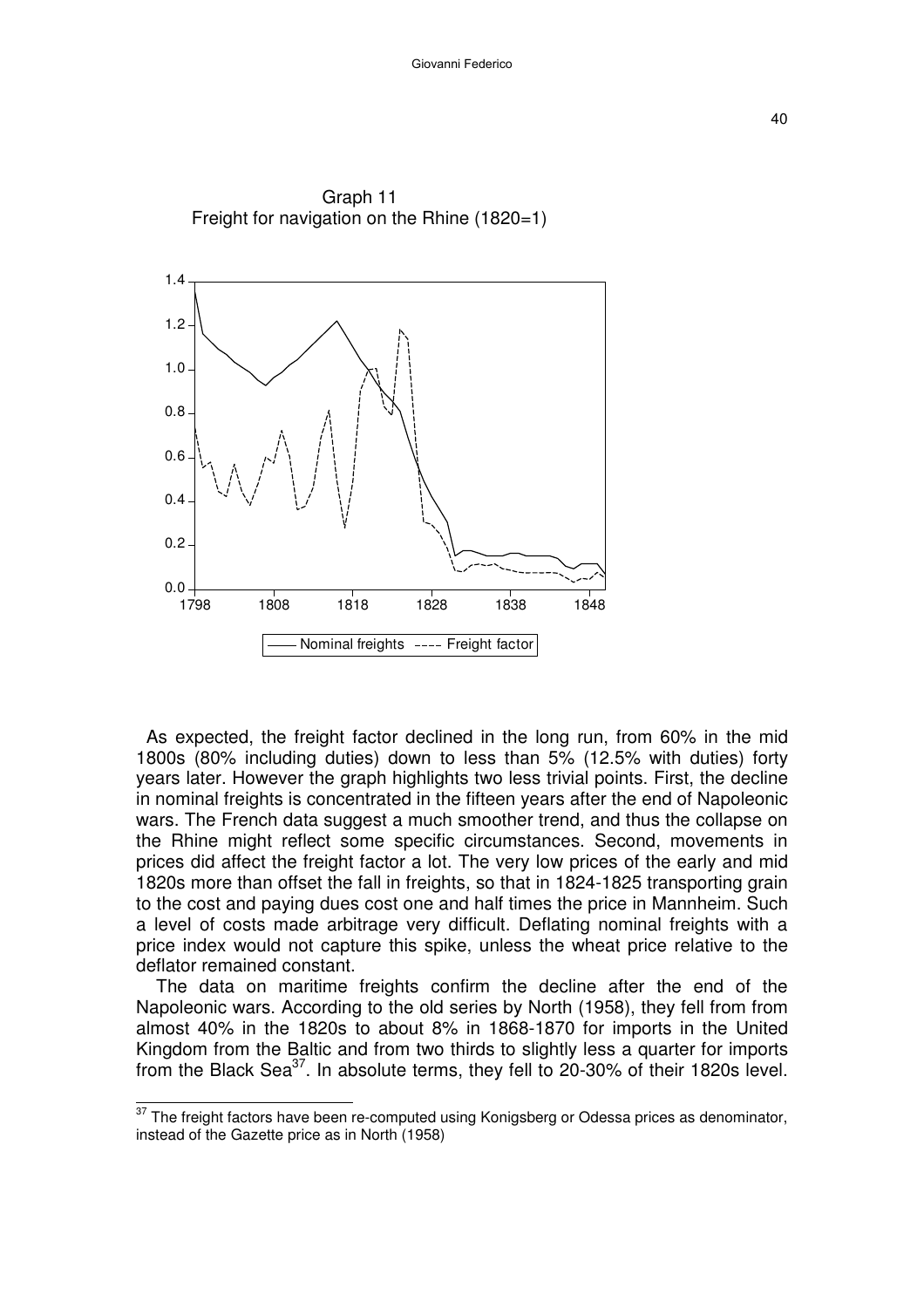Graph 11
Freight for navigation on the Rhine (1820=1)

As expected, the freight factor declined in the long run, from 60% in the mid 1800s (80% including duties) down to less than 5% (12.5% with duties) forty years later. However the graph highlights two less trivial points. First, the decline in nominal freights is concentrated in the fifteen years after the end of Napoleonic wars. The French data suggest a much smoother trend, and thus the collapse on the Rhine might reflect some specific circumstances. Second, movements in prices did affect the freight factor a lot. The very low prices of the early and mid 1820s more than offset the fall in freights, so that in 1824-1825 transporting grain to the cost and paying dues cost one and half times the price in Mannheim. Such a level of costs made arbitrage very difficult. Deflating nominal freights with a price index would not capture this spike, unless the wheat price relative to the deflator remained constant.

The data on maritime freights confirm the decline after the end of the Napoleonic wars. According to the old series by North (1958), they fell from from almost 40% in the 1820s to about 8% in 1868-1870 for imports in the United Kingdom from the Baltic and from two thirds to slightly less a quarter for imports from the Black Sea[37]. In absolute terms, they fell to 20-30% of their 1820s level.

[37] The freight factors have been re-computed using Konigsberg or Odessa prices as denominator, instead of the Gazette price as in North (1958)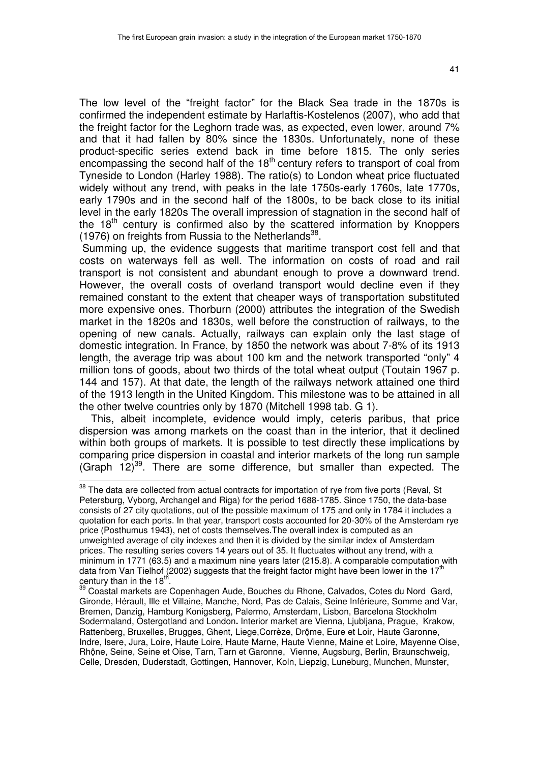The low level of the "freight factor" for the Black Sea trade in the 1870s is confirmed the independent estimate by Harlaftis-Kostelenos (2007), who add that the freight factor for the Leghorn trade was, as expected, even lower, around 7% and that it had fallen by 80% since the 1830s. Unfortunately, none of these product-specific series extend back in time before 1815. The only series encompassing the second half of the 18[th] century refers to transport of coal from Tyneside to London (Harley 1988). The ratio(s) to London wheat price fluctuated widely without any trend, with peaks in the late 1750s-early 1760s, late 1770s, early 1790s and in the second half of the 1800s, to be back close to its initial level in the early 1820s The overall impression of stagnation in the second half of the 18[th] century is confirmed also by the scattered information by Knoppers (1976) on freights from Russia to the Netherlands[38].

Summing up, the evidence suggests that maritime transport cost fell and that costs on waterways fell as well. The information on costs of road and rail transport is not consistent and abundant enough to prove a downward trend. However, the overall costs of overland transport would decline even if they remained constant to the extent that cheaper ways of transportation substituted more expensive ones. Thorburn (2000) attributes the integration of the Swedish market in the 1820s and 1830s, well before the construction of railways, to the opening of new canals. Actually, railways can explain only the last stage of domestic integration. In France, by 1850 the network was about 7-8% of its 1913 length, the average trip was about 100 km and the network transported "only" 4 million tons of goods, about two thirds of the total wheat output (Toutain 1967 p. 144 and 157). At that date, the length of the railways network attained one third of the 1913 length in the United Kingdom. This milestone was to be attained in all the other twelve countries only by 1870 (Mitchell 1998 tab. G 1).

This, albeit incomplete, evidence would imply, ceteris paribus, that price dispersion was among markets on the coast than in the interior, that it declined within both groups of markets. It is possible to test directly these implications by comparing price dispersion in coastal and interior markets of the long run sample (Graph 12)[39]. There are some difference, but smaller than expected. The

---

[38] The data are collected from actual contracts for importation of rye from five ports (Reval, St Petersburg, Vyborg, Archangel and Riga) for the period 1688-1785. Since 1750, the data-base consists of 27 city quotations, out of the possible maximum of 175 and only in 1784 it includes a quotation for each ports. In that year, transport costs accounted for 20-30% of the Amsterdam rye price (Posthumus 1943), net of costs themselves.The overall index is computed as an unweighted average of city indexes and then it is divided by the similar index of Amsterdam prices. The resulting series covers 14 years out of 35. It fluctuates without any trend, with a minimum in 1771 (63.5) and a maximum nine years later (215.8). A comparable computation with data from Van Tielhof (2002) suggests that the freight factor might have been lower in the 17[th] century than in the 18[th].

[39] Coastal markets are Copenhagen Aude, Bouches du Rhone, Calvados, Cotes du Nord Gard, Gironde, Hérault, Ille et Villaine, Manche, Nord, Pas de Calais, Seine Inférieure, Somme and Var, Bremen, Danzig, Hamburg Konigsberg, Palermo, Amsterdam, Lisbon, Barcelona Stockholm Sodermaland, Ostergotland and London**.** Interior market are Vienna, Ljubljana, Prague, Krakow, Rattenberg, Bruxelles, Brugges, Ghent, Liege,Corrèze, Drộme, Eure et Loir, Haute Garonne, Indre, Isere, Jura, Loire, Haute Loire, Haute Marne, Haute Vienne, Maine et Loire, Mayenne Oise, Rhộne, Seine, Seine et Oise, Tarn, Tarn et Garonne, Vienne, Augsburg, Berlin, Braunschweig, Celle, Dresden, Duderstadt, Gottingen, Hannover, Koln, Liepzig, Luneburg, Munchen, Munster,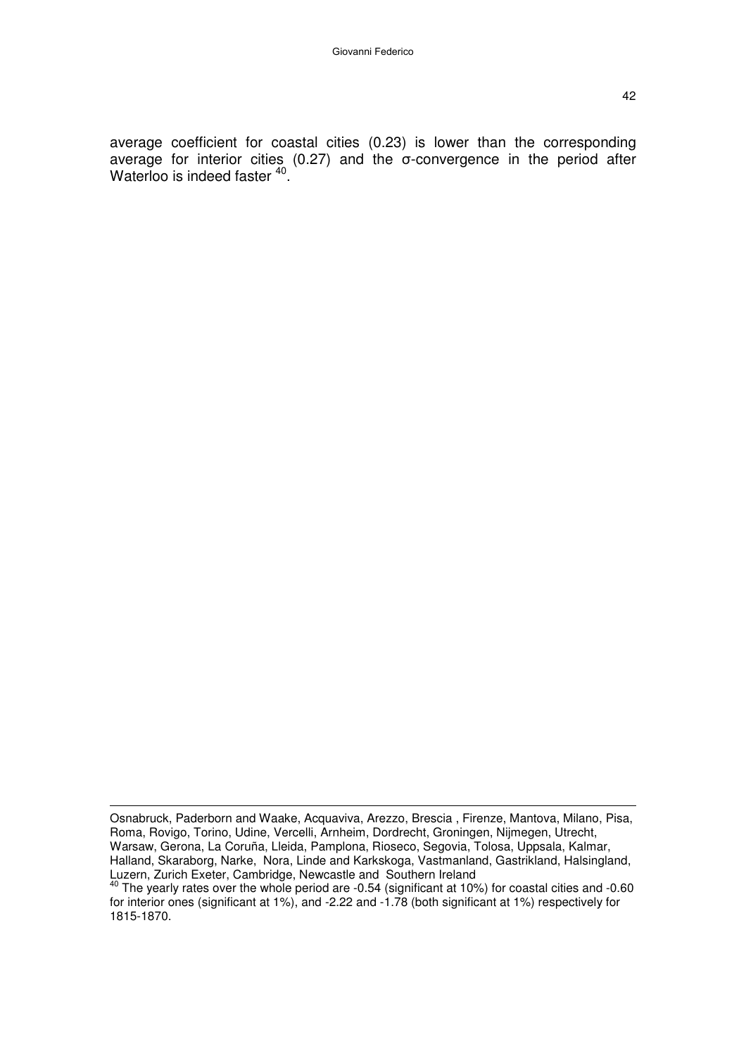average coefficient for coastal cities (0.23) is lower than the corresponding average for interior cities (0.27) and the σ-convergence in the period after Waterloo is indeed faster [40].

---

Osnabruck, Paderborn and Waake, Acquaviva, Arezzo, Brescia , Firenze, Mantova, Milano, Pisa, Roma, Rovigo, Torino, Udine, Vercelli, Arnheim, Dordrecht, Groningen, Nijmegen, Utrecht, Warsaw, Gerona, La Coruña, Lleida, Pamplona, Rioseco, Segovia, Tolosa, Uppsala, Kalmar, Halland, Skaraborg, Narke, Nora, Linde and Karkskoga, Vastmanland, Gastrikland, Halsingland, Luzern, Zurich Exeter, Cambridge, Newcastle and Southern Ireland

[40] The yearly rates over the whole period are -0.54 (significant at 10%) for coastal cities and -0.60 for interior ones (significant at 1%), and -2.22 and -1.78 (both significant at 1%) respectively for 1815-1870.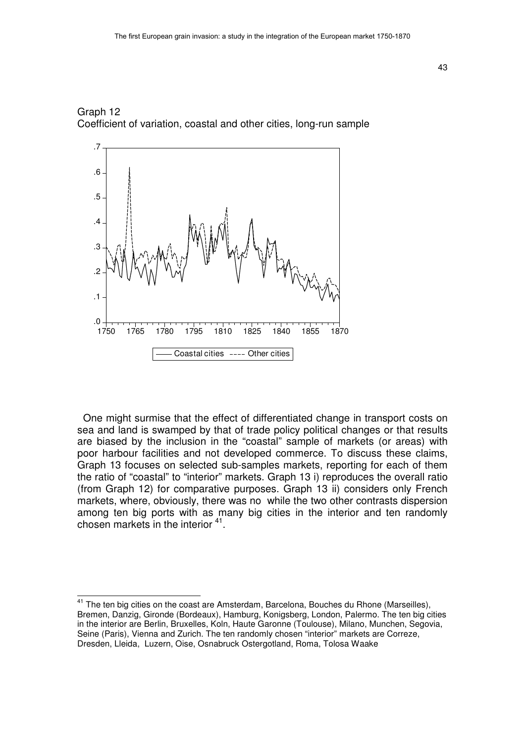Graph 12

Coefficient of variation, coastal and other cities, long-run sample

One might surmise that the effect of differentiated change in transport costs on sea and land is swamped by that of trade policy political changes or that results are biased by the inclusion in the "coastal" sample of markets (or areas) with poor harbour facilities and not developed commerce. To discuss these claims, Graph 13 focuses on selected sub-samples markets, reporting for each of them the ratio of "coastal" to "interior" markets. Graph 13 i) reproduces the overall ratio (from Graph 12) for comparative purposes. Graph 13 ii) considers only French markets, where, obviously, there was no while the two other contrasts dispersion among ten big ports with as many big cities in the interior and ten randomly chosen markets in the interior [41].

[41] The ten big cities on the coast are Amsterdam, Barcelona, Bouches du Rhone (Marseilles), Bremen, Danzig, Gironde (Bordeaux), Hamburg, Konigsberg, London, Palermo. The ten big cities in the interior are Berlin, Bruxelles, Koln, Haute Garonne (Toulouse), Milano, Munchen, Segovia, Seine (Paris), Vienna and Zurich. The ten randomly chosen "interior" markets are Correze, Dresden, Lleida, Luzern, Oise, Osnabruck Ostergotland, Roma, Tolosa Waake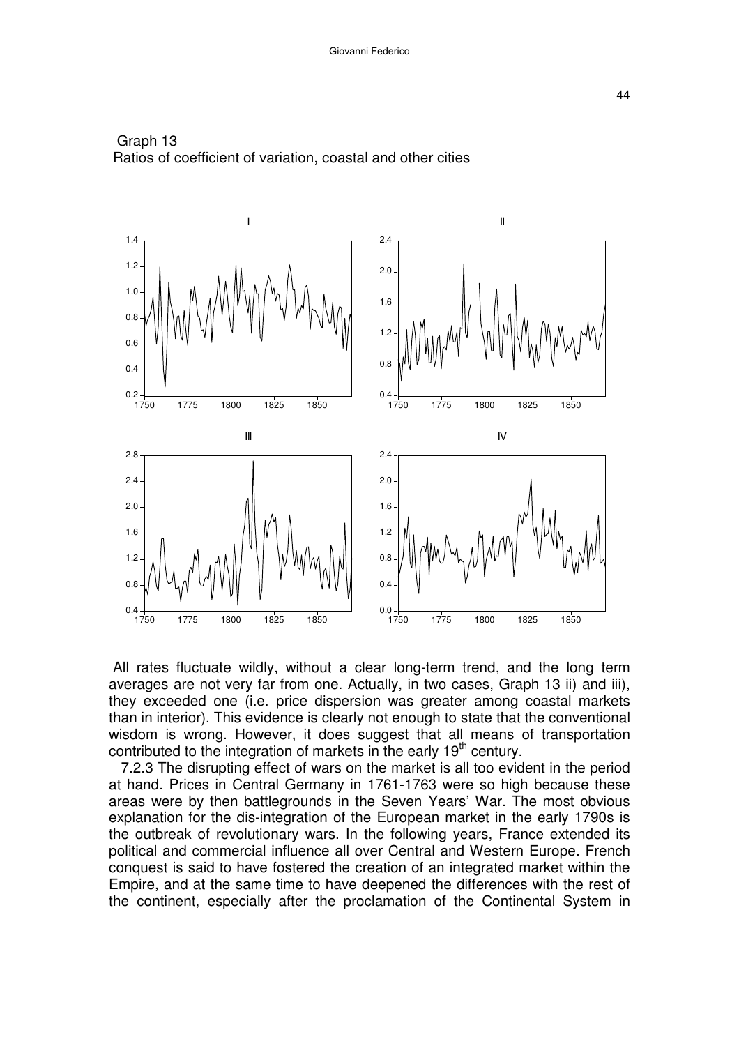Graph 13
Ratios of coefficient of variation, coastal and other cities

All rates fluctuate wildly, without a clear long-term trend, and the long term averages are not very far from one. Actually, in two cases, Graph 13 ii) and iii), they exceeded one (i.e. price dispersion was greater among coastal markets than in interior). This evidence is clearly not enough to state that the conventional wisdom is wrong. However, it does suggest that all means of transportation contributed to the integration of markets in the early 19th century.

7.2.3 The disrupting effect of wars on the market is all too evident in the period at hand. Prices in Central Germany in 1761-1763 were so high because these areas were by then battlegrounds in the Seven Years' War. The most obvious explanation for the dis-integration of the European market in the early 1790s is the outbreak of revolutionary wars. In the following years, France extended its political and commercial influence all over Central and Western Europe. French conquest is said to have fostered the creation of an integrated market within the Empire, and at the same time to have deepened the differences with the rest of the continent, especially after the proclamation of the Continental System in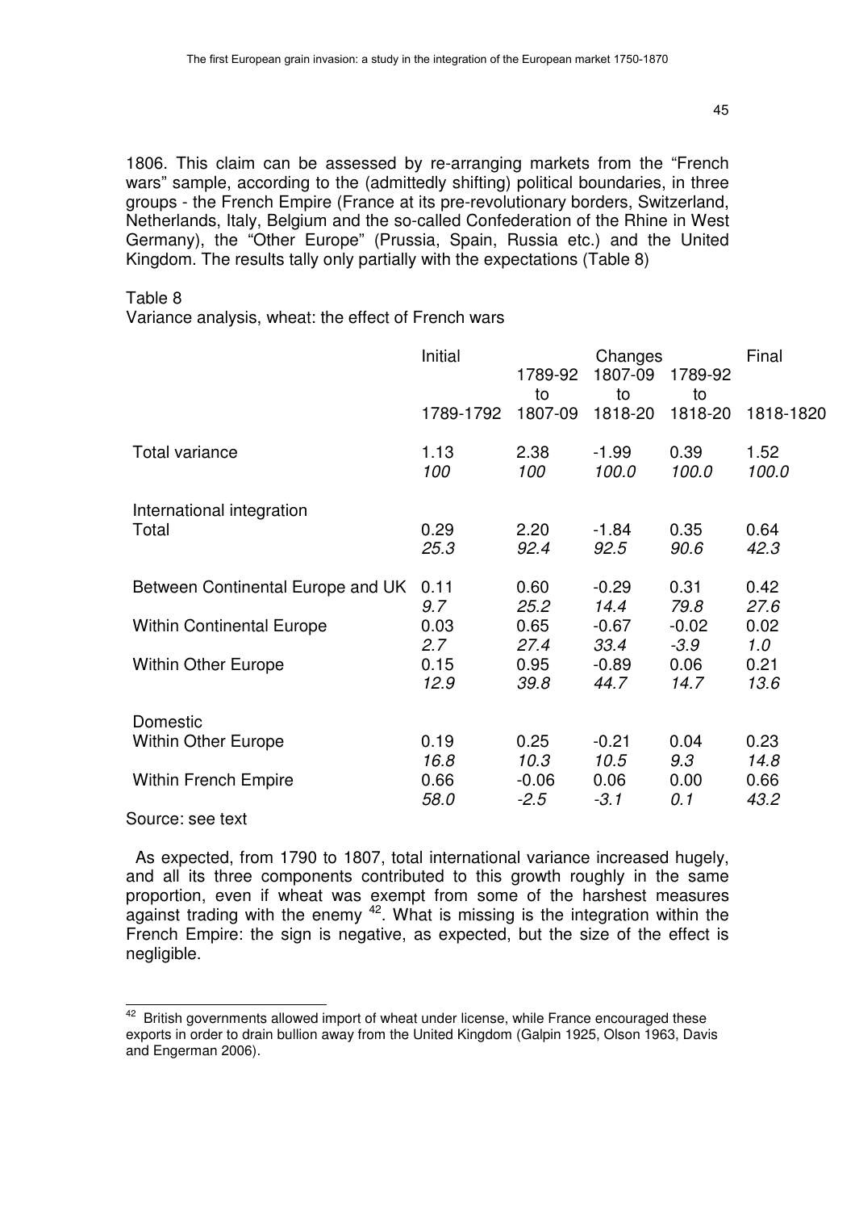1806. This claim can be assessed by re-arranging markets from the "French wars" sample, according to the (admittedly shifting) political boundaries, in three groups - the French Empire (France at its pre-revolutionary borders, Switzerland, Netherlands, Italy, Belgium and the so-called Confederation of the Rhine in West Germany), the "Other Europe" (Prussia, Spain, Russia etc.) and the United Kingdom. The results tally only partially with the expectations (Table 8)

Table 8

Variance analysis, wheat: the effect of French wars

| | Initial | Changes | | | Final |
|---|---|---|---|---|---|
| | 1789-1792 | 1789-92 to 1807-09 | 1807-09 to 1818-20 | 1789-92 to 1818-20 | 1818-1820 |
| Total variance | 1.13 | 2.38 | -1.99 | 0.39 | 1.52 |
| | *100* | *100* | *100.0* | *100.0* | *100.0* |
| International integration | | | | | |
| Total | 0.29 | 2.20 | -1.84 | 0.35 | 0.64 |
| | *25.3* | *92.4* | *92.5* | *90.6* | *42.3* |
| Between Continental Europe and UK | 0.11 | 0.60 | -0.29 | 0.31 | 0.42 |
| | *9.7* | *25.2* | *14.4* | *79.8* | *27.6* |
| Within Continental Europe | 0.03 | 0.65 | -0.67 | -0.02 | 0.02 |
| | *2.7* | *27.4* | *33.4* | *-3.9* | *1.0* |
| Within Other Europe | 0.15 | 0.95 | -0.89 | 0.06 | 0.21 |
| | *12.9* | *39.8* | *44.7* | *14.7* | *13.6* |
| Domestic | | | | | |
| Within Other Europe | 0.19 | 0.25 | -0.21 | 0.04 | 0.23 |
| | *16.8* | *10.3* | *10.5* | *9.3* | *14.8* |
| Within French Empire | 0.66 | -0.06 | 0.06 | 0.00 | 0.66 |
| | *58.0* | *-2.5* | *-3.1* | *0.1* | *43.2* |

Source: see text

As expected, from 1790 to 1807, total international variance increased hugely, and all its three components contributed to this growth roughly in the same proportion, even if wheat was exempt from some of the harshest measures against trading with the enemy [42]. What is missing is the integration within the French Empire: the sign is negative, as expected, but the size of the effect is negligible.

[42] British governments allowed import of wheat under license, while France encouraged these exports in order to drain bullion away from the United Kingdom (Galpin 1925, Olson 1963, Davis and Engerman 2006).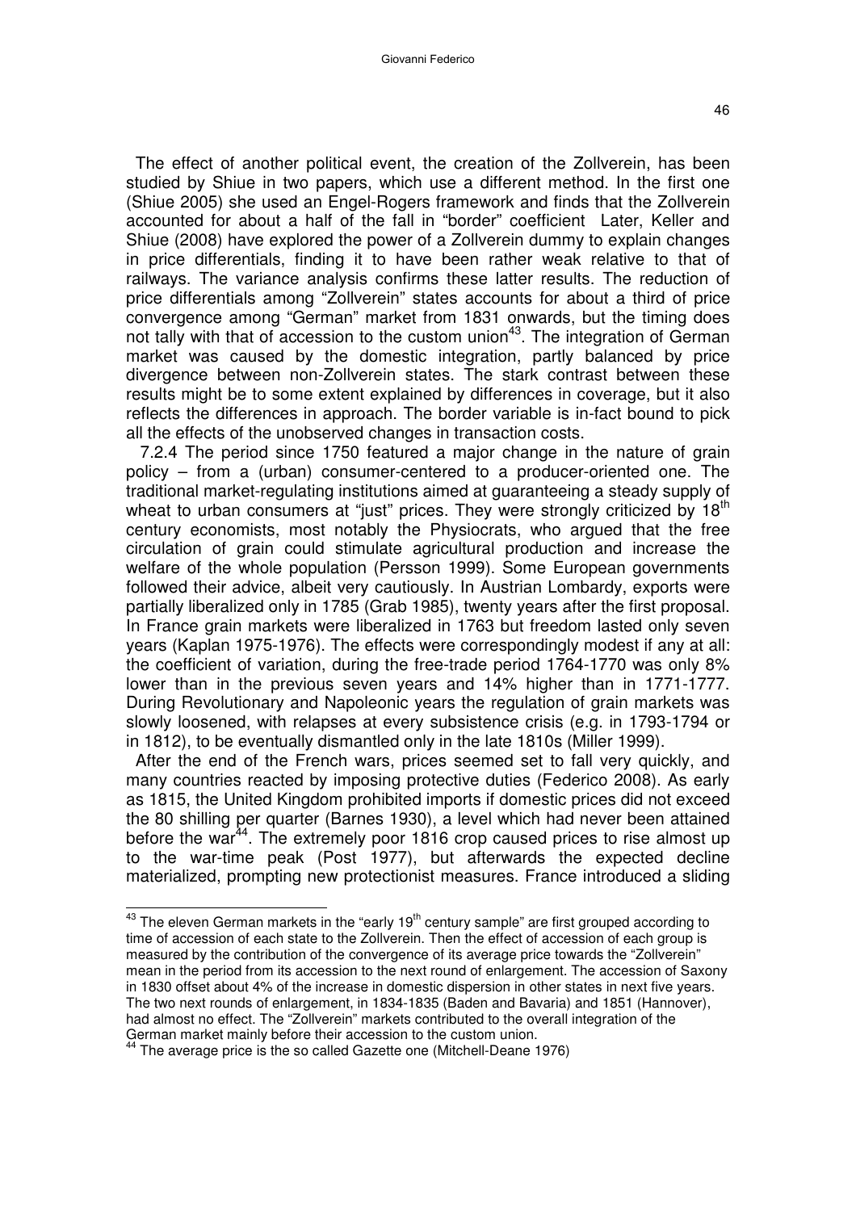The effect of another political event, the creation of the Zollverein, has been studied by Shiue in two papers, which use a different method. In the first one (Shiue 2005) she used an Engel-Rogers framework and finds that the Zollverein accounted for about a half of the fall in "border" coefficient Later, Keller and Shiue (2008) have explored the power of a Zollverein dummy to explain changes in price differentials, finding it to have been rather weak relative to that of railways. The variance analysis confirms these latter results. The reduction of price differentials among "Zollverein" states accounts for about a third of price convergence among "German" market from 1831 onwards, but the timing does not tally with that of accession to the custom union[43]. The integration of German market was caused by the domestic integration, partly balanced by price divergence between non-Zollverein states. The stark contrast between these results might be to some extent explained by differences in coverage, but it also reflects the differences in approach. The border variable is in-fact bound to pick all the effects of the unobserved changes in transaction costs.

7.2.4 The period since 1750 featured a major change in the nature of grain policy – from a (urban) consumer-centered to a producer-oriented one. The traditional market-regulating institutions aimed at guaranteeing a steady supply of wheat to urban consumers at "just" prices. They were strongly criticized by 18[th] century economists, most notably the Physiocrats, who argued that the free circulation of grain could stimulate agricultural production and increase the welfare of the whole population (Persson 1999). Some European governments followed their advice, albeit very cautiously. In Austrian Lombardy, exports were partially liberalized only in 1785 (Grab 1985), twenty years after the first proposal. In France grain markets were liberalized in 1763 but freedom lasted only seven years (Kaplan 1975-1976). The effects were correspondingly modest if any at all: the coefficient of variation, during the free-trade period 1764-1770 was only 8% lower than in the previous seven years and 14% higher than in 1771-1777. During Revolutionary and Napoleonic years the regulation of grain markets was slowly loosened, with relapses at every subsistence crisis (e.g. in 1793-1794 or in 1812), to be eventually dismantled only in the late 1810s (Miller 1999).

After the end of the French wars, prices seemed set to fall very quickly, and many countries reacted by imposing protective duties (Federico 2008). As early as 1815, the United Kingdom prohibited imports if domestic prices did not exceed the 80 shilling per quarter (Barnes 1930), a level which had never been attained before the war[44]. The extremely poor 1816 crop caused prices to rise almost up to the war-time peak (Post 1977), but afterwards the expected decline materialized, prompting new protectionist measures. France introduced a sliding

---

[43] The eleven German markets in the "early 19[th] century sample" are first grouped according to time of accession of each state to the Zollverein. Then the effect of accession of each group is measured by the contribution of the convergence of its average price towards the "Zollverein" mean in the period from its accession to the next round of enlargement. The accession of Saxony in 1830 offset about 4% of the increase in domestic dispersion in other states in next five years. The two next rounds of enlargement, in 1834-1835 (Baden and Bavaria) and 1851 (Hannover), had almost no effect. The "Zollverein" markets contributed to the overall integration of the German market mainly before their accession to the custom union.

[44] The average price is the so called Gazette one (Mitchell-Deane 1976)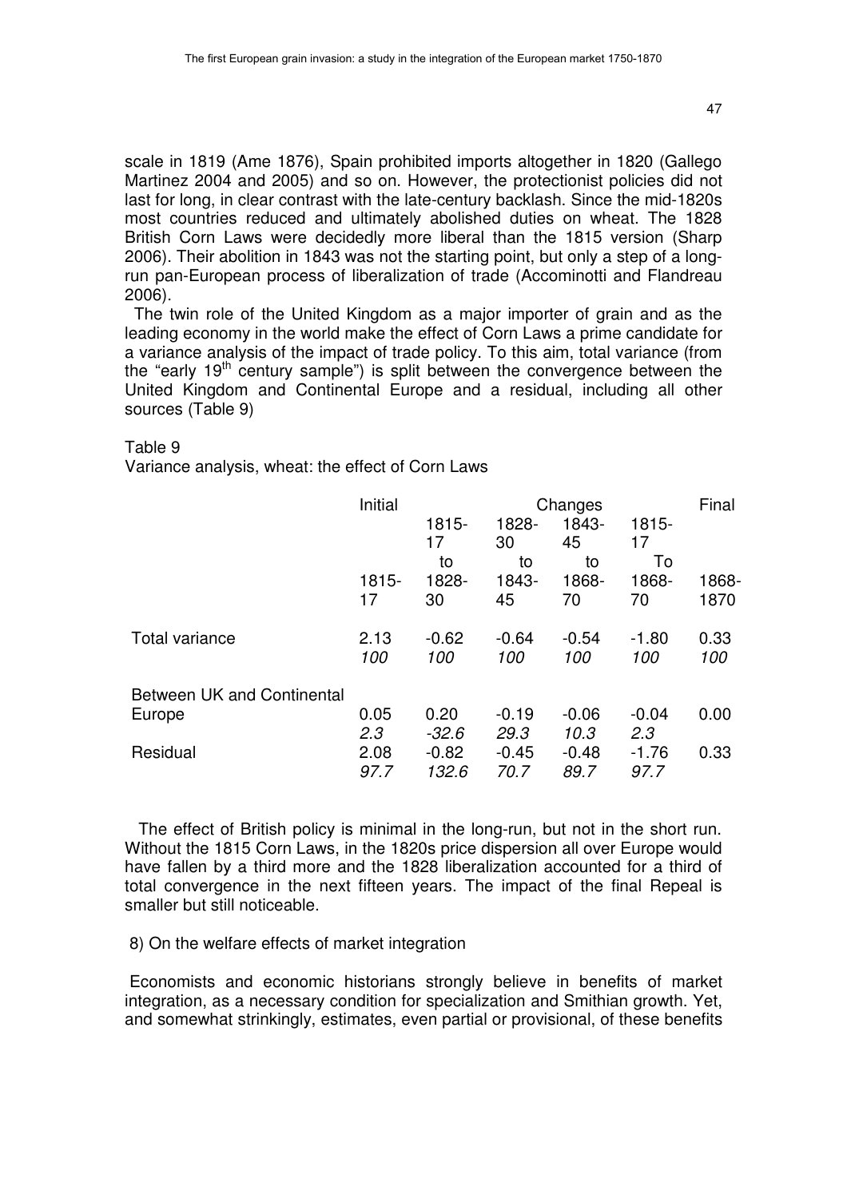scale in 1819 (Ame 1876), Spain prohibited imports altogether in 1820 (Gallego Martinez 2004 and 2005) and so on. However, the protectionist policies did not last for long, in clear contrast with the late-century backlash. Since the mid-1820s most countries reduced and ultimately abolished duties on wheat. The 1828 British Corn Laws were decidedly more liberal than the 1815 version (Sharp 2006). Their abolition in 1843 was not the starting point, but only a step of a long-run pan-European process of liberalization of trade (Accominotti and Flandreau 2006).

The twin role of the United Kingdom as a major importer of grain and as the leading economy in the world make the effect of Corn Laws a prime candidate for a variance analysis of the impact of trade policy. To this aim, total variance (from the "early 19th century sample") is split between the convergence between the United Kingdom and Continental Europe and a residual, including all other sources (Table 9)

Table 9
Variance analysis, wheat: the effect of Corn Laws

| | Initial | Changes | | | | Final |
|---|---|---|---|---|---|---|
| | 1815-17 | 1815-17 to 1828-30 | 1828-30 to 1843-45 | 1843-45 to 1868-70 | 1815-17 To 1868-70 | 1868-1870 |
| Total variance | 2.13 | -0.62 | -0.64 | -0.54 | -1.80 | 0.33 |
| | *100* | *100* | *100* | *100* | *100* | *100* |
| Between UK and Continental Europe | 0.05 | 0.20 | -0.19 | -0.06 | -0.04 | 0.00 |
| | *2.3* | *-32.6* | *29.3* | *10.3* | *2.3* | |
| Residual | 2.08 | -0.82 | -0.45 | -0.48 | -1.76 | 0.33 |
| | *97.7* | *132.6* | *70.7* | *89.7* | *97.7* | |

The effect of British policy is minimal in the long-run, but not in the short run. Without the 1815 Corn Laws, in the 1820s price dispersion all over Europe would have fallen by a third more and the 1828 liberalization accounted for a third of total convergence in the next fifteen years. The impact of the final Repeal is smaller but still noticeable.

## 8) On the welfare effects of market integration

Economists and economic historians strongly believe in benefits of market integration, as a necessary condition for specialization and Smithian growth. Yet, and somewhat strinkingly, estimates, even partial or provisional, of these benefits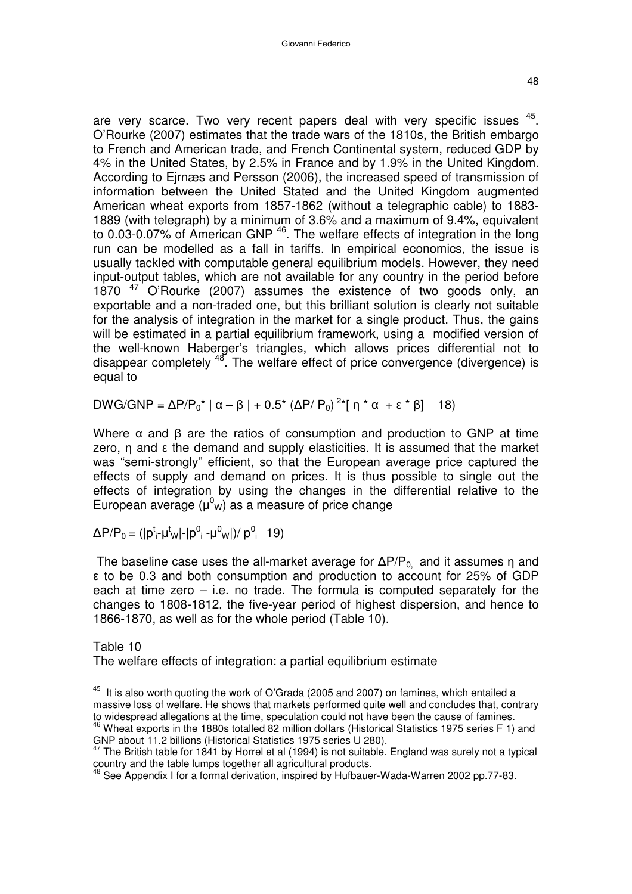are very scarce. Two very recent papers deal with very specific issues [45]. O'Rourke (2007) estimates that the trade wars of the 1810s, the British embargo to French and American trade, and French Continental system, reduced GDP by 4% in the United States, by 2.5% in France and by 1.9% in the United Kingdom. According to Ejrnæs and Persson (2006), the increased speed of transmission of information between the United Stated and the United Kingdom augmented American wheat exports from 1857-1862 (without a telegraphic cable) to 1883-1889 (with telegraph) by a minimum of 3.6% and a maximum of 9.4%, equivalent to 0.03-0.07% of American GNP [46]. The welfare effects of integration in the long run can be modelled as a fall in tariffs. In empirical economics, the issue is usually tackled with computable general equilibrium models. However, they need input-output tables, which are not available for any country in the period before 1870 [47] O'Rourke (2007) assumes the existence of two goods only, an exportable and a non-traded one, but this brilliant solution is clearly not suitable for the analysis of integration in the market for a single product. Thus, the gains will be estimated in a partial equilibrium framework, using a modified version of the well-known Haberger's triangles, which allows prices differential not to disappear completely [48]. The welfare effect of price convergence (divergence) is equal to

$$DWG/GNP = \Delta P/P_0 * | \alpha - \beta | + 0.5 * (\Delta P/ P_0)^2 * [ \eta * \alpha + \varepsilon * \beta] \quad 18)$$

Where α and β are the ratios of consumption and production to GNP at time zero, η and ε the demand and supply elasticities. It is assumed that the market was "semi-strongly" efficient, so that the European average price captured the effects of supply and demand on prices. It is thus possible to single out the effects of integration by using the changes in the differential relative to the European average ($\mu^0_W$) as a measure of price change

$$\Delta P/P_0 = (|p^t_i - \mu^t_W| - |p^0_i - \mu^0_W|)/ p^0_i \quad 19)$$

The baseline case uses the all-market average for $\Delta P/P_0$, and it assumes η and ε to be 0.3 and both consumption and production to account for 25% of GDP each at time zero – i.e. no trade. The formula is computed separately for the changes to 1808-1812, the five-year period of highest dispersion, and hence to 1866-1870, as well as for the whole period (Table 10).

Table 10
The welfare effects of integration: a partial equilibrium estimate

---

[45] It is also worth quoting the work of O'Grada (2005 and 2007) on famines, which entailed a massive loss of welfare. He shows that markets performed quite well and concludes that, contrary to widespread allegations at the time, speculation could not have been the cause of famines.

[46] Wheat exports in the 1880s totalled 82 million dollars (Historical Statistics 1975 series F 1) and GNP about 11.2 billions (Historical Statistics 1975 series U 280).

[47] The British table for 1841 by Horrel et al (1994) is not suitable. England was surely not a typical country and the table lumps together all agricultural products.

[48] See Appendix I for a formal derivation, inspired by Hufbauer-Wada-Warren 2002 pp.77-83.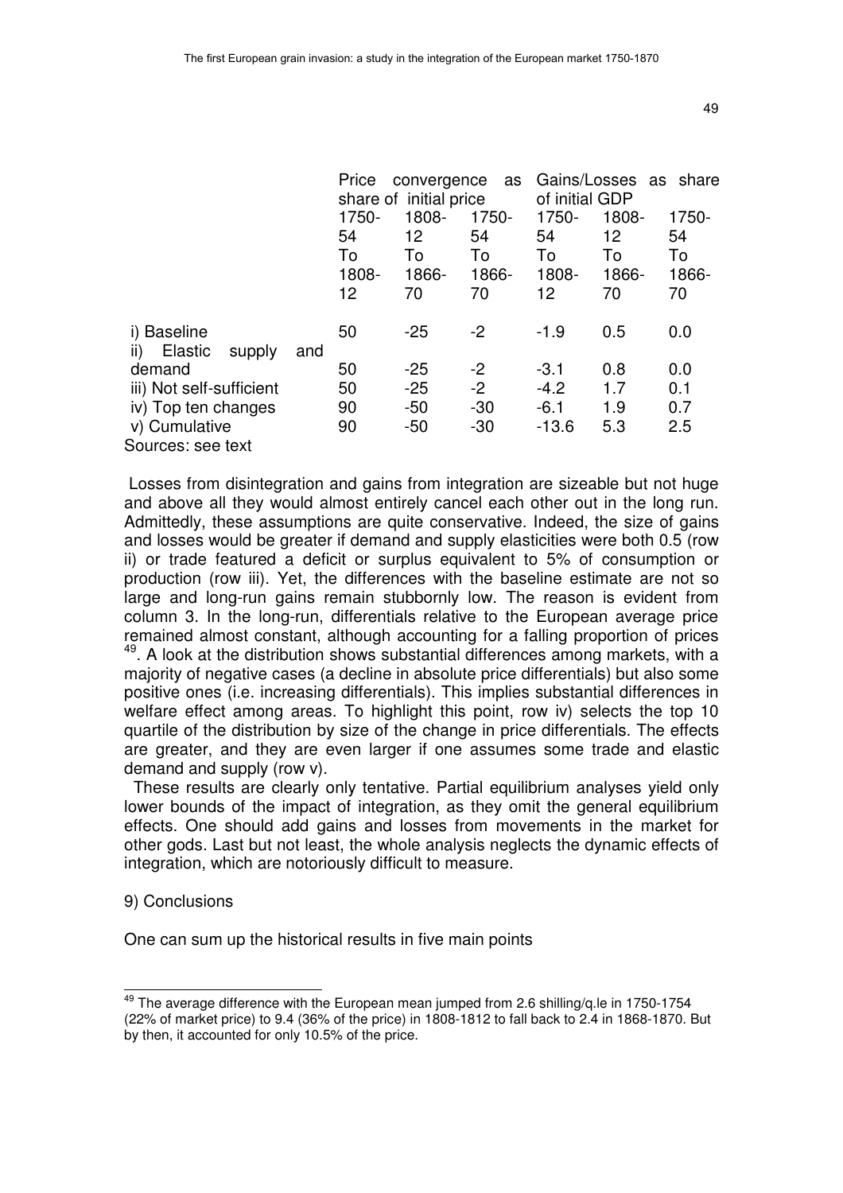| | Price convergence as share of initial price | | | Gains/Losses as share of initial GDP | | |
|---|---|---|---|---|---|---|
| | 1750-54 To 1808-12 | 1808-12 To 1866-70 | 1750-54 To 1866-70 | 1750-54 To 1808-12 | 1808-12 To 1866-70 | 1750-54 To 1866-70 |
| i) Baseline | 50 | -25 | -2 | -1.9 | 0.5 | 0.0 |
| ii) Elastic supply and demand | 50 | -25 | -2 | -3.1 | 0.8 | 0.0 |
| iii) Not self-sufficient | 50 | -25 | -2 | -4.2 | 1.7 | 0.1 |
| iv) Top ten changes | 90 | -50 | -30 | -6.1 | 1.9 | 0.7 |
| v) Cumulative | 90 | -50 | -30 | -13.6 | 5.3 | 2.5 |

Sources: see text

Losses from disintegration and gains from integration are sizeable but not huge and above all they would almost entirely cancel each other out in the long run. Admittedly, these assumptions are quite conservative. Indeed, the size of gains and losses would be greater if demand and supply elasticities were both 0.5 (row ii) or trade featured a deficit or surplus equivalent to 5% of consumption or production (row iii). Yet, the differences with the baseline estimate are not so large and long-run gains remain stubbornly low. The reason is evident from column 3. In the long-run, differentials relative to the European average price remained almost constant, although accounting for a falling proportion of prices [49]. A look at the distribution shows substantial differences among markets, with a majority of negative cases (a decline in absolute price differentials) but also some positive ones (i.e. increasing differentials). This implies substantial differences in welfare effect among areas. To highlight this point, row iv) selects the top 10 quartile of the distribution by size of the change in price differentials. The effects are greater, and they are even larger if one assumes some trade and elastic demand and supply (row v).

These results are clearly only tentative. Partial equilibrium analyses yield only lower bounds of the impact of integration, as they omit the general equilibrium effects. One should add gains and losses from movements in the market for other gods. Last but not least, the whole analysis neglects the dynamic effects of integration, which are notoriously difficult to measure.

## 9) Conclusions

One can sum up the historical results in five main points

[49] The average difference with the European mean jumped from 2.6 shilling/q.le in 1750-1754 (22% of market price) to 9.4 (36% of the price) in 1808-1812 to fall back to 2.4 in 1868-1870. But by then, it accounted for only 10.5% of the price.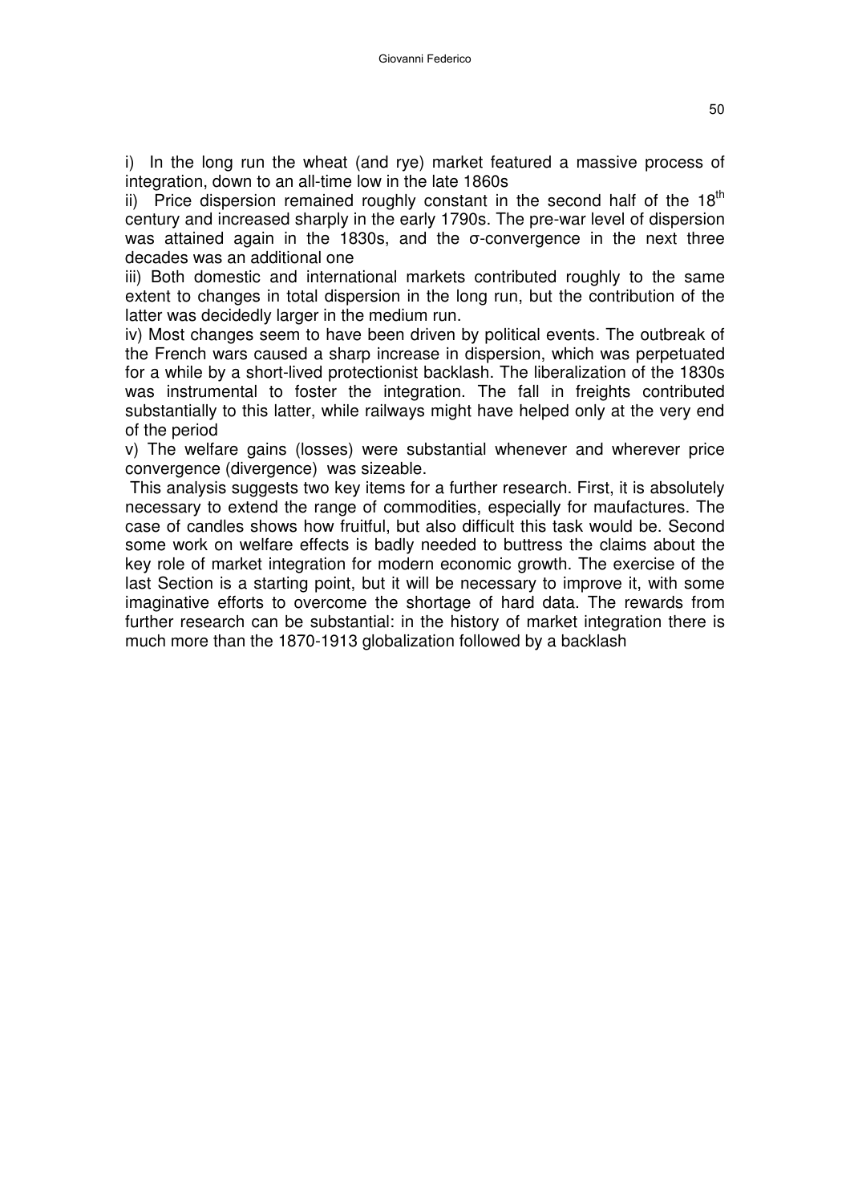i) In the long run the wheat (and rye) market featured a massive process of integration, down to an all-time low in the late 1860s

ii) Price dispersion remained roughly constant in the second half of the 18th century and increased sharply in the early 1790s. The pre-war level of dispersion was attained again in the 1830s, and the σ-convergence in the next three decades was an additional one

iii) Both domestic and international markets contributed roughly to the same extent to changes in total dispersion in the long run, but the contribution of the latter was decidedly larger in the medium run.

iv) Most changes seem to have been driven by political events. The outbreak of the French wars caused a sharp increase in dispersion, which was perpetuated for a while by a short-lived protectionist backlash. The liberalization of the 1830s was instrumental to foster the integration. The fall in freights contributed substantially to this latter, while railways might have helped only at the very end of the period

v) The welfare gains (losses) were substantial whenever and wherever price convergence (divergence) was sizeable.

This analysis suggests two key items for a further research. First, it is absolutely necessary to extend the range of commodities, especially for maufactures. The case of candles shows how fruitful, but also difficult this task would be. Second some work on welfare effects is badly needed to buttress the claims about the key role of market integration for modern economic growth. The exercise of the last Section is a starting point, but it will be necessary to improve it, with some imaginative efforts to overcome the shortage of hard data. The rewards from further research can be substantial: in the history of market integration there is much more than the 1870-1913 globalization followed by a backlash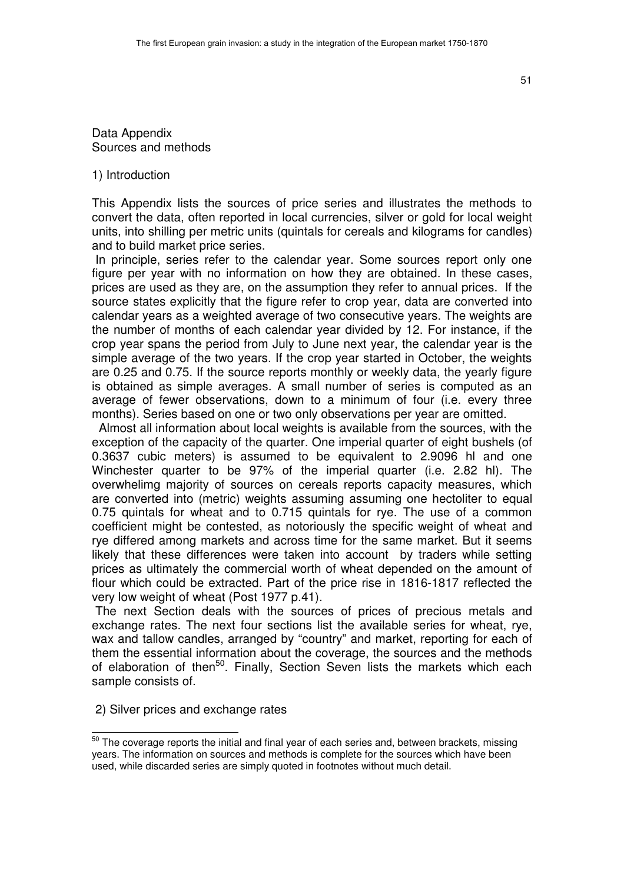Data Appendix
Sources and methods

1) Introduction

This Appendix lists the sources of price series and illustrates the methods to convert the data, often reported in local currencies, silver or gold for local weight units, into shilling per metric units (quintals for cereals and kilograms for candles) and to build market price series.

In principle, series refer to the calendar year. Some sources report only one figure per year with no information on how they are obtained. In these cases, prices are used as they are, on the assumption they refer to annual prices. If the source states explicitly that the figure refer to crop year, data are converted into calendar years as a weighted average of two consecutive years. The weights are the number of months of each calendar year divided by 12. For instance, if the crop year spans the period from July to June next year, the calendar year is the simple average of the two years. If the crop year started in October, the weights are 0.25 and 0.75. If the source reports monthly or weekly data, the yearly figure is obtained as simple averages. A small number of series is computed as an average of fewer observations, down to a minimum of four (i.e. every three months). Series based on one or two only observations per year are omitted.

Almost all information about local weights is available from the sources, with the exception of the capacity of the quarter. One imperial quarter of eight bushels (of 0.3637 cubic meters) is assumed to be equivalent to 2.9096 hl and one Winchester quarter to be 97% of the imperial quarter (i.e. 2.82 hl). The overwhelimg majority of sources on cereals reports capacity measures, which are converted into (metric) weights assuming assuming one hectoliter to equal 0.75 quintals for wheat and to 0.715 quintals for rye. The use of a common coefficient might be contested, as notoriously the specific weight of wheat and rye differed among markets and across time for the same market. But it seems likely that these differences were taken into account by traders while setting prices as ultimately the commercial worth of wheat depended on the amount of flour which could be extracted. Part of the price rise in 1816-1817 reflected the very low weight of wheat (Post 1977 p.41).

The next Section deals with the sources of prices of precious metals and exchange rates. The next four sections list the available series for wheat, rye, wax and tallow candles, arranged by "country" and market, reporting for each of them the essential information about the coverage, the sources and the methods of elaboration of then[50]. Finally, Section Seven lists the markets which each sample consists of.

2) Silver prices and exchange rates

[50] The coverage reports the initial and final year of each series and, between brackets, missing years. The information on sources and methods is complete for the sources which have been used, while discarded series are simply quoted in footnotes without much detail.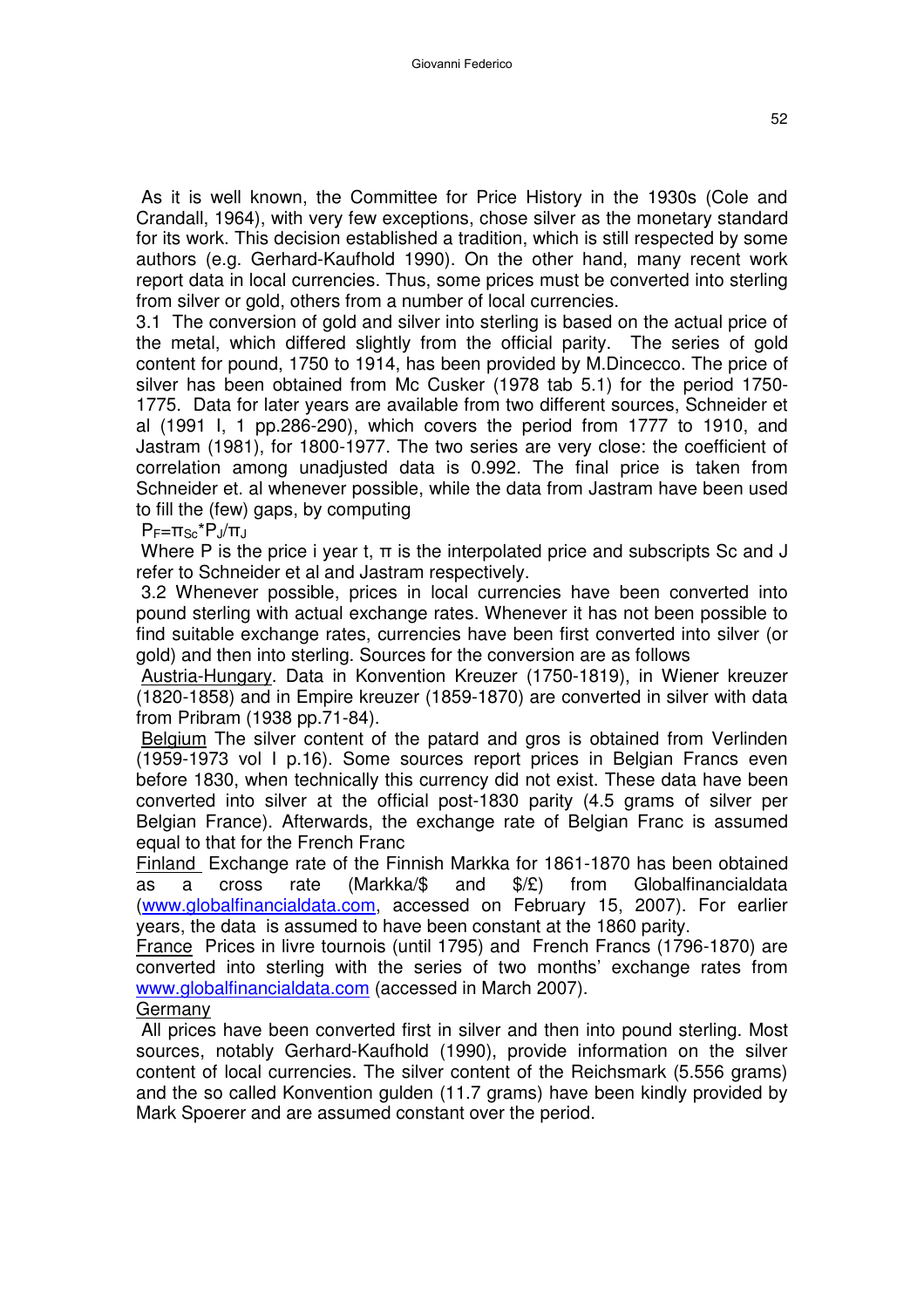As it is well known, the Committee for Price History in the 1930s (Cole and Crandall, 1964), with very few exceptions, chose silver as the monetary standard for its work. This decision established a tradition, which is still respected by some authors (e.g. Gerhard-Kaufhold 1990). On the other hand, many recent work report data in local currencies. Thus, some prices must be converted into sterling from silver or gold, others from a number of local currencies.

3.1 The conversion of gold and silver into sterling is based on the actual price of the metal, which differed slightly from the official parity. The series of gold content for pound, 1750 to 1914, has been provided by M.Dincecco. The price of silver has been obtained from Mc Cusker (1978 tab 5.1) for the period 1750-1775. Data for later years are available from two different sources, Schneider et al (1991 I, 1 pp.286-290), which covers the period from 1777 to 1910, and Jastram (1981), for 1800-1977. The two series are very close: the coefficient of correlation among unadjusted data is 0.992. The final price is taken from Schneider et. al whenever possible, while the data from Jastram have been used to fill the (few) gaps, by computing

$P_F = \pi_{Sc} * P_J / \pi_J$

Where P is the price i year t, $\pi$ is the interpolated price and subscripts Sc and J refer to Schneider et al and Jastram respectively.

3.2 Whenever possible, prices in local currencies have been converted into pound sterling with actual exchange rates. Whenever it has not been possible to find suitable exchange rates, currencies have been first converted into silver (or gold) and then into sterling. Sources for the conversion are as follows

Austria-Hungary. Data in Konvention Kreuzer (1750-1819), in Wiener kreuzer (1820-1858) and in Empire kreuzer (1859-1870) are converted in silver with data from Pribram (1938 pp.71-84).

Belgium The silver content of the patard and gros is obtained from Verlinden (1959-1973 vol I p.16). Some sources report prices in Belgian Francs even before 1830, when technically this currency did not exist. These data have been converted into silver at the official post-1830 parity (4.5 grams of silver per Belgian France). Afterwards, the exchange rate of Belgian Franc is assumed equal to that for the French Franc

Finland Exchange rate of the Finnish Markka for 1861-1870 has been obtained as a cross rate (Markka/$ and $/£) from Globalfinancialdata (www.globalfinancialdata.com, accessed on February 15, 2007). For earlier years, the data is assumed to have been constant at the 1860 parity.

France Prices in livre tournois (until 1795) and French Francs (1796-1870) are converted into sterling with the series of two months' exchange rates from www.globalfinancialdata.com (accessed in March 2007).

Germany

All prices have been converted first in silver and then into pound sterling. Most sources, notably Gerhard-Kaufhold (1990), provide information on the silver content of local currencies. The silver content of the Reichsmark (5.556 grams) and the so called Konvention gulden (11.7 grams) have been kindly provided by Mark Spoerer and are assumed constant over the period.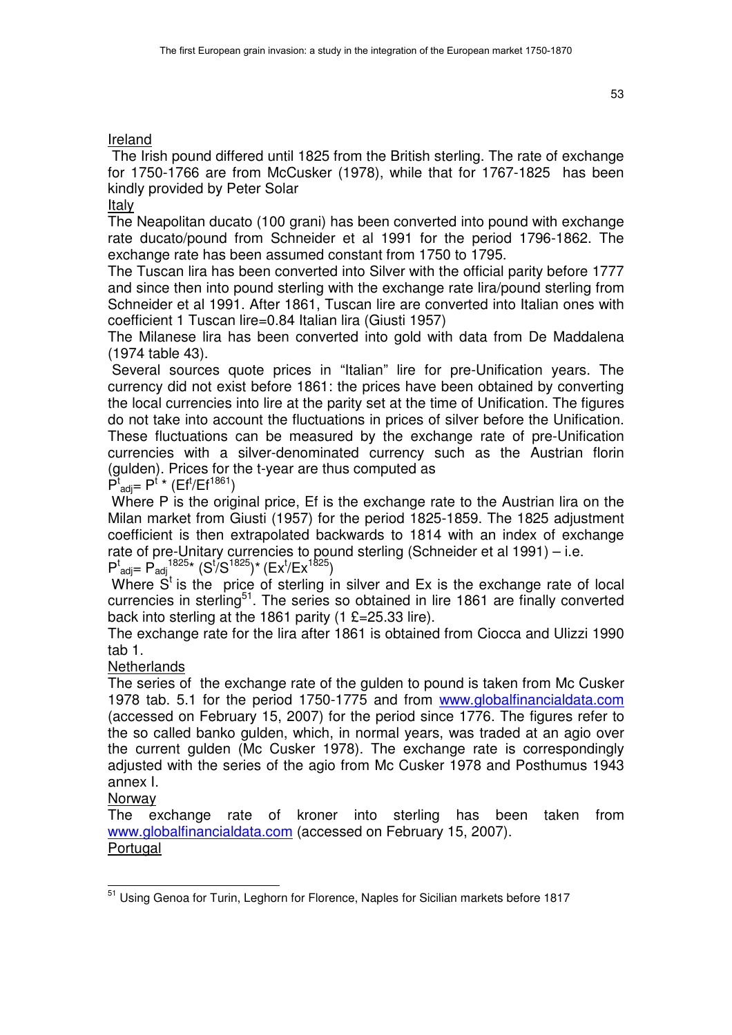Ireland

The Irish pound differed until 1825 from the British sterling. The rate of exchange for 1750-1766 are from McCusker (1978), while that for 1767-1825 has been kindly provided by Peter Solar

Italy

The Neapolitan ducato (100 grani) has been converted into pound with exchange rate ducato/pound from Schneider et al 1991 for the period 1796-1862. The exchange rate has been assumed constant from 1750 to 1795.

The Tuscan lira has been converted into Silver with the official parity before 1777 and since then into pound sterling with the exchange rate lira/pound sterling from Schneider et al 1991. After 1861, Tuscan lire are converted into Italian ones with coefficient 1 Tuscan lire=0.84 Italian lira (Giusti 1957)

The Milanese lira has been converted into gold with data from De Maddalena (1974 table 43).

Several sources quote prices in "Italian" lire for pre-Unification years. The currency did not exist before 1861: the prices have been obtained by converting the local currencies into lire at the parity set at the time of Unification. The figures do not take into account the fluctuations in prices of silver before the Unification. These fluctuations can be measured by the exchange rate of pre-Unification currencies with a silver-denominated currency such as the Austrian florin (gulden). Prices for the t-year are thus computed as

$P^t_{adj} = P^t * (Ef^t/Ef^{1861})$

Where P is the original price, Ef is the exchange rate to the Austrian lira on the Milan market from Giusti (1957) for the period 1825-1859. The 1825 adjustment coefficient is then extrapolated backwards to 1814 with an index of exchange rate of pre-Unitary currencies to pound sterling (Schneider et al 1991) – i.e.

$P^t_{adj} = P_{adj}^{1825} * (S^t/S^{1825}) * (Ex^t/Ex^{1825})$

Where $S^t$ is the price of sterling in silver and Ex is the exchange rate of local currencies in sterling[51]. The series so obtained in lire 1861 are finally converted back into sterling at the 1861 parity (1 £=25.33 lire).

The exchange rate for the lira after 1861 is obtained from Ciocca and Ulizzi 1990 tab 1.

Netherlands

The series of the exchange rate of the gulden to pound is taken from Mc Cusker 1978 tab. 5.1 for the period 1750-1775 and from www.globalfinancialdata.com (accessed on February 15, 2007) for the period since 1776. The figures refer to the so called banko gulden, which, in normal years, was traded at an agio over the current gulden (Mc Cusker 1978). The exchange rate is correspondingly adjusted with the series of the agio from Mc Cusker 1978 and Posthumus 1943 annex I.

Norway

The exchange rate of kroner into sterling has been taken from www.globalfinancialdata.com (accessed on February 15, 2007).

Portugal

[51] Using Genoa for Turin, Leghorn for Florence, Naples for Sicilian markets before 1817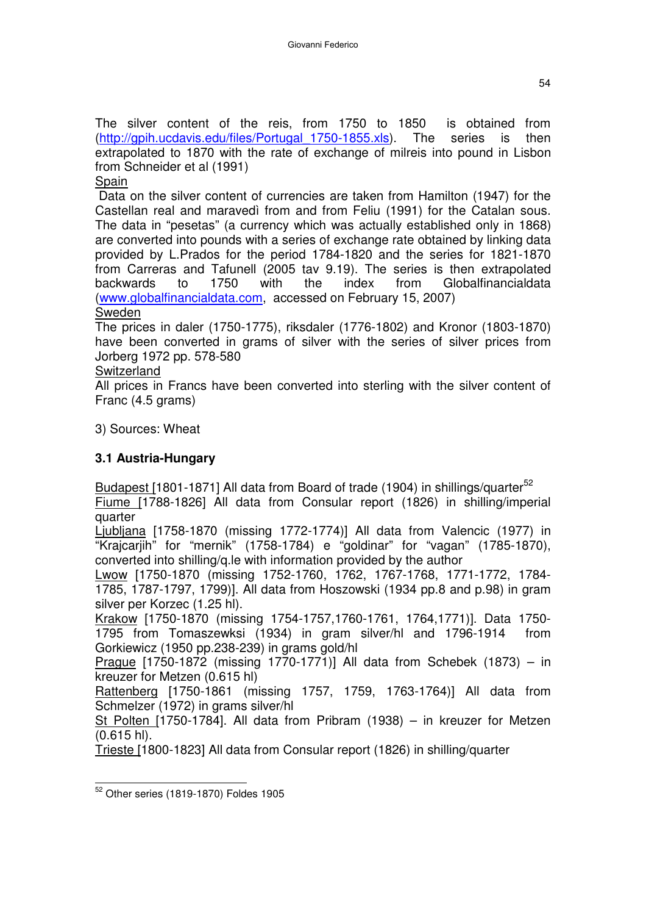The silver content of the reis, from 1750 to 1850 is obtained from (http://gpih.ucdavis.edu/files/Portugal_1750-1855.xls). The series is then extrapolated to 1870 with the rate of exchange of milreis into pound in Lisbon from Schneider et al (1991)

Spain

Data on the silver content of currencies are taken from Hamilton (1947) for the Castellan real and maravedì from and from Feliu (1991) for the Catalan sous. The data in "pesetas" (a currency which was actually established only in 1868) are converted into pounds with a series of exchange rate obtained by linking data provided by L.Prados for the period 1784-1820 and the series for 1821-1870 from Carreras and Tafunell (2005 tav 9.19). The series is then extrapolated backwards to 1750 with the index from Globalfinancialdata (www.globalfinancialdata.com, accessed on February 15, 2007)

Sweden

The prices in daler (1750-1775), riksdaler (1776-1802) and Kronor (1803-1870) have been converted in grams of silver with the series of silver prices from Jorberg 1972 pp. 578-580

Switzerland

All prices in Francs have been converted into sterling with the silver content of Franc (4.5 grams)

3) Sources: Wheat

### 3.1 Austria-Hungary

Budapest [1801-1871] All data from Board of trade (1904) in shillings/quarter[52]

Fiume [1788-1826] All data from Consular report (1826) in shilling/imperial quarter

Ljubljana [1758-1870 (missing 1772-1774)] All data from Valencic (1977) in "Krajcarjih" for "mernik" (1758-1784) e "goldinar" for "vagan" (1785-1870), converted into shilling/q.le with information provided by the author

Lwow [1750-1870 (missing 1752-1760, 1762, 1767-1768, 1771-1772, 1784-1785, 1787-1797, 1799)]. All data from Hoszowski (1934 pp.8 and p.98) in gram silver per Korzec (1.25 hl).

Krakow [1750-1870 (missing 1754-1757,1760-1761, 1764,1771)]. Data 1750-1795 from Tomaszewksi (1934) in gram silver/hl and 1796-1914 from Gorkiewicz (1950 pp.238-239) in grams gold/hl

Prague [1750-1872 (missing 1770-1771)] All data from Schebek (1873) – in kreuzer for Metzen (0.615 hl)

Rattenberg [1750-1861 (missing 1757, 1759, 1763-1764)] All data from Schmelzer (1972) in grams silver/hl

St Polten [1750-1784]. All data from Pribram (1938) – in kreuzer for Metzen (0.615 hl).

Trieste [1800-1823] All data from Consular report (1826) in shilling/quarter

[52] Other series (1819-1870) Foldes 1905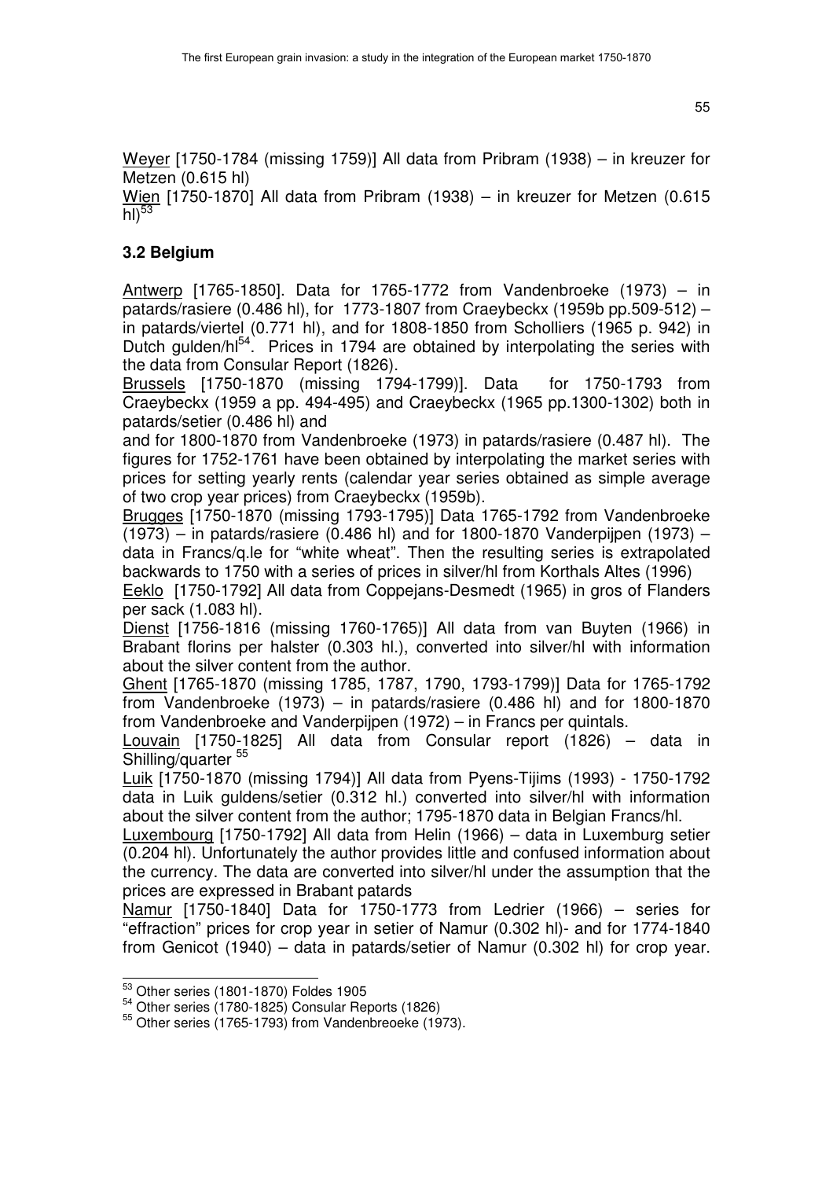Weyer [1750-1784 (missing 1759)] All data from Pribram (1938) – in kreuzer for Metzen (0.615 hl)

Wien [1750-1870] All data from Pribram (1938) – in kreuzer for Metzen (0.615 hl)[53]

### 3.2 Belgium

Antwerp [1765-1850]. Data for 1765-1772 from Vandenbroeke (1973) – in patards/rasiere (0.486 hl), for 1773-1807 from Craeybeckx (1959b pp.509-512) – in patards/viertel (0.771 hl), and for 1808-1850 from Scholliers (1965 p. 942) in Dutch gulden/hl[54]. Prices in 1794 are obtained by interpolating the series with the data from Consular Report (1826).

Brussels [1750-1870 (missing 1794-1799)]. Data for 1750-1793 from Craeybeckx (1959 a pp. 494-495) and Craeybeckx (1965 pp.1300-1302) both in patards/setier (0.486 hl) and

and for 1800-1870 from Vandenbroeke (1973) in patards/rasiere (0.487 hl). The figures for 1752-1761 have been obtained by interpolating the market series with prices for setting yearly rents (calendar year series obtained as simple average of two crop year prices) from Craeybeckx (1959b).

Brugges [1750-1870 (missing 1793-1795)] Data 1765-1792 from Vandenbroeke (1973) – in patards/rasiere (0.486 hl) and for 1800-1870 Vanderpijpen (1973) – data in Francs/q.le for "white wheat". Then the resulting series is extrapolated backwards to 1750 with a series of prices in silver/hl from Korthals Altes (1996)

Eeklo [1750-1792] All data from Coppejans-Desmedt (1965) in gros of Flanders per sack (1.083 hl).

Dienst [1756-1816 (missing 1760-1765)] All data from van Buyten (1966) in Brabant florins per halster (0.303 hl.), converted into silver/hl with information about the silver content from the author.

Ghent [1765-1870 (missing 1785, 1787, 1790, 1793-1799)] Data for 1765-1792 from Vandenbroeke (1973) – in patards/rasiere (0.486 hl) and for 1800-1870 from Vandenbroeke and Vanderpijpen (1972) – in Francs per quintals.

Louvain [1750-1825] All data from Consular report (1826) – data in Shilling/quarter [55]

Luik [1750-1870 (missing 1794)] All data from Pyens-Tijims (1993) - 1750-1792 data in Luik guldens/setier (0.312 hl.) converted into silver/hl with information about the silver content from the author; 1795-1870 data in Belgian Francs/hl.

Luxembourg [1750-1792] All data from Helin (1966) – data in Luxemburg setier (0.204 hl). Unfortunately the author provides little and confused information about the currency. The data are converted into silver/hl under the assumption that the prices are expressed in Brabant patards

Namur [1750-1840] Data for 1750-1773 from Ledrier (1966) – series for "effraction" prices for crop year in setier of Namur (0.302 hl)- and for 1774-1840 from Genicot (1940) – data in patards/setier of Namur (0.302 hl) for crop year.

---

[53] Other series (1801-1870) Foldes 1905

[54] Other series (1780-1825) Consular Reports (1826)

[55] Other series (1765-1793) from Vandenbreoeke (1973).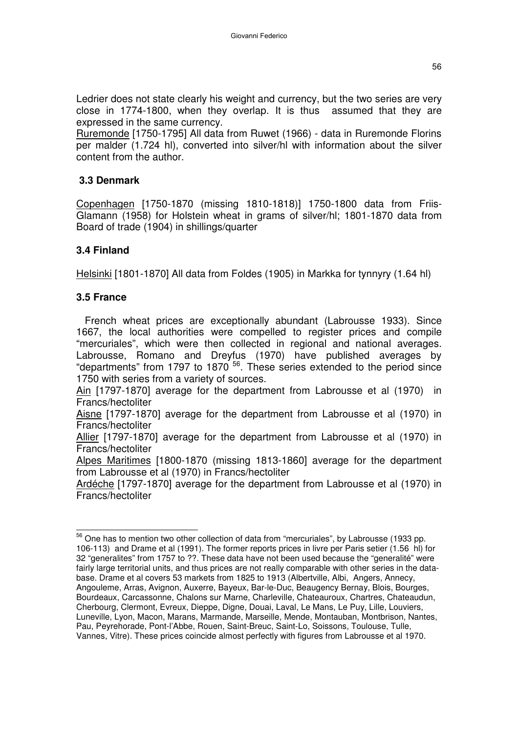Ledrier does not state clearly his weight and currency, but the two series are very close in 1774-1800, when they overlap. It is thus assumed that they are expressed in the same currency.

Ruremonde [1750-1795] All data from Ruwet (1966) - data in Ruremonde Florins per malder (1.724 hl), converted into silver/hl with information about the silver content from the author.

### 3.3 Denmark

Copenhagen [1750-1870 (missing 1810-1818)] 1750-1800 data from Friis-Glamann (1958) for Holstein wheat in grams of silver/hl; 1801-1870 data from Board of trade (1904) in shillings/quarter

### 3.4 Finland

Helsinki [1801-1870] All data from Foldes (1905) in Markka for tynnyry (1.64 hl)

### 3.5 France

French wheat prices are exceptionally abundant (Labrousse 1933). Since 1667, the local authorities were compelled to register prices and compile "mercuriales", which were then collected in regional and national averages. Labrousse, Romano and Dreyfus (1970) have published averages by "departments" from 1797 to 1870 [56]. These series extended to the period since 1750 with series from a variety of sources.

Ain [1797-1870] average for the department from Labrousse et al (1970) in Francs/hectoliter

Aisne [1797-1870] average for the department from Labrousse et al (1970) in Francs/hectoliter

Allier [1797-1870] average for the department from Labrousse et al (1970) in Francs/hectoliter

Alpes Maritimes [1800-1870 (missing 1813-1860] average for the department from Labrousse et al (1970) in Francs/hectoliter

Ardéche [1797-1870] average for the department from Labrousse et al (1970) in Francs/hectoliter

[56] One has to mention two other collection of data from "mercuriales", by Labrousse (1933 pp. 106-113) and Drame et al (1991). The former reports prices in livre per Paris setier (1.56 hl) for 32 "generalites" from 1757 to ??. These data have not been used because the "generalité" were fairly large territorial units, and thus prices are not really comparable with other series in the data-base. Drame et al covers 53 markets from 1825 to 1913 (Albertville, Albi, Angers, Annecy, Angouleme, Arras, Avignon, Auxerre, Bayeux, Bar-le-Duc, Beaugency Bernay, Blois, Bourges, Bourdeaux, Carcassonne, Chalons sur Marne, Charleville, Chateauroux, Chartres, Chateaudun, Cherbourg, Clermont, Evreux, Dieppe, Digne, Douai, Laval, Le Mans, Le Puy, Lille, Louviers, Luneville, Lyon, Macon, Marans, Marmande, Marseille, Mende, Montauban, Montbrison, Nantes, Pau, Peyrehorade, Pont-l'Abbe, Rouen, Saint-Breuc, Saint-Lo, Soissons, Toulouse, Tulle, Vannes, Vitre). These prices coincide almost perfectly with figures from Labrousse et al 1970.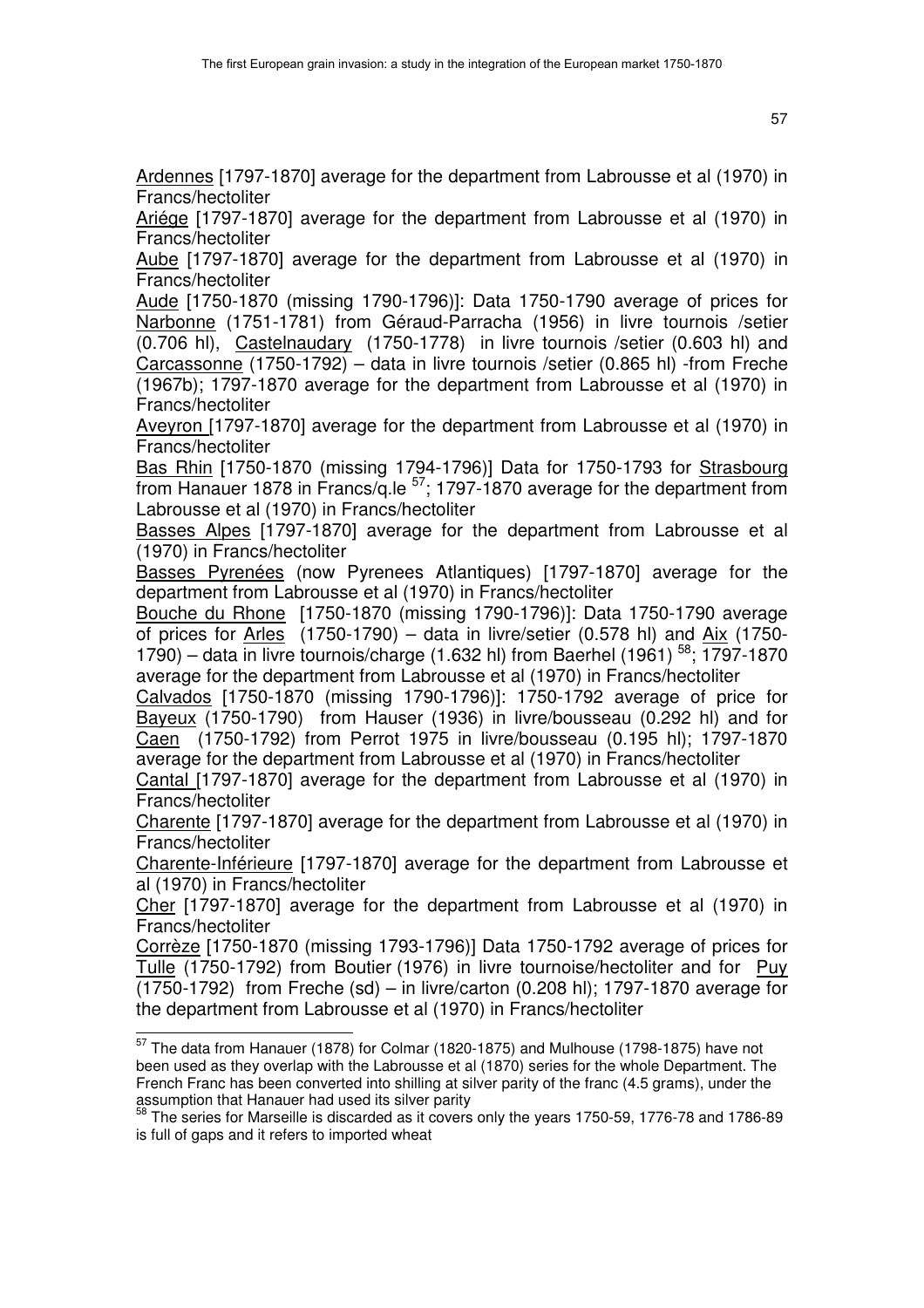Ardennes [1797-1870] average for the department from Labrousse et al (1970) in Francs/hectoliter

Ariége [1797-1870] average for the department from Labrousse et al (1970) in Francs/hectoliter

Aube [1797-1870] average for the department from Labrousse et al (1970) in Francs/hectoliter

Aude [1750-1870 (missing 1790-1796)]: Data 1750-1790 average of prices for Narbonne (1751-1781) from Géraud-Parracha (1956) in livre tournois /setier (0.706 hl), Castelnaudary (1750-1778) in livre tournois /setier (0.603 hl) and Carcassonne (1750-1792) – data in livre tournois /setier (0.865 hl) -from Freche (1967b); 1797-1870 average for the department from Labrousse et al (1970) in Francs/hectoliter

Aveyron [1797-1870] average for the department from Labrousse et al (1970) in Francs/hectoliter

Bas Rhin [1750-1870 (missing 1794-1796)] Data for 1750-1793 for Strasbourg from Hanauer 1878 in Francs/q.le [57]; 1797-1870 average for the department from Labrousse et al (1970) in Francs/hectoliter

Basses Alpes [1797-1870] average for the department from Labrousse et al (1970) in Francs/hectoliter

Basses Pyrenées (now Pyrenees Atlantiques) [1797-1870] average for the department from Labrousse et al (1970) in Francs/hectoliter

Bouche du Rhone [1750-1870 (missing 1790-1796)]: Data 1750-1790 average of prices for Arles (1750-1790) – data in livre/setier (0.578 hl) and Aix (1750-1790) – data in livre tournois/charge (1.632 hl) from Baerhel (1961) [58]; 1797-1870 average for the department from Labrousse et al (1970) in Francs/hectoliter

Calvados [1750-1870 (missing 1790-1796)]: 1750-1792 average of price for Bayeux (1750-1790) from Hauser (1936) in livre/bousseau (0.292 hl) and for Caen (1750-1792) from Perrot 1975 in livre/bousseau (0.195 hl); 1797-1870 average for the department from Labrousse et al (1970) in Francs/hectoliter

Cantal [1797-1870] average for the department from Labrousse et al (1970) in Francs/hectoliter

Charente [1797-1870] average for the department from Labrousse et al (1970) in Francs/hectoliter

Charente-Inférieure [1797-1870] average for the department from Labrousse et al (1970) in Francs/hectoliter

Cher [1797-1870] average for the department from Labrousse et al (1970) in Francs/hectoliter

Corrèze [1750-1870 (missing 1793-1796)] Data 1750-1792 average of prices for Tulle (1750-1792) from Boutier (1976) in livre tournoise/hectoliter and for Puy (1750-1792) from Freche (sd) – in livre/carton (0.208 hl); 1797-1870 average for the department from Labrousse et al (1970) in Francs/hectoliter

---

[57] The data from Hanauer (1878) for Colmar (1820-1875) and Mulhouse (1798-1875) have not been used as they overlap with the Labrousse et al (1870) series for the whole Department. The French Franc has been converted into shilling at silver parity of the franc (4.5 grams), under the assumption that Hanauer had used its silver parity

[58] The series for Marseille is discarded as it covers only the years 1750-59, 1776-78 and 1786-89 is full of gaps and it refers to imported wheat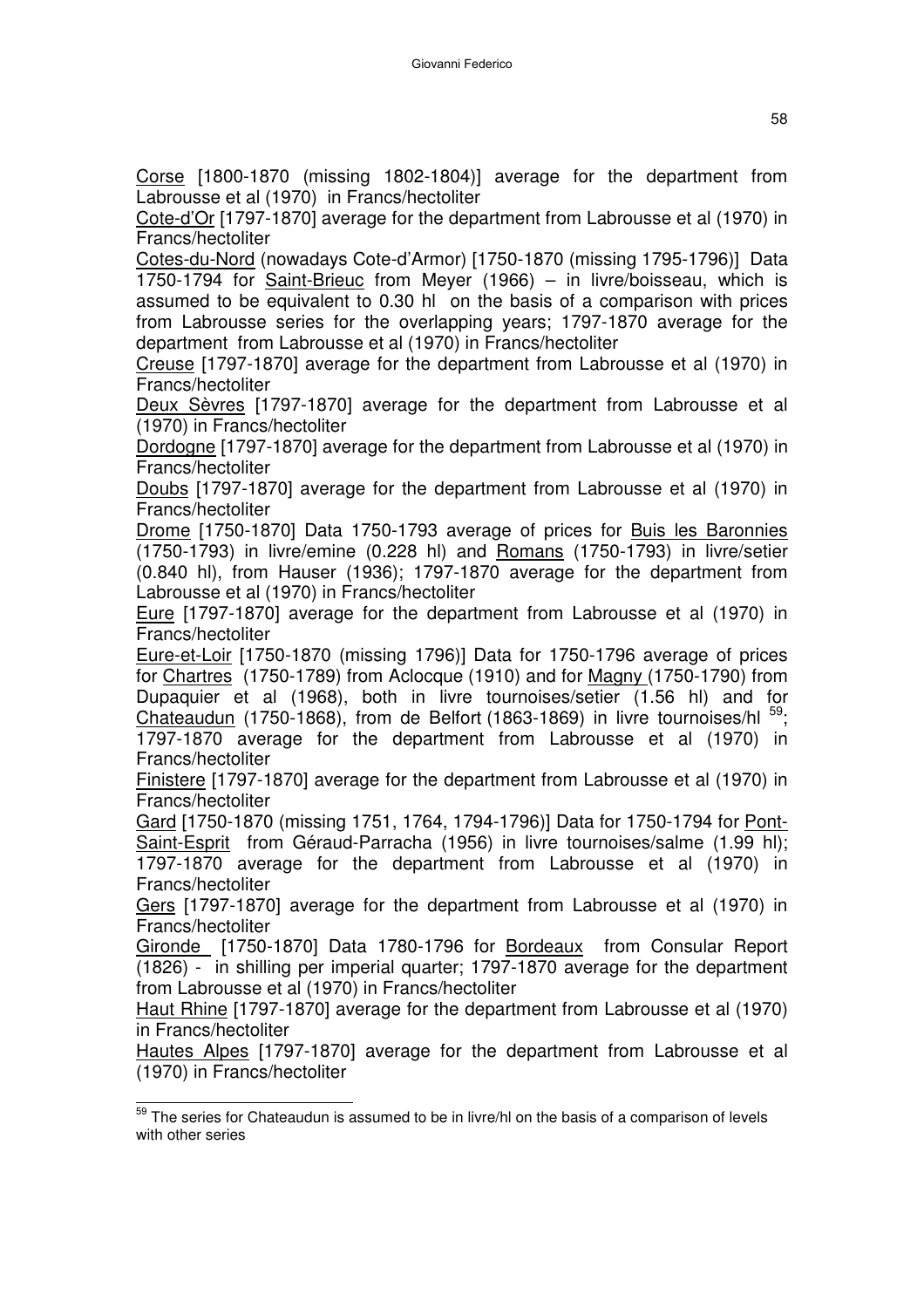Corse [1800-1870 (missing 1802-1804)] average for the department from Labrousse et al (1970) in Francs/hectoliter

Cote-d'Or [1797-1870] average for the department from Labrousse et al (1970) in Francs/hectoliter

Cotes-du-Nord (nowadays Cote-d'Armor) [1750-1870 (missing 1795-1796)] Data 1750-1794 for Saint-Brieuc from Meyer (1966) – in livre/boisseau, which is assumed to be equivalent to 0.30 hl on the basis of a comparison with prices from Labrousse series for the overlapping years; 1797-1870 average for the department from Labrousse et al (1970) in Francs/hectoliter

Creuse [1797-1870] average for the department from Labrousse et al (1970) in Francs/hectoliter

Deux Sèvres [1797-1870] average for the department from Labrousse et al (1970) in Francs/hectoliter

Dordogne [1797-1870] average for the department from Labrousse et al (1970) in Francs/hectoliter

Doubs [1797-1870] average for the department from Labrousse et al (1970) in Francs/hectoliter

Drome [1750-1870] Data 1750-1793 average of prices for Buis les Baronnies (1750-1793) in livre/emine (0.228 hl) and Romans (1750-1793) in livre/setier (0.840 hl), from Hauser (1936); 1797-1870 average for the department from Labrousse et al (1970) in Francs/hectoliter

Eure [1797-1870] average for the department from Labrousse et al (1970) in Francs/hectoliter

Eure-et-Loir [1750-1870 (missing 1796)] Data for 1750-1796 average of prices for Chartres (1750-1789) from Aclocque (1910) and for Magny (1750-1790) from Dupaquier et al (1968), both in livre tournoises/setier (1.56 hl) and for Chateaudun (1750-1868), from de Belfort (1863-1869) in livre tournoises/hl [59]; 1797-1870 average for the department from Labrousse et al (1970) in Francs/hectoliter

Finistere [1797-1870] average for the department from Labrousse et al (1970) in Francs/hectoliter

Gard [1750-1870 (missing 1751, 1764, 1794-1796)] Data for 1750-1794 for Pont-Saint-Esprit from Géraud-Parracha (1956) in livre tournoises/salme (1.99 hl); 1797-1870 average for the department from Labrousse et al (1970) in Francs/hectoliter

Gers [1797-1870] average for the department from Labrousse et al (1970) in Francs/hectoliter

Gironde [1750-1870] Data 1780-1796 for Bordeaux from Consular Report (1826) - in shilling per imperial quarter; 1797-1870 average for the department from Labrousse et al (1970) in Francs/hectoliter

Haut Rhine [1797-1870] average for the department from Labrousse et al (1970) in Francs/hectoliter

Hautes Alpes [1797-1870] average for the department from Labrousse et al (1970) in Francs/hectoliter

---

[59] The series for Chateaudun is assumed to be in livre/hl on the basis of a comparison of levels with other series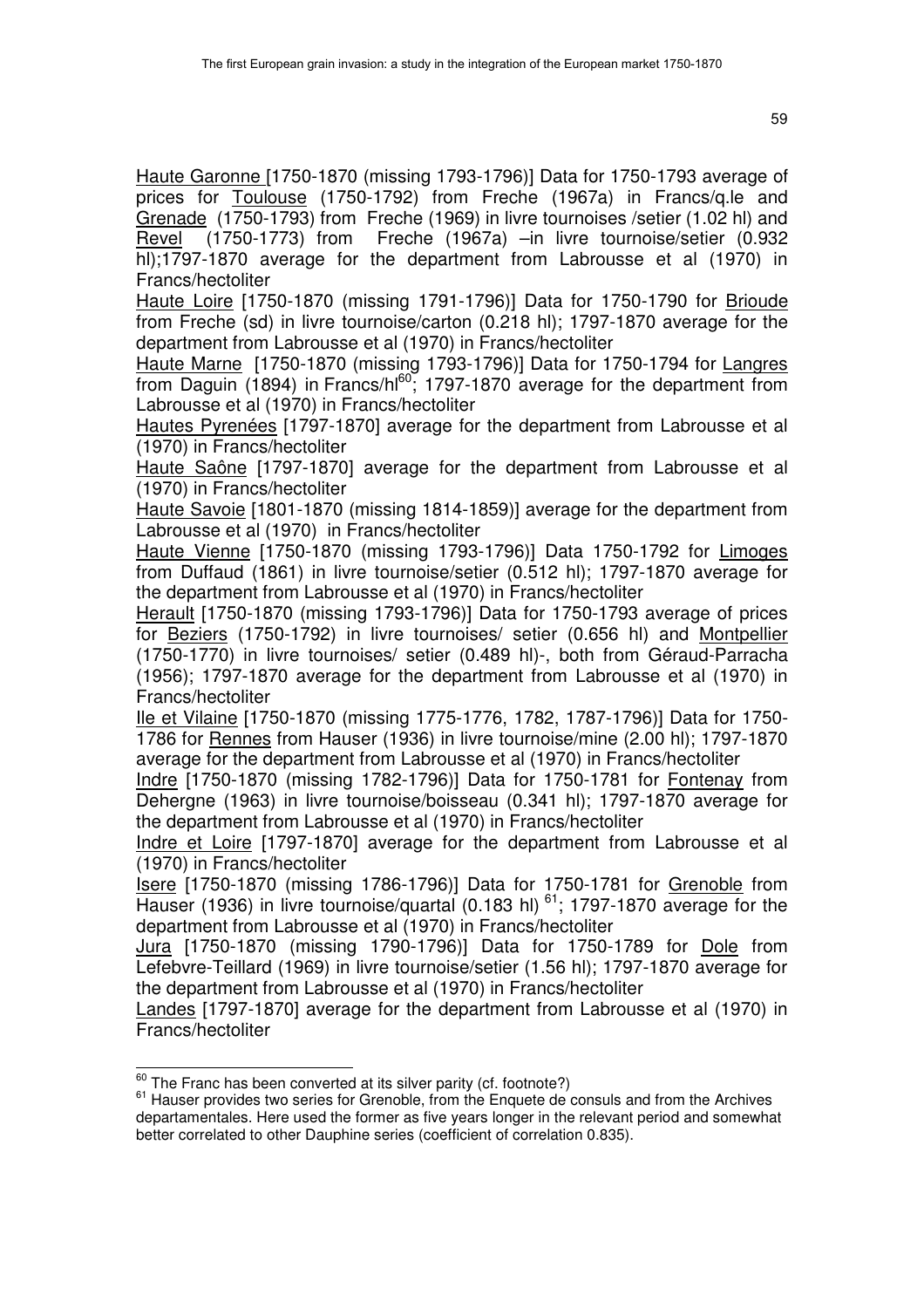Haute Garonne [1750-1870 (missing 1793-1796)] Data for 1750-1793 average of prices for Toulouse (1750-1792) from Freche (1967a) in Francs/q.le and Grenade (1750-1793) from Freche (1969) in livre tournoises /setier (1.02 hl) and Revel (1750-1773) from Freche (1967a) –in livre tournoise/setier (0.932 hl);1797-1870 average for the department from Labrousse et al (1970) in Francs/hectoliter

Haute Loire [1750-1870 (missing 1791-1796)] Data for 1750-1790 for Brioude from Freche (sd) in livre tournoise/carton (0.218 hl); 1797-1870 average for the department from Labrousse et al (1970) in Francs/hectoliter

Haute Marne [1750-1870 (missing 1793-1796)] Data for 1750-1794 for Langres from Daguin (1894) in Francs/hl[60]; 1797-1870 average for the department from Labrousse et al (1970) in Francs/hectoliter

Hautes Pyrenées [1797-1870] average for the department from Labrousse et al (1970) in Francs/hectoliter

Haute Saône [1797-1870] average for the department from Labrousse et al (1970) in Francs/hectoliter

Haute Savoie [1801-1870 (missing 1814-1859)] average for the department from Labrousse et al (1970) in Francs/hectoliter

Haute Vienne [1750-1870 (missing 1793-1796)] Data 1750-1792 for Limoges from Duffaud (1861) in livre tournoise/setier (0.512 hl); 1797-1870 average for the department from Labrousse et al (1970) in Francs/hectoliter

Herault [1750-1870 (missing 1793-1796)] Data for 1750-1793 average of prices for Beziers (1750-1792) in livre tournoises/ setier (0.656 hl) and Montpellier (1750-1770) in livre tournoises/ setier (0.489 hl)-, both from Géraud-Parracha (1956); 1797-1870 average for the department from Labrousse et al (1970) in Francs/hectoliter

Ile et Vilaine [1750-1870 (missing 1775-1776, 1782, 1787-1796)] Data for 1750-1786 for Rennes from Hauser (1936) in livre tournoise/mine (2.00 hl); 1797-1870 average for the department from Labrousse et al (1970) in Francs/hectoliter

Indre [1750-1870 (missing 1782-1796)] Data for 1750-1781 for Fontenay from Dehergne (1963) in livre tournoise/boisseau (0.341 hl); 1797-1870 average for the department from Labrousse et al (1970) in Francs/hectoliter

Indre et Loire [1797-1870] average for the department from Labrousse et al (1970) in Francs/hectoliter

Isere [1750-1870 (missing 1786-1796)] Data for 1750-1781 for Grenoble from Hauser (1936) in livre tournoise/quartal (0.183 hl) [61]; 1797-1870 average for the department from Labrousse et al (1970) in Francs/hectoliter

Jura [1750-1870 (missing 1790-1796)] Data for 1750-1789 for Dole from Lefebvre-Teillard (1969) in livre tournoise/setier (1.56 hl); 1797-1870 average for the department from Labrousse et al (1970) in Francs/hectoliter

Landes [1797-1870] average for the department from Labrousse et al (1970) in Francs/hectoliter

---

[60] The Franc has been converted at its silver parity (cf. footnote?)

[61] Hauser provides two series for Grenoble, from the Enquete de consuls and from the Archives departamentales. Here used the former as five years longer in the relevant period and somewhat better correlated to other Dauphine series (coefficient of correlation 0.835).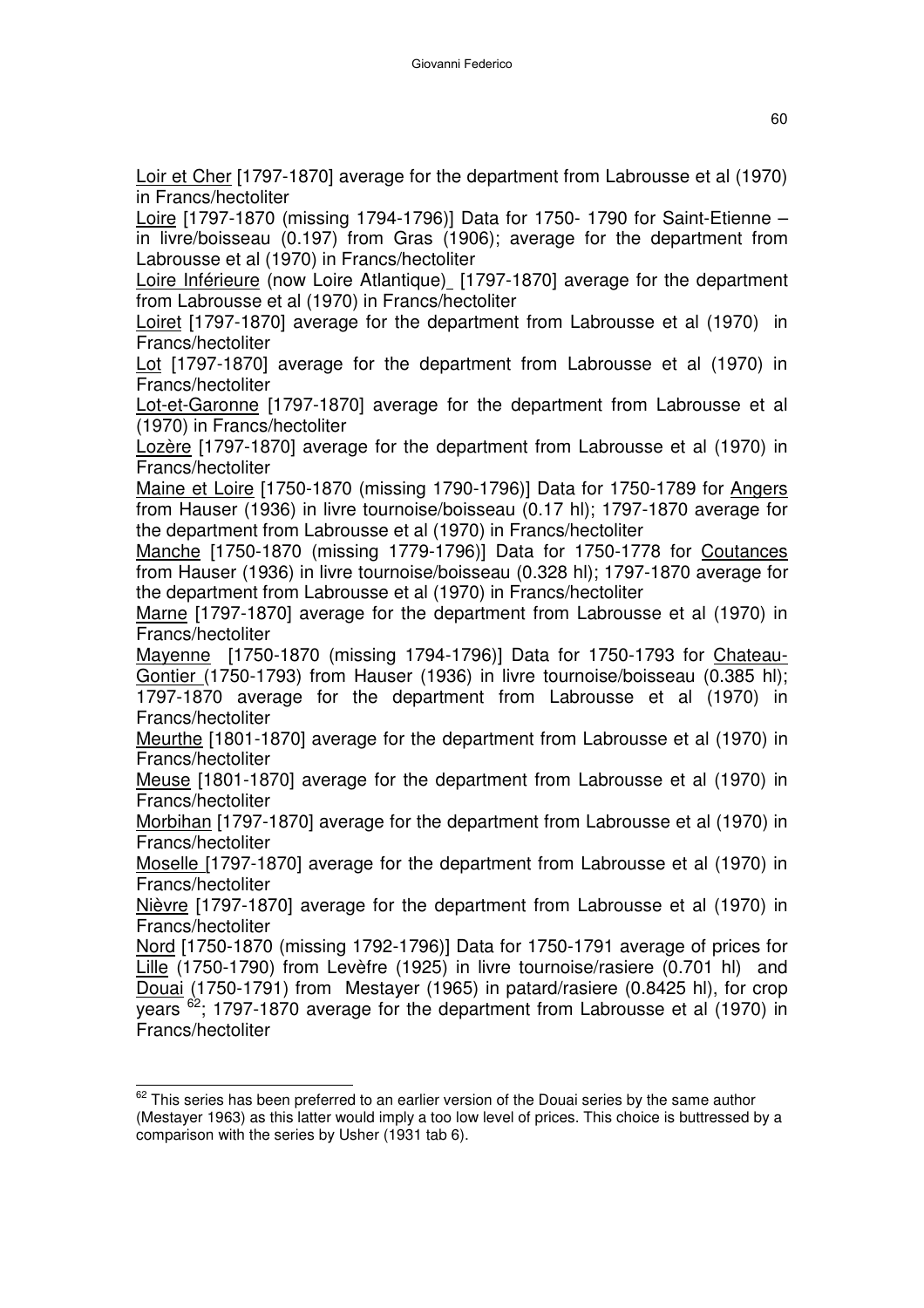Loir et Cher [1797-1870] average for the department from Labrousse et al (1970) in Francs/hectoliter

Loire [1797-1870 (missing 1794-1796)] Data for 1750- 1790 for Saint-Etienne – in livre/boisseau (0.197) from Gras (1906); average for the department from Labrousse et al (1970) in Francs/hectoliter

Loire Inférieure (now Loire Atlantique) [1797-1870] average for the department from Labrousse et al (1970) in Francs/hectoliter

Loiret [1797-1870] average for the department from Labrousse et al (1970) in Francs/hectoliter

Lot [1797-1870] average for the department from Labrousse et al (1970) in Francs/hectoliter

Lot-et-Garonne [1797-1870] average for the department from Labrousse et al (1970) in Francs/hectoliter

Lozère [1797-1870] average for the department from Labrousse et al (1970) in Francs/hectoliter

Maine et Loire [1750-1870 (missing 1790-1796)] Data for 1750-1789 for Angers from Hauser (1936) in livre tournoise/boisseau (0.17 hl); 1797-1870 average for the department from Labrousse et al (1970) in Francs/hectoliter

Manche [1750-1870 (missing 1779-1796)] Data for 1750-1778 for Coutances from Hauser (1936) in livre tournoise/boisseau (0.328 hl); 1797-1870 average for the department from Labrousse et al (1970) in Francs/hectoliter

Marne [1797-1870] average for the department from Labrousse et al (1970) in Francs/hectoliter

Mayenne [1750-1870 (missing 1794-1796)] Data for 1750-1793 for Chateau-Gontier (1750-1793) from Hauser (1936) in livre tournoise/boisseau (0.385 hl); 1797-1870 average for the department from Labrousse et al (1970) in Francs/hectoliter

Meurthe [1801-1870] average for the department from Labrousse et al (1970) in Francs/hectoliter

Meuse [1801-1870] average for the department from Labrousse et al (1970) in Francs/hectoliter

Morbihan [1797-1870] average for the department from Labrousse et al (1970) in Francs/hectoliter

Moselle [1797-1870] average for the department from Labrousse et al (1970) in Francs/hectoliter

Nièvre [1797-1870] average for the department from Labrousse et al (1970) in Francs/hectoliter

Nord [1750-1870 (missing 1792-1796)] Data for 1750-1791 average of prices for Lille (1750-1790) from Levèfre (1925) in livre tournoise/rasiere (0.701 hl) and Douai (1750-1791) from Mestayer (1965) in patard/rasiere (0.8425 hl), for crop years [62]; 1797-1870 average for the department from Labrousse et al (1970) in Francs/hectoliter

---

[62] This series has been preferred to an earlier version of the Douai series by the same author (Mestayer 1963) as this latter would imply a too low level of prices. This choice is buttressed by a comparison with the series by Usher (1931 tab 6).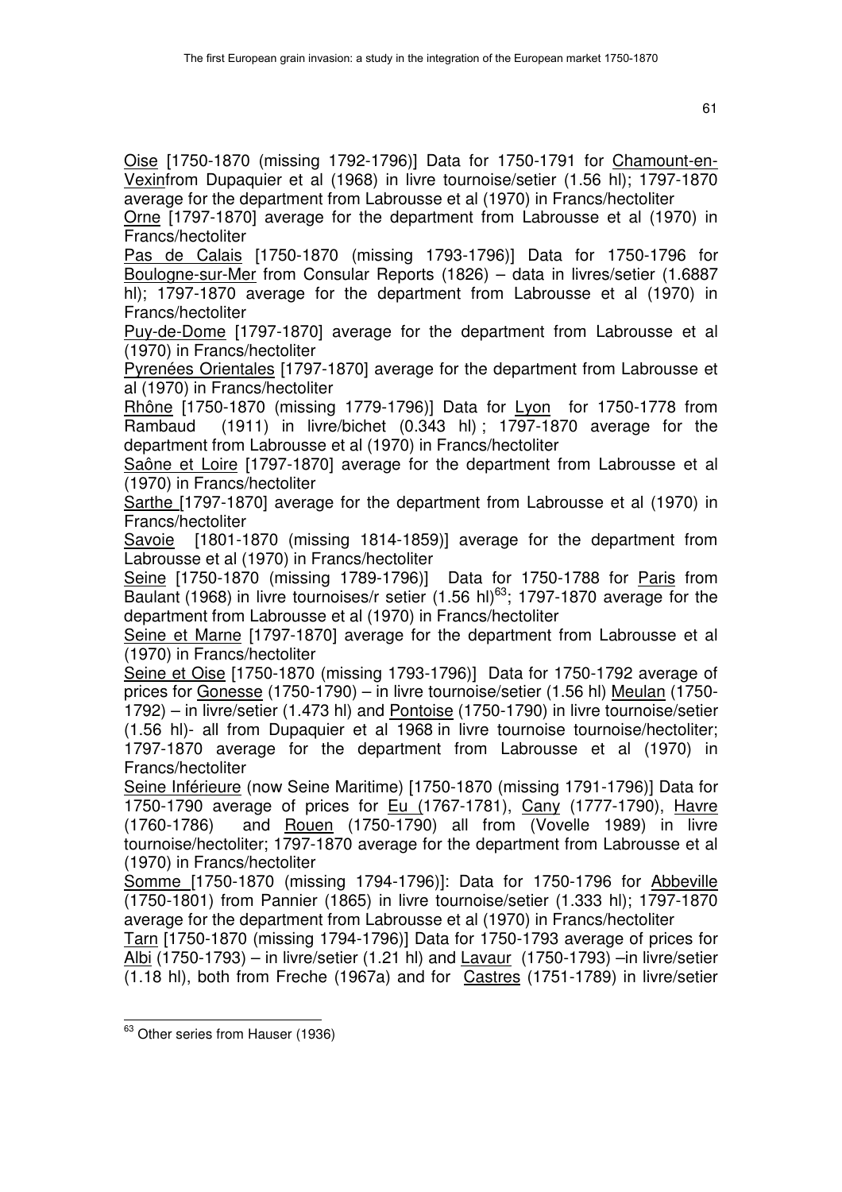<u>Oise</u> [1750-1870 (missing 1792-1796)] Data for 1750-1791 for <u>Chamount-en-Vexin</u>from Dupaquier et al (1968) in livre tournoise/setier (1.56 hl); 1797-1870 average for the department from Labrousse et al (1970) in Francs/hectoliter

<u>Orne</u> [1797-1870] average for the department from Labrousse et al (1970) in Francs/hectoliter

<u>Pas de Calais</u> [1750-1870 (missing 1793-1796)] Data for 1750-1796 for <u>Boulogne-sur-Mer</u> from Consular Reports (1826) – data in livres/setier (1.6887 hl); 1797-1870 average for the department from Labrousse et al (1970) in Francs/hectoliter

<u>Puy-de-Dome</u> [1797-1870] average for the department from Labrousse et al (1970) in Francs/hectoliter

<u>Pyrenées Orientales</u> [1797-1870] average for the department from Labrousse et al (1970) in Francs/hectoliter

<u>Rhône</u> [1750-1870 (missing 1779-1796)] Data for <u>Lyon</u> for 1750-1778 from Rambaud (1911) in livre/bichet (0.343 hl) ; 1797-1870 average for the department from Labrousse et al (1970) in Francs/hectoliter

<u>Saône et Loire</u> [1797-1870] average for the department from Labrousse et al (1970) in Francs/hectoliter

<u>Sarthe</u> [1797-1870] average for the department from Labrousse et al (1970) in Francs/hectoliter

<u>Savoie</u> [1801-1870 (missing 1814-1859)] average for the department from Labrousse et al (1970) in Francs/hectoliter

<u>Seine</u> [1750-1870 (missing 1789-1796)] Data for 1750-1788 for <u>Paris</u> from Baulant (1968) in livre tournoises/r setier (1.56 hl)[63]; 1797-1870 average for the department from Labrousse et al (1970) in Francs/hectoliter

<u>Seine et Marne</u> [1797-1870] average for the department from Labrousse et al (1970) in Francs/hectoliter

<u>Seine et Oise</u> [1750-1870 (missing 1793-1796)] Data for 1750-1792 average of prices for <u>Gonesse</u> (1750-1790) – in livre tournoise/setier (1.56 hl) <u>Meulan</u> (1750-1792) – in livre/setier (1.473 hl) and <u>Pontoise</u> (1750-1790) in livre tournoise/setier (1.56 hl)- all from Dupaquier et al 1968 in livre tournoise tournoise/hectoliter; 1797-1870 average for the department from Labrousse et al (1970) in Francs/hectoliter

<u>Seine Inférieure</u> (now Seine Maritime) [1750-1870 (missing 1791-1796)] Data for 1750-1790 average of prices for <u>Eu</u> (1767-1781), <u>Cany</u> (1777-1790), <u>Havre</u> (1760-1786) and <u>Rouen</u> (1750-1790) all from (Vovelle 1989) in livre tournoise/hectoliter; 1797-1870 average for the department from Labrousse et al (1970) in Francs/hectoliter

<u>Somme</u> [1750-1870 (missing 1794-1796)]: Data for 1750-1796 for <u>Abbeville</u> (1750-1801) from Pannier (1865) in livre tournoise/setier (1.333 hl); 1797-1870 average for the department from Labrousse et al (1970) in Francs/hectoliter

<u>Tarn</u> [1750-1870 (missing 1794-1796)] Data for 1750-1793 average of prices for <u>Albi</u> (1750-1793) – in livre/setier (1.21 hl) and <u>Lavaur</u> (1750-1793) –in livre/setier (1.18 hl), both from Freche (1967a) and for <u>Castres</u> (1751-1789) in livre/setier

[63] Other series from Hauser (1936)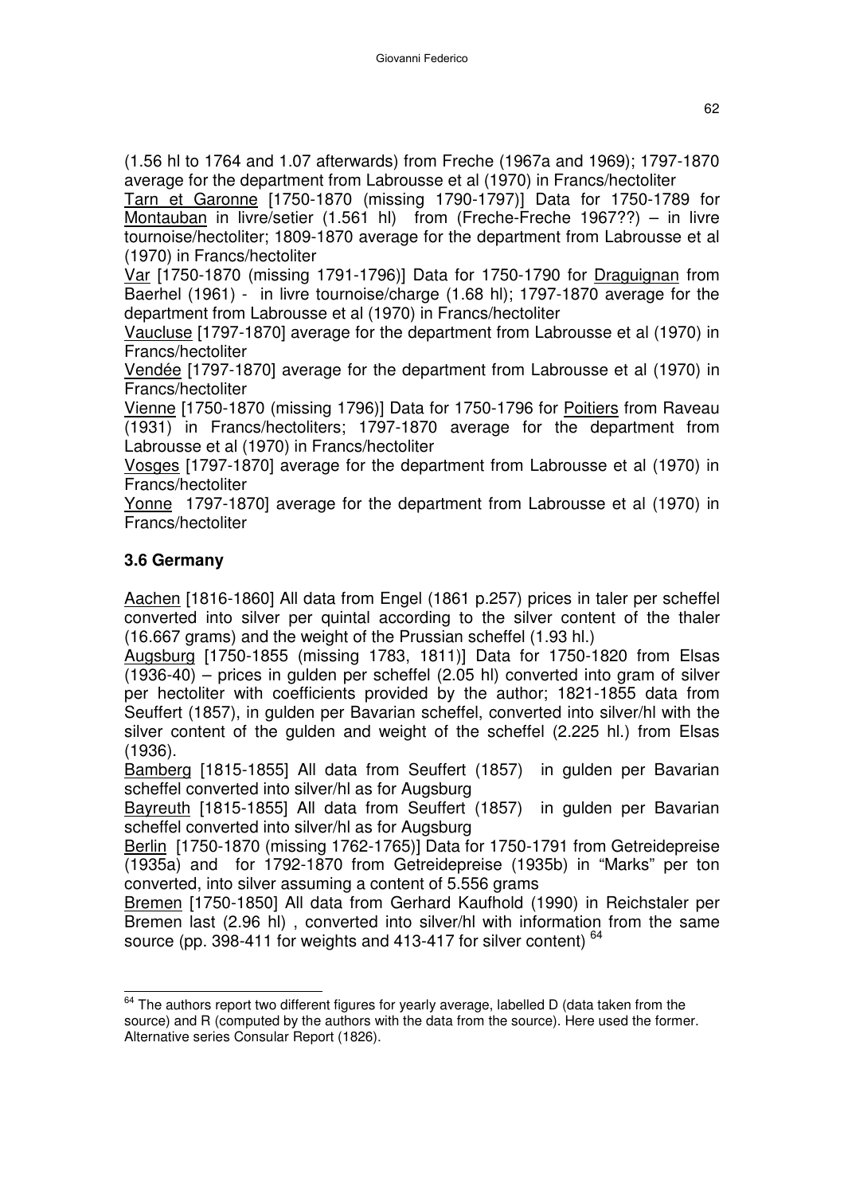(1.56 hl to 1764 and 1.07 afterwards) from Freche (1967a and 1969); 1797-1870 average for the department from Labrousse et al (1970) in Francs/hectoliter

Tarn et Garonne [1750-1870 (missing 1790-1797)] Data for 1750-1789 for Montauban in livre/setier (1.561 hl) from (Freche-Freche 1967??) – in livre tournoise/hectoliter; 1809-1870 average for the department from Labrousse et al (1970) in Francs/hectoliter

Var [1750-1870 (missing 1791-1796)] Data for 1750-1790 for Draguignan from Baerhel (1961) - in livre tournoise/charge (1.68 hl); 1797-1870 average for the department from Labrousse et al (1970) in Francs/hectoliter

Vaucluse [1797-1870] average for the department from Labrousse et al (1970) in Francs/hectoliter

Vendée [1797-1870] average for the department from Labrousse et al (1970) in Francs/hectoliter

Vienne [1750-1870 (missing 1796)] Data for 1750-1796 for Poitiers from Raveau (1931) in Francs/hectoliters; 1797-1870 average for the department from Labrousse et al (1970) in Francs/hectoliter

Vosges [1797-1870] average for the department from Labrousse et al (1970) in Francs/hectoliter

Yonne 1797-1870] average for the department from Labrousse et al (1970) in Francs/hectoliter

### 3.6 Germany

Aachen [1816-1860] All data from Engel (1861 p.257) prices in taler per scheffel converted into silver per quintal according to the silver content of the thaler (16.667 grams) and the weight of the Prussian scheffel (1.93 hl.)

Augsburg [1750-1855 (missing 1783, 1811)] Data for 1750-1820 from Elsas (1936-40) – prices in gulden per scheffel (2.05 hl) converted into gram of silver per hectoliter with coefficients provided by the author; 1821-1855 data from Seuffert (1857), in gulden per Bavarian scheffel, converted into silver/hl with the silver content of the gulden and weight of the scheffel (2.225 hl.) from Elsas (1936).

Bamberg [1815-1855] All data from Seuffert (1857) in gulden per Bavarian scheffel converted into silver/hl as for Augsburg

Bayreuth [1815-1855] All data from Seuffert (1857) in gulden per Bavarian scheffel converted into silver/hl as for Augsburg

Berlin [1750-1870 (missing 1762-1765)] Data for 1750-1791 from Getreidepreise (1935a) and for 1792-1870 from Getreidepreise (1935b) in "Marks" per ton converted, into silver assuming a content of 5.556 grams

Bremen [1750-1850] All data from Gerhard Kaufhold (1990) in Reichstaler per Bremen last (2.96 hl) , converted into silver/hl with information from the same source (pp. 398-411 for weights and 413-417 for silver content) [64]

---

[64] The authors report two different figures for yearly average, labelled D (data taken from the source) and R (computed by the authors with the data from the source). Here used the former. Alternative series Consular Report (1826).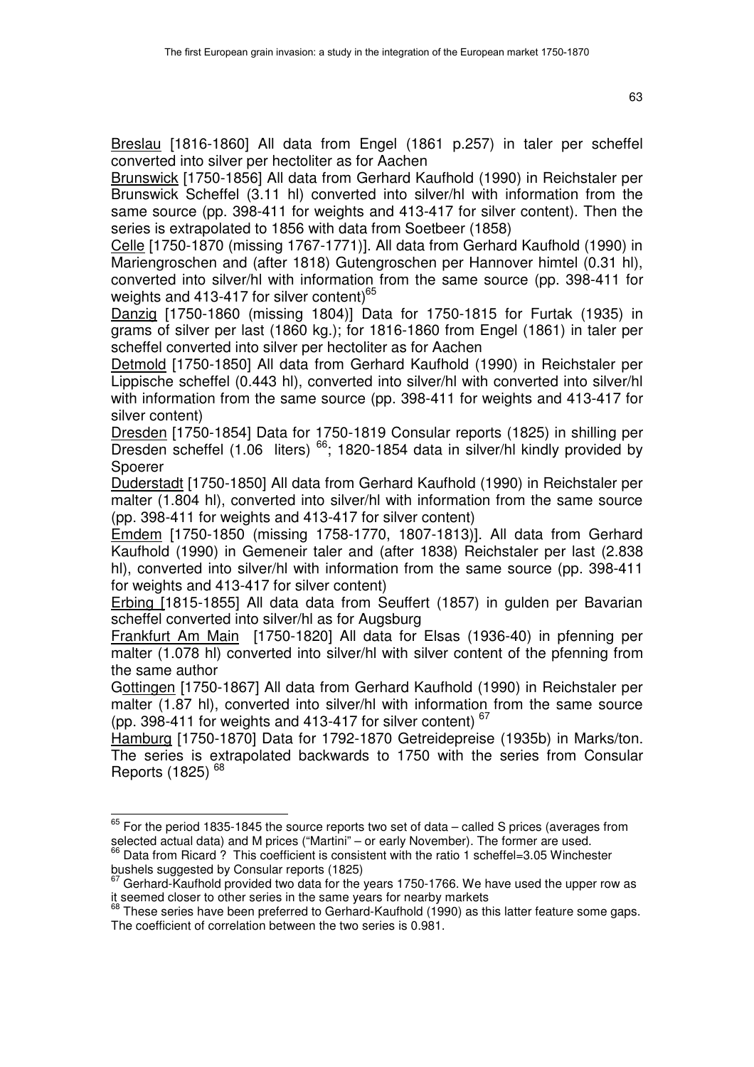Breslau [1816-1860] All data from Engel (1861 p.257) in taler per scheffel converted into silver per hectoliter as for Aachen

Brunswick [1750-1856] All data from Gerhard Kaufhold (1990) in Reichstaler per Brunswick Scheffel (3.11 hl) converted into silver/hl with information from the same source (pp. 398-411 for weights and 413-417 for silver content). Then the series is extrapolated to 1856 with data from Soetbeer (1858)

Celle [1750-1870 (missing 1767-1771)]. All data from Gerhard Kaufhold (1990) in Mariengroschen and (after 1818) Gutengroschen per Hannover himtel (0.31 hl), converted into silver/hl with information from the same source (pp. 398-411 for weights and 413-417 for silver content)[65]

Danzig [1750-1860 (missing 1804)] Data for 1750-1815 for Furtak (1935) in grams of silver per last (1860 kg.); for 1816-1860 from Engel (1861) in taler per scheffel converted into silver per hectoliter as for Aachen

Detmold [1750-1850] All data from Gerhard Kaufhold (1990) in Reichstaler per Lippische scheffel (0.443 hl), converted into silver/hl with converted into silver/hl with information from the same source (pp. 398-411 for weights and 413-417 for silver content)

Dresden [1750-1854] Data for 1750-1819 Consular reports (1825) in shilling per Dresden scheffel (1.06 liters) [66]; 1820-1854 data in silver/hl kindly provided by Spoerer

Duderstadt [1750-1850] All data from Gerhard Kaufhold (1990) in Reichstaler per malter (1.804 hl), converted into silver/hl with information from the same source (pp. 398-411 for weights and 413-417 for silver content)

Emdem [1750-1850 (missing 1758-1770, 1807-1813)]. All data from Gerhard Kaufhold (1990) in Gemeneir taler and (after 1838) Reichstaler per last (2.838 hl), converted into silver/hl with information from the same source (pp. 398-411 for weights and 413-417 for silver content)

Erbing [1815-1855] All data data from Seuffert (1857) in gulden per Bavarian scheffel converted into silver/hl as for Augsburg

Frankfurt Am Main [1750-1820] All data for Elsas (1936-40) in pfenning per malter (1.078 hl) converted into silver/hl with silver content of the pfenning from the same author

Gottingen [1750-1867] All data from Gerhard Kaufhold (1990) in Reichstaler per malter (1.87 hl), converted into silver/hl with information from the same source (pp. 398-411 for weights and 413-417 for silver content) [67]

Hamburg [1750-1870] Data for 1792-1870 Getreidepreise (1935b) in Marks/ton. The series is extrapolated backwards to 1750 with the series from Consular Reports (1825) [68]

---

[65] For the period 1835-1845 the source reports two set of data – called S prices (averages from selected actual data) and M prices ("Martini" – or early November). The former are used.

[66] Data from Ricard ? This coefficient is consistent with the ratio 1 scheffel=3.05 Winchester bushels suggested by Consular reports (1825)

[67] Gerhard-Kaufhold provided two data for the years 1750-1766. We have used the upper row as it seemed closer to other series in the same years for nearby markets

[68] These series have been preferred to Gerhard-Kaufhold (1990) as this latter feature some gaps. The coefficient of correlation between the two series is 0.981.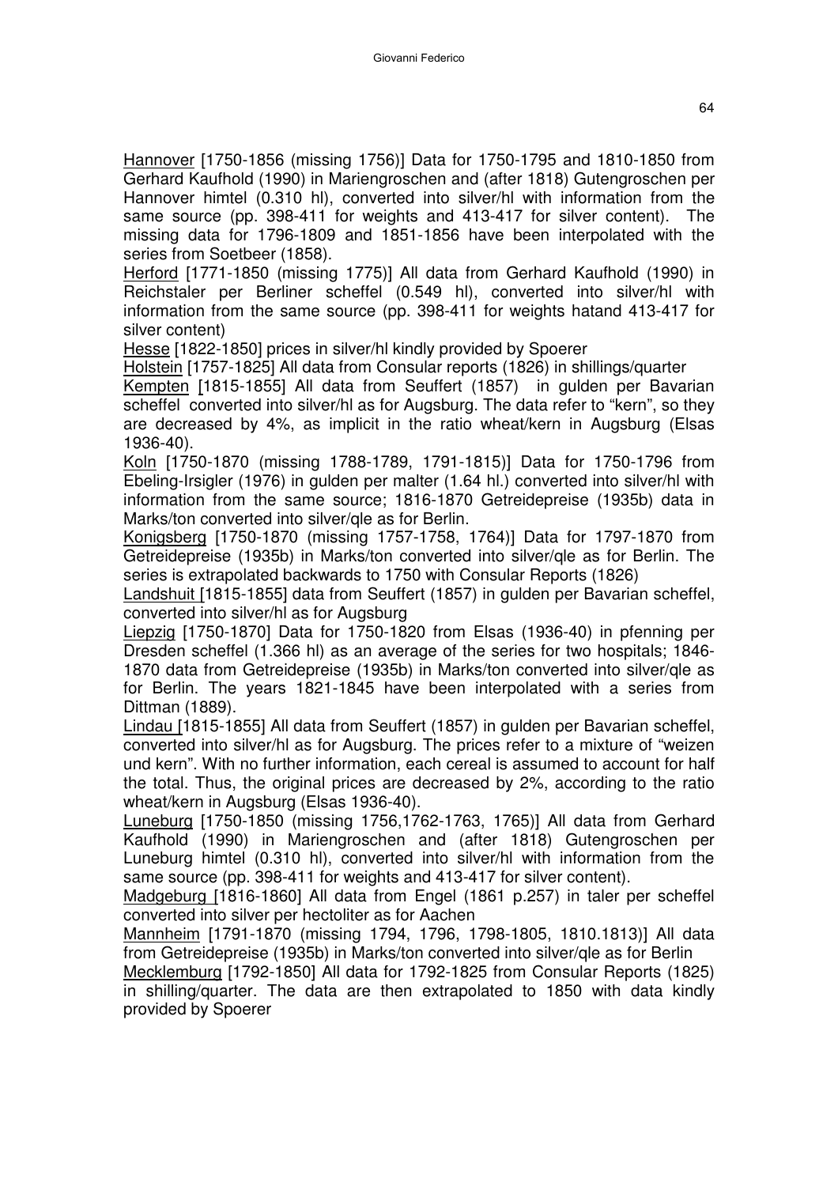Hannover [1750-1856 (missing 1756)] Data for 1750-1795 and 1810-1850 from Gerhard Kaufhold (1990) in Mariengroschen and (after 1818) Gutengroschen per Hannover himtel (0.310 hl), converted into silver/hl with information from the same source (pp. 398-411 for weights and 413-417 for silver content). The missing data for 1796-1809 and 1851-1856 have been interpolated with the series from Soetbeer (1858).

Herford [1771-1850 (missing 1775)] All data from Gerhard Kaufhold (1990) in Reichstaler per Berliner scheffel (0.549 hl), converted into silver/hl with information from the same source (pp. 398-411 for weights hatand 413-417 for silver content)

Hesse [1822-1850] prices in silver/hl kindly provided by Spoerer

Holstein [1757-1825] All data from Consular reports (1826) in shillings/quarter

Kempten [1815-1855] All data from Seuffert (1857) in gulden per Bavarian scheffel converted into silver/hl as for Augsburg. The data refer to "kern", so they are decreased by 4%, as implicit in the ratio wheat/kern in Augsburg (Elsas 1936-40).

Koln [1750-1870 (missing 1788-1789, 1791-1815)] Data for 1750-1796 from Ebeling-Irsigler (1976) in gulden per malter (1.64 hl.) converted into silver/hl with information from the same source; 1816-1870 Getreidepreise (1935b) data in Marks/ton converted into silver/qle as for Berlin.

Konigsberg [1750-1870 (missing 1757-1758, 1764)] Data for 1797-1870 from Getreidepreise (1935b) in Marks/ton converted into silver/qle as for Berlin. The series is extrapolated backwards to 1750 with Consular Reports (1826)

Landshuit [1815-1855] data from Seuffert (1857) in gulden per Bavarian scheffel, converted into silver/hl as for Augsburg

Liepzig [1750-1870] Data for 1750-1820 from Elsas (1936-40) in pfenning per Dresden scheffel (1.366 hl) as an average of the series for two hospitals; 1846-1870 data from Getreidepreise (1935b) in Marks/ton converted into silver/qle as for Berlin. The years 1821-1845 have been interpolated with a series from Dittman (1889).

Lindau [1815-1855] All data from Seuffert (1857) in gulden per Bavarian scheffel, converted into silver/hl as for Augsburg. The prices refer to a mixture of "weizen und kern". With no further information, each cereal is assumed to account for half the total. Thus, the original prices are decreased by 2%, according to the ratio wheat/kern in Augsburg (Elsas 1936-40).

Luneburg [1750-1850 (missing 1756,1762-1763, 1765)] All data from Gerhard Kaufhold (1990) in Mariengroschen and (after 1818) Gutengroschen per Luneburg himtel (0.310 hl), converted into silver/hl with information from the same source (pp. 398-411 for weights and 413-417 for silver content).

Madgeburg [1816-1860] All data from Engel (1861 p.257) in taler per scheffel converted into silver per hectoliter as for Aachen

Mannheim [1791-1870 (missing 1794, 1796, 1798-1805, 1810.1813)] All data from Getreidepreise (1935b) in Marks/ton converted into silver/qle as for Berlin

Mecklemburg [1792-1850] All data for 1792-1825 from Consular Reports (1825) in shilling/quarter. The data are then extrapolated to 1850 with data kindly provided by Spoerer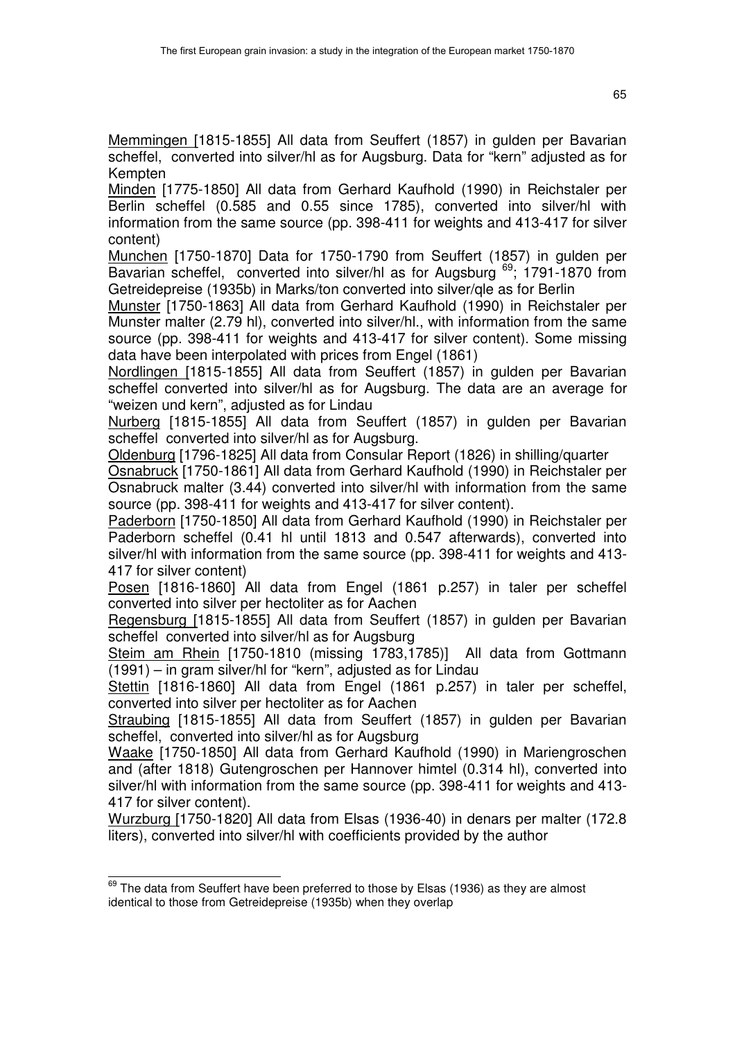Memmingen [1815-1855] All data from Seuffert (1857) in gulden per Bavarian scheffel, converted into silver/hl as for Augsburg. Data for "kern" adjusted as for Kempten

Minden [1775-1850] All data from Gerhard Kaufhold (1990) in Reichstaler per Berlin scheffel (0.585 and 0.55 since 1785), converted into silver/hl with information from the same source (pp. 398-411 for weights and 413-417 for silver content)

Munchen [1750-1870] Data for 1750-1790 from Seuffert (1857) in gulden per Bavarian scheffel, converted into silver/hl as for Augsburg [69]; 1791-1870 from Getreidepreise (1935b) in Marks/ton converted into silver/qle as for Berlin

Munster [1750-1863] All data from Gerhard Kaufhold (1990) in Reichstaler per Munster malter (2.79 hl), converted into silver/hl., with information from the same source (pp. 398-411 for weights and 413-417 for silver content). Some missing data have been interpolated with prices from Engel (1861)

Nordlingen [1815-1855] All data from Seuffert (1857) in gulden per Bavarian scheffel converted into silver/hl as for Augsburg. The data are an average for "weizen und kern", adjusted as for Lindau

Nurberg [1815-1855] All data from Seuffert (1857) in gulden per Bavarian scheffel converted into silver/hl as for Augsburg.

Oldenburg [1796-1825] All data from Consular Report (1826) in shilling/quarter

Osnabruck [1750-1861] All data from Gerhard Kaufhold (1990) in Reichstaler per Osnabruck malter (3.44) converted into silver/hl with information from the same source (pp. 398-411 for weights and 413-417 for silver content).

Paderborn [1750-1850] All data from Gerhard Kaufhold (1990) in Reichstaler per Paderborn scheffel (0.41 hl until 1813 and 0.547 afterwards), converted into silver/hl with information from the same source (pp. 398-411 for weights and 413-417 for silver content)

Posen [1816-1860] All data from Engel (1861 p.257) in taler per scheffel converted into silver per hectoliter as for Aachen

Regensburg [1815-1855] All data from Seuffert (1857) in gulden per Bavarian scheffel converted into silver/hl as for Augsburg

Steim am Rhein [1750-1810 (missing 1783,1785)] All data from Gottmann (1991) – in gram silver/hl for "kern", adjusted as for Lindau

Stettin [1816-1860] All data from Engel (1861 p.257) in taler per scheffel, converted into silver per hectoliter as for Aachen

Straubing [1815-1855] All data from Seuffert (1857) in gulden per Bavarian scheffel, converted into silver/hl as for Augsburg

Waake [1750-1850] All data from Gerhard Kaufhold (1990) in Mariengroschen and (after 1818) Gutengroschen per Hannover himtel (0.314 hl), converted into silver/hl with information from the same source (pp. 398-411 for weights and 413-417 for silver content).

Wurzburg [1750-1820] All data from Elsas (1936-40) in denars per malter (172.8 liters), converted into silver/hl with coefficients provided by the author

[69] The data from Seuffert have been preferred to those by Elsas (1936) as they are almost identical to those from Getreidepreise (1935b) when they overlap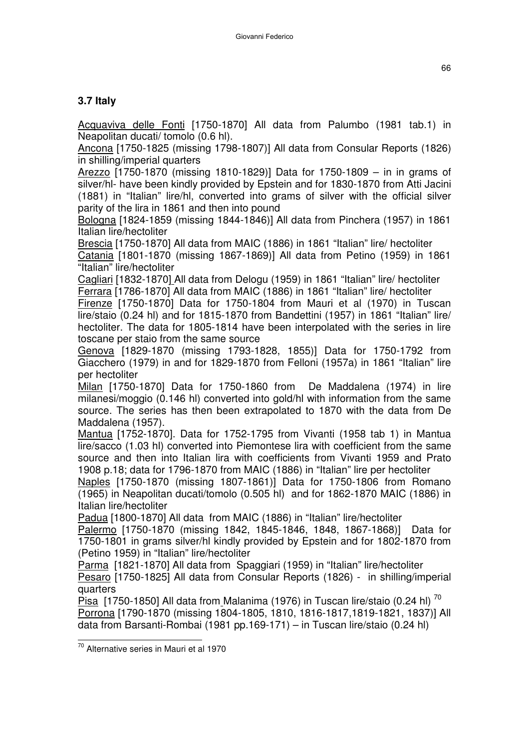### 3.7 Italy

Acquaviva delle Fonti [1750-1870] All data from Palumbo (1981 tab.1) in Neapolitan ducati/ tomolo (0.6 hl).

Ancona [1750-1825 (missing 1798-1807)] All data from Consular Reports (1826) in shilling/imperial quarters

Arezzo [1750-1870 (missing 1810-1829)] Data for 1750-1809 – in in grams of silver/hl- have been kindly provided by Epstein and for 1830-1870 from Atti Jacini (1881) in "Italian" lire/hl, converted into grams of silver with the official silver parity of the lira in 1861 and then into pound

Bologna [1824-1859 (missing 1844-1846)] All data from Pinchera (1957) in 1861 Italian lire/hectoliter

Brescia [1750-1870] All data from MAIC (1886) in 1861 "Italian" lire/ hectoliter

Catania [1801-1870 (missing 1867-1869)] All data from Petino (1959) in 1861 "Italian" lire/hectoliter

Cagliari [1832-1870] All data from Delogu (1959) in 1861 "Italian" lire/ hectoliter

Ferrara [1786-1870] All data from MAIC (1886) in 1861 "Italian" lire/ hectoliter

Firenze [1750-1870] Data for 1750-1804 from Mauri et al (1970) in Tuscan lire/staio (0.24 hl) and for 1815-1870 from Bandettini (1957) in 1861 "Italian" lire/ hectoliter. The data for 1805-1814 have been interpolated with the series in lire toscane per staio from the same source

Genova [1829-1870 (missing 1793-1828, 1855)] Data for 1750-1792 from Giacchero (1979) in and for 1829-1870 from Felloni (1957a) in 1861 "Italian" lire per hectoliter

Milan [1750-1870] Data for 1750-1860 from De Maddalena (1974) in lire milanesi/moggio (0.146 hl) converted into gold/hl with information from the same source. The series has then been extrapolated to 1870 with the data from De Maddalena (1957).

Mantua [1752-1870]. Data for 1752-1795 from Vivanti (1958 tab 1) in Mantua lire/sacco (1.03 hl) converted into Piemontese lira with coefficient from the same source and then into Italian lira with coefficients from Vivanti 1959 and Prato 1908 p.18; data for 1796-1870 from MAIC (1886) in "Italian" lire per hectoliter

Naples [1750-1870 (missing 1807-1861)] Data for 1750-1806 from Romano (1965) in Neapolitan ducati/tomolo (0.505 hl) and for 1862-1870 MAIC (1886) in Italian lire/hectoliter

Padua [1800-1870] All data from MAIC (1886) in "Italian" lire/hectoliter

Palermo [1750-1870 (missing 1842, 1845-1846, 1848, 1867-1868)] Data for 1750-1801 in grams silver/hl kindly provided by Epstein and for 1802-1870 from (Petino 1959) in "Italian" lire/hectoliter

Parma [1821-1870] All data from Spaggiari (1959) in "Italian" lire/hectoliter

Pesaro [1750-1825] All data from Consular Reports (1826) - in shilling/imperial quarters

Pisa [1750-1850] All data from Malanima (1976) in Tuscan lire/staio (0.24 hl) [70]

Porrona [1790-1870 (missing 1804-1805, 1810, 1816-1817,1819-1821, 1837)] All data from Barsanti-Rombai (1981 pp.169-171) – in Tuscan lire/staio (0.24 hl)

---

[70] Alternative series in Mauri et al 1970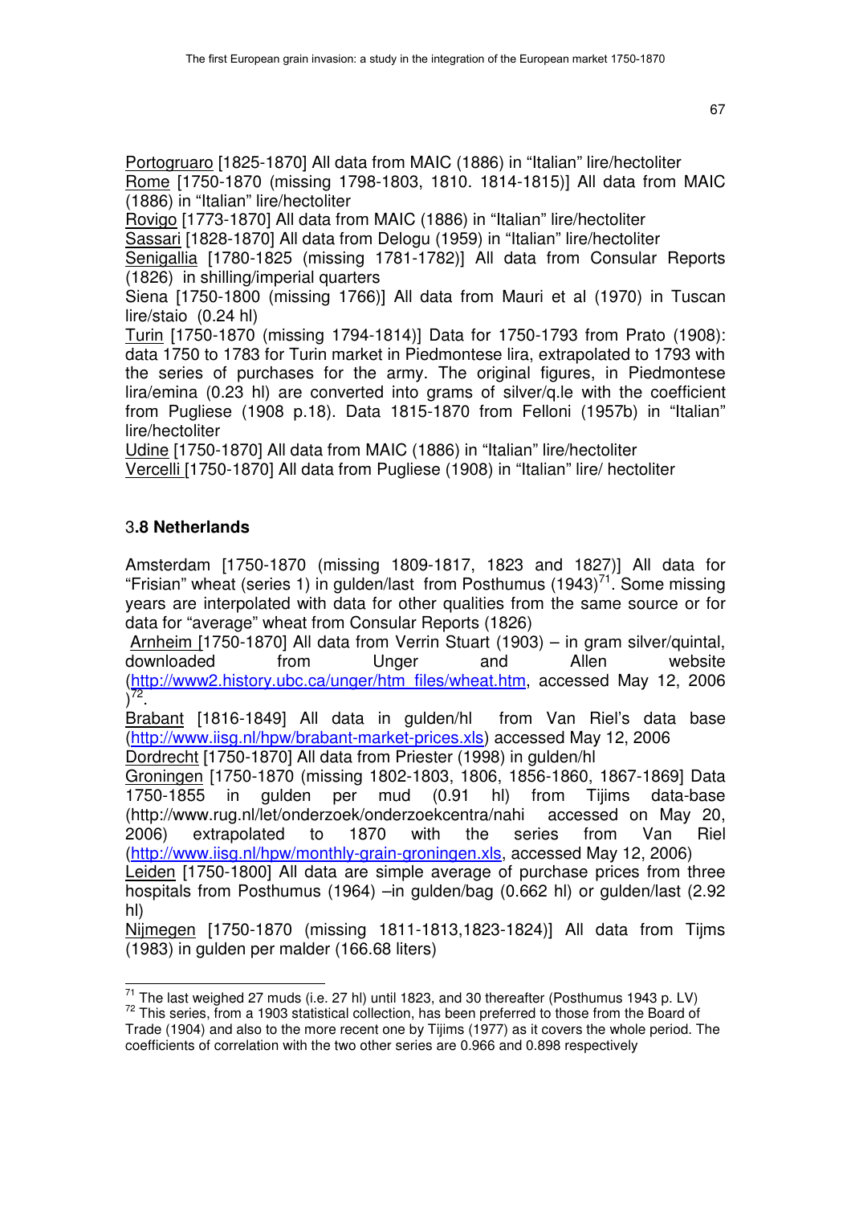Portogruaro [1825-1870] All data from MAIC (1886) in "Italian" lire/hectoliter
Rome [1750-1870 (missing 1798-1803, 1810. 1814-1815)] All data from MAIC (1886) in "Italian" lire/hectoliter
Rovigo [1773-1870] All data from MAIC (1886) in "Italian" lire/hectoliter
Sassari [1828-1870] All data from Delogu (1959) in "Italian" lire/hectoliter
Senigallia [1780-1825 (missing 1781-1782)] All data from Consular Reports (1826) in shilling/imperial quarters
Siena [1750-1800 (missing 1766)] All data from Mauri et al (1970) in Tuscan lire/staio (0.24 hl)
Turin [1750-1870 (missing 1794-1814)] Data for 1750-1793 from Prato (1908): data 1750 to 1783 for Turin market in Piedmontese lira, extrapolated to 1793 with the series of purchases for the army. The original figures, in Piedmontese lira/emina (0.23 hl) are converted into grams of silver/q.le with the coefficient from Pugliese (1908 p.18). Data 1815-1870 from Felloni (1957b) in "Italian" lire/hectoliter
Udine [1750-1870] All data from MAIC (1886) in "Italian" lire/hectoliter
Vercelli [1750-1870] All data from Pugliese (1908) in "Italian" lire/ hectoliter

## 3.8 Netherlands

Amsterdam [1750-1870 (missing 1809-1817, 1823 and 1827)] All data for "Frisian" wheat (series 1) in gulden/last from Posthumus (1943)[71]. Some missing years are interpolated with data for other qualities from the same source or for data for "average" wheat from Consular Reports (1826)
Arnheim [1750-1870] All data from Verrin Stuart (1903) – in gram silver/quintal, downloaded from Unger and Allen website (http://www2.history.ubc.ca/unger/htm_files/wheat.htm, accessed May 12, 2006 )[72].
Brabant [1816-1849] All data in gulden/hl from Van Riel's data base (http://www.iisg.nl/hpw/brabant-market-prices.xls) accessed May 12, 2006
Dordrecht [1750-1870] All data from Priester (1998) in gulden/hl
Groningen [1750-1870 (missing 1802-1803, 1806, 1856-1860, 1867-1869] Data 1750-1855 in gulden per mud (0.91 hl) from Tijims data-base (http://www.rug.nl/let/onderzoek/onderzoekcentra/nahi accessed on May 20, 2006) extrapolated to 1870 with the series from Van Riel (http://www.iisg.nl/hpw/monthly-grain-groningen.xls, accessed May 12, 2006)
Leiden [1750-1800] All data are simple average of purchase prices from three hospitals from Posthumus (1964) –in gulden/bag (0.662 hl) or gulden/last (2.92 hl)
Nijmegen [1750-1870 (missing 1811-1813,1823-1824)] All data from Tijms (1983) in gulden per malder (166.68 liters)

---

[71] The last weighed 27 muds (i.e. 27 hl) until 1823, and 30 thereafter (Posthumus 1943 p. LV)
[72] This series, from a 1903 statistical collection, has been preferred to those from the Board of Trade (1904) and also to the more recent one by Tijims (1977) as it covers the whole period. The coefficients of correlation with the two other series are 0.966 and 0.898 respectively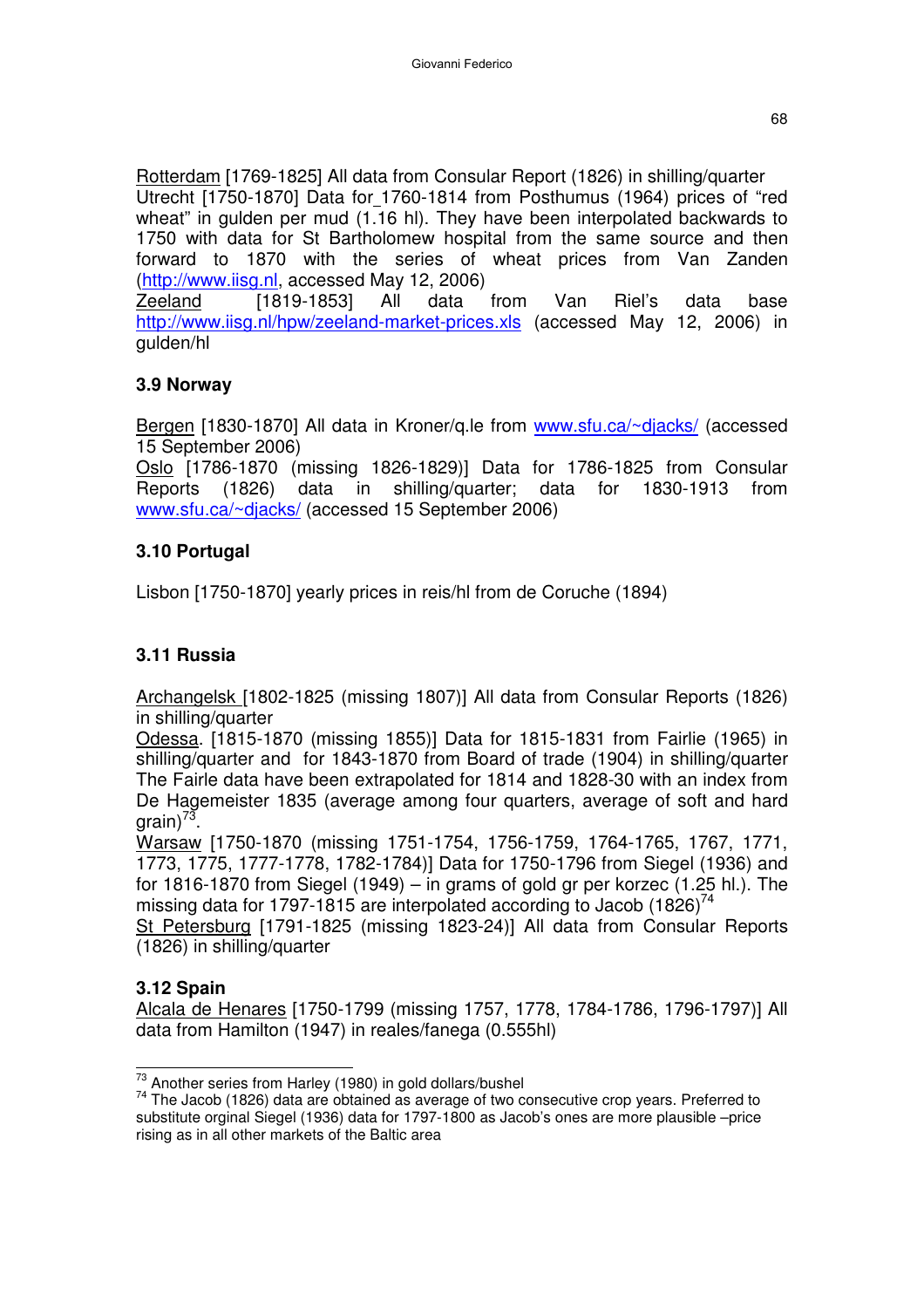Rotterdam [1769-1825] All data from Consular Report (1826) in shilling/quarter
Utrecht [1750-1870] Data for_1760-1814 from Posthumus (1964) prices of "red wheat" in gulden per mud (1.16 hl). They have been interpolated backwards to 1750 with data for St Bartholomew hospital from the same source and then forward to 1870 with the series of wheat prices from Van Zanden (http://www.iisg.nl, accessed May 12, 2006)
Zeeland [1819-1853] All data from Van Riel's data base http://www.iisg.nl/hpw/zeeland-market-prices.xls (accessed May 12, 2006) in gulden/hl

### 3.9 Norway

Bergen [1830-1870] All data in Kroner/q.le from www.sfu.ca/~djacks/ (accessed 15 September 2006)
Oslo [1786-1870 (missing 1826-1829)] Data for 1786-1825 from Consular Reports (1826) data in shilling/quarter; data for 1830-1913 from www.sfu.ca/~djacks/ (accessed 15 September 2006)

### 3.10 Portugal

Lisbon [1750-1870] yearly prices in reis/hl from de Coruche (1894)

### 3.11 Russia

Archangelsk [1802-1825 (missing 1807)] All data from Consular Reports (1826) in shilling/quarter
Odessa. [1815-1870 (missing 1855)] Data for 1815-1831 from Fairlie (1965) in shilling/quarter and for 1843-1870 from Board of trade (1904) in shilling/quarter The Fairle data have been extrapolated for 1814 and 1828-30 with an index from De Hagemeister 1835 (average among four quarters, average of soft and hard grain)[73].
Warsaw [1750-1870 (missing 1751-1754, 1756-1759, 1764-1765, 1767, 1771, 1773, 1775, 1777-1778, 1782-1784)] Data for 1750-1796 from Siegel (1936) and for 1816-1870 from Siegel (1949) – in grams of gold gr per korzec (1.25 hl.). The missing data for 1797-1815 are interpolated according to Jacob (1826)[74]
St Petersburg [1791-1825 (missing 1823-24)] All data from Consular Reports (1826) in shilling/quarter

### 3.12 Spain

Alcala de Henares [1750-1799 (missing 1757, 1778, 1784-1786, 1796-1797)] All data from Hamilton (1947) in reales/fanega (0.555hl)

---

[73] Another series from Harley (1980) in gold dollars/bushel
[74] The Jacob (1826) data are obtained as average of two consecutive crop years. Preferred to substitute orginal Siegel (1936) data for 1797-1800 as Jacob's ones are more plausible –price rising as in all other markets of the Baltic area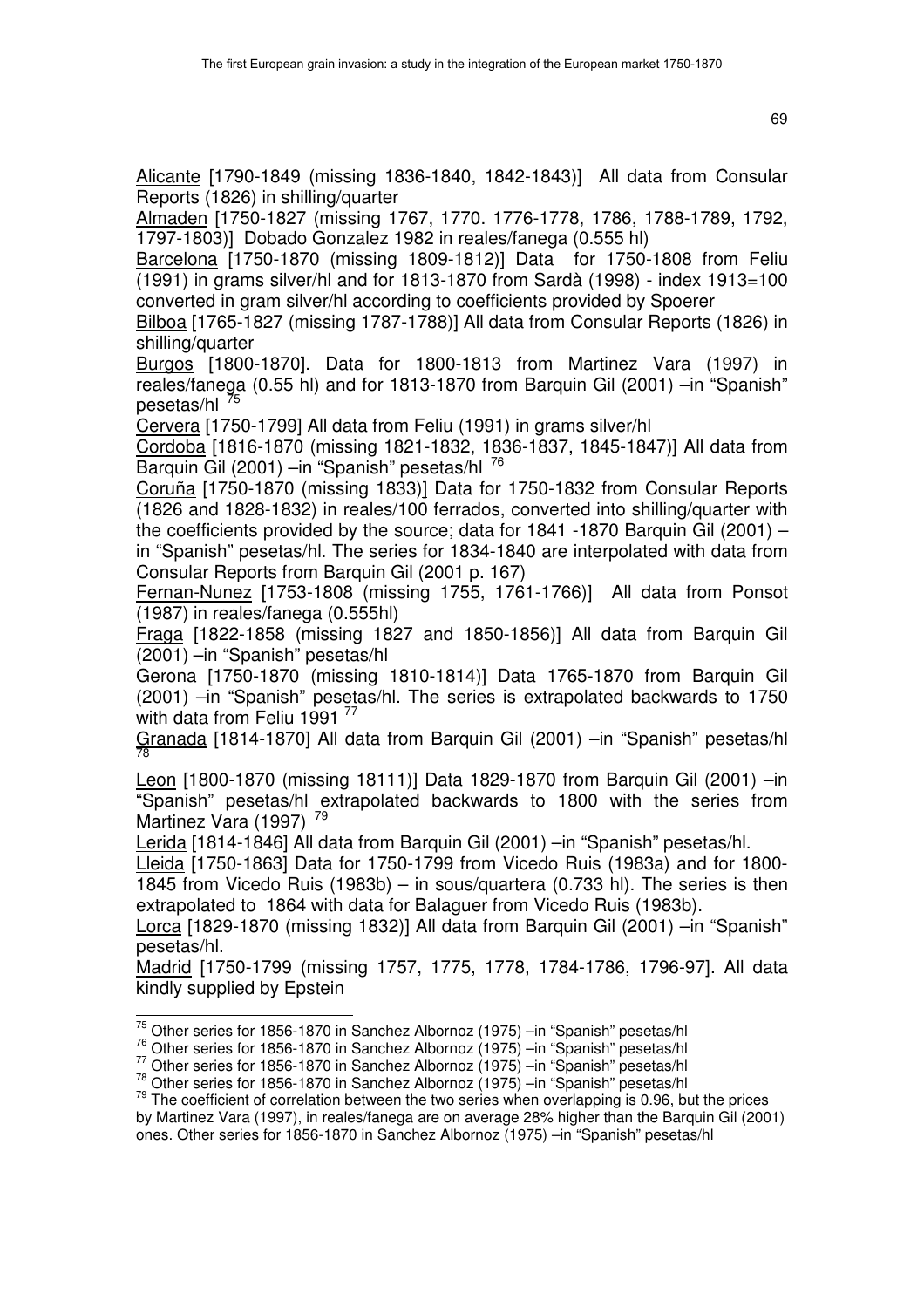Alicante [1790-1849 (missing 1836-1840, 1842-1843)] All data from Consular Reports (1826) in shilling/quarter

Almaden [1750-1827 (missing 1767, 1770. 1776-1778, 1786, 1788-1789, 1792, 1797-1803)] Dobado Gonzalez 1982 in reales/fanega (0.555 hl)

Barcelona [1750-1870 (missing 1809-1812)] Data for 1750-1808 from Feliu (1991) in grams silver/hl and for 1813-1870 from Sardà (1998) - index 1913=100 converted in gram silver/hl according to coefficients provided by Spoerer

Bilboa [1765-1827 (missing 1787-1788)] All data from Consular Reports (1826) in shilling/quarter

Burgos [1800-1870]. Data for 1800-1813 from Martinez Vara (1997) in reales/fanega (0.55 hl) and for 1813-1870 from Barquin Gil (2001) –in "Spanish" pesetas/hl [75]

Cervera [1750-1799] All data from Feliu (1991) in grams silver/hl

Cordoba [1816-1870 (missing 1821-1832, 1836-1837, 1845-1847)] All data from Barquin Gil (2001) –in "Spanish" pesetas/hl [76]

Coruña [1750-1870 (missing 1833)] Data for 1750-1832 from Consular Reports (1826 and 1828-1832) in reales/100 ferrados, converted into shilling/quarter with the coefficients provided by the source; data for 1841 -1870 Barquin Gil (2001) – in "Spanish" pesetas/hl. The series for 1834-1840 are interpolated with data from Consular Reports from Barquin Gil (2001 p. 167)

Fernan-Nunez [1753-1808 (missing 1755, 1761-1766)] All data from Ponsot (1987) in reales/fanega (0.555hl)

Fraga [1822-1858 (missing 1827 and 1850-1856)] All data from Barquin Gil (2001) –in "Spanish" pesetas/hl

Gerona [1750-1870 (missing 1810-1814)] Data 1765-1870 from Barquin Gil (2001) –in "Spanish" pesetas/hl. The series is extrapolated backwards to 1750 with data from Feliu 1991 [77]

Granada [1814-1870] All data from Barquin Gil (2001) –in "Spanish" pesetas/hl [78]

Leon [1800-1870 (missing 18111)] Data 1829-1870 from Barquin Gil (2001) –in "Spanish" pesetas/hl extrapolated backwards to 1800 with the series from Martinez Vara (1997) [79]

Lerida [1814-1846] All data from Barquin Gil (2001) –in "Spanish" pesetas/hl.

Lleida [1750-1863] Data for 1750-1799 from Vicedo Ruis (1983a) and for 1800-1845 from Vicedo Ruis (1983b) – in sous/quartera (0.733 hl). The series is then extrapolated to 1864 with data for Balaguer from Vicedo Ruis (1983b).

Lorca [1829-1870 (missing 1832)] All data from Barquin Gil (2001) –in "Spanish" pesetas/hl.

Madrid [1750-1799 (missing 1757, 1775, 1778, 1784-1786, 1796-97]. All data kindly supplied by Epstein

---

[75] Other series for 1856-1870 in Sanchez Albornoz (1975) –in "Spanish" pesetas/hl

[76] Other series for 1856-1870 in Sanchez Albornoz (1975) –in "Spanish" pesetas/hl

[77] Other series for 1856-1870 in Sanchez Albornoz (1975) –in "Spanish" pesetas/hl

[78] Other series for 1856-1870 in Sanchez Albornoz (1975) –in "Spanish" pesetas/hl

[79] The coefficient of correlation between the two series when overlapping is 0.96, but the prices by Martinez Vara (1997), in reales/fanega are on average 28% higher than the Barquin Gil (2001) ones. Other series for 1856-1870 in Sanchez Albornoz (1975) –in "Spanish" pesetas/hl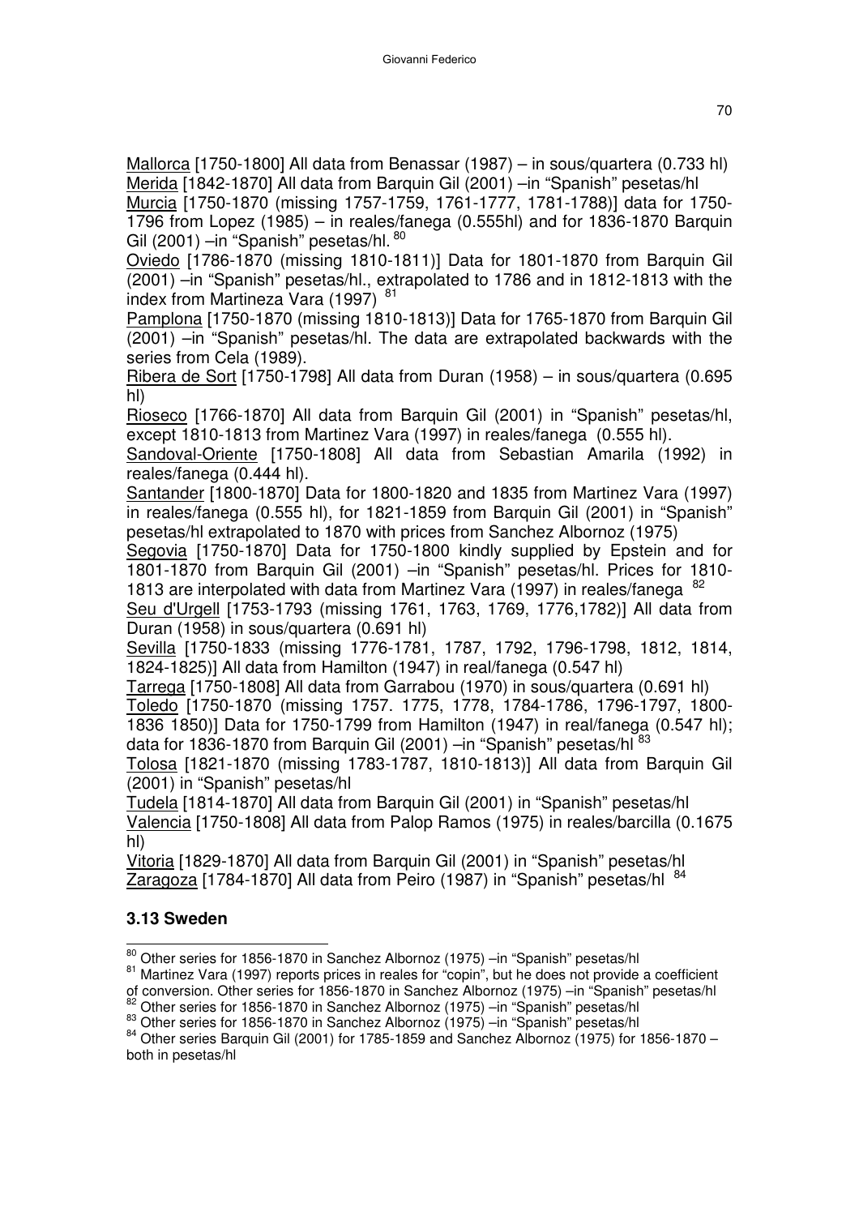Mallorca [1750-1800] All data from Benassar (1987) – in sous/quartera (0.733 hl)
Merida [1842-1870] All data from Barquin Gil (2001) –in "Spanish" pesetas/hl
Murcia [1750-1870 (missing 1757-1759, 1761-1777, 1781-1788)] data for 1750-1796 from Lopez (1985) – in reales/fanega (0.555hl) and for 1836-1870 Barquin Gil (2001) –in "Spanish" pesetas/hl. [80]
Oviedo [1786-1870 (missing 1810-1811)] Data for 1801-1870 from Barquin Gil (2001) –in "Spanish" pesetas/hl., extrapolated to 1786 and in 1812-1813 with the index from Martineza Vara (1997) [81]
Pamplona [1750-1870 (missing 1810-1813)] Data for 1765-1870 from Barquin Gil (2001) –in "Spanish" pesetas/hl. The data are extrapolated backwards with the series from Cela (1989).
Ribera de Sort [1750-1798] All data from Duran (1958) – in sous/quartera (0.695 hl)
Rioseco [1766-1870] All data from Barquin Gil (2001) in "Spanish" pesetas/hl, except 1810-1813 from Martinez Vara (1997) in reales/fanega (0.555 hl).
Sandoval-Oriente [1750-1808] All data from Sebastian Amarila (1992) in reales/fanega (0.444 hl).
Santander [1800-1870] Data for 1800-1820 and 1835 from Martinez Vara (1997) in reales/fanega (0.555 hl), for 1821-1859 from Barquin Gil (2001) in "Spanish" pesetas/hl extrapolated to 1870 with prices from Sanchez Albornoz (1975)
Segovia [1750-1870] Data for 1750-1800 kindly supplied by Epstein and for 1801-1870 from Barquin Gil (2001) –in "Spanish" pesetas/hl. Prices for 1810-1813 are interpolated with data from Martinez Vara (1997) in reales/fanega [82]
Seu d'Urgell [1753-1793 (missing 1761, 1763, 1769, 1776,1782)] All data from Duran (1958) in sous/quartera (0.691 hl)
Sevilla [1750-1833 (missing 1776-1781, 1787, 1792, 1796-1798, 1812, 1814, 1824-1825)] All data from Hamilton (1947) in real/fanega (0.547 hl)
Tarrega [1750-1808] All data from Garrabou (1970) in sous/quartera (0.691 hl)
Toledo [1750-1870 (missing 1757. 1775, 1778, 1784-1786, 1796-1797, 1800-1836 1850)] Data for 1750-1799 from Hamilton (1947) in real/fanega (0.547 hl); data for 1836-1870 from Barquin Gil (2001) –in "Spanish" pesetas/hl [83]
Tolosa [1821-1870 (missing 1783-1787, 1810-1813)] All data from Barquin Gil (2001) in "Spanish" pesetas/hl
Tudela [1814-1870] All data from Barquin Gil (2001) in "Spanish" pesetas/hl
Valencia [1750-1808] All data from Palop Ramos (1975) in reales/barcilla (0.1675 hl)
Vitoria [1829-1870] All data from Barquin Gil (2001) in "Spanish" pesetas/hl
Zaragoza [1784-1870] All data from Peiro (1987) in "Spanish" pesetas/hl [84]

### 3.13 Sweden

[80] Other series for 1856-1870 in Sanchez Albornoz (1975) –in "Spanish" pesetas/hl
[81] Martinez Vara (1997) reports prices in reales for "copin", but he does not provide a coefficient of conversion. Other series for 1856-1870 in Sanchez Albornoz (1975) –in "Spanish" pesetas/hl
[82] Other series for 1856-1870 in Sanchez Albornoz (1975) –in "Spanish" pesetas/hl
[83] Other series for 1856-1870 in Sanchez Albornoz (1975) –in "Spanish" pesetas/hl
[84] Other series Barquin Gil (2001) for 1785-1859 and Sanchez Albornoz (1975) for 1856-1870 – both in pesetas/hl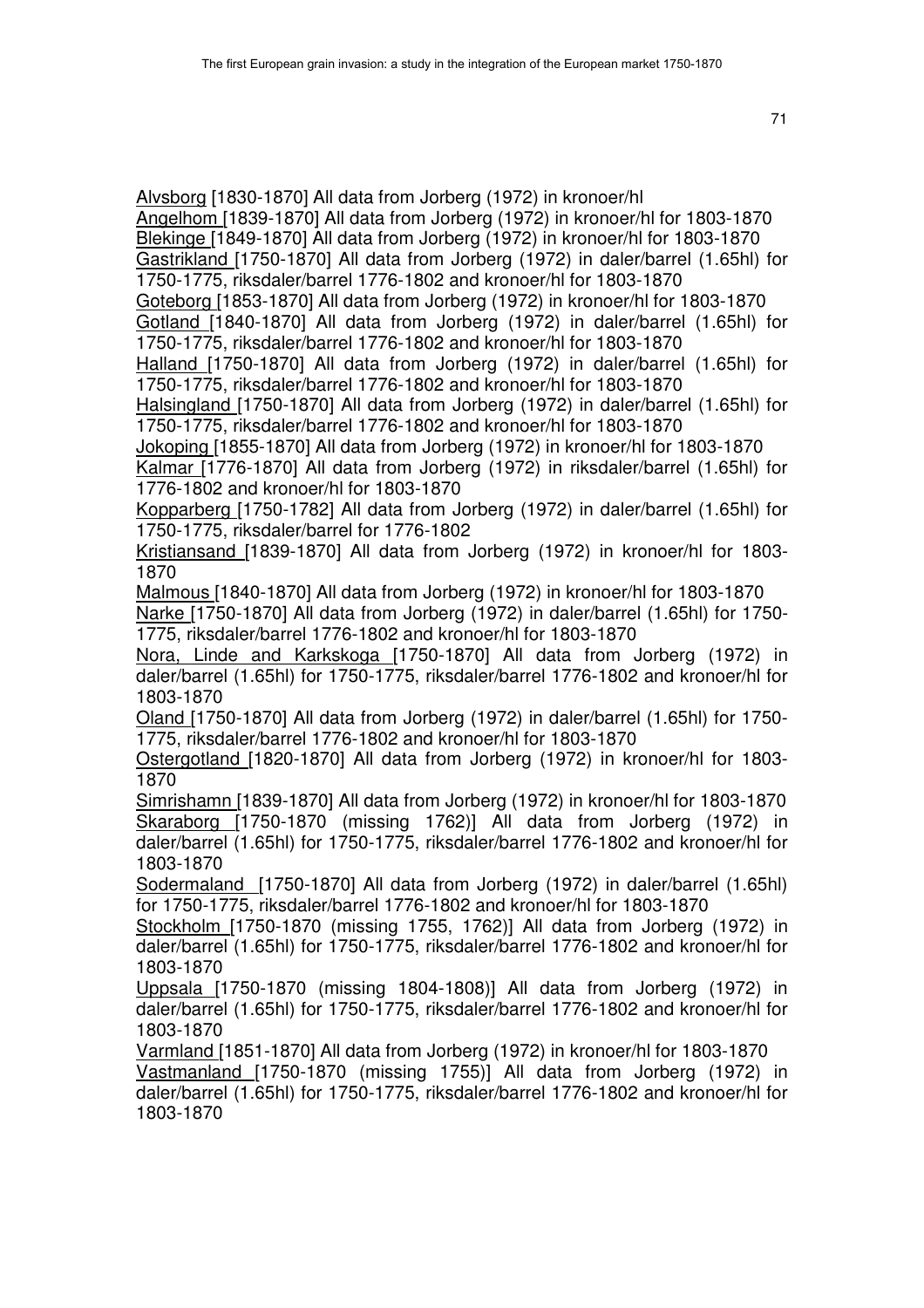Alvsborg [1830-1870] All data from Jorberg (1972) in kronoer/hl

Angelhom [1839-1870] All data from Jorberg (1972) in kronoer/hl for 1803-1870

Blekinge [1849-1870] All data from Jorberg (1972) in kronoer/hl for 1803-1870

Gastrikland [1750-1870] All data from Jorberg (1972) in daler/barrel (1.65hl) for 1750-1775, riksdaler/barrel 1776-1802 and kronoer/hl for 1803-1870

Goteborg [1853-1870] All data from Jorberg (1972) in kronoer/hl for 1803-1870

Gotland [1840-1870] All data from Jorberg (1972) in daler/barrel (1.65hl) for 1750-1775, riksdaler/barrel 1776-1802 and kronoer/hl for 1803-1870

Halland [1750-1870] All data from Jorberg (1972) in daler/barrel (1.65hl) for 1750-1775, riksdaler/barrel 1776-1802 and kronoer/hl for 1803-1870

Halsingland [1750-1870] All data from Jorberg (1972) in daler/barrel (1.65hl) for 1750-1775, riksdaler/barrel 1776-1802 and kronoer/hl for 1803-1870

Jokoping [1855-1870] All data from Jorberg (1972) in kronoer/hl for 1803-1870

Kalmar [1776-1870] All data from Jorberg (1972) in riksdaler/barrel (1.65hl) for 1776-1802 and kronoer/hl for 1803-1870

Kopparberg [1750-1782] All data from Jorberg (1972) in daler/barrel (1.65hl) for 1750-1775, riksdaler/barrel for 1776-1802

Kristiansand [1839-1870] All data from Jorberg (1972) in kronoer/hl for 1803-1870

Malmous [1840-1870] All data from Jorberg (1972) in kronoer/hl for 1803-1870

Narke [1750-1870] All data from Jorberg (1972) in daler/barrel (1.65hl) for 1750-1775, riksdaler/barrel 1776-1802 and kronoer/hl for 1803-1870

Nora, Linde and Karkskoga [1750-1870] All data from Jorberg (1972) in daler/barrel (1.65hl) for 1750-1775, riksdaler/barrel 1776-1802 and kronoer/hl for 1803-1870

Oland [1750-1870] All data from Jorberg (1972) in daler/barrel (1.65hl) for 1750-1775, riksdaler/barrel 1776-1802 and kronoer/hl for 1803-1870

Ostergotland [1820-1870] All data from Jorberg (1972) in kronoer/hl for 1803-1870

Simrishamn [1839-1870] All data from Jorberg (1972) in kronoer/hl for 1803-1870

Skaraborg [1750-1870 (missing 1762)] All data from Jorberg (1972) in daler/barrel (1.65hl) for 1750-1775, riksdaler/barrel 1776-1802 and kronoer/hl for 1803-1870

Sodermaland [1750-1870] All data from Jorberg (1972) in daler/barrel (1.65hl) for 1750-1775, riksdaler/barrel 1776-1802 and kronoer/hl for 1803-1870

Stockholm [1750-1870 (missing 1755, 1762)] All data from Jorberg (1972) in daler/barrel (1.65hl) for 1750-1775, riksdaler/barrel 1776-1802 and kronoer/hl for 1803-1870

Uppsala [1750-1870 (missing 1804-1808)] All data from Jorberg (1972) in daler/barrel (1.65hl) for 1750-1775, riksdaler/barrel 1776-1802 and kronoer/hl for 1803-1870

Varmland [1851-1870] All data from Jorberg (1972) in kronoer/hl for 1803-1870

Vastmanland [1750-1870 (missing 1755)] All data from Jorberg (1972) in daler/barrel (1.65hl) for 1750-1775, riksdaler/barrel 1776-1802 and kronoer/hl for 1803-1870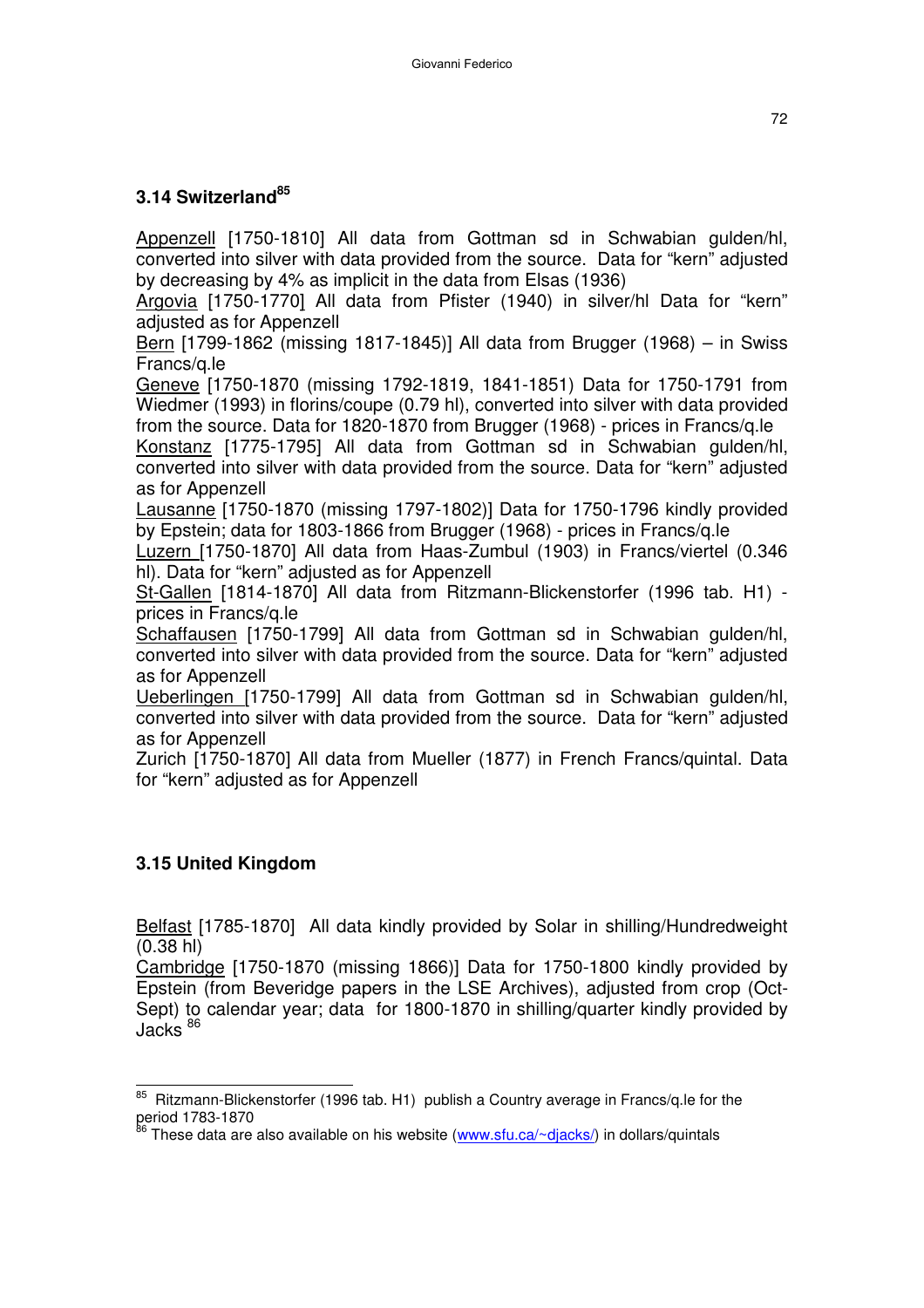### 3.14 Switzerland[85]

Appenzell [1750-1810] All data from Gottman sd in Schwabian gulden/hl, converted into silver with data provided from the source. Data for "kern" adjusted by decreasing by 4% as implicit in the data from Elsas (1936)

Argovia [1750-1770] All data from Pfister (1940) in silver/hl Data for "kern" adjusted as for Appenzell

Bern [1799-1862 (missing 1817-1845)] All data from Brugger (1968) – in Swiss Francs/q.le

Geneve [1750-1870 (missing 1792-1819, 1841-1851) Data for 1750-1791 from Wiedmer (1993) in florins/coupe (0.79 hl), converted into silver with data provided from the source. Data for 1820-1870 from Brugger (1968) - prices in Francs/q.le

Konstanz [1775-1795] All data from Gottman sd in Schwabian gulden/hl, converted into silver with data provided from the source. Data for "kern" adjusted as for Appenzell

Lausanne [1750-1870 (missing 1797-1802)] Data for 1750-1796 kindly provided by Epstein; data for 1803-1866 from Brugger (1968) - prices in Francs/q.le

Luzern [1750-1870] All data from Haas-Zumbul (1903) in Francs/viertel (0.346 hl). Data for "kern" adjusted as for Appenzell

St-Gallen [1814-1870] All data from Ritzmann-Blickenstorfer (1996 tab. H1) - prices in Francs/q.le

Schaffausen [1750-1799] All data from Gottman sd in Schwabian gulden/hl, converted into silver with data provided from the source. Data for "kern" adjusted as for Appenzell

Ueberlingen [1750-1799] All data from Gottman sd in Schwabian gulden/hl, converted into silver with data provided from the source. Data for "kern" adjusted as for Appenzell

Zurich [1750-1870] All data from Mueller (1877) in French Francs/quintal. Data for "kern" adjusted as for Appenzell

### 3.15 United Kingdom

Belfast [1785-1870] All data kindly provided by Solar in shilling/Hundredweight (0.38 hl)

Cambridge [1750-1870 (missing 1866)] Data for 1750-1800 kindly provided by Epstein (from Beveridge papers in the LSE Archives), adjusted from crop (Oct-Sept) to calendar year; data for 1800-1870 in shilling/quarter kindly provided by Jacks [86]

---

[85] Ritzmann-Blickenstorfer (1996 tab. H1) publish a Country average in Francs/q.le for the period 1783-1870

[86] These data are also available on his website (www.sfu.ca/~djacks/) in dollars/quintals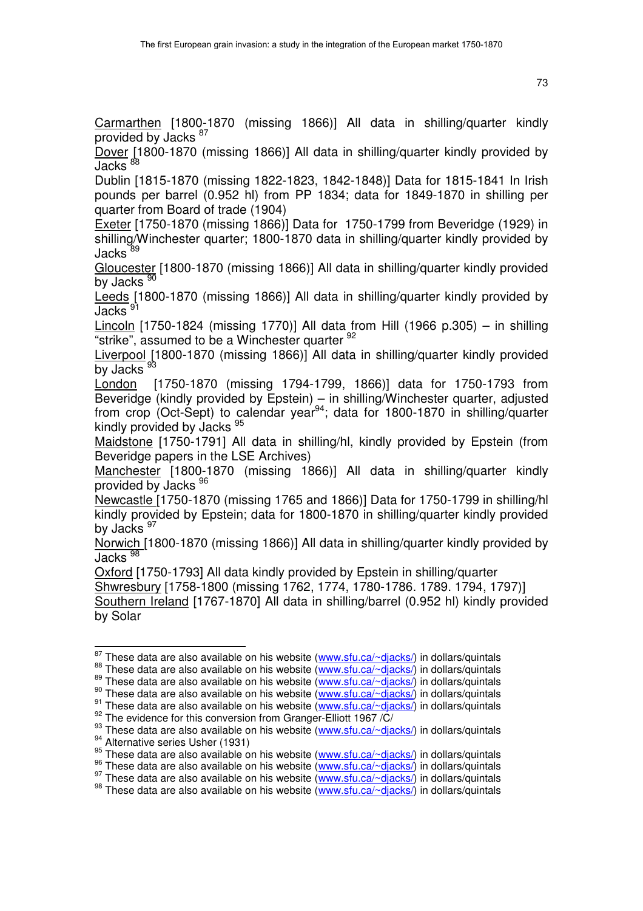Carmarthen [1800-1870 (missing 1866)] All data in shilling/quarter kindly provided by Jacks [87]

Dover [1800-1870 (missing 1866)] All data in shilling/quarter kindly provided by Jacks [88]

Dublin [1815-1870 (missing 1822-1823, 1842-1848)] Data for 1815-1841 In Irish pounds per barrel (0.952 hl) from PP 1834; data for 1849-1870 in shilling per quarter from Board of trade (1904)

Exeter [1750-1870 (missing 1866)] Data for 1750-1799 from Beveridge (1929) in shilling/Winchester quarter; 1800-1870 data in shilling/quarter kindly provided by Jacks [89]

Gloucester [1800-1870 (missing 1866)] All data in shilling/quarter kindly provided by Jacks [90]

Leeds [1800-1870 (missing 1866)] All data in shilling/quarter kindly provided by Jacks [91]

Lincoln [1750-1824 (missing 1770)] All data from Hill (1966 p.305) – in shilling "strike", assumed to be a Winchester quarter [92]

Liverpool [1800-1870 (missing 1866)] All data in shilling/quarter kindly provided by Jacks [93]

London [1750-1870 (missing 1794-1799, 1866)] data for 1750-1793 from Beveridge (kindly provided by Epstein) – in shilling/Winchester quarter, adjusted from crop (Oct-Sept) to calendar year[94]; data for 1800-1870 in shilling/quarter kindly provided by Jacks [95]

Maidstone [1750-1791] All data in shilling/hl, kindly provided by Epstein (from Beveridge papers in the LSE Archives)

Manchester [1800-1870 (missing 1866)] All data in shilling/quarter kindly provided by Jacks [96]

Newcastle [1750-1870 (missing 1765 and 1866)] Data for 1750-1799 in shilling/hl kindly provided by Epstein; data for 1800-1870 in shilling/quarter kindly provided by Jacks [97]

Norwich [1800-1870 (missing 1866)] All data in shilling/quarter kindly provided by Jacks [98]

Oxford [1750-1793] All data kindly provided by Epstein in shilling/quarter

Shwresbury [1758-1800 (missing 1762, 1774, 1780-1786. 1789. 1794, 1797)]

Southern Ireland [1767-1870] All data in shilling/barrel (0.952 hl) kindly provided by Solar

---

[87] These data are also available on his website (www.sfu.ca/~djacks/) in dollars/quintals

[88] These data are also available on his website (www.sfu.ca/~djacks/) in dollars/quintals

[89] These data are also available on his website (www.sfu.ca/~djacks/) in dollars/quintals

[90] These data are also available on his website (www.sfu.ca/~djacks/) in dollars/quintals

[91] These data are also available on his website (www.sfu.ca/~djacks/) in dollars/quintals

[92] The evidence for this conversion from Granger-Elliott 1967 /C/

[93] These data are also available on his website (www.sfu.ca/~djacks/) in dollars/quintals

[94] Alternative series Usher (1931)

[95] These data are also available on his website (www.sfu.ca/~djacks/) in dollars/quintals

[96] These data are also available on his website (www.sfu.ca/~djacks/) in dollars/quintals

[97] These data are also available on his website (www.sfu.ca/~djacks/) in dollars/quintals

[98] These data are also available on his website (www.sfu.ca/~djacks/) in dollars/quintals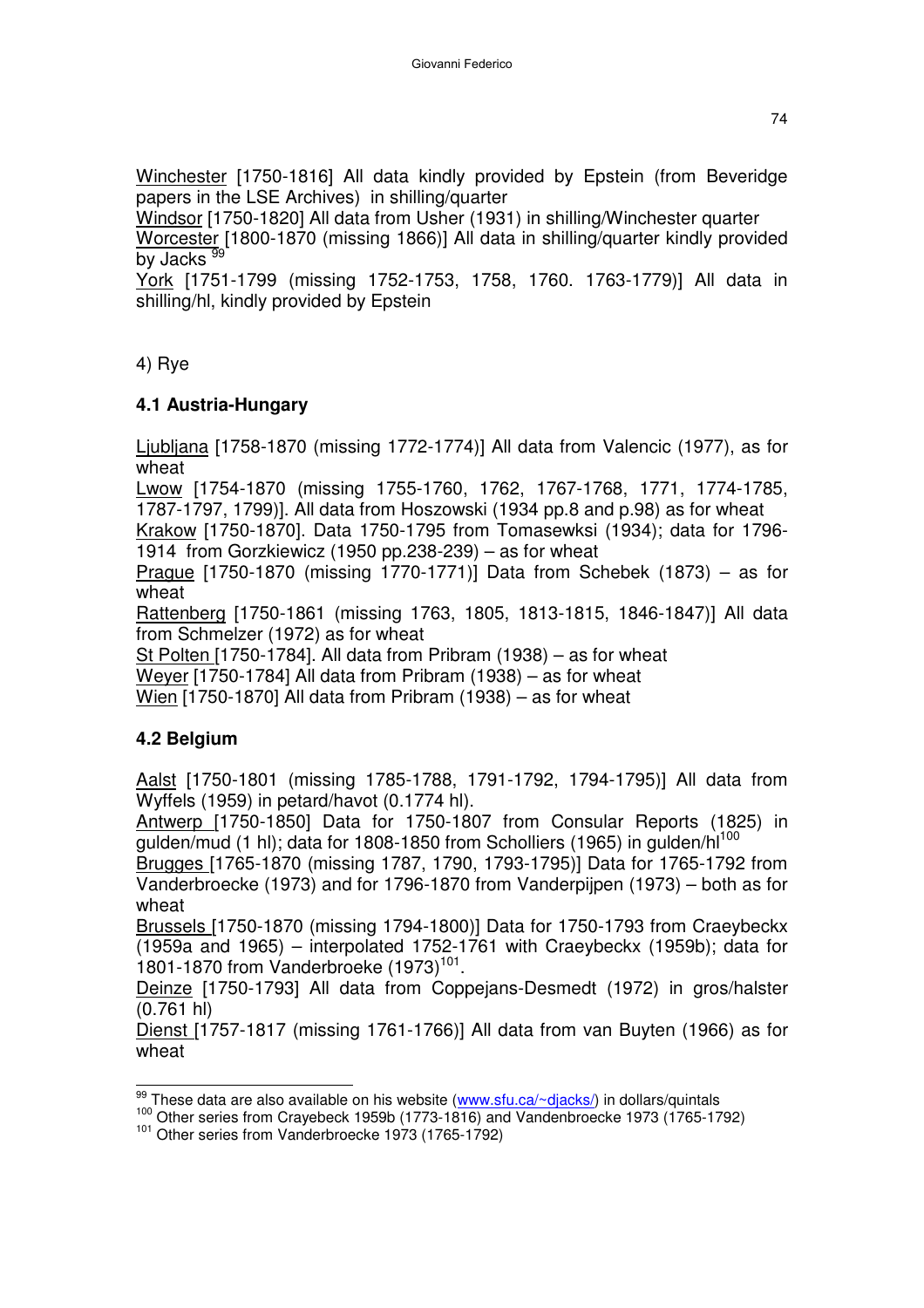Winchester [1750-1816] All data kindly provided by Epstein (from Beveridge papers in the LSE Archives) in shilling/quarter

Windsor [1750-1820] All data from Usher (1931) in shilling/Winchester quarter

Worcester [1800-1870 (missing 1866)] All data in shilling/quarter kindly provided by Jacks [99]

York [1751-1799 (missing 1752-1753, 1758, 1760. 1763-1779)] All data in shilling/hl, kindly provided by Epstein

4) Rye

### 4.1 Austria-Hungary

Ljubljana [1758-1870 (missing 1772-1774)] All data from Valencic (1977), as for wheat

Lwow [1754-1870 (missing 1755-1760, 1762, 1767-1768, 1771, 1774-1785, 1787-1797, 1799)]. All data from Hoszowski (1934 pp.8 and p.98) as for wheat

Krakow [1750-1870]. Data 1750-1795 from Tomasewksi (1934); data for 1796-1914 from Gorzkiewicz (1950 pp.238-239) – as for wheat

Prague [1750-1870 (missing 1770-1771)] Data from Schebek (1873) – as for wheat

Rattenberg [1750-1861 (missing 1763, 1805, 1813-1815, 1846-1847)] All data from Schmelzer (1972) as for wheat

St Polten [1750-1784]. All data from Pribram (1938) – as for wheat

Weyer [1750-1784] All data from Pribram (1938) – as for wheat

Wien [1750-1870] All data from Pribram (1938) – as for wheat

### 4.2 Belgium

Aalst [1750-1801 (missing 1785-1788, 1791-1792, 1794-1795)] All data from Wyffels (1959) in petard/havot (0.1774 hl).

Antwerp [1750-1850] Data for 1750-1807 from Consular Reports (1825) in gulden/mud (1 hl); data for 1808-1850 from Scholliers (1965) in gulden/hl[100]

Brugges [1765-1870 (missing 1787, 1790, 1793-1795)] Data for 1765-1792 from Vanderbroecke (1973) and for 1796-1870 from Vanderpijpen (1973) – both as for wheat

Brussels [1750-1870 (missing 1794-1800)] Data for 1750-1793 from Craeybeckx (1959a and 1965) – interpolated 1752-1761 with Craeybeckx (1959b); data for 1801-1870 from Vanderbroeke (1973)[101].

Deinze [1750-1793] All data from Coppejans-Desmedt (1972) in gros/halster (0.761 hl)

Dienst [1757-1817 (missing 1761-1766)] All data from van Buyten (1966) as for wheat

---

[99] These data are also available on his website (www.sfu.ca/~djacks/) in dollars/quintals

[100] Other series from Crayebeck 1959b (1773-1816) and Vandenbroecke 1973 (1765-1792)

[101] Other series from Vanderbroecke 1973 (1765-1792)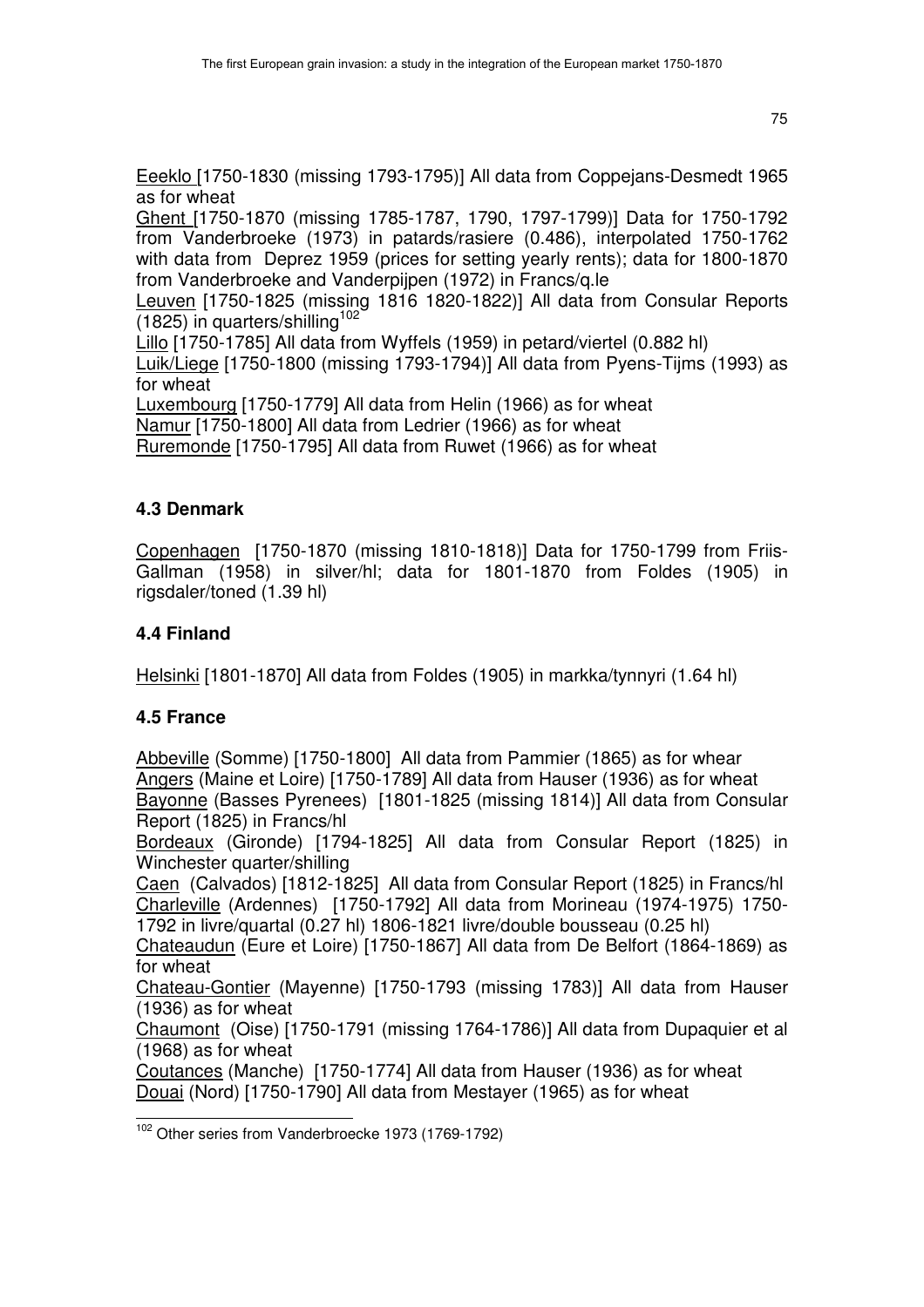Eeeklo [1750-1830 (missing 1793-1795)] All data from Coppejans-Desmedt 1965 as for wheat

Ghent [1750-1870 (missing 1785-1787, 1790, 1797-1799)] Data for 1750-1792 from Vanderbroeke (1973) in patards/rasiere (0.486), interpolated 1750-1762 with data from Deprez 1959 (prices for setting yearly rents); data for 1800-1870 from Vanderbroeke and Vanderpijpen (1972) in Francs/q.le

Leuven [1750-1825 (missing 1816 1820-1822)] All data from Consular Reports (1825) in quarters/shilling[102]

Lillo [1750-1785] All data from Wyffels (1959) in petard/viertel (0.882 hl)

Luik/Liege [1750-1800 (missing 1793-1794)] All data from Pyens-Tijms (1993) as for wheat

Luxembourg [1750-1779] All data from Helin (1966) as for wheat

Namur [1750-1800] All data from Ledrier (1966) as for wheat

Ruremonde [1750-1795] All data from Ruwet (1966) as for wheat

### 4.3 Denmark

Copenhagen [1750-1870 (missing 1810-1818)] Data for 1750-1799 from Friis-Gallman (1958) in silver/hl; data for 1801-1870 from Foldes (1905) in rigsdaler/toned (1.39 hl)

### 4.4 Finland

Helsinki [1801-1870] All data from Foldes (1905) in markka/tynnyri (1.64 hl)

### 4.5 France

Abbeville (Somme) [1750-1800] All data from Pammier (1865) as for whear

Angers (Maine et Loire) [1750-1789] All data from Hauser (1936) as for wheat

Bayonne (Basses Pyrenees) [1801-1825 (missing 1814)] All data from Consular Report (1825) in Francs/hl

Bordeaux (Gironde) [1794-1825] All data from Consular Report (1825) in Winchester quarter/shilling

Caen (Calvados) [1812-1825] All data from Consular Report (1825) in Francs/hl

Charleville (Ardennes) [1750-1792] All data from Morineau (1974-1975) 1750-1792 in livre/quartal (0.27 hl) 1806-1821 livre/double bousseau (0.25 hl)

Chateaudun (Eure et Loire) [1750-1867] All data from De Belfort (1864-1869) as for wheat

Chateau-Gontier (Mayenne) [1750-1793 (missing 1783)] All data from Hauser (1936) as for wheat

Chaumont (Oise) [1750-1791 (missing 1764-1786)] All data from Dupaquier et al (1968) as for wheat

Coutances (Manche) [1750-1774] All data from Hauser (1936) as for wheat

Douai (Nord) [1750-1790] All data from Mestayer (1965) as for wheat

[102] Other series from Vanderbroecke 1973 (1769-1792)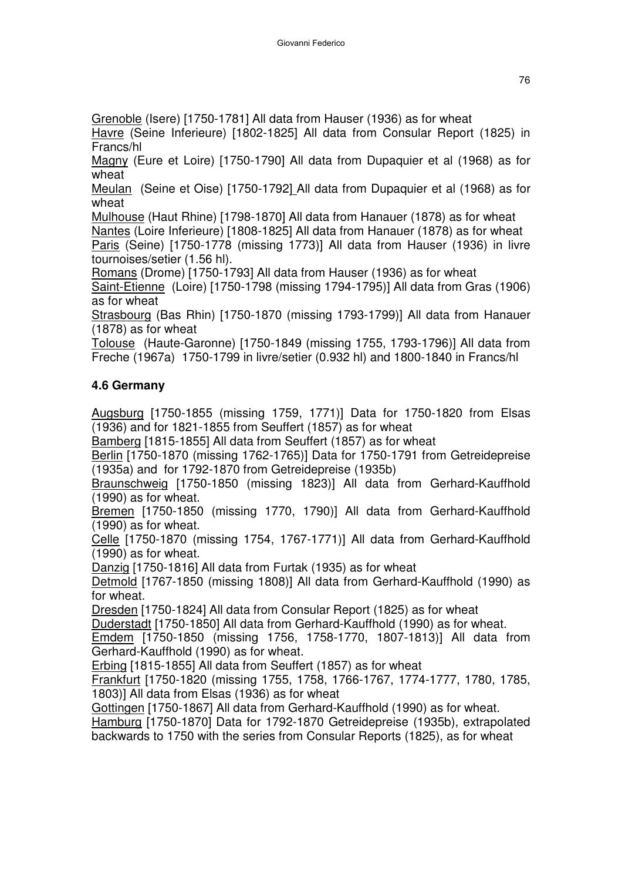Grenoble (Isere) [1750-1781] All data from Hauser (1936) as for wheat

Havre (Seine Inferieure) [1802-1825] All data from Consular Report (1825) in Francs/hl

Magny (Eure et Loire) [1750-1790] All data from Dupaquier et al (1968) as for wheat

Meulan (Seine et Oise) [1750-1792] All data from Dupaquier et al (1968) as for wheat

Mulhouse (Haut Rhine) [1798-1870] All data from Hanauer (1878) as for wheat

Nantes (Loire Inferieure) [1808-1825] All data from Hanauer (1878) as for wheat

Paris (Seine) [1750-1778 (missing 1773)] All data from Hauser (1936) in livre tournoises/setier (1.56 hl).

Romans (Drome) [1750-1793] All data from Hauser (1936) as for wheat

Saint-Etienne (Loire) [1750-1798 (missing 1794-1795)] All data from Gras (1906) as for wheat

Strasbourg (Bas Rhin) [1750-1870 (missing 1793-1799)] All data from Hanauer (1878) as for wheat

Tolouse (Haute-Garonne) [1750-1849 (missing 1755, 1793-1796)] All data from Freche (1967a) 1750-1799 in livre/setier (0.932 hl) and 1800-1840 in Francs/hl

## 4.6 Germany

Augsburg [1750-1855 (missing 1759, 1771)] Data for 1750-1820 from Elsas (1936) and for 1821-1855 from Seuffert (1857) as for wheat

Bamberg [1815-1855] All data from Seuffert (1857) as for wheat

Berlin [1750-1870 (missing 1762-1765)] Data for 1750-1791 from Getreidepreise (1935a) and for 1792-1870 from Getreidepreise (1935b)

Braunschweig [1750-1850 (missing 1823)] All data from Gerhard-Kauffhold (1990) as for wheat.

Bremen [1750-1850 (missing 1770, 1790)] All data from Gerhard-Kauffhold (1990) as for wheat.

Celle [1750-1870 (missing 1754, 1767-1771)] All data from Gerhard-Kauffhold (1990) as for wheat.

Danzig [1750-1816] All data from Furtak (1935) as for wheat

Detmold [1767-1850 (missing 1808)] All data from Gerhard-Kauffhold (1990) as for wheat.

Dresden [1750-1824] All data from Consular Report (1825) as for wheat

Duderstadt [1750-1850] All data from Gerhard-Kauffhold (1990) as for wheat.

Emdem [1750-1850 (missing 1756, 1758-1770, 1807-1813)] All data from Gerhard-Kauffhold (1990) as for wheat.

Erbing [1815-1855] All data from Seuffert (1857) as for wheat

Frankfurt [1750-1820 (missing 1755, 1758, 1766-1767, 1774-1777, 1780, 1785, 1803)] All data from Elsas (1936) as for wheat

Gottingen [1750-1867] All data from Gerhard-Kauffhold (1990) as for wheat.

Hamburg [1750-1870] Data for 1792-1870 Getreidepreise (1935b), extrapolated backwards to 1750 with the series from Consular Reports (1825), as for wheat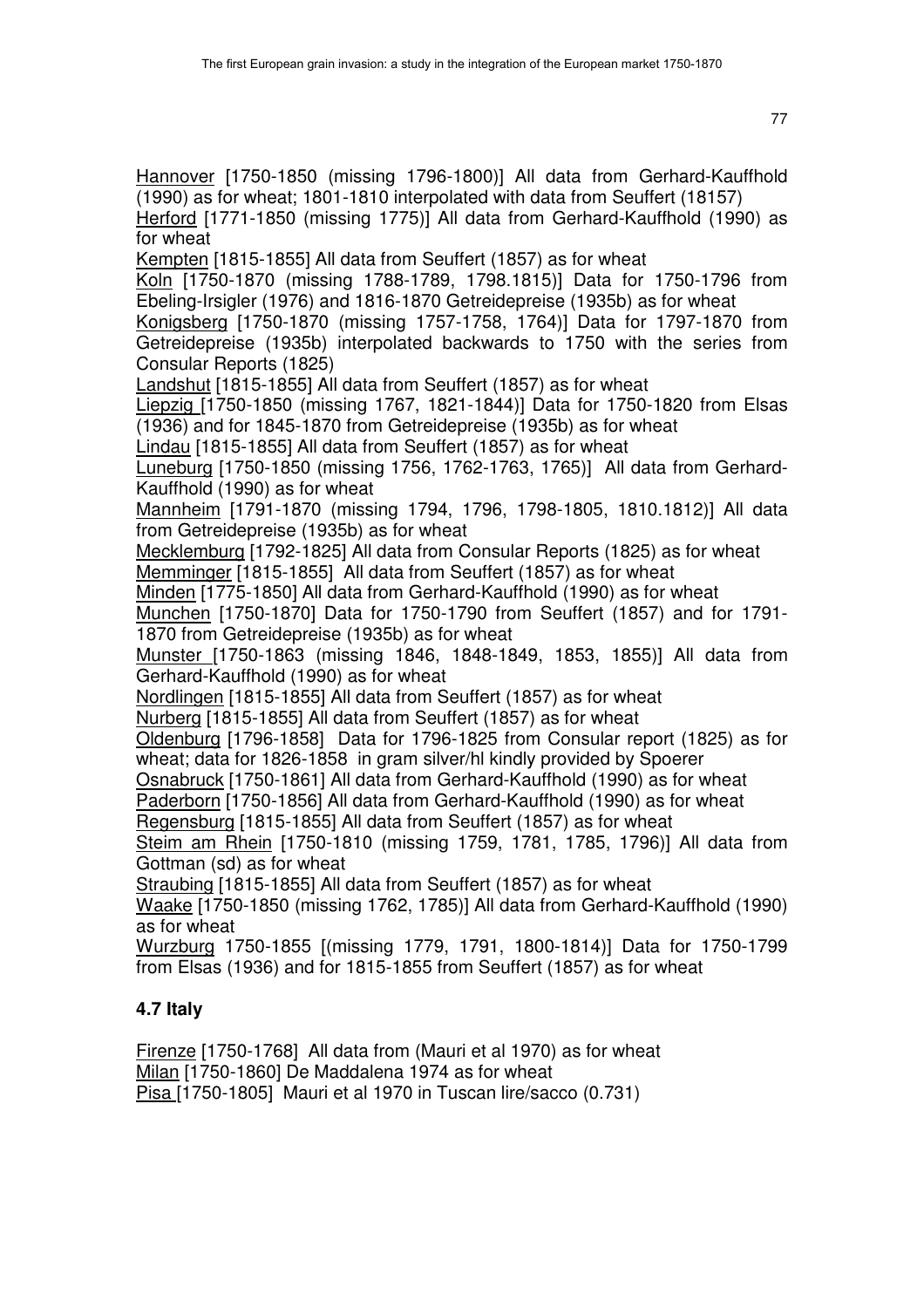Hannover [1750-1850 (missing 1796-1800)] All data from Gerhard-Kauffhold (1990) as for wheat; 1801-1810 interpolated with data from Seuffert (18157)

Herford [1771-1850 (missing 1775)] All data from Gerhard-Kauffhold (1990) as for wheat

Kempten [1815-1855] All data from Seuffert (1857) as for wheat

Koln [1750-1870 (missing 1788-1789, 1798.1815)] Data for 1750-1796 from Ebeling-Irsigler (1976) and 1816-1870 Getreidepreise (1935b) as for wheat

Konigsberg [1750-1870 (missing 1757-1758, 1764)] Data for 1797-1870 from Getreidepreise (1935b) interpolated backwards to 1750 with the series from Consular Reports (1825)

Landshut [1815-1855] All data from Seuffert (1857) as for wheat

Liepzig [1750-1850 (missing 1767, 1821-1844)] Data for 1750-1820 from Elsas (1936) and for 1845-1870 from Getreidepreise (1935b) as for wheat

Lindau [1815-1855] All data from Seuffert (1857) as for wheat

Luneburg [1750-1850 (missing 1756, 1762-1763, 1765)] All data from Gerhard-Kauffhold (1990) as for wheat

Mannheim [1791-1870 (missing 1794, 1796, 1798-1805, 1810.1812)] All data from Getreidepreise (1935b) as for wheat

Mecklemburg [1792-1825] All data from Consular Reports (1825) as for wheat

Memminger [1815-1855] All data from Seuffert (1857) as for wheat

Minden [1775-1850] All data from Gerhard-Kauffhold (1990) as for wheat

Munchen [1750-1870] Data for 1750-1790 from Seuffert (1857) and for 1791-1870 from Getreidepreise (1935b) as for wheat

Munster [1750-1863 (missing 1846, 1848-1849, 1853, 1855)] All data from Gerhard-Kauffhold (1990) as for wheat

Nordlingen [1815-1855] All data from Seuffert (1857) as for wheat

Nurberg [1815-1855] All data from Seuffert (1857) as for wheat

Oldenburg [1796-1858] Data for 1796-1825 from Consular report (1825) as for wheat; data for 1826-1858 in gram silver/hl kindly provided by Spoerer

Osnabruck [1750-1861] All data from Gerhard-Kauffhold (1990) as for wheat

Paderborn [1750-1856] All data from Gerhard-Kauffhold (1990) as for wheat

Regensburg [1815-1855] All data from Seuffert (1857) as for wheat

Steim am Rhein [1750-1810 (missing 1759, 1781, 1785, 1796)] All data from Gottman (sd) as for wheat

Straubing [1815-1855] All data from Seuffert (1857) as for wheat

Waake [1750-1850 (missing 1762, 1785)] All data from Gerhard-Kauffhold (1990) as for wheat

Wurzburg 1750-1855 [(missing 1779, 1791, 1800-1814)] Data for 1750-1799 from Elsas (1936) and for 1815-1855 from Seuffert (1857) as for wheat

### 4.7 Italy

Firenze [1750-1768] All data from (Mauri et al 1970) as for wheat

Milan [1750-1860] De Maddalena 1974 as for wheat

Pisa [1750-1805] Mauri et al 1970 in Tuscan lire/sacco (0.731)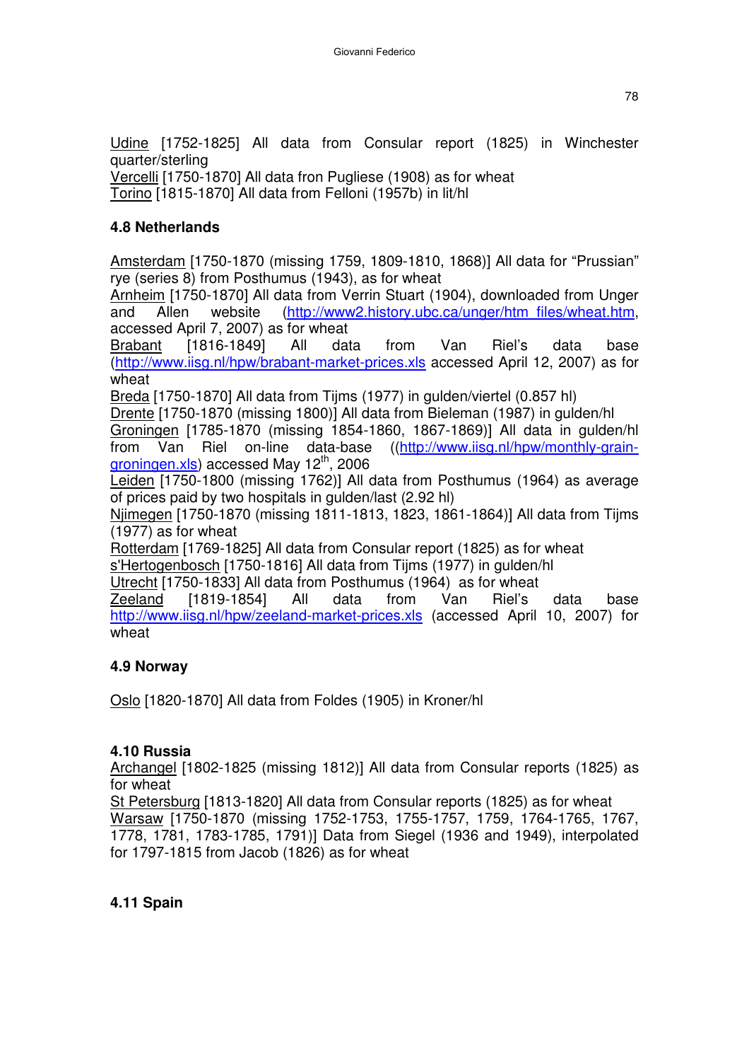Udine [1752-1825] All data from Consular report (1825) in Winchester quarter/sterling
Vercelli [1750-1870] All data fron Pugliese (1908) as for wheat
Torino [1815-1870] All data from Felloni (1957b) in lit/hl

### 4.8 Netherlands

Amsterdam [1750-1870 (missing 1759, 1809-1810, 1868)] All data for "Prussian" rye (series 8) from Posthumus (1943), as for wheat
Arnheim [1750-1870] All data from Verrin Stuart (1904), downloaded from Unger and Allen website (http://www2.history.ubc.ca/unger/htm_files/wheat.htm, accessed April 7, 2007) as for wheat
Brabant [1816-1849] All data from Van Riel's data base (http://www.iisg.nl/hpw/brabant-market-prices.xls accessed April 12, 2007) as for wheat
Breda [1750-1870] All data from Tijms (1977) in gulden/viertel (0.857 hl)
Drente [1750-1870 (missing 1800)] All data from Bieleman (1987) in gulden/hl
Groningen [1785-1870 (missing 1854-1860, 1867-1869)] All data in gulden/hl from Van Riel on-line data-base ((http://www.iisg.nl/hpw/monthly-grain-groningen.xls) accessed May 12th, 2006
Leiden [1750-1800 (missing 1762)] All data from Posthumus (1964) as average of prices paid by two hospitals in gulden/last (2.92 hl)
Njimegen [1750-1870 (missing 1811-1813, 1823, 1861-1864)] All data from Tijms (1977) as for wheat
Rotterdam [1769-1825] All data from Consular report (1825) as for wheat
s'Hertogenbosch [1750-1816] All data from Tijms (1977) in gulden/hl
Utrecht [1750-1833] All data from Posthumus (1964) as for wheat
Zeeland [1819-1854] All data from Van Riel's data base http://www.iisg.nl/hpw/zeeland-market-prices.xls (accessed April 10, 2007) for wheat

### 4.9 Norway

Oslo [1820-1870] All data from Foldes (1905) in Kroner/hl

### 4.10 Russia

Archangel [1802-1825 (missing 1812)] All data from Consular reports (1825) as for wheat
St Petersburg [1813-1820] All data from Consular reports (1825) as for wheat
Warsaw [1750-1870 (missing 1752-1753, 1755-1757, 1759, 1764-1765, 1767, 1778, 1781, 1783-1785, 1791)] Data from Siegel (1936 and 1949), interpolated for 1797-1815 from Jacob (1826) as for wheat

### 4.11 Spain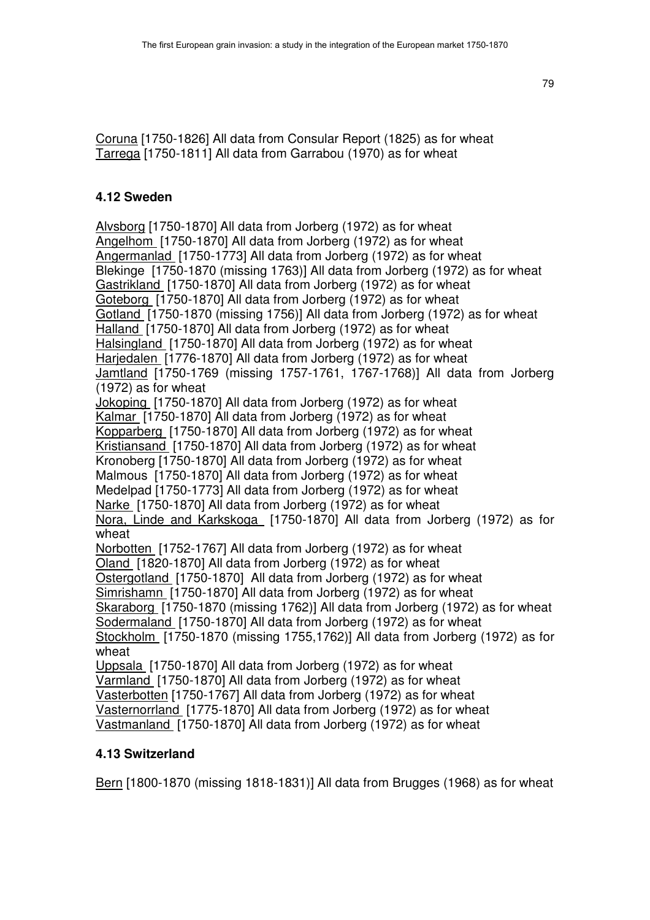Coruna [1750-1826] All data from Consular Report (1825) as for wheat
Tarrega [1750-1811] All data from Garrabou (1970) as for wheat

### 4.12 Sweden

Alvsborg [1750-1870] All data from Jorberg (1972) as for wheat
Angelhom [1750-1870] All data from Jorberg (1972) as for wheat
Angermanlad [1750-1773] All data from Jorberg (1972) as for wheat
Blekinge [1750-1870 (missing 1763)] All data from Jorberg (1972) as for wheat
Gastrikland [1750-1870] All data from Jorberg (1972) as for wheat
Goteborg [1750-1870] All data from Jorberg (1972) as for wheat
Gotland [1750-1870 (missing 1756)] All data from Jorberg (1972) as for wheat
Halland [1750-1870] All data from Jorberg (1972) as for wheat
Halsingland [1750-1870] All data from Jorberg (1972) as for wheat
Harjedalen [1776-1870] All data from Jorberg (1972) as for wheat
Jamtland [1750-1769 (missing 1757-1761, 1767-1768)] All data from Jorberg (1972) as for wheat
Jokoping [1750-1870] All data from Jorberg (1972) as for wheat
Kalmar [1750-1870] All data from Jorberg (1972) as for wheat
Kopparberg [1750-1870] All data from Jorberg (1972) as for wheat
Kristiansand [1750-1870] All data from Jorberg (1972) as for wheat
Kronoberg [1750-1870] All data from Jorberg (1972) as for wheat
Malmous [1750-1870] All data from Jorberg (1972) as for wheat
Medelpad [1750-1773] All data from Jorberg (1972) as for wheat
Narke [1750-1870] All data from Jorberg (1972) as for wheat
Nora, Linde and Karkskoga [1750-1870] All data from Jorberg (1972) as for wheat
Norbotten [1752-1767] All data from Jorberg (1972) as for wheat
Oland [1820-1870] All data from Jorberg (1972) as for wheat
Ostergotland [1750-1870] All data from Jorberg (1972) as for wheat
Simrishamn [1750-1870] All data from Jorberg (1972) as for wheat
Skaraborg [1750-1870 (missing 1762)] All data from Jorberg (1972) as for wheat
Sodermaland [1750-1870] All data from Jorberg (1972) as for wheat
Stockholm [1750-1870 (missing 1755,1762)] All data from Jorberg (1972) as for wheat
Uppsala [1750-1870] All data from Jorberg (1972) as for wheat
Varmland [1750-1870] All data from Jorberg (1972) as for wheat
Vasterbotten [1750-1767] All data from Jorberg (1972) as for wheat
Vasternorrland [1775-1870] All data from Jorberg (1972) as for wheat
Vastmanland [1750-1870] All data from Jorberg (1972) as for wheat

### 4.13 Switzerland

Bern [1800-1870 (missing 1818-1831)] All data from Brugges (1968) as for wheat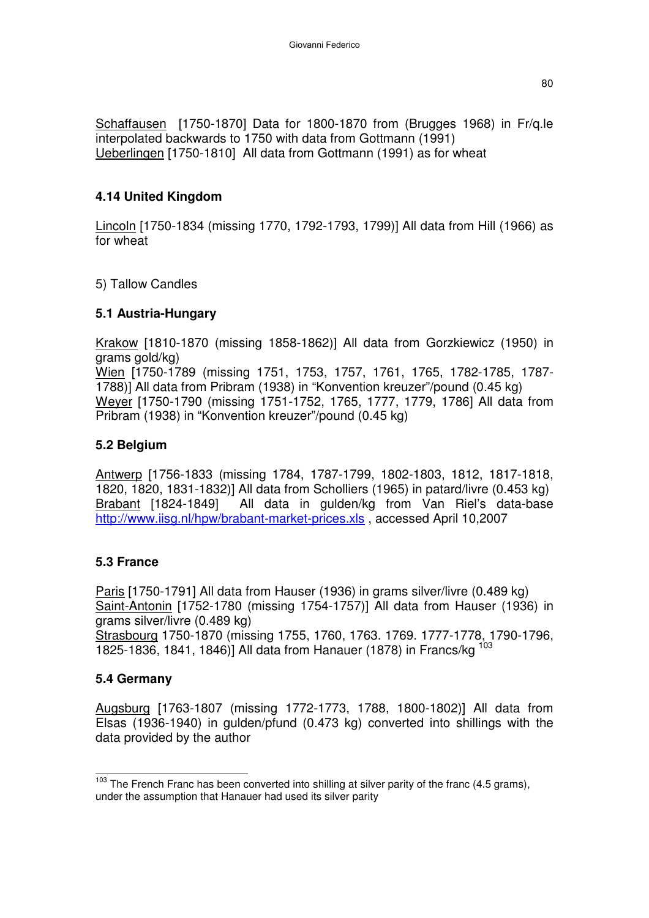Schaffausen [1750-1870] Data for 1800-1870 from (Brugges 1968) in Fr/q.le interpolated backwards to 1750 with data from Gottmann (1991)
Ueberlingen [1750-1810] All data from Gottmann (1991) as for wheat

### 4.14 United Kingdom

Lincoln [1750-1834 (missing 1770, 1792-1793, 1799)] All data from Hill (1966) as for wheat

5) Tallow Candles

### 5.1 Austria-Hungary

Krakow [1810-1870 (missing 1858-1862)] All data from Gorzkiewicz (1950) in grams gold/kg)
Wien [1750-1789 (missing 1751, 1753, 1757, 1761, 1765, 1782-1785, 1787-1788)] All data from Pribram (1938) in "Konvention kreuzer"/pound (0.45 kg)
Weyer [1750-1790 (missing 1751-1752, 1765, 1777, 1779, 1786] All data from Pribram (1938) in "Konvention kreuzer"/pound (0.45 kg)

### 5.2 Belgium

Antwerp [1756-1833 (missing 1784, 1787-1799, 1802-1803, 1812, 1817-1818, 1820, 1820, 1831-1832)] All data from Scholliers (1965) in patard/livre (0.453 kg)
Brabant [1824-1849] All data in gulden/kg from Van Riel's data-base http://www.iisg.nl/hpw/brabant-market-prices.xls , accessed April 10,2007

### 5.3 France

Paris [1750-1791] All data from Hauser (1936) in grams silver/livre (0.489 kg)
Saint-Antonin [1752-1780 (missing 1754-1757)] All data from Hauser (1936) in grams silver/livre (0.489 kg)
Strasbourg 1750-1870 (missing 1755, 1760, 1763. 1769. 1777-1778, 1790-1796, 1825-1836, 1841, 1846)] All data from Hanauer (1878) in Francs/kg [103]

### 5.4 Germany

Augsburg [1763-1807 (missing 1772-1773, 1788, 1800-1802)] All data from Elsas (1936-1940) in gulden/pfund (0.473 kg) converted into shillings with the data provided by the author

[103] The French Franc has been converted into shilling at silver parity of the franc (4.5 grams), under the assumption that Hanauer had used its silver parity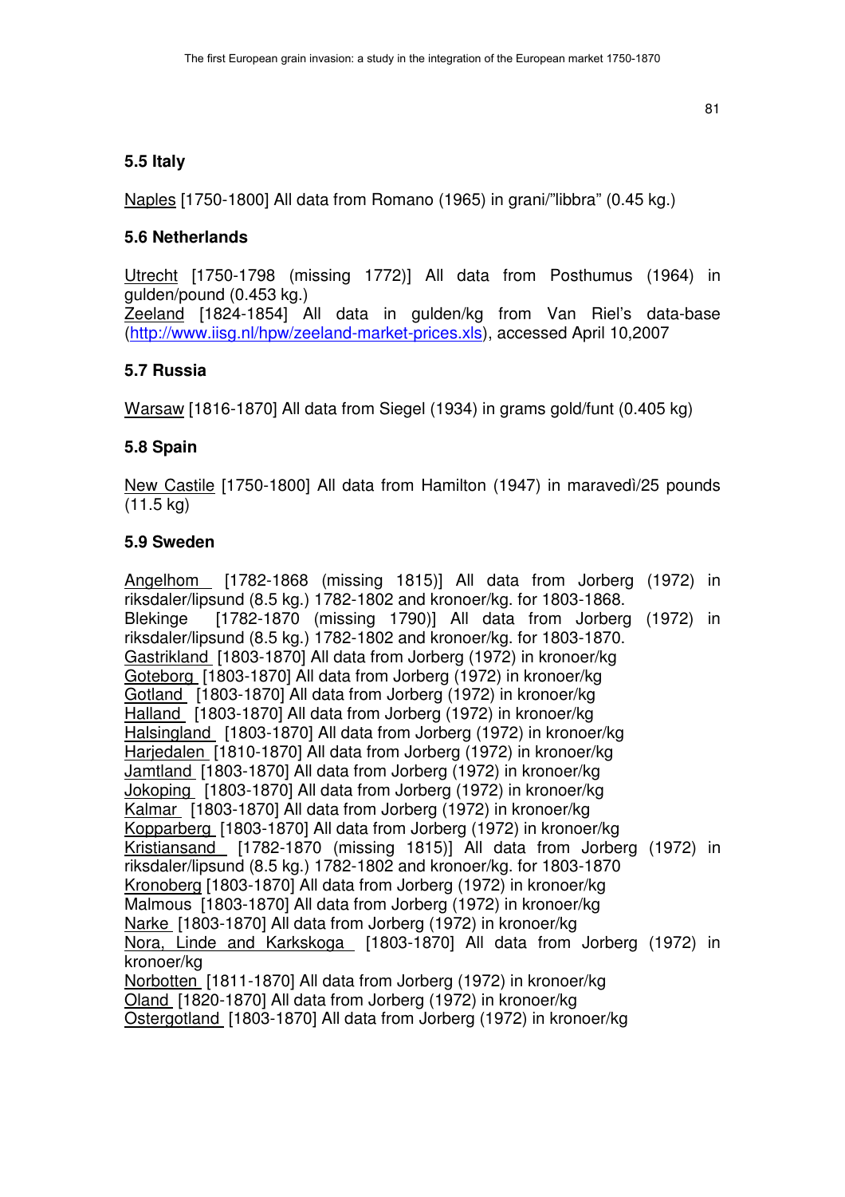### 5.5 Italy

Naples [1750-1800] All data from Romano (1965) in grani/"libbra" (0.45 kg.)

### 5.6 Netherlands

Utrecht [1750-1798 (missing 1772)] All data from Posthumus (1964) in gulden/pound (0.453 kg.)
Zeeland [1824-1854] All data in gulden/kg from Van Riel's data-base (http://www.iisg.nl/hpw/zeeland-market-prices.xls), accessed April 10,2007

### 5.7 Russia

Warsaw [1816-1870] All data from Siegel (1934) in grams gold/funt (0.405 kg)

### 5.8 Spain

New Castile [1750-1800] All data from Hamilton (1947) in maravedì/25 pounds (11.5 kg)

### 5.9 Sweden

Angelhom [1782-1868 (missing 1815)] All data from Jorberg (1972) in riksdaler/lipsund (8.5 kg.) 1782-1802 and kronoer/kg. for 1803-1868.
Blekinge [1782-1870 (missing 1790)] All data from Jorberg (1972) in riksdaler/lipsund (8.5 kg.) 1782-1802 and kronoer/kg. for 1803-1870.
Gastrikland [1803-1870] All data from Jorberg (1972) in kronoer/kg
Goteborg [1803-1870] All data from Jorberg (1972) in kronoer/kg
Gotland [1803-1870] All data from Jorberg (1972) in kronoer/kg
Halland [1803-1870] All data from Jorberg (1972) in kronoer/kg
Halsingland [1803-1870] All data from Jorberg (1972) in kronoer/kg
Harjedalen [1810-1870] All data from Jorberg (1972) in kronoer/kg
Jamtland [1803-1870] All data from Jorberg (1972) in kronoer/kg
Jokoping [1803-1870] All data from Jorberg (1972) in kronoer/kg
Kalmar [1803-1870] All data from Jorberg (1972) in kronoer/kg
Kopparberg [1803-1870] All data from Jorberg (1972) in kronoer/kg
Kristiansand [1782-1870 (missing 1815)] All data from Jorberg (1972) in riksdaler/lipsund (8.5 kg.) 1782-1802 and kronoer/kg. for 1803-1870
Kronoberg [1803-1870] All data from Jorberg (1972) in kronoer/kg
Malmous [1803-1870] All data from Jorberg (1972) in kronoer/kg
Narke [1803-1870] All data from Jorberg (1972) in kronoer/kg
Nora, Linde and Karkskoga [1803-1870] All data from Jorberg (1972) in kronoer/kg
Norbotten [1811-1870] All data from Jorberg (1972) in kronoer/kg
Oland [1820-1870] All data from Jorberg (1972) in kronoer/kg
Ostergotland [1803-1870] All data from Jorberg (1972) in kronoer/kg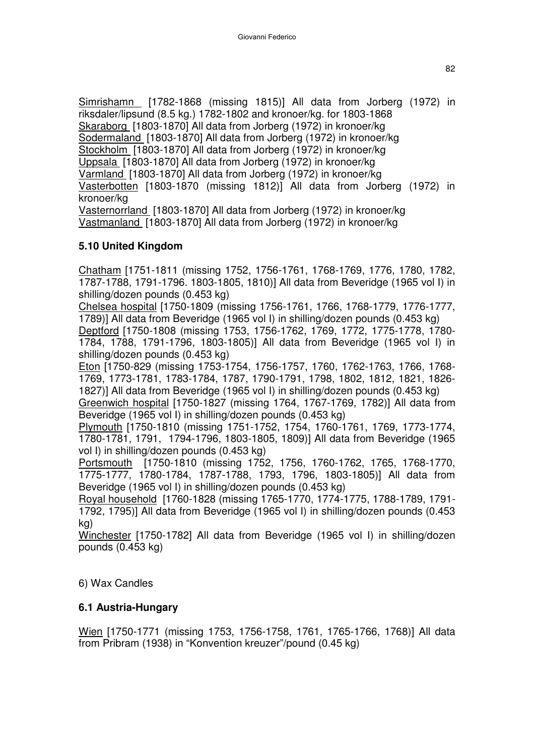Simrishamn [1782-1868 (missing 1815)] All data from Jorberg (1972) in riksdaler/lipsund (8.5 kg.) 1782-1802 and kronoer/kg. for 1803-1868

Skaraborg [1803-1870] All data from Jorberg (1972) in kronoer/kg

Sodermaland [1803-1870] All data from Jorberg (1972) in kronoer/kg

Stockholm [1803-1870] All data from Jorberg (1972) in kronoer/kg

Uppsala [1803-1870] All data from Jorberg (1972) in kronoer/kg

Varmland [1803-1870] All data from Jorberg (1972) in kronoer/kg

Vasterbotten [1803-1870 (missing 1812)] All data from Jorberg (1972) in kronoer/kg

Vasternorrland [1803-1870] All data from Jorberg (1972) in kronoer/kg

Vastmanland [1803-1870] All data from Jorberg (1972) in kronoer/kg

**5.10 United Kingdom**

Chatham [1751-1811 (missing 1752, 1756-1761, 1768-1769, 1776, 1780, 1782, 1787-1788, 1791-1796. 1803-1805, 1810)] All data from Beveridge (1965 vol I) in shilling/dozen pounds (0.453 kg)

Chelsea hospital [1750-1809 (missing 1756-1761, 1766, 1768-1779, 1776-1777, 1789)] All data from Beveridge (1965 vol I) in shilling/dozen pounds (0.453 kg)

Deptford [1750-1808 (missing 1753, 1756-1762, 1769, 1772, 1775-1778, 1780-1784, 1788, 1791-1796, 1803-1805)] All data from Beveridge (1965 vol I) in shilling/dozen pounds (0.453 kg)

Eton [1750-829 (missing 1753-1754, 1756-1757, 1760, 1762-1763, 1766, 1768-1769, 1773-1781, 1783-1784, 1787, 1790-1791, 1798, 1802, 1812, 1821, 1826-1827)] All data from Beveridge (1965 vol I) in shilling/dozen pounds (0.453 kg)

Greenwich hospital [1750-1827 (missing 1764, 1767-1769, 1782)] All data from Beveridge (1965 vol I) in shilling/dozen pounds (0.453 kg)

Plymouth [1750-1810 (missing 1751-1752, 1754, 1760-1761, 1769, 1773-1774, 1780-1781, 1791, 1794-1796, 1803-1805, 1809)] All data from Beveridge (1965 vol I) in shilling/dozen pounds (0.453 kg)

Portsmouth [1750-1810 (missing 1752, 1756, 1760-1762, 1765, 1768-1770, 1775-1777, 1780-1784, 1787-1788, 1793, 1796, 1803-1805)] All data from Beveridge (1965 vol I) in shilling/dozen pounds (0.453 kg)

Royal household [1760-1828 (missing 1765-1770, 1774-1775, 1788-1789, 1791-1792, 1795)] All data from Beveridge (1965 vol I) in shilling/dozen pounds (0.453 kg)

Winchester [1750-1782] All data from Beveridge (1965 vol I) in shilling/dozen pounds (0.453 kg)

6) Wax Candles

**6.1 Austria-Hungary**

Wien [1750-1771 (missing 1753, 1756-1758, 1761, 1765-1766, 1768)] All data from Pribram (1938) in "Konvention kreuzer"/pound (0.45 kg)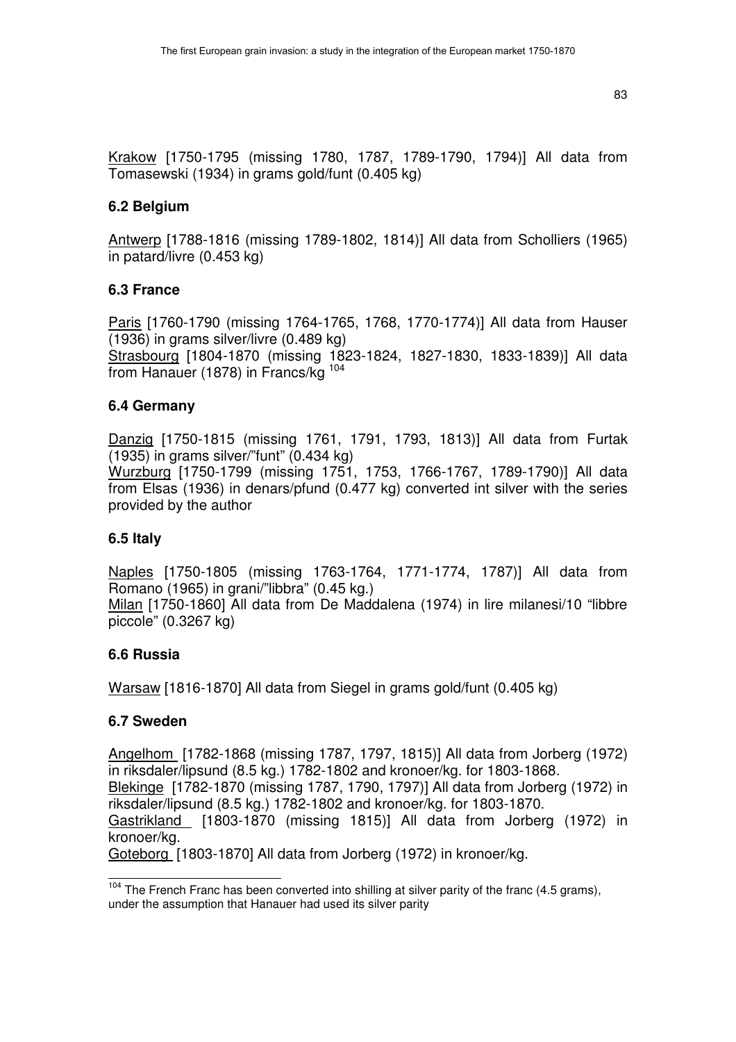Krakow [1750-1795 (missing 1780, 1787, 1789-1790, 1794)] All data from Tomasewski (1934) in grams gold/funt (0.405 kg)

### 6.2 Belgium

Antwerp [1788-1816 (missing 1789-1802, 1814)] All data from Scholliers (1965) in patard/livre (0.453 kg)

### 6.3 France

Paris [1760-1790 (missing 1764-1765, 1768, 1770-1774)] All data from Hauser (1936) in grams silver/livre (0.489 kg)
Strasbourg [1804-1870 (missing 1823-1824, 1827-1830, 1833-1839)] All data from Hanauer (1878) in Francs/kg [104]

### 6.4 Germany

Danzig [1750-1815 (missing 1761, 1791, 1793, 1813)] All data from Furtak (1935) in grams silver/"funt" (0.434 kg)
Wurzburg [1750-1799 (missing 1751, 1753, 1766-1767, 1789-1790)] All data from Elsas (1936) in denars/pfund (0.477 kg) converted int silver with the series provided by the author

### 6.5 Italy

Naples [1750-1805 (missing 1763-1764, 1771-1774, 1787)] All data from Romano (1965) in grani/"libbra" (0.45 kg.)
Milan [1750-1860] All data from De Maddalena (1974) in lire milanesi/10 "libbre piccole" (0.3267 kg)

### 6.6 Russia

Warsaw [1816-1870] All data from Siegel in grams gold/funt (0.405 kg)

### 6.7 Sweden

Angelhom [1782-1868 (missing 1787, 1797, 1815)] All data from Jorberg (1972) in riksdaler/lipsund (8.5 kg.) 1782-1802 and kronoer/kg. for 1803-1868.
Blekinge [1782-1870 (missing 1787, 1790, 1797)] All data from Jorberg (1972) in riksdaler/lipsund (8.5 kg.) 1782-1802 and kronoer/kg. for 1803-1870.
Gastrikland [1803-1870 (missing 1815)] All data from Jorberg (1972) in kronoer/kg.
Goteborg [1803-1870] All data from Jorberg (1972) in kronoer/kg.

---

[104] The French Franc has been converted into shilling at silver parity of the franc (4.5 grams), under the assumption that Hanauer had used its silver parity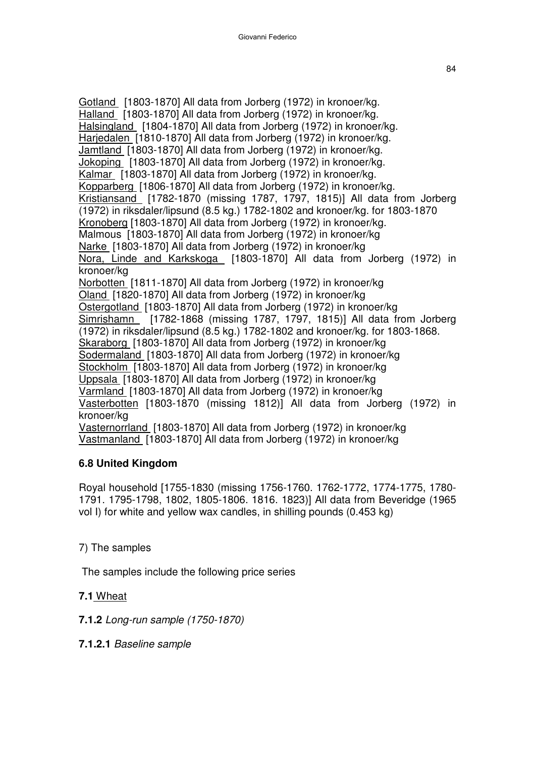Gotland [1803-1870] All data from Jorberg (1972) in kronoer/kg.
Halland [1803-1870] All data from Jorberg (1972) in kronoer/kg.
Halsingland [1804-1870] All data from Jorberg (1972) in kronoer/kg.
Harjedalen [1810-1870] All data from Jorberg (1972) in kronoer/kg.
Jamtland [1803-1870] All data from Jorberg (1972) in kronoer/kg.
Jokoping [1803-1870] All data from Jorberg (1972) in kronoer/kg.
Kalmar [1803-1870] All data from Jorberg (1972) in kronoer/kg.
Kopparberg [1806-1870] All data from Jorberg (1972) in kronoer/kg.
Kristiansand [1782-1870 (missing 1787, 1797, 1815)] All data from Jorberg (1972) in riksdaler/lipsund (8.5 kg.) 1782-1802 and kronoer/kg. for 1803-1870
Kronoberg [1803-1870] All data from Jorberg (1972) in kronoer/kg.
Malmous [1803-1870] All data from Jorberg (1972) in kronoer/kg
Narke [1803-1870] All data from Jorberg (1972) in kronoer/kg
Nora, Linde and Karkskoga [1803-1870] All data from Jorberg (1972) in kronoer/kg
Norbotten [1811-1870] All data from Jorberg (1972) in kronoer/kg
Oland [1820-1870] All data from Jorberg (1972) in kronoer/kg
Ostergotland [1803-1870] All data from Jorberg (1972) in kronoer/kg
Simrishamn [1782-1868 (missing 1787, 1797, 1815)] All data from Jorberg (1972) in riksdaler/lipsund (8.5 kg.) 1782-1802 and kronoer/kg. for 1803-1868.
Skaraborg [1803-1870] All data from Jorberg (1972) in kronoer/kg
Sodermaland [1803-1870] All data from Jorberg (1972) in kronoer/kg
Stockholm [1803-1870] All data from Jorberg (1972) in kronoer/kg
Uppsala [1803-1870] All data from Jorberg (1972) in kronoer/kg
Varmland [1803-1870] All data from Jorberg (1972) in kronoer/kg
Vasterbotten [1803-1870 (missing 1812)] All data from Jorberg (1972) in kronoer/kg
Vasternorrland [1803-1870] All data from Jorberg (1972) in kronoer/kg
Vastmanland [1803-1870] All data from Jorberg (1972) in kronoer/kg

### 6.8 United Kingdom

Royal household [1755-1830 (missing 1756-1760. 1762-1772, 1774-1775, 1780-1791. 1795-1798, 1802, 1805-1806. 1816. 1823)] All data from Beveridge (1965 vol I) for white and yellow wax candles, in shilling pounds (0.453 kg)

## 7) The samples

The samples include the following price series

### 7.1 Wheat

#### 7.1.2 *Long-run sample (1750-1870)*

##### 7.1.2.1 *Baseline sample*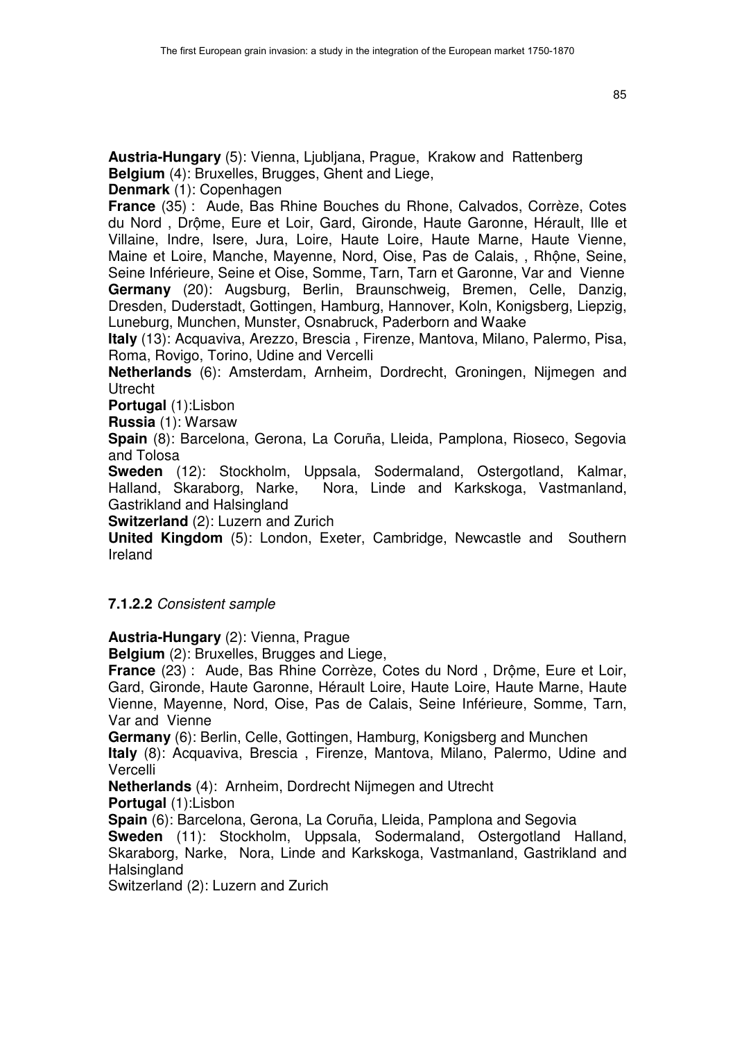**Austria-Hungary** (5): Vienna, Ljubljana, Prague, Krakow and Rattenberg
**Belgium** (4): Bruxelles, Brugges, Ghent and Liege,
**Denmark** (1): Copenhagen
**France** (35) : Aude, Bas Rhine Bouches du Rhone, Calvados, Corrèze, Cotes du Nord , Drộme, Eure et Loir, Gard, Gironde, Haute Garonne, Hérault, Ille et Villaine, Indre, Isere, Jura, Loire, Haute Loire, Haute Marne, Haute Vienne, Maine et Loire, Manche, Mayenne, Nord, Oise, Pas de Calais, , Rhộne, Seine, Seine Inférieure, Seine et Oise, Somme, Tarn, Tarn et Garonne, Var and Vienne
**Germany** (20): Augsburg, Berlin, Braunschweig, Bremen, Celle, Danzig, Dresden, Duderstadt, Gottingen, Hamburg, Hannover, Koln, Konigsberg, Liepzig, Luneburg, Munchen, Munster, Osnabruck, Paderborn and Waake
**Italy** (13): Acquaviva, Arezzo, Brescia , Firenze, Mantova, Milano, Palermo, Pisa, Roma, Rovigo, Torino, Udine and Vercelli
**Netherlands** (6): Amsterdam, Arnheim, Dordrecht, Groningen, Nijmegen and Utrecht
**Portugal** (1):Lisbon
**Russia** (1): Warsaw
**Spain** (8): Barcelona, Gerona, La Coruña, Lleida, Pamplona, Rioseco, Segovia and Tolosa
**Sweden** (12): Stockholm, Uppsala, Sodermaland, Ostergotland, Kalmar, Halland, Skaraborg, Narke, Nora, Linde and Karkskoga, Vastmanland, Gastrikland and Halsingland
**Switzerland** (2): Luzern and Zurich
**United Kingdom** (5): London, Exeter, Cambridge, Newcastle and Southern Ireland

#### **7.1.2.2** *Consistent sample*

**Austria-Hungary** (2): Vienna, Prague
**Belgium** (2): Bruxelles, Brugges and Liege,
**France** (23) : Aude, Bas Rhine Corrèze, Cotes du Nord , Drộme, Eure et Loir, Gard, Gironde, Haute Garonne, Hérault Loire, Haute Loire, Haute Marne, Haute Vienne, Mayenne, Nord, Oise, Pas de Calais, Seine Inférieure, Somme, Tarn, Var and Vienne
**Germany** (6): Berlin, Celle, Gottingen, Hamburg, Konigsberg and Munchen
**Italy** (8): Acquaviva, Brescia , Firenze, Mantova, Milano, Palermo, Udine and Vercelli
**Netherlands** (4): Arnheim, Dordrecht Nijmegen and Utrecht
**Portugal** (1):Lisbon
**Spain** (6): Barcelona, Gerona, La Coruña, Lleida, Pamplona and Segovia
**Sweden** (11): Stockholm, Uppsala, Sodermaland, Ostergotland Halland, Skaraborg, Narke, Nora, Linde and Karkskoga, Vastmanland, Gastrikland and Halsingland
Switzerland (2): Luzern and Zurich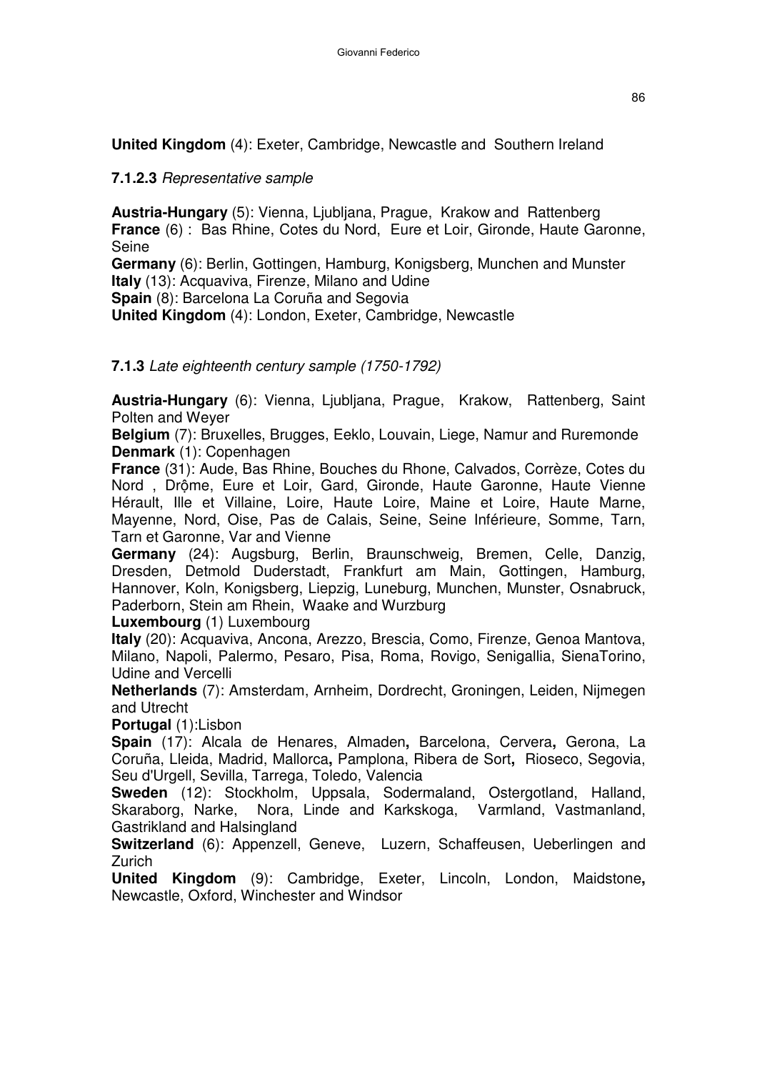**United Kingdom** (4): Exeter, Cambridge, Newcastle and Southern Ireland

**7.1.2.3** *Representative sample*

**Austria-Hungary** (5): Vienna, Ljubljana, Prague, Krakow and Rattenberg
**France** (6) : Bas Rhine, Cotes du Nord, Eure et Loir, Gironde, Haute Garonne, Seine
**Germany** (6): Berlin, Gottingen, Hamburg, Konigsberg, Munchen and Munster
**Italy** (13): Acquaviva, Firenze, Milano and Udine
**Spain** (8): Barcelona La Coruña and Segovia
**United Kingdom** (4): London, Exeter, Cambridge, Newcastle

**7.1.3** *Late eighteenth century sample (1750-1792)*

**Austria-Hungary** (6): Vienna, Ljubljana, Prague, Krakow, Rattenberg, Saint Polten and Weyer
**Belgium** (7): Bruxelles, Brugges, Eeklo, Louvain, Liege, Namur and Ruremonde
**Denmark** (1): Copenhagen
**France** (31): Aude, Bas Rhine, Bouches du Rhone, Calvados, Corrèze, Cotes du Nord , Drộme, Eure et Loir, Gard, Gironde, Haute Garonne, Haute Vienne Hérault, Ille et Villaine, Loire, Haute Loire, Maine et Loire, Haute Marne, Mayenne, Nord, Oise, Pas de Calais, Seine, Seine Inférieure, Somme, Tarn, Tarn et Garonne, Var and Vienne
**Germany** (24): Augsburg, Berlin, Braunschweig, Bremen, Celle, Danzig, Dresden, Detmold Duderstadt, Frankfurt am Main, Gottingen, Hamburg, Hannover, Koln, Konigsberg, Liepzig, Luneburg, Munchen, Munster, Osnabruck, Paderborn, Stein am Rhein, Waake and Wurzburg
**Luxembourg** (1) Luxembourg
**Italy** (20): Acquaviva, Ancona, Arezzo, Brescia, Como, Firenze, Genoa Mantova, Milano, Napoli, Palermo, Pesaro, Pisa, Roma, Rovigo, Senigallia, SienaTorino, Udine and Vercelli
**Netherlands** (7): Amsterdam, Arnheim, Dordrecht, Groningen, Leiden, Nijmegen and Utrecht
**Portugal** (1):Lisbon
**Spain** (17): Alcala de Henares, Almaden**,** Barcelona, Cervera**,** Gerona, La Coruña, Lleida, Madrid, Mallorca**,** Pamplona, Ribera de Sort**,** Rioseco, Segovia, Seu d'Urgell, Sevilla, Tarrega, Toledo, Valencia
**Sweden** (12): Stockholm, Uppsala, Sodermaland, Ostergotland, Halland, Skaraborg, Narke, Nora, Linde and Karkskoga, Varmland, Vastmanland, Gastrikland and Halsingland
**Switzerland** (6): Appenzell, Geneve, Luzern, Schaffeusen, Ueberlingen and Zurich
**United Kingdom** (9): Cambridge, Exeter, Lincoln, London, Maidstone**,** Newcastle, Oxford, Winchester and Windsor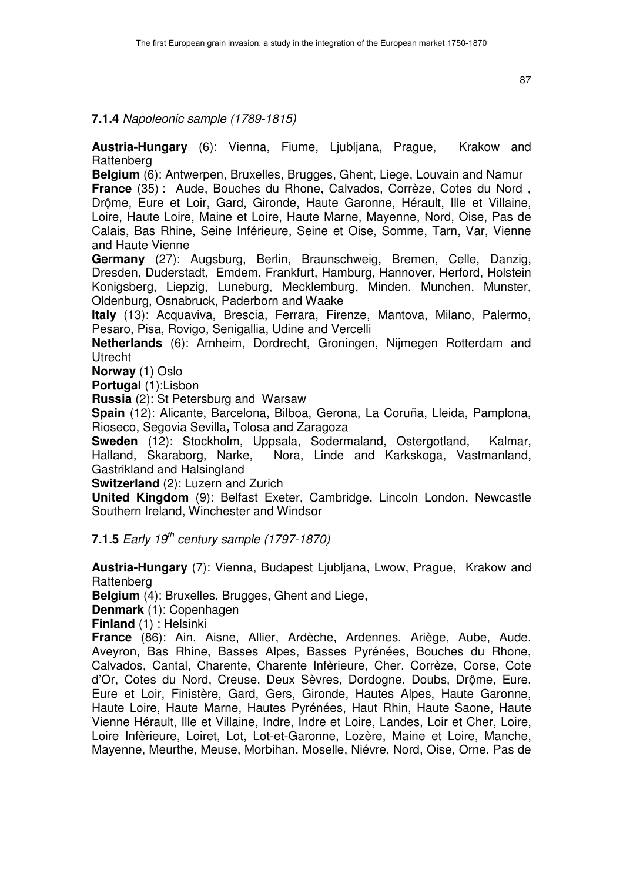### 7.1.4 *Napoleonic sample (1789-1815)*

**Austria-Hungary** (6): Vienna, Fiume, Ljubljana, Prague, Krakow and Rattenberg

**Belgium** (6): Antwerpen, Bruxelles, Brugges, Ghent, Liege, Louvain and Namur

**France** (35) : Aude, Bouches du Rhone, Calvados, Corrèze, Cotes du Nord , Drộme, Eure et Loir, Gard, Gironde, Haute Garonne, Hérault, Ille et Villaine, Loire, Haute Loire, Maine et Loire, Haute Marne, Mayenne, Nord, Oise, Pas de Calais, Bas Rhine, Seine Inférieure, Seine et Oise, Somme, Tarn, Var, Vienne and Haute Vienne

**Germany** (27): Augsburg, Berlin, Braunschweig, Bremen, Celle, Danzig, Dresden, Duderstadt, Emdem, Frankfurt, Hamburg, Hannover, Herford, Holstein Konigsberg, Liepzig, Luneburg, Mecklemburg, Minden, Munchen, Munster, Oldenburg, Osnabruck, Paderborn and Waake

**Italy** (13): Acquaviva, Brescia, Ferrara, Firenze, Mantova, Milano, Palermo, Pesaro, Pisa, Rovigo, Senigallia, Udine and Vercelli

**Netherlands** (6): Arnheim, Dordrecht, Groningen, Nijmegen Rotterdam and Utrecht

**Norway** (1) Oslo

**Portugal** (1):Lisbon

**Russia** (2): St Petersburg and Warsaw

**Spain** (12): Alicante, Barcelona, Bilboa, Gerona, La Coruña, Lleida, Pamplona, Rioseco, Segovia Sevilla**,** Tolosa and Zaragoza

**Sweden** (12): Stockholm, Uppsala, Sodermaland, Ostergotland, Kalmar, Halland, Skaraborg, Narke, Nora, Linde and Karkskoga, Vastmanland, Gastrikland and Halsingland

**Switzerland** (2): Luzern and Zurich

**United Kingdom** (9): Belfast Exeter, Cambridge, Lincoln London, Newcastle Southern Ireland, Winchester and Windsor

### 7.1.5 *Early 19th century sample (1797-1870)*

**Austria-Hungary** (7): Vienna, Budapest Ljubljana, Lwow, Prague, Krakow and Rattenberg

**Belgium** (4): Bruxelles, Brugges, Ghent and Liege,

**Denmark** (1): Copenhagen

**Finland** (1) : Helsinki

**France** (86): Ain, Aisne, Allier, Ardèche, Ardennes, Ariège, Aube, Aude, Aveyron, Bas Rhine, Basses Alpes, Basses Pyrénées, Bouches du Rhone, Calvados, Cantal, Charente, Charente Infèrieure, Cher, Corrèze, Corse, Cote d'Or, Cotes du Nord, Creuse, Deux Sèvres, Dordogne, Doubs, Drộme, Eure, Eure et Loir, Finistère, Gard, Gers, Gironde, Hautes Alpes, Haute Garonne, Haute Loire, Haute Marne, Hautes Pyrénées, Haut Rhin, Haute Saone, Haute Vienne Hérault, Ille et Villaine, Indre, Indre et Loire, Landes, Loir et Cher, Loire, Loire Infèrieure, Loiret, Lot, Lot-et-Garonne, Lozère, Maine et Loire, Manche, Mayenne, Meurthe, Meuse, Morbihan, Moselle, Niévre, Nord, Oise, Orne, Pas de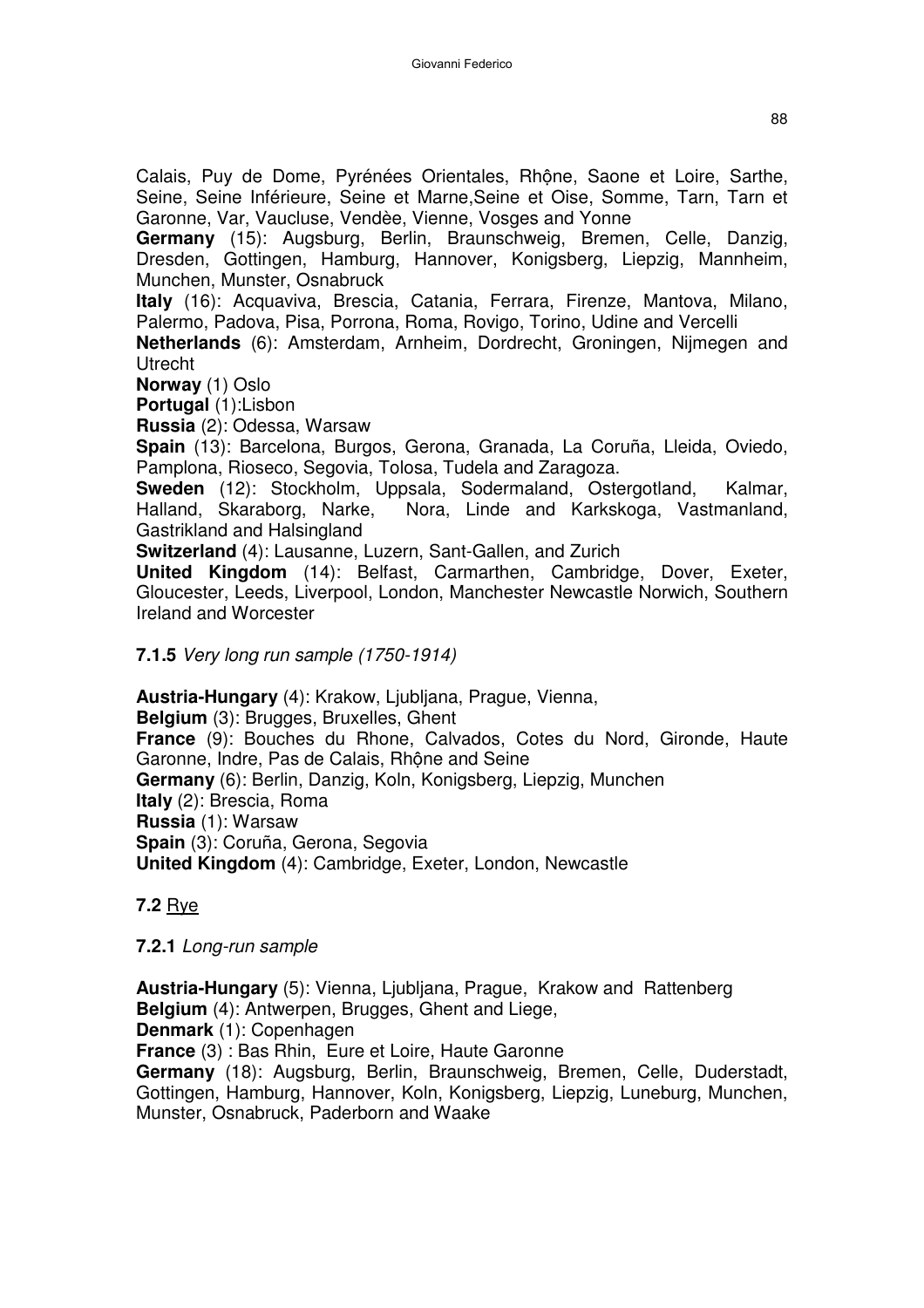Calais, Puy de Dome, Pyrénées Orientales, Rhộne, Saone et Loire, Sarthe, Seine, Seine Inférieure, Seine et Marne,Seine et Oise, Somme, Tarn, Tarn et Garonne, Var, Vaucluse, Vendèe, Vienne, Vosges and Yonne

**Germany** (15): Augsburg, Berlin, Braunschweig, Bremen, Celle, Danzig, Dresden, Gottingen, Hamburg, Hannover, Konigsberg, Liepzig, Mannheim, Munchen, Munster, Osnabruck

**Italy** (16): Acquaviva, Brescia, Catania, Ferrara, Firenze, Mantova, Milano, Palermo, Padova, Pisa, Porrona, Roma, Rovigo, Torino, Udine and Vercelli

**Netherlands** (6): Amsterdam, Arnheim, Dordrecht, Groningen, Nijmegen and Utrecht

**Norway** (1) Oslo

**Portugal** (1):Lisbon

**Russia** (2): Odessa, Warsaw

**Spain** (13): Barcelona, Burgos, Gerona, Granada, La Coruña, Lleida, Oviedo, Pamplona, Rioseco, Segovia, Tolosa, Tudela and Zaragoza.

**Sweden** (12): Stockholm, Uppsala, Sodermaland, Ostergotland, Kalmar, Halland, Skaraborg, Narke, Nora, Linde and Karkskoga, Vastmanland, Gastrikland and Halsingland

**Switzerland** (4): Lausanne, Luzern, Sant-Gallen, and Zurich

**United Kingdom** (14): Belfast, Carmarthen, Cambridge, Dover, Exeter, Gloucester, Leeds, Liverpool, London, Manchester Newcastle Norwich, Southern Ireland and Worcester

**7.1.5** *Very long run sample (1750-1914)*

**Austria-Hungary** (4): Krakow, Ljubljana, Prague, Vienna,

**Belgium** (3): Brugges, Bruxelles, Ghent

**France** (9): Bouches du Rhone, Calvados, Cotes du Nord, Gironde, Haute Garonne, Indre, Pas de Calais, Rhộne and Seine

**Germany** (6): Berlin, Danzig, Koln, Konigsberg, Liepzig, Munchen

**Italy** (2): Brescia, Roma

**Russia** (1): Warsaw

**Spain** (3): Coruña, Gerona, Segovia

**United Kingdom** (4): Cambridge, Exeter, London, Newcastle

**7.2** Rye

**7.2.1** *Long-run sample*

**Austria-Hungary** (5): Vienna, Ljubljana, Prague, Krakow and Rattenberg

**Belgium** (4): Antwerpen, Brugges, Ghent and Liege,

**Denmark** (1): Copenhagen

**France** (3) : Bas Rhin, Eure et Loire, Haute Garonne

**Germany** (18): Augsburg, Berlin, Braunschweig, Bremen, Celle, Duderstadt, Gottingen, Hamburg, Hannover, Koln, Konigsberg, Liepzig, Luneburg, Munchen, Munster, Osnabruck, Paderborn and Waake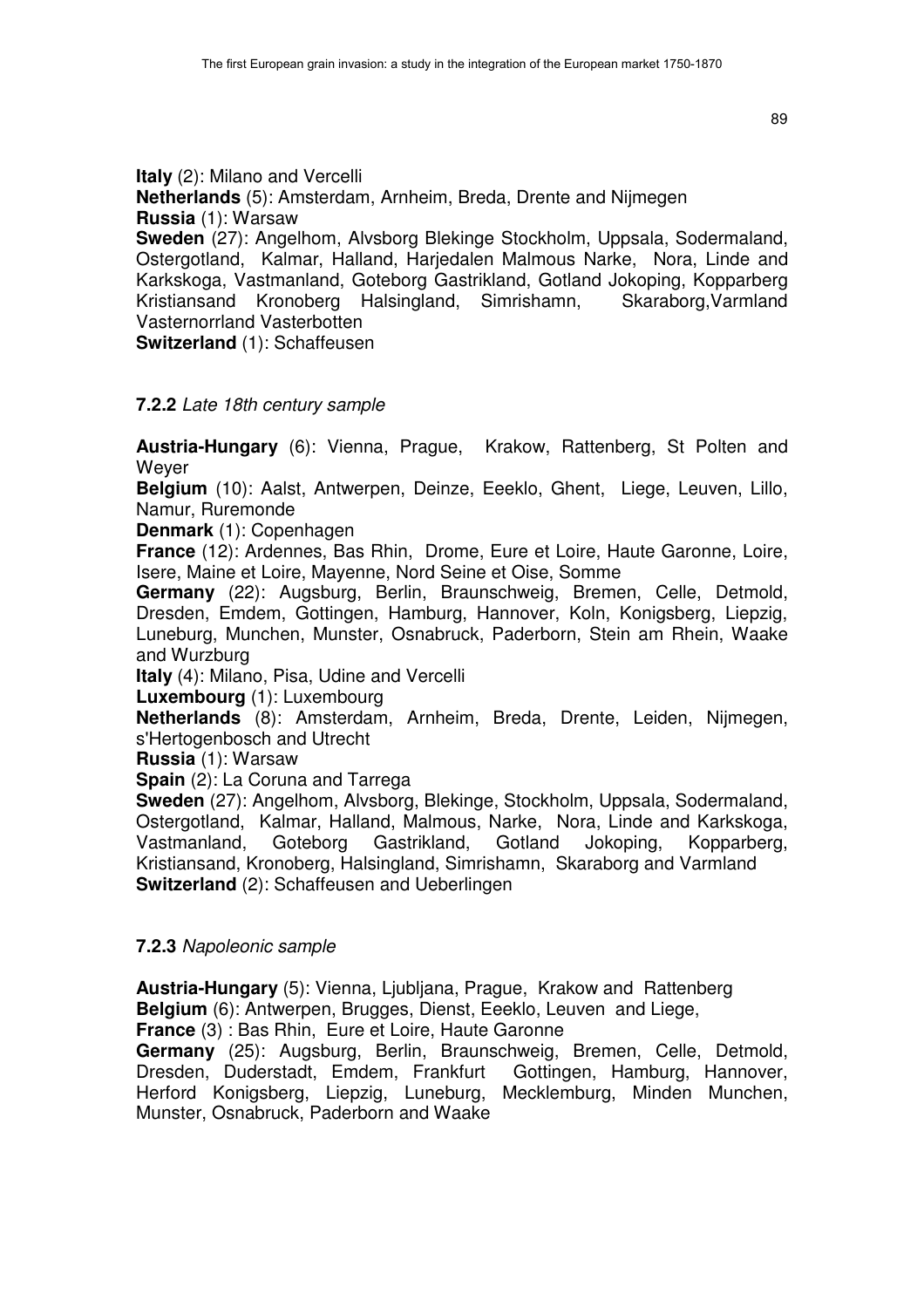**Italy** (2): Milano and Vercelli
**Netherlands** (5): Amsterdam, Arnheim, Breda, Drente and Nijmegen
**Russia** (1): Warsaw
**Sweden** (27): Angelhom, Alvsborg Blekinge Stockholm, Uppsala, Sodermaland, Ostergotland, Kalmar, Halland, Harjedalen Malmous Narke, Nora, Linde and Karkskoga, Vastmanland, Goteborg Gastrikland, Gotland Jokoping, Kopparberg Kristiansand Kronoberg Halsingland, Simrishamn, Skaraborg,Varmland Vasternorrland Vasterbotten
**Switzerland** (1): Schaffeusen

**7.2.2** *Late 18th century sample*

**Austria-Hungary** (6): Vienna, Prague, Krakow, Rattenberg, St Polten and Weyer
**Belgium** (10): Aalst, Antwerpen, Deinze, Eeeklo, Ghent, Liege, Leuven, Lillo, Namur, Ruremonde
**Denmark** (1): Copenhagen
**France** (12): Ardennes, Bas Rhin, Drome, Eure et Loire, Haute Garonne, Loire, Isere, Maine et Loire, Mayenne, Nord Seine et Oise, Somme
**Germany** (22): Augsburg, Berlin, Braunschweig, Bremen, Celle, Detmold, Dresden, Emdem, Gottingen, Hamburg, Hannover, Koln, Konigsberg, Liepzig, Luneburg, Munchen, Munster, Osnabruck, Paderborn, Stein am Rhein, Waake and Wurzburg
**Italy** (4): Milano, Pisa, Udine and Vercelli
**Luxembourg** (1): Luxembourg
**Netherlands** (8): Amsterdam, Arnheim, Breda, Drente, Leiden, Nijmegen, s'Hertogenbosch and Utrecht
**Russia** (1): Warsaw
**Spain** (2): La Coruna and Tarrega
**Sweden** (27): Angelhom, Alvsborg, Blekinge, Stockholm, Uppsala, Sodermaland, Ostergotland, Kalmar, Halland, Malmous, Narke, Nora, Linde and Karkskoga, Vastmanland, Goteborg Gastrikland, Gotland Jokoping, Kopparberg, Kristiansand, Kronoberg, Halsingland, Simrishamn, Skaraborg and Varmland
**Switzerland** (2): Schaffeusen and Ueberlingen

**7.2.3** *Napoleonic sample*

**Austria-Hungary** (5): Vienna, Ljubljana, Prague, Krakow and Rattenberg
**Belgium** (6): Antwerpen, Brugges, Dienst, Eeeklo, Leuven and Liege,
**France** (3) : Bas Rhin, Eure et Loire, Haute Garonne
**Germany** (25): Augsburg, Berlin, Braunschweig, Bremen, Celle, Detmold, Dresden, Duderstadt, Emdem, Frankfurt Gottingen, Hamburg, Hannover, Herford Konigsberg, Liepzig, Luneburg, Mecklemburg, Minden Munchen, Munster, Osnabruck, Paderborn and Waake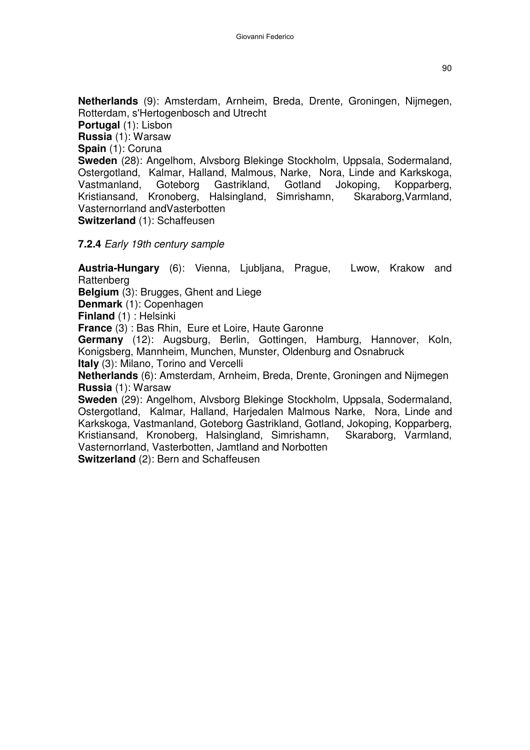**Netherlands** (9): Amsterdam, Arnheim, Breda, Drente, Groningen, Nijmegen, Rotterdam, s'Hertogenbosch and Utrecht
**Portugal** (1): Lisbon
**Russia** (1): Warsaw
**Spain** (1): Coruna
**Sweden** (28): Angelhom, Alvsborg Blekinge Stockholm, Uppsala, Sodermaland, Ostergotland, Kalmar, Halland, Malmous, Narke, Nora, Linde and Karkskoga, Vastmanland, Goteborg Gastrikland, Gotland Jokoping, Kopparberg, Kristiansand, Kronoberg, Halsingland, Simrishamn, Skaraborg,Varmland, Vasternorrland andVasterbotten
**Switzerland** (1): Schaffeusen

**7.2.4** *Early 19th century sample*

**Austria-Hungary** (6): Vienna, Ljubljana, Prague, Lwow, Krakow and Rattenberg
**Belgium** (3): Brugges, Ghent and Liege
**Denmark** (1): Copenhagen
**Finland** (1) : Helsinki
**France** (3) : Bas Rhin, Eure et Loire, Haute Garonne
**Germany** (12): Augsburg, Berlin, Gottingen, Hamburg, Hannover, Koln, Konigsberg, Mannheim, Munchen, Munster, Oldenburg and Osnabruck
**Italy** (3): Milano, Torino and Vercelli
**Netherlands** (6): Amsterdam, Arnheim, Breda, Drente, Groningen and Nijmegen
**Russia** (1): Warsaw
**Sweden** (29): Angelhom, Alvsborg Blekinge Stockholm, Uppsala, Sodermaland, Ostergotland, Kalmar, Halland, Harjedalen Malmous Narke, Nora, Linde and Karkskoga, Vastmanland, Goteborg Gastrikland, Gotland, Jokoping, Kopparberg, Kristiansand, Kronoberg, Halsingland, Simrishamn, Skaraborg, Varmland, Vasternorrland, Vasterbotten, Jamtland and Norbotten
**Switzerland** (2): Bern and Schaffeusen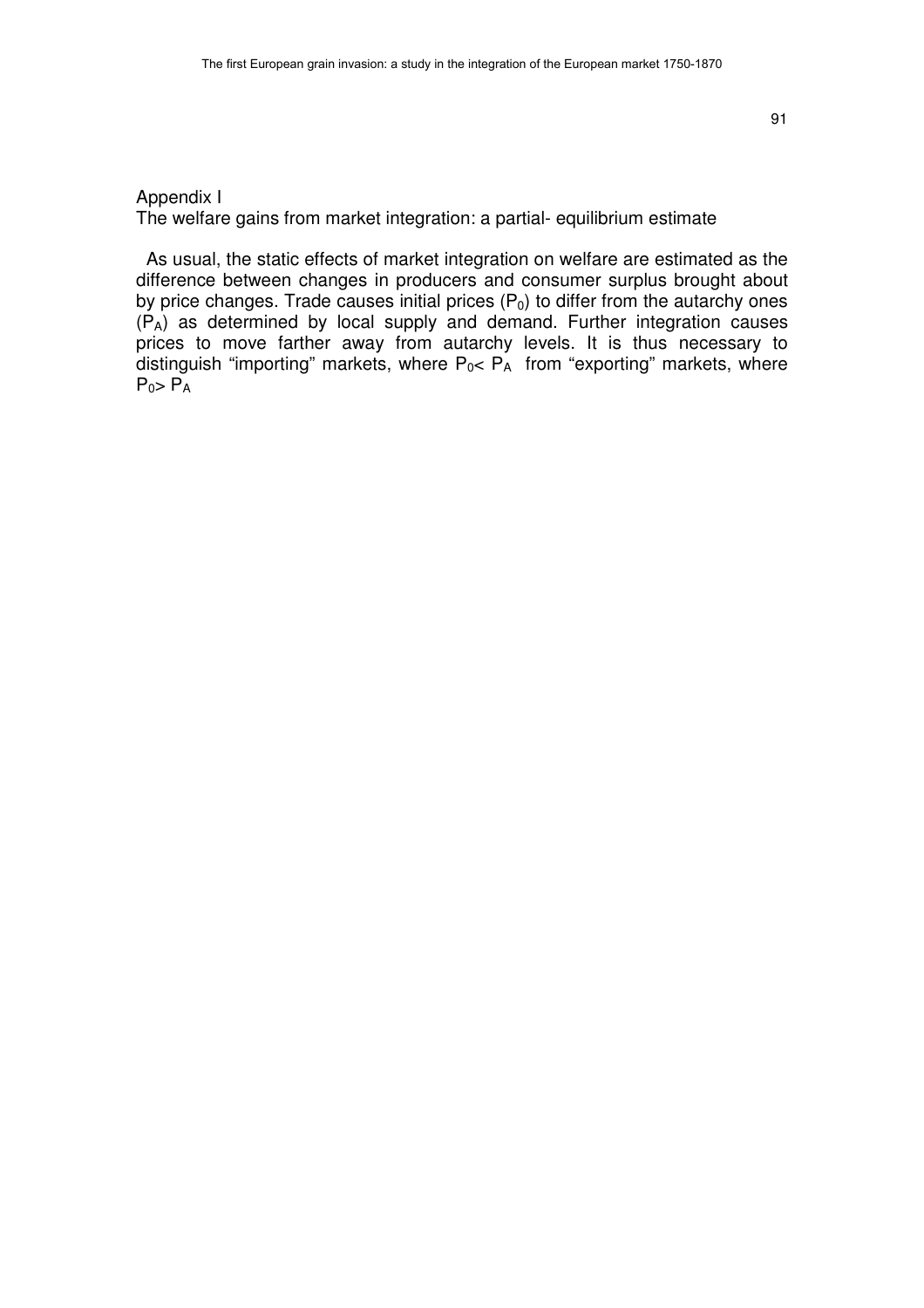## Appendix I
The welfare gains from market integration: a partial- equilibrium estimate

As usual, the static effects of market integration on welfare are estimated as the difference between changes in producers and consumer surplus brought about by price changes. Trade causes initial prices ($P_0$) to differ from the autarchy ones ($P_A$) as determined by local supply and demand. Further integration causes prices to move farther away from autarchy levels. It is thus necessary to distinguish "importing" markets, where $P_0 < P_A$ from "exporting" markets, where $P_0 > P_A$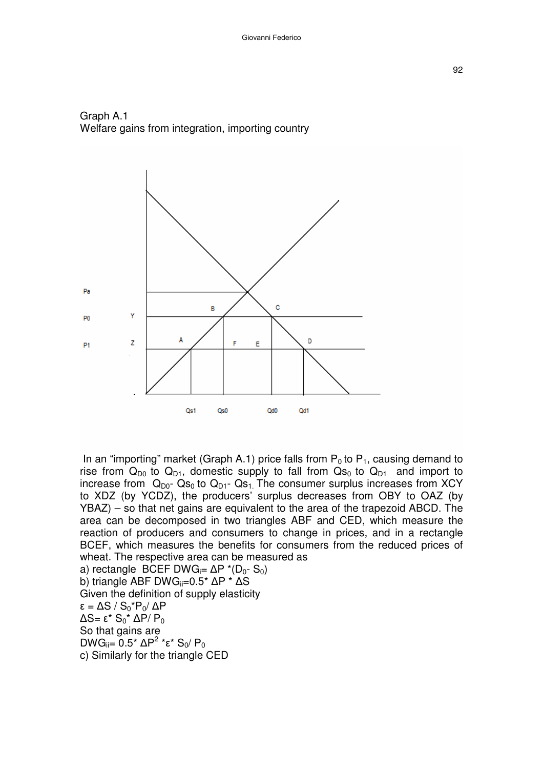Graph A.1
Welfare gains from integration, importing country

In an "importing" market (Graph A.1) price falls from $P_0$ to $P_1$, causing demand to rise from $Q_{D0}$ to $Q_{D1}$, domestic supply to fall from $Qs_0$ to $Q_{D1}$ and import to increase from $Q_{D0}$- $Qs_0$ to $Q_{D1}$- $Qs_1$. The consumer surplus increases from XCY to XDZ (by YCDZ), the producers' surplus decreases from OBY to OAZ (by YBAZ) – so that net gains are equivalent to the area of the trapezoid ABCD. The area can be decomposed in two triangles ABF and CED, which measure the reaction of producers and consumers to change in prices, and in a rectangle BCEF, which measures the benefits for consumers from the reduced prices of wheat. The respective area can be measured as

a) rectangle BCEF $DWG_i = \Delta P * (D_0 - S_0)$

b) triangle ABF $DWG_{ii} = 0.5 * \Delta P * \Delta S$

Given the definition of supply elasticity

$\varepsilon = \Delta S / S_0 * P_0 / \Delta P$

$\Delta S = \varepsilon * S_0 * \Delta P / P_0$

So that gains are

$DWG_{ii} = 0.5 * \Delta P^2 * \varepsilon * S_0 / P_0$

c) Similarly for the triangle CED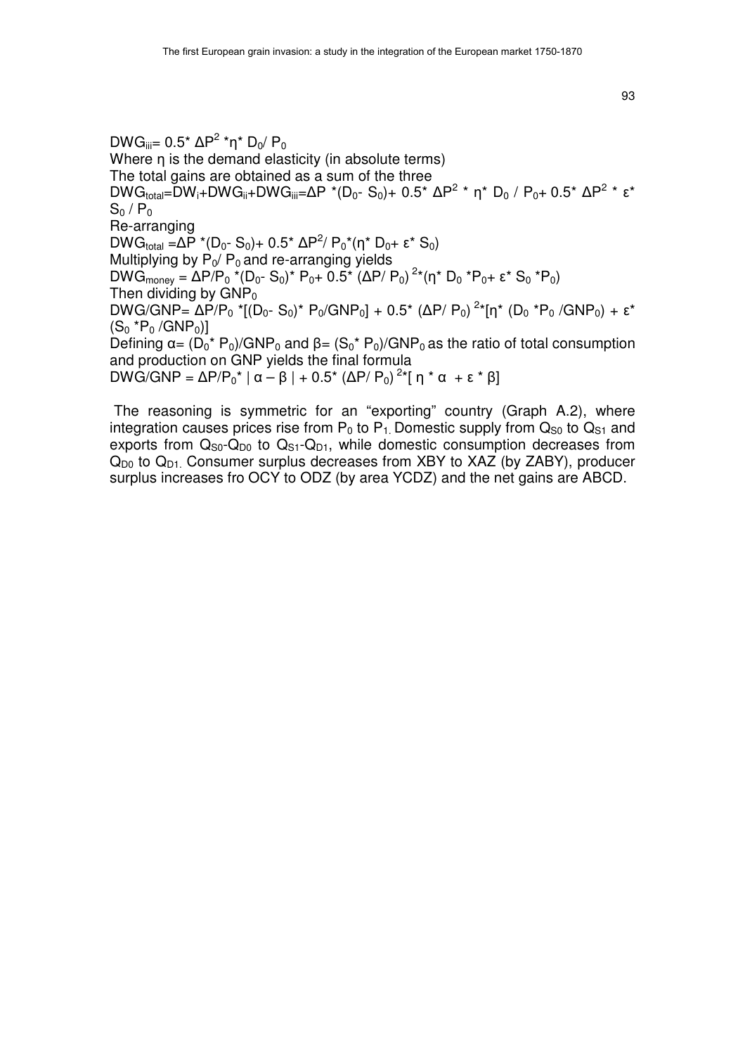$DWG_{iii} = 0.5 * \Delta P^2 * \eta * D_0 / P_0$

Where η is the demand elasticity (in absolute terms)

The total gains are obtained as a sum of the three

$DWG_{total} = DW_i + DWG_{ii} + DWG_{iii} = \Delta P * (D_0 - S_0) + 0.5 * \Delta P^2 * \eta * D_0 / P_0 + 0.5 * \Delta P^2 * \varepsilon * S_0 / P_0$

Re-arranging

$DWG_{total} = \Delta P * (D_0 - S_0) + 0.5 * \Delta P^2 / P_0 * (\eta * D_0 + \varepsilon * S_0)$

Multiplying by $P_0 / P_0$ and re-arranging yields

$DWG_{money} = \Delta P / P_0 * (D_0 - S_0) * P_0 + 0.5 * (\Delta P / P_0)^2 * (\eta * D_0 * P_0 + \varepsilon * S_0 * P_0)$

Then dividing by $GNP_0$

$DWG/GNP = \Delta P / P_0 * [(D_0 - S_0) * P_0 / GNP_0] + 0.5 * (\Delta P / P_0)^2 * [\eta * (D_0 * P_0 / GNP_0) + \varepsilon * (S_0 * P_0 / GNP_0)]$

Defining $\alpha = (D_0 * P_0) / GNP_0$ and $\beta = (S_0 * P_0) / GNP_0$ as the ratio of total consumption and production on GNP yields the final formula

$DWG/GNP = \Delta P / P_0 * | \alpha - \beta | + 0.5 * (\Delta P / P_0)^2 * [\eta * \alpha + \varepsilon * \beta]$

The reasoning is symmetric for an "exporting" country (Graph A.2), where integration causes prices rise from $P_0$ to $P_1$. Domestic supply from $Q_{S0}$ to $Q_{S1}$ and exports from $Q_{S0}$-$Q_{D0}$ to $Q_{S1}$-$Q_{D1}$, while domestic consumption decreases from $Q_{D0}$ to $Q_{D1}$. Consumer surplus decreases from XBY to XAZ (by ZABY), producer surplus increases fro OCY to ODZ (by area YCDZ) and the net gains are ABCD.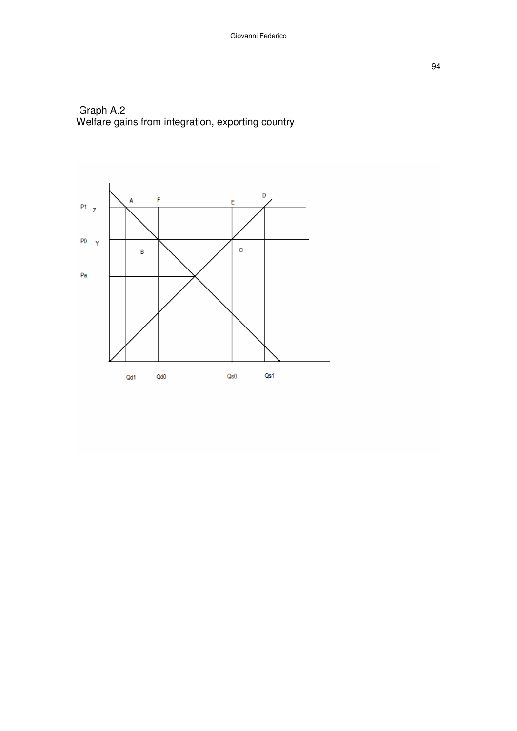Graph A.2
Welfare gains from integration, exporting country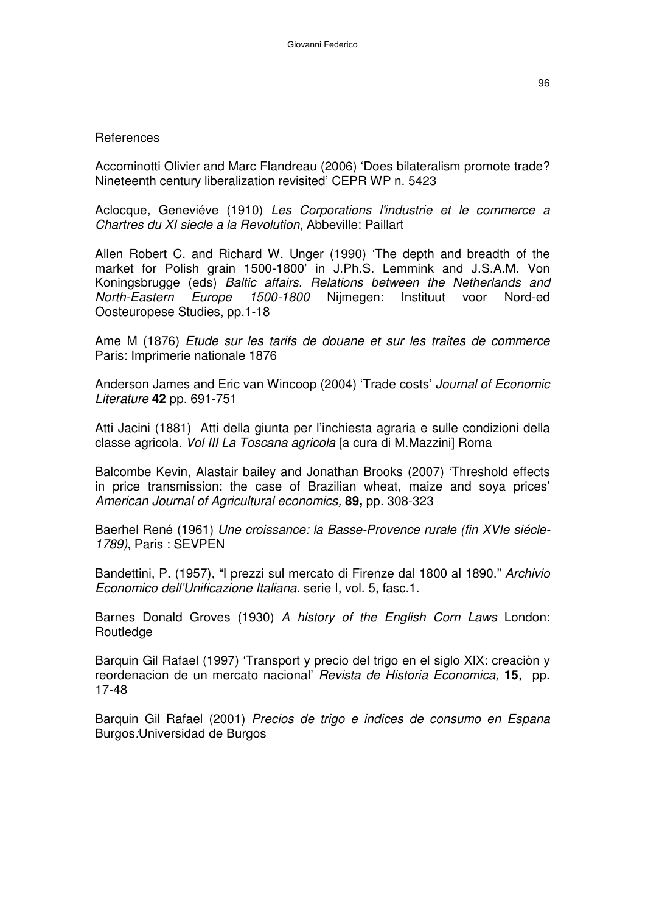References

Accominotti Olivier and Marc Flandreau (2006) 'Does bilateralism promote trade? Nineteenth century liberalization revisited' CEPR WP n. 5423

Aclocque, Geneviéve (1910) *Les Corporations l'industrie et le commerce a Chartres du XI siecle a la Revolution*, Abbeville: Paillart

Allen Robert C. and Richard W. Unger (1990) 'The depth and breadth of the market for Polish grain 1500-1800' in J.Ph.S. Lemmink and J.S.A.M. Von Koningsbrugge (eds) *Baltic affairs. Relations between the Netherlands and North-Eastern Europe 1500-1800* Nijmegen: Instituut voor Nord-ed Oosteuropese Studies, pp.1-18

Ame M (1876) *Etude sur les tarifs de douane et sur les traites de commerce* Paris: Imprimerie nationale 1876

Anderson James and Eric van Wincoop (2004) 'Trade costs' *Journal of Economic Literature* **42** pp. 691-751

Atti Jacini (1881) Atti della giunta per l'inchiesta agraria e sulle condizioni della classe agricola. *Vol III La Toscana agricola* [a cura di M.Mazzini] Roma

Balcombe Kevin, Alastair bailey and Jonathan Brooks (2007) 'Threshold effects in price transmission: the case of Brazilian wheat, maize and soya prices' *American Journal of Agricultural economics,* **89,** pp. 308-323

Baerhel René (1961) *Une croissance: la Basse-Provence rurale (fin XVIe siécle-1789)*, Paris : SEVPEN

Bandettini, P. (1957), "I prezzi sul mercato di Firenze dal 1800 al 1890." *Archivio Economico dell'Unificazione Italiana*. serie I, vol. 5, fasc.1.

Barnes Donald Groves (1930) *A history of the English Corn Laws* London: Routledge

Barquin Gil Rafael (1997) 'Transport y precio del trigo en el siglo XIX: creaciòn y reordenacion de un mercato nacional' *Revista de Historia Economica,* **15**, pp. 17-48

Barquin Gil Rafael (2001) *Precios de trigo e indices de consumo en Espana* Burgos:Universidad de Burgos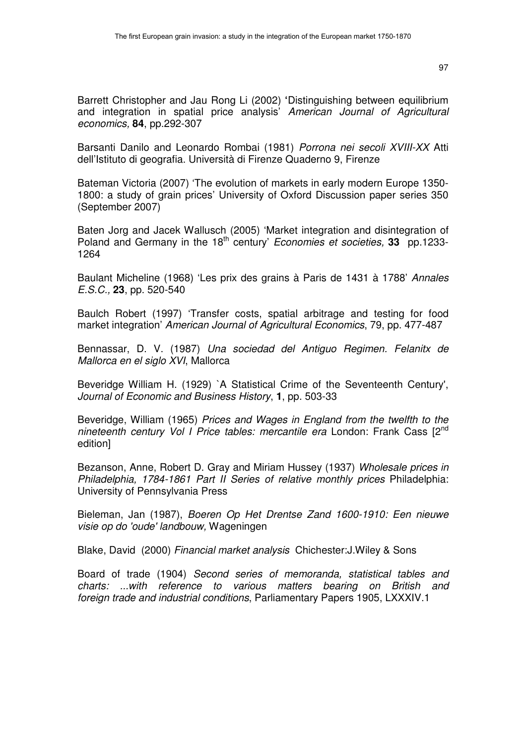Barrett Christopher and Jau Rong Li (2002) **'**Distinguishing between equilibrium and integration in spatial price analysis' *American Journal of Agricultural economics,* **84**, pp.292-307

Barsanti Danilo and Leonardo Rombai (1981) *Porrona nei secoli XVIII-XX* Atti dell'Istituto di geografia. Università di Firenze Quaderno 9, Firenze

Bateman Victoria (2007) 'The evolution of markets in early modern Europe 1350-1800: a study of grain prices' University of Oxford Discussion paper series 350 (September 2007)

Baten Jorg and Jacek Wallusch (2005) 'Market integration and disintegration of Poland and Germany in the 18th century' *Economies et societies,* **33** pp.1233-1264

Baulant Micheline (1968) 'Les prix des grains à Paris de 1431 à 1788' *Annales E.S.C.,* **23**, pp. 520-540

Baulch Robert (1997) 'Transfer costs, spatial arbitrage and testing for food market integration' *American Journal of Agricultural Economics*, 79, pp. 477-487

Bennassar, D. V. (1987) *Una sociedad del Antiguo Regimen. Felanitx de Mallorca en el siglo XVI*, Mallorca

Beveridge William H. (1929) `A Statistical Crime of the Seventeenth Century', *Journal of Economic and Business History*, **1**, pp. 503-33

Beveridge, William (1965) *Prices and Wages in England from the twelfth to the nineteenth century Vol I Price tables: mercantile era* London: Frank Cass [2nd edition]

Bezanson, Anne, Robert D. Gray and Miriam Hussey (1937) *Wholesale prices in Philadelphia, 1784-1861 Part II Series of relative monthly prices* Philadelphia: University of Pennsylvania Press

Bieleman, Jan (1987), *Boeren Op Het Drentse Zand 1600-1910: Een nieuwe visie op do 'oude' landbouw,* Wageningen

Blake, David (2000) *Financial market analysis* Chichester:J.Wiley & Sons

Board of trade (1904) *Second series of memoranda, statistical tables and charts: ...with reference to various matters bearing on British and foreign trade and industrial conditions*, Parliamentary Papers 1905, LXXXIV.1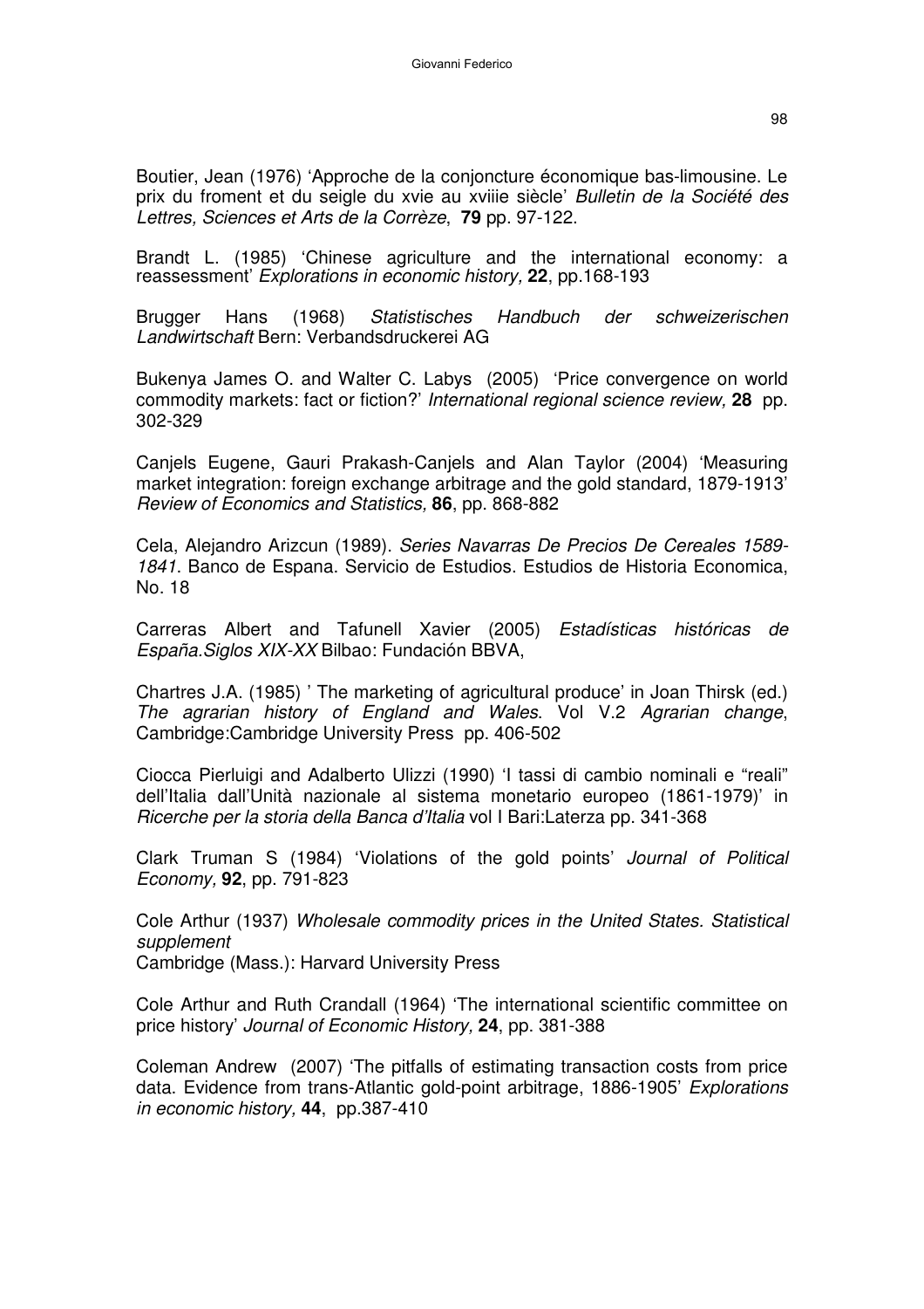Boutier, Jean (1976) 'Approche de la conjoncture économique bas-limousine. Le prix du froment et du seigle du xvie au xviiie siècle' *Bulletin de la Société des Lettres, Sciences et Arts de la Corrèze*, **79** pp. 97-122.

Brandt L. (1985) 'Chinese agriculture and the international economy: a reassessment' *Explorations in economic history,* **22**, pp.168-193

Brugger Hans (1968) *Statistisches Handbuch der schweizerischen Landwirtschaft* Bern: Verbandsdruckerei AG

Bukenya James O. and Walter C. Labys (2005) 'Price convergence on world commodity markets: fact or fiction?' *International regional science review,* **28** pp. 302-329

Canjels Eugene, Gauri Prakash-Canjels and Alan Taylor (2004) 'Measuring market integration: foreign exchange arbitrage and the gold standard, 1879-1913' *Review of Economics and Statistics,* **86**, pp. 868-882

Cela, Alejandro Arizcun (1989). *Series Navarras De Precios De Cereales 1589-1841*. Banco de Espana. Servicio de Estudios. Estudios de Historia Economica, No. 18

Carreras Albert and Tafunell Xavier (2005) *Estadísticas históricas de España.Siglos XIX-XX* Bilbao: Fundación BBVA,

Chartres J.A. (1985) ' The marketing of agricultural produce' in Joan Thirsk (ed.) *The agrarian history of England and Wales*. Vol V.2 *Agrarian change*, Cambridge:Cambridge University Press pp. 406-502

Ciocca Pierluigi and Adalberto Ulizzi (1990) 'I tassi di cambio nominali e "reali" dell'Italia dall'Unità nazionale al sistema monetario europeo (1861-1979)' in *Ricerche per la storia della Banca d'Italia* vol I Bari:Laterza pp. 341-368

Clark Truman S (1984) 'Violations of the gold points' *Journal of Political Economy,* **92**, pp. 791-823

Cole Arthur (1937) *Wholesale commodity prices in the United States. Statistical supplement*
Cambridge (Mass.): Harvard University Press

Cole Arthur and Ruth Crandall (1964) 'The international scientific committee on price history' *Journal of Economic History,* **24**, pp. 381-388

Coleman Andrew (2007) 'The pitfalls of estimating transaction costs from price data. Evidence from trans-Atlantic gold-point arbitrage, 1886-1905' *Explorations in economic history,* **44**, pp.387-410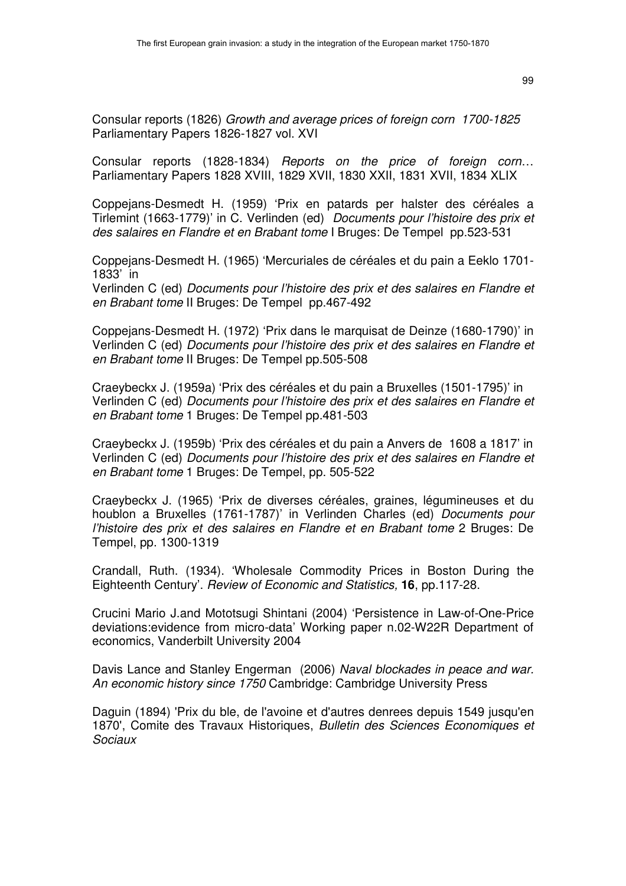Consular reports (1826) *Growth and average prices of foreign corn 1700-1825* Parliamentary Papers 1826-1827 vol. XVI

Consular reports (1828-1834) *Reports on the price of foreign corn…* Parliamentary Papers 1828 XVIII, 1829 XVII, 1830 XXII, 1831 XVII, 1834 XLIX

Coppejans-Desmedt H. (1959) 'Prix en patards per halster des céréales a Tirlemint (1663-1779)' in C. Verlinden (ed) *Documents pour l'histoire des prix et des salaires en Flandre et en Brabant tome* I Bruges: De Tempel pp.523-531

Coppejans-Desmedt H. (1965) 'Mercuriales de céréales et du pain a Eeklo 1701-1833' in
Verlinden C (ed) *Documents pour l'histoire des prix et des salaires en Flandre et en Brabant tome* II Bruges: De Tempel pp.467-492

Coppejans-Desmedt H. (1972) 'Prix dans le marquisat de Deinze (1680-1790)' in Verlinden C (ed) *Documents pour l'histoire des prix et des salaires en Flandre et en Brabant tome* II Bruges: De Tempel pp.505-508

Craeybeckx J. (1959a) 'Prix des céréales et du pain a Bruxelles (1501-1795)' in Verlinden C (ed) *Documents pour l'histoire des prix et des salaires en Flandre et en Brabant tome* 1 Bruges: De Tempel pp.481-503

Craeybeckx J. (1959b) 'Prix des céréales et du pain a Anvers de 1608 a 1817' in Verlinden C (ed) *Documents pour l'histoire des prix et des salaires en Flandre et en Brabant tome* 1 Bruges: De Tempel, pp. 505-522

Craeybeckx J. (1965) 'Prix de diverses céréales, graines, légumineuses et du houblon a Bruxelles (1761-1787)' in Verlinden Charles (ed) *Documents pour l'histoire des prix et des salaires en Flandre et en Brabant tome* 2 Bruges: De Tempel, pp. 1300-1319

Crandall, Ruth. (1934). 'Wholesale Commodity Prices in Boston During the Eighteenth Century'. *Review of Economic and Statistics,* **16**, pp.117-28.

Crucini Mario J.and Mototsugi Shintani (2004) 'Persistence in Law-of-One-Price deviations:evidence from micro-data' Working paper n.02-W22R Department of economics, Vanderbilt University 2004

Davis Lance and Stanley Engerman (2006) *Naval blockades in peace and war. An economic history since 1750* Cambridge: Cambridge University Press

Daguin (1894) 'Prix du ble, de l'avoine et d'autres denrees depuis 1549 jusqu'en 1870', Comite des Travaux Historiques, *Bulletin des Sciences Economiques et Sociaux*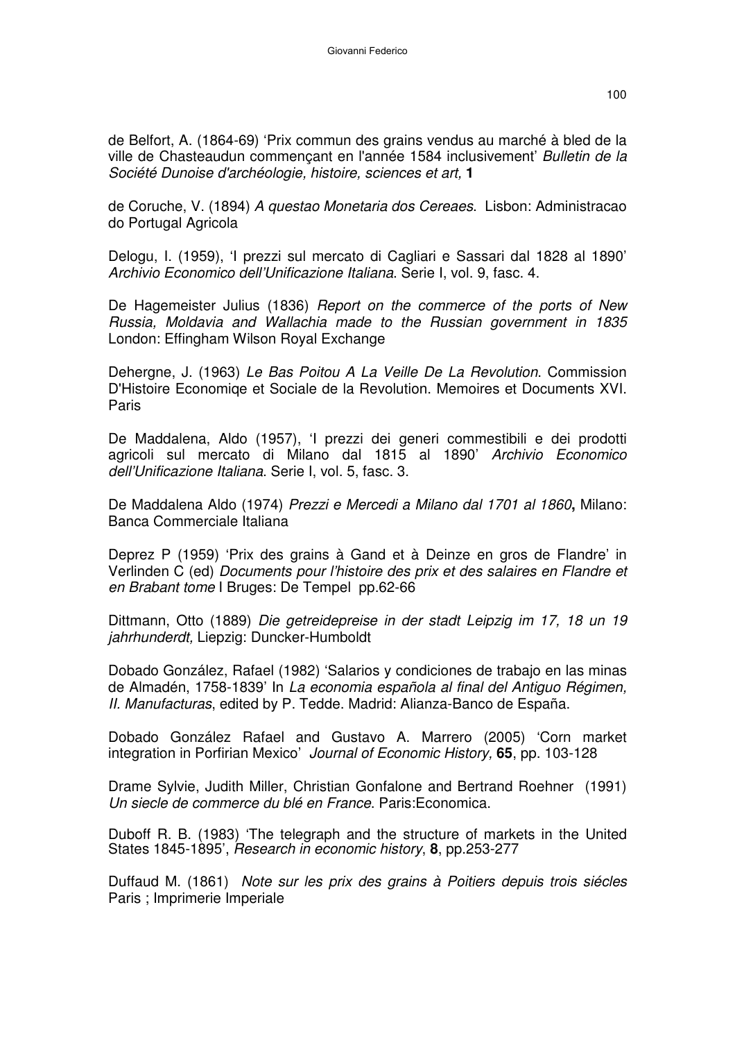de Belfort, A. (1864-69) 'Prix commun des grains vendus au marché à bled de la ville de Chasteaudun commençant en l'année 1584 inclusivement' *Bulletin de la Société Dunoise d'archéologie, histoire, sciences et art,* **1**

de Coruche, V. (1894) *A questao Monetaria dos Cereaes*. Lisbon: Administracao do Portugal Agricola

Delogu, I. (1959), 'I prezzi sul mercato di Cagliari e Sassari dal 1828 al 1890' *Archivio Economico dell'Unificazione Italiana*. Serie I, vol. 9, fasc. 4.

De Hagemeister Julius (1836) *Report on the commerce of the ports of New Russia, Moldavia and Wallachia made to the Russian government in 1835* London: Effingham Wilson Royal Exchange

Dehergne, J. (1963) *Le Bas Poitou A La Veille De La Revolution*. Commission D'Histoire Economiqe et Sociale de la Revolution. Memoires et Documents XVI. Paris

De Maddalena, Aldo (1957), 'I prezzi dei generi commestibili e dei prodotti agricoli sul mercato di Milano dal 1815 al 1890' *Archivio Economico dell'Unificazione Italiana*. Serie I, vol. 5, fasc. 3.

De Maddalena Aldo (1974) *Prezzi e Mercedi a Milano dal 1701 al 1860***,** Milano: Banca Commerciale Italiana

Deprez P (1959) 'Prix des grains à Gand et à Deinze en gros de Flandre' in Verlinden C (ed) *Documents pour l'histoire des prix et des salaires en Flandre et en Brabant tome* I Bruges: De Tempel pp.62-66

Dittmann, Otto (1889) *Die getreidepreise in der stadt Leipzig im 17, 18 un 19 jahrhunderdt,* Liepzig: Duncker-Humboldt

Dobado González, Rafael (1982) 'Salarios y condiciones de trabajo en las minas de Almadén, 1758-1839' In *La economia española al final del Antiguo Régimen, II. Manufacturas*, edited by P. Tedde. Madrid: Alianza-Banco de España.

Dobado González Rafael and Gustavo A. Marrero (2005) 'Corn market integration in Porfirian Mexico' *Journal of Economic History,* **65**, pp. 103-128

Drame Sylvie, Judith Miller, Christian Gonfalone and Bertrand Roehner (1991) *Un siecle de commerce du blé en France*. Paris:Economica.

Duboff R. B. (1983) 'The telegraph and the structure of markets in the United States 1845-1895', *Research in economic history*, **8**, pp.253-277

Duffaud M. (1861) *Note sur les prix des grains à Poitiers depuis trois siécles* Paris ; Imprimerie Imperiale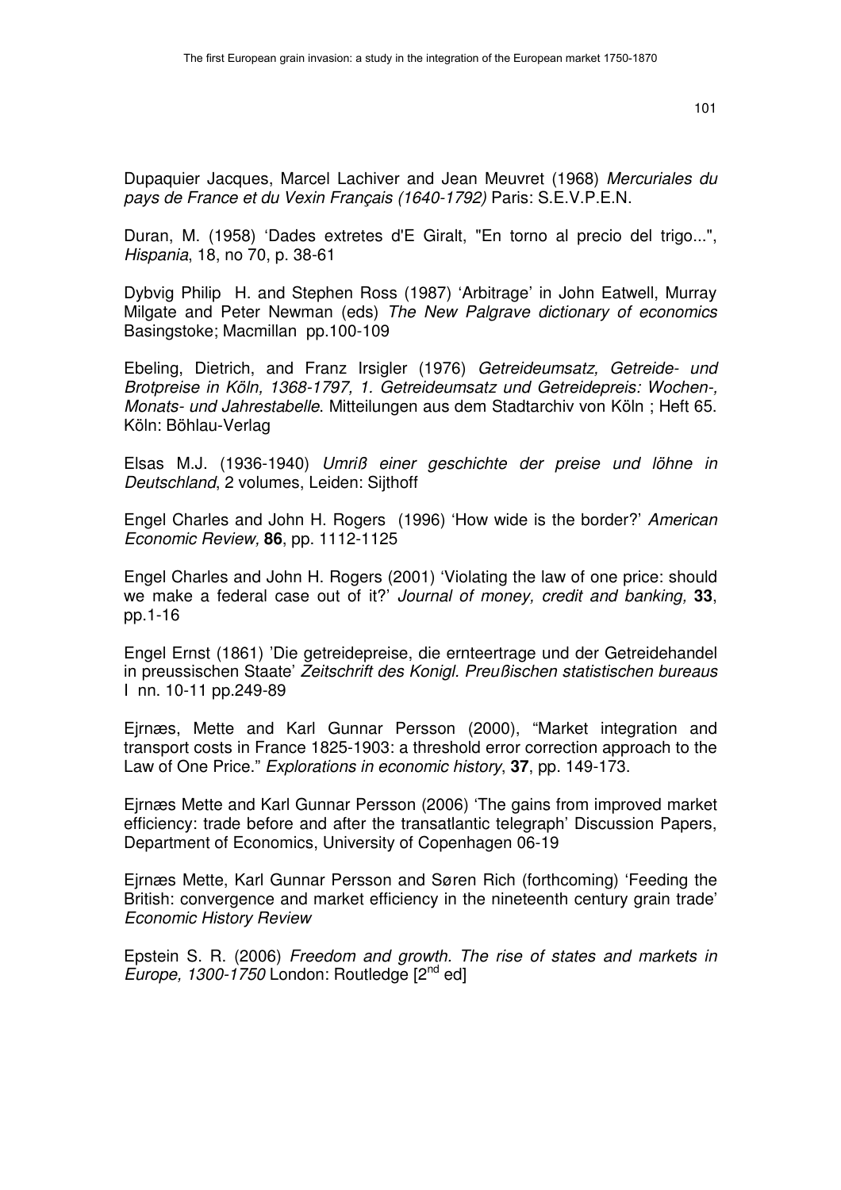Dupaquier Jacques, Marcel Lachiver and Jean Meuvret (1968) *Mercuriales du pays de France et du Vexin Français (1640-1792)* Paris: S.E.V.P.E.N.

Duran, M. (1958) 'Dades extretes d'E Giralt, "En torno al precio del trigo...", *Hispania*, 18, no 70, p. 38-61

Dybvig Philip H. and Stephen Ross (1987) 'Arbitrage' in John Eatwell, Murray Milgate and Peter Newman (eds) *The New Palgrave dictionary of economics* Basingstoke; Macmillan pp.100-109

Ebeling, Dietrich, and Franz Irsigler (1976) *Getreideumsatz, Getreide- und Brotpreise in Köln, 1368-1797, 1. Getreideumsatz und Getreidepreis: Wochen-, Monats- und Jahrestabelle*. Mitteilungen aus dem Stadtarchiv von Köln ; Heft 65. Köln: Böhlau-Verlag

Elsas M.J. (1936-1940) *Umriß einer geschichte der preise und löhne in Deutschland*, 2 volumes, Leiden: Sijthoff

Engel Charles and John H. Rogers (1996) 'How wide is the border?' *American Economic Review,* **86**, pp. 1112-1125

Engel Charles and John H. Rogers (2001) 'Violating the law of one price: should we make a federal case out of it?' *Journal of money, credit and banking,* **33**, pp.1-16

Engel Ernst (1861) 'Die getreidepreise, die ernteertrage und der Getreidehandel in preussischen Staate' *Zeitschrift des Konigl. Preußischen statistischen bureaus* I nn. 10-11 pp.249-89

Ejrnæs, Mette and Karl Gunnar Persson (2000), "Market integration and transport costs in France 1825-1903: a threshold error correction approach to the Law of One Price." *Explorations in economic history*, **37**, pp. 149-173.

Ejrnæs Mette and Karl Gunnar Persson (2006) 'The gains from improved market efficiency: trade before and after the transatlantic telegraph' Discussion Papers, Department of Economics, University of Copenhagen 06-19

Ejrnæs Mette, Karl Gunnar Persson and Søren Rich (forthcoming) 'Feeding the British: convergence and market efficiency in the nineteenth century grain trade' *Economic History Review*

Epstein S. R. (2006) *Freedom and growth. The rise of states and markets in Europe, 1300-1750* London: Routledge [2nd ed]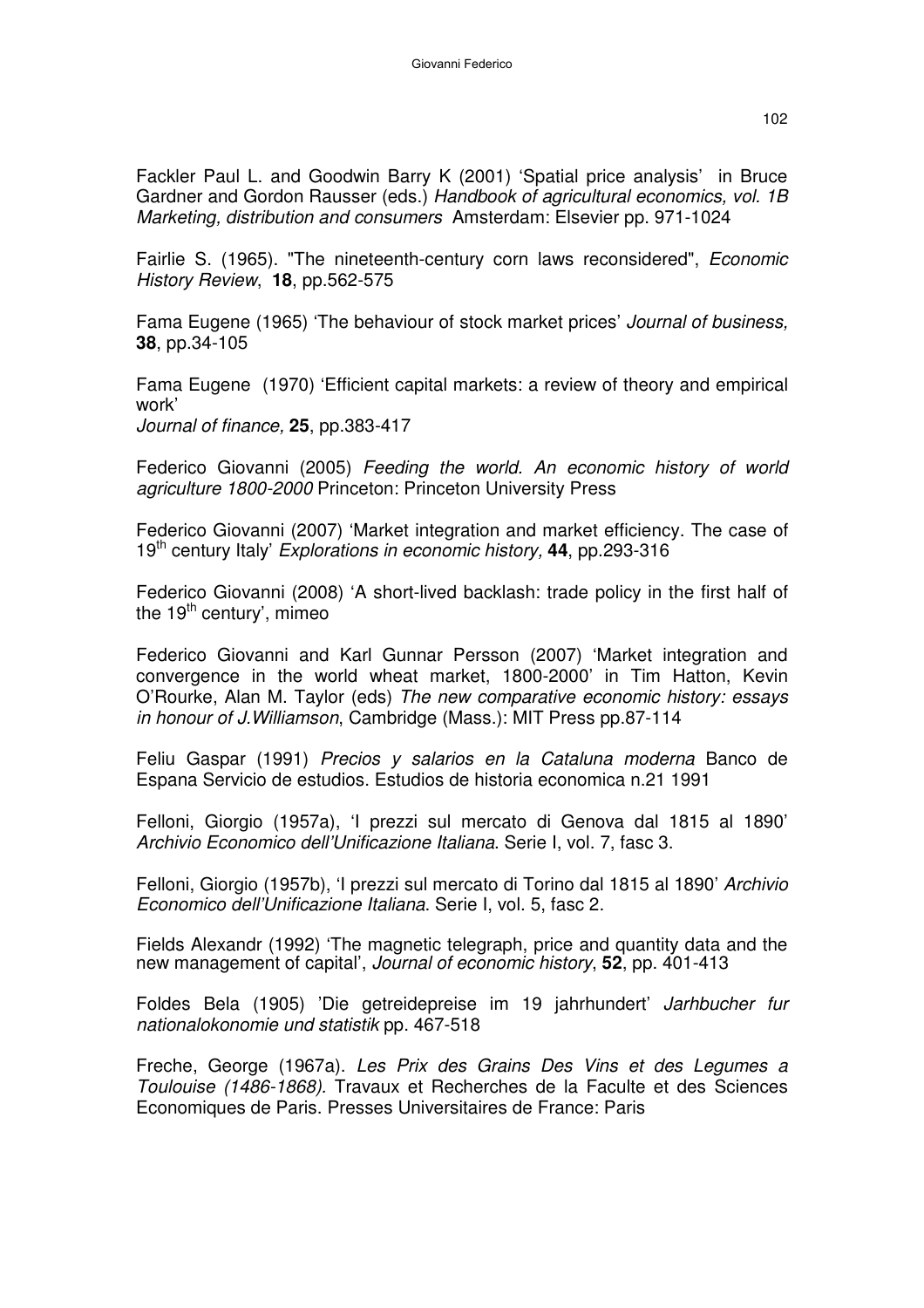Fackler Paul L. and Goodwin Barry K (2001) 'Spatial price analysis' in Bruce Gardner and Gordon Rausser (eds.) *Handbook of agricultural economics, vol. 1B Marketing, distribution and consumers* Amsterdam: Elsevier pp. 971-1024

Fairlie S. (1965). "The nineteenth-century corn laws reconsidered", *Economic History Review*, **18**, pp.562-575

Fama Eugene (1965) 'The behaviour of stock market prices' *Journal of business,* **38**, pp.34-105

Fama Eugene (1970) 'Efficient capital markets: a review of theory and empirical work'
*Journal of finance,* **25**, pp.383-417

Federico Giovanni (2005) *Feeding the world. An economic history of world agriculture 1800-2000* Princeton: Princeton University Press

Federico Giovanni (2007) 'Market integration and market efficiency. The case of 19th century Italy' *Explorations in economic history,* **44**, pp.293-316

Federico Giovanni (2008) 'A short-lived backlash: trade policy in the first half of the 19th century', mimeo

Federico Giovanni and Karl Gunnar Persson (2007) 'Market integration and convergence in the world wheat market, 1800-2000' in Tim Hatton, Kevin O'Rourke, Alan M. Taylor (eds) *The new comparative economic history: essays in honour of J.Williamson*, Cambridge (Mass.): MIT Press pp.87-114

Feliu Gaspar (1991) *Precios y salarios en la Cataluna moderna* Banco de Espana Servicio de estudios. Estudios de historia economica n.21 1991

Felloni, Giorgio (1957a), 'I prezzi sul mercato di Genova dal 1815 al 1890' *Archivio Economico dell'Unificazione Italiana*. Serie I, vol. 7, fasc 3.

Felloni, Giorgio (1957b), 'I prezzi sul mercato di Torino dal 1815 al 1890' *Archivio Economico dell'Unificazione Italiana*. Serie I, vol. 5, fasc 2.

Fields Alexandr (1992) 'The magnetic telegraph, price and quantity data and the new management of capital', *Journal of economic history*, **52**, pp. 401-413

Foldes Bela (1905) 'Die getreidepreise im 19 jahrhundert' *Jarhbucher fur nationalokonomie und statistik* pp. 467-518

Freche, George (1967a). *Les Prix des Grains Des Vins et des Legumes a Toulouise (1486-1868)*. Travaux et Recherches de la Faculte et des Sciences Economiques de Paris. Presses Universitaires de France: Paris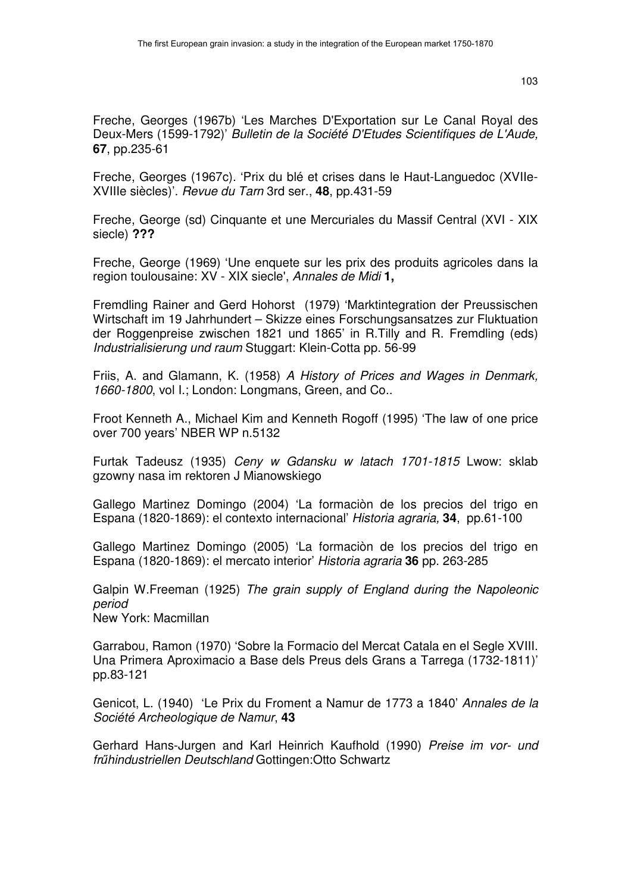Freche, Georges (1967b) 'Les Marches D'Exportation sur Le Canal Royal des Deux-Mers (1599-1792)' *Bulletin de la Société D'Etudes Scientifiques de L'Aude,* **67**, pp.235-61

Freche, Georges (1967c). 'Prix du blé et crises dans le Haut-Languedoc (XVIIe-XVIIIe siècles)'. *Revue du Tarn* 3rd ser., **48**, pp.431-59

Freche, George (sd) Cinquante et une Mercuriales du Massif Central (XVI - XIX siecle) **???**

Freche, George (1969) 'Une enquete sur les prix des produits agricoles dans la region toulousaine: XV - XIX siecle', *Annales de Midi* **1,**

Fremdling Rainer and Gerd Hohorst (1979) 'Marktintegration der Preussischen Wirtschaft im 19 Jahrhundert – Skizze eines Forschungsansatzes zur Fluktuation der Roggenpreise zwischen 1821 und 1865' in R.Tilly and R. Fremdling (eds) *Industrialisierung und raum* Stuggart: Klein-Cotta pp. 56-99

Friis, A. and Glamann, K. (1958) *A History of Prices and Wages in Denmark, 1660-1800*, vol I.; London: Longmans, Green, and Co..

Froot Kenneth A., Michael Kim and Kenneth Rogoff (1995) 'The law of one price over 700 years' NBER WP n.5132

Furtak Tadeusz (1935) *Ceny w Gdansku w latach 1701-1815* Lwow: sklab gzowny nasa im rektoren J Mianowskiego

Gallego Martinez Domingo (2004) 'La formaciòn de los precios del trigo en Espana (1820-1869): el contexto internacional' *Historia agraria,* **34**, pp.61-100

Gallego Martinez Domingo (2005) 'La formaciòn de los precios del trigo en Espana (1820-1869): el mercato interior' *Historia agraria* **36** pp. 263-285

Galpin W.Freeman (1925) *The grain supply of England during the Napoleonic period*
New York: Macmillan

Garrabou, Ramon (1970) 'Sobre la Formacio del Mercat Catala en el Segle XVIII. Una Primera Aproximacio a Base dels Preus dels Grans a Tarrega (1732-1811)' pp.83-121

Genicot, L. (1940) 'Le Prix du Froment a Namur de 1773 a 1840' *Annales de la Société Archeologique de Namur*, **43**

Gerhard Hans-Jurgen and Karl Heinrich Kaufhold (1990) *Preise im vor- und frűhindustriellen Deutschland* Gottingen:Otto Schwartz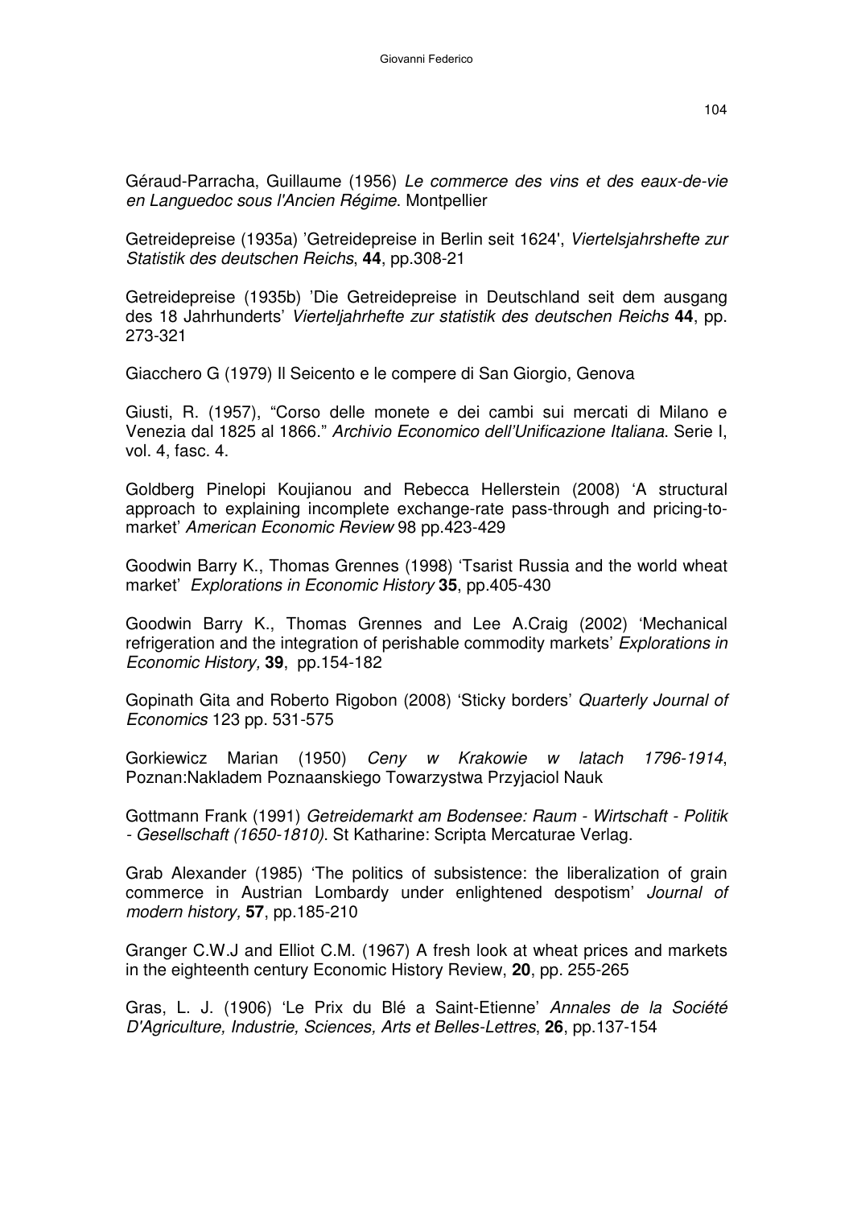Géraud-Parracha, Guillaume (1956) *Le commerce des vins et des eaux-de-vie en Languedoc sous l'Ancien Régime*. Montpellier

Getreidepreise (1935a) 'Getreidepreise in Berlin seit 1624', *Viertelsjahrshefte zur Statistik des deutschen Reichs*, **44**, pp.308-21

Getreidepreise (1935b) 'Die Getreidepreise in Deutschland seit dem ausgang des 18 Jahrhunderts' *Vierteljahrhefte zur statistik des deutschen Reichs* **44**, pp. 273-321

Giacchero G (1979) Il Seicento e le compere di San Giorgio, Genova

Giusti, R. (1957), "Corso delle monete e dei cambi sui mercati di Milano e Venezia dal 1825 al 1866." *Archivio Economico dell'Unificazione Italiana*. Serie I, vol. 4, fasc. 4.

Goldberg Pinelopi Koujianou and Rebecca Hellerstein (2008) 'A structural approach to explaining incomplete exchange-rate pass-through and pricing-to-market' *American Economic Review* 98 pp.423-429

Goodwin Barry K., Thomas Grennes (1998) 'Tsarist Russia and the world wheat market' *Explorations in Economic History* **35**, pp.405-430

Goodwin Barry K., Thomas Grennes and Lee A.Craig (2002) 'Mechanical refrigeration and the integration of perishable commodity markets' *Explorations in Economic History,* **39**, pp.154-182

Gopinath Gita and Roberto Rigobon (2008) 'Sticky borders' *Quarterly Journal of Economics* 123 pp. 531-575

Gorkiewicz Marian (1950) *Ceny w Krakowie w latach 1796-1914*, Poznan:Nakladem Poznaanskiego Towarzystwa Przyjaciol Nauk

Gottmann Frank (1991) *Getreidemarkt am Bodensee: Raum - Wirtschaft - Politik - Gesellschaft (1650-1810)*. St Katharine: Scripta Mercaturae Verlag.

Grab Alexander (1985) 'The politics of subsistence: the liberalization of grain commerce in Austrian Lombardy under enlightened despotism' *Journal of modern history,* **57**, pp.185-210

Granger C.W.J and Elliot C.M. (1967) A fresh look at wheat prices and markets in the eighteenth century Economic History Review, **20**, pp. 255-265

Gras, L. J. (1906) 'Le Prix du Blé a Saint-Etienne' *Annales de la Société D'Agriculture, Industrie, Sciences, Arts et Belles-Lettres*, **26**, pp.137-154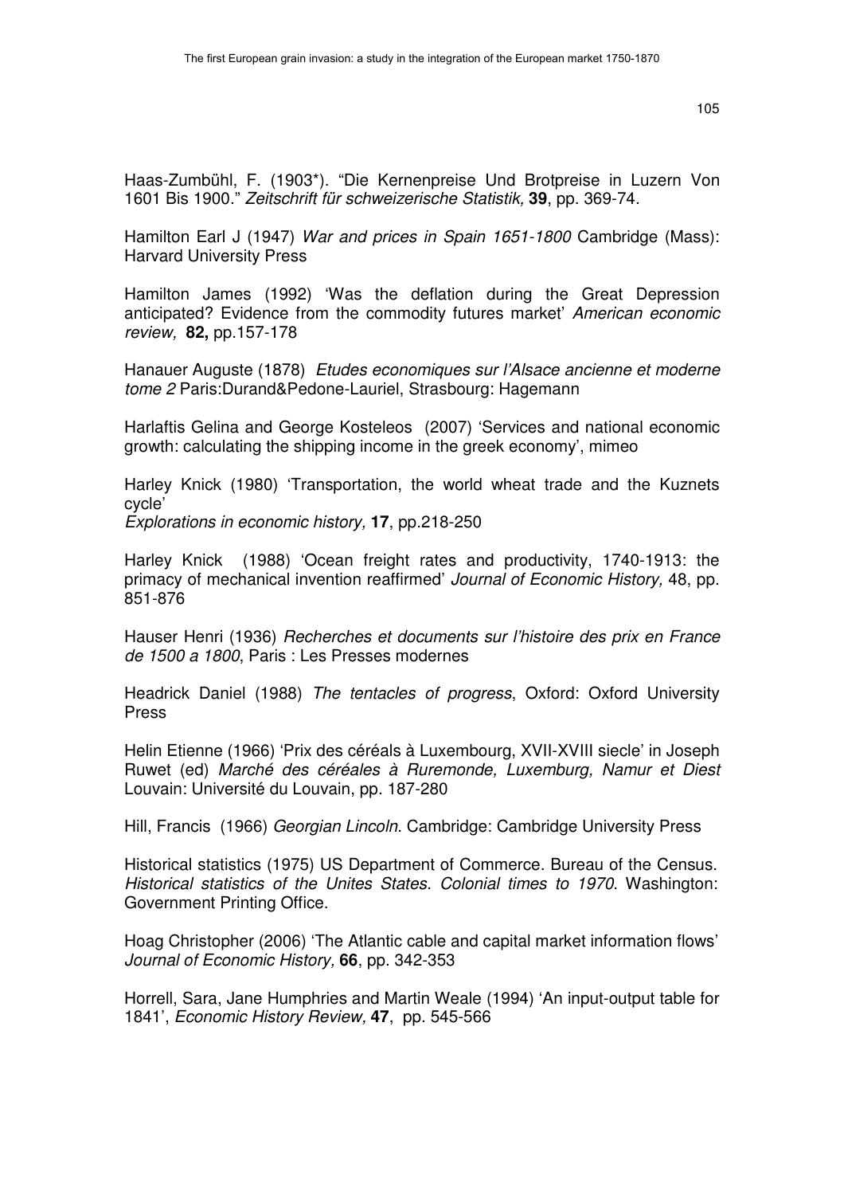Haas-Zumbühl, F. (1903*). "Die Kernenpreise Und Brotpreise in Luzern Von 1601 Bis 1900." *Zeitschrift für schweizerische Statistik,* **39**, pp. 369-74.

Hamilton Earl J (1947) *War and prices in Spain 1651-1800* Cambridge (Mass): Harvard University Press

Hamilton James (1992) 'Was the deflation during the Great Depression anticipated? Evidence from the commodity futures market' *American economic review,* **82,** pp.157-178

Hanauer Auguste (1878) *Etudes economiques sur l'Alsace ancienne et moderne tome 2* Paris:Durand&Pedone-Lauriel, Strasbourg: Hagemann

Harlaftis Gelina and George Kosteleos (2007) 'Services and national economic growth: calculating the shipping income in the greek economy', mimeo

Harley Knick (1980) 'Transportation, the world wheat trade and the Kuznets cycle'
*Explorations in economic history,* **17**, pp.218-250

Harley Knick (1988) 'Ocean freight rates and productivity, 1740-1913: the primacy of mechanical invention reaffirmed' *Journal of Economic History,* 48, pp. 851-876

Hauser Henri (1936) *Recherches et documents sur l'histoire des prix en France de 1500 a 1800*, Paris : Les Presses modernes

Headrick Daniel (1988) *The tentacles of progress*, Oxford: Oxford University Press

Helin Etienne (1966) 'Prix des céréals à Luxembourg, XVII-XVIII siecle' in Joseph Ruwet (ed) *Marché des céréales à Ruremonde, Luxemburg, Namur et Diest* Louvain: Université du Louvain, pp. 187-280

Hill, Francis (1966) *Georgian Lincoln*. Cambridge: Cambridge University Press

Historical statistics (1975) US Department of Commerce. Bureau of the Census. *Historical statistics of the Unites States. Colonial times to 1970*. Washington: Government Printing Office.

Hoag Christopher (2006) 'The Atlantic cable and capital market information flows' *Journal of Economic History,* **66**, pp. 342-353

Horrell, Sara, Jane Humphries and Martin Weale (1994) 'An input-output table for 1841', *Economic History Review,* **47**, pp. 545-566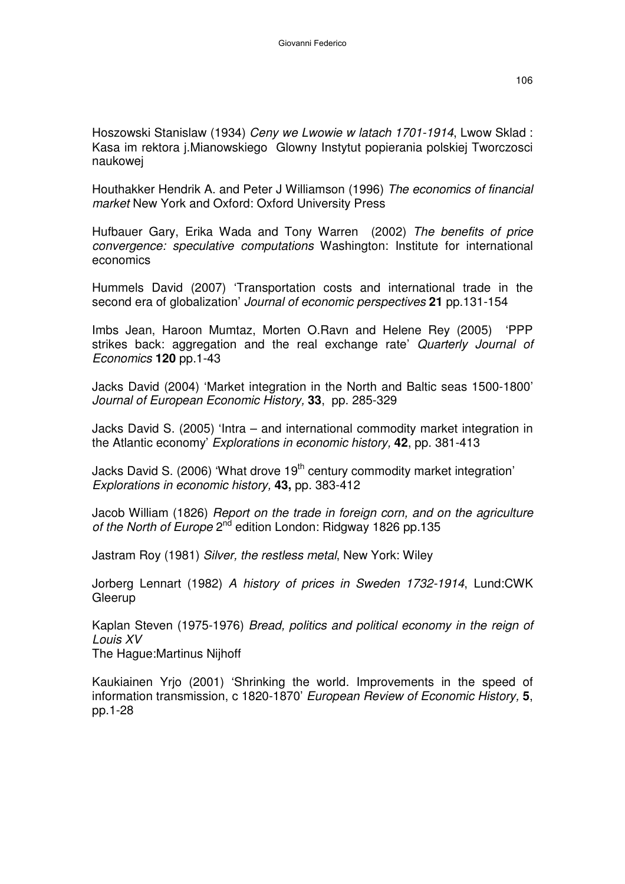Hoszowski Stanislaw (1934) *Ceny we Lwowie w latach 1701-1914*, Lwow Sklad : Kasa im rektora j.Mianowskiego Glowny Instytut popierania polskiej Tworczosci naukowej

Houthakker Hendrik A. and Peter J Williamson (1996) *The economics of financial market* New York and Oxford: Oxford University Press

Hufbauer Gary, Erika Wada and Tony Warren (2002) *The benefits of price convergence: speculative computations* Washington: Institute for international economics

Hummels David (2007) 'Transportation costs and international trade in the second era of globalization' *Journal of economic perspectives* **21** pp.131-154

Imbs Jean, Haroon Mumtaz, Morten O.Ravn and Helene Rey (2005) 'PPP strikes back: aggregation and the real exchange rate' *Quarterly Journal of Economics* **120** pp.1-43

Jacks David (2004) 'Market integration in the North and Baltic seas 1500-1800' *Journal of European Economic History,* **33**, pp. 285-329

Jacks David S. (2005) 'Intra – and international commodity market integration in the Atlantic economy' *Explorations in economic history,* **42**, pp. 381-413

Jacks David S. (2006) 'What drove 19th century commodity market integration' *Explorations in economic history,* **43,** pp. 383-412

Jacob William (1826) *Report on the trade in foreign corn, and on the agriculture of the North of Europe* 2nd edition London: Ridgway 1826 pp.135

Jastram Roy (1981) *Silver, the restless metal*, New York: Wiley

Jorberg Lennart (1982) *A history of prices in Sweden 1732-1914*, Lund:CWK Gleerup

Kaplan Steven (1975-1976) *Bread, politics and political economy in the reign of Louis XV*
The Hague:Martinus Nijhoff

Kaukiainen Yrjo (2001) 'Shrinking the world. Improvements in the speed of information transmission, c 1820-1870' *European Review of Economic History,* **5**, pp.1-28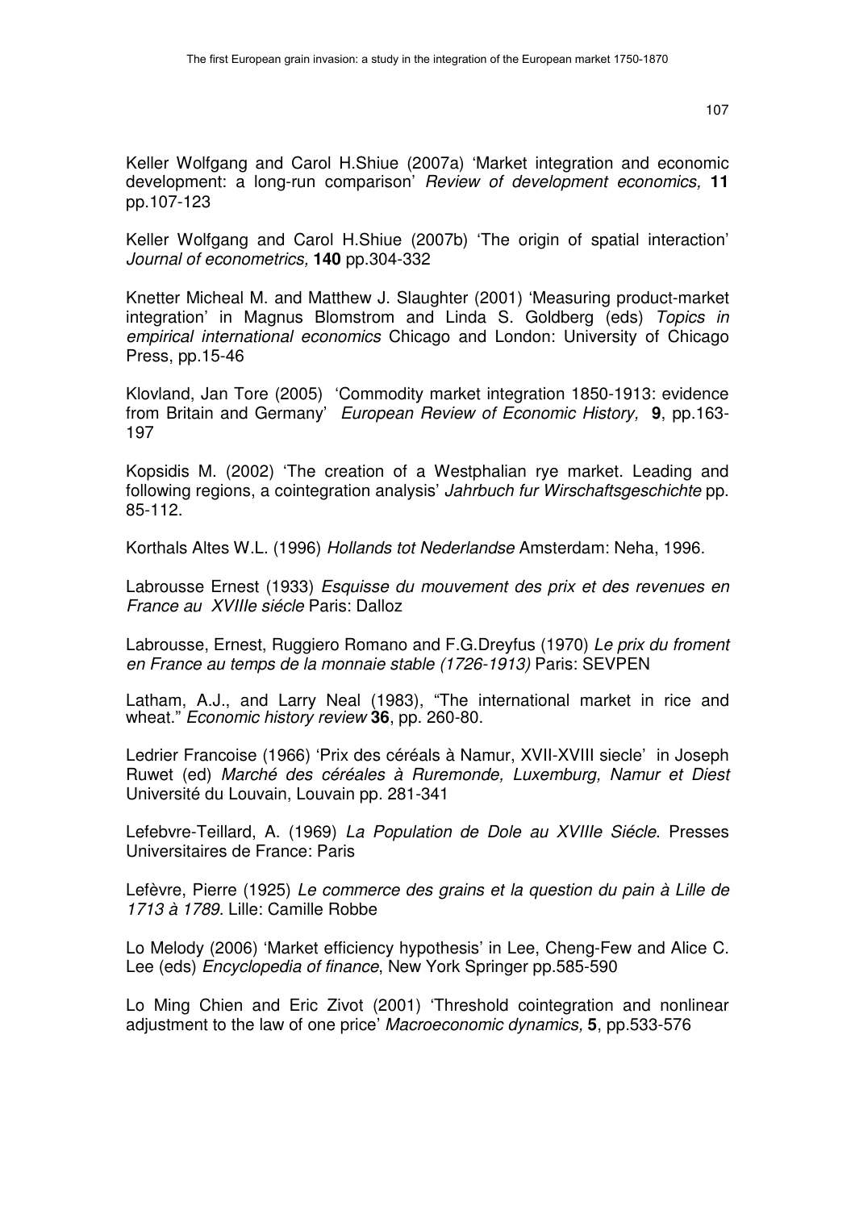Keller Wolfgang and Carol H.Shiue (2007a) 'Market integration and economic development: a long-run comparison' *Review of development economics,* **11** pp.107-123

Keller Wolfgang and Carol H.Shiue (2007b) 'The origin of spatial interaction' *Journal of econometrics,* **140** pp.304-332

Knetter Micheal M. and Matthew J. Slaughter (2001) 'Measuring product-market integration' in Magnus Blomstrom and Linda S. Goldberg (eds) *Topics in empirical international economics* Chicago and London: University of Chicago Press, pp.15-46

Klovland, Jan Tore (2005) 'Commodity market integration 1850-1913: evidence from Britain and Germany' *European Review of Economic History,* **9**, pp.163-197

Kopsidis M. (2002) 'The creation of a Westphalian rye market. Leading and following regions, a cointegration analysis' *Jahrbuch fur Wirschaftsgeschichte* pp. 85-112.

Korthals Altes W.L. (1996) *Hollands tot Nederlandse* Amsterdam: Neha, 1996.

Labrousse Ernest (1933) *Esquisse du mouvement des prix et des revenues en France au XVIIIe siécle* Paris: Dalloz

Labrousse, Ernest, Ruggiero Romano and F.G.Dreyfus (1970) *Le prix du froment en France au temps de la monnaie stable (1726-1913)* Paris: SEVPEN

Latham, A.J., and Larry Neal (1983), "The international market in rice and wheat." *Economic history review* **36**, pp. 260-80.

Ledrier Francoise (1966) 'Prix des céréals à Namur, XVII-XVIII siecle' in Joseph Ruwet (ed) *Marché des céréales à Ruremonde, Luxemburg, Namur et Diest* Université du Louvain, Louvain pp. 281-341

Lefebvre-Teillard, A. (1969) *La Population de Dole au XVIIIe Siécle*. Presses Universitaires de France: Paris

Lefèvre, Pierre (1925) *Le commerce des grains et la question du pain à Lille de 1713 à 1789*. Lille: Camille Robbe

Lo Melody (2006) 'Market efficiency hypothesis' in Lee, Cheng-Few and Alice C. Lee (eds) *Encyclopedia of finance*, New York Springer pp.585-590

Lo Ming Chien and Eric Zivot (2001) 'Threshold cointegration and nonlinear adjustment to the law of one price' *Macroeconomic dynamics,* **5**, pp.533-576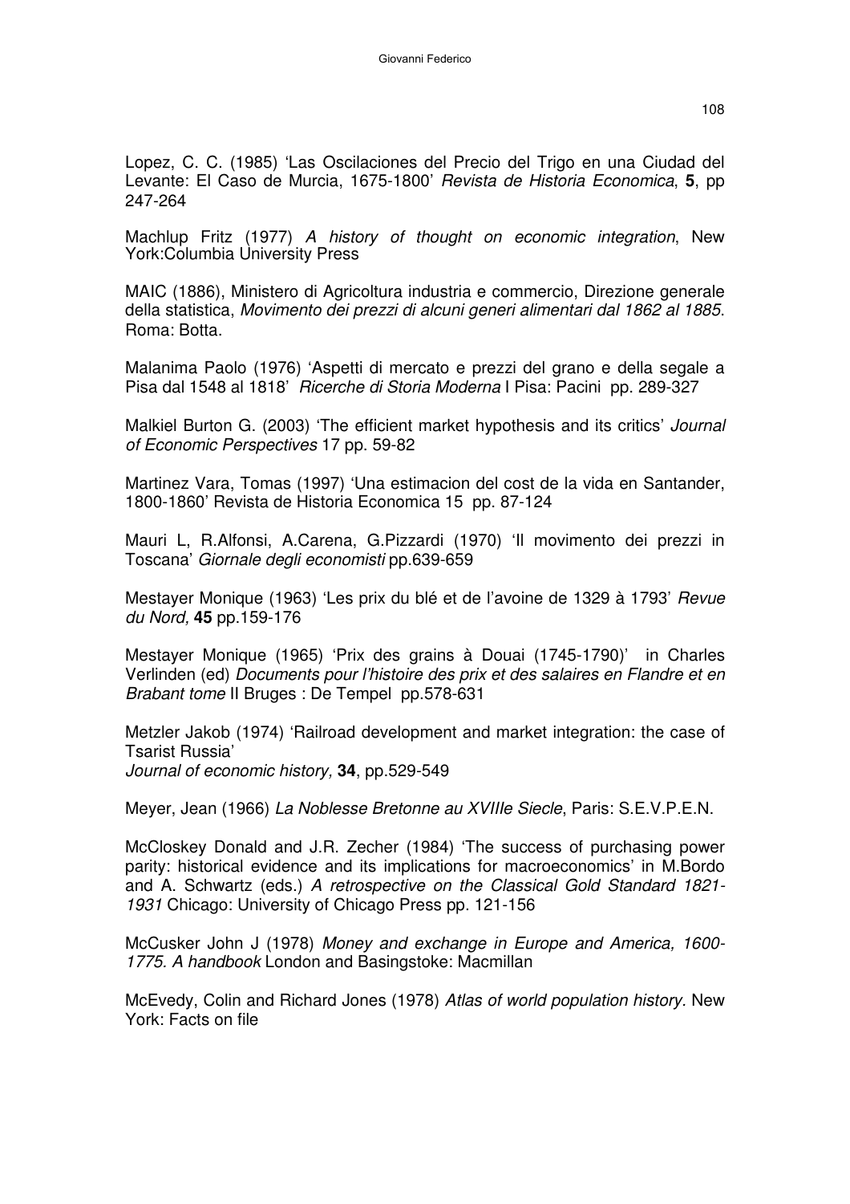Lopez, C. C. (1985) 'Las Oscilaciones del Precio del Trigo en una Ciudad del Levante: El Caso de Murcia, 1675-1800' *Revista de Historia Economica*, **5**, pp 247-264

Machlup Fritz (1977) *A history of thought on economic integration*, New York:Columbia University Press

MAIC (1886), Ministero di Agricoltura industria e commercio, Direzione generale della statistica, *Movimento dei prezzi di alcuni generi alimentari dal 1862 al 1885*. Roma: Botta.

Malanima Paolo (1976) 'Aspetti di mercato e prezzi del grano e della segale a Pisa dal 1548 al 1818' *Ricerche di Storia Moderna* I Pisa: Pacini pp. 289-327

Malkiel Burton G. (2003) 'The efficient market hypothesis and its critics' *Journal of Economic Perspectives* 17 pp. 59-82

Martinez Vara, Tomas (1997) 'Una estimacion del cost de la vida en Santander, 1800-1860' Revista de Historia Economica 15 pp. 87-124

Mauri L, R.Alfonsi, A.Carena, G.Pizzardi (1970) 'Il movimento dei prezzi in Toscana' *Giornale degli economisti* pp.639-659

Mestayer Monique (1963) 'Les prix du blé et de l'avoine de 1329 à 1793' *Revue du Nord,* **45** pp.159-176

Mestayer Monique (1965) 'Prix des grains à Douai (1745-1790)' in Charles Verlinden (ed) *Documents pour l'histoire des prix et des salaires en Flandre et en Brabant tome* II Bruges : De Tempel pp.578-631

Metzler Jakob (1974) 'Railroad development and market integration: the case of Tsarist Russia'
*Journal of economic history,* **34**, pp.529-549

Meyer, Jean (1966) *La Noblesse Bretonne au XVIIIe Siecle*, Paris: S.E.V.P.E.N.

McCloskey Donald and J.R. Zecher (1984) 'The success of purchasing power parity: historical evidence and its implications for macroeconomics' in M.Bordo and A. Schwartz (eds.) *A retrospective on the Classical Gold Standard 1821-1931* Chicago: University of Chicago Press pp. 121-156

McCusker John J (1978) *Money and exchange in Europe and America, 1600-1775. A handbook* London and Basingstoke: Macmillan

McEvedy, Colin and Richard Jones (1978) *Atlas of world population history*. New York: Facts on file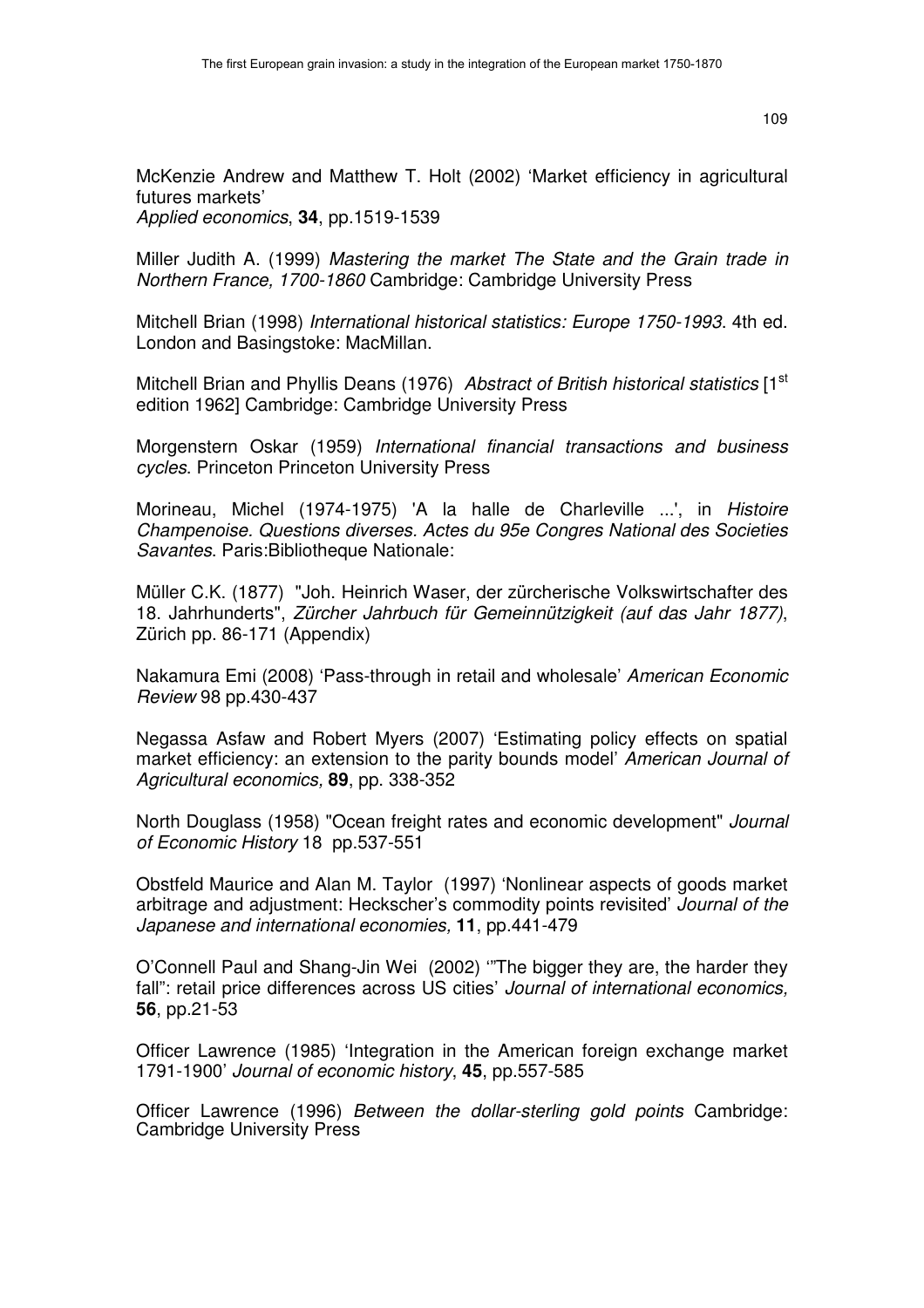McKenzie Andrew and Matthew T. Holt (2002) 'Market efficiency in agricultural futures markets'
*Applied economics*, **34**, pp.1519-1539

Miller Judith A. (1999) *Mastering the market The State and the Grain trade in Northern France, 1700-1860* Cambridge: Cambridge University Press

Mitchell Brian (1998) *International historical statistics: Europe 1750-1993*. 4th ed. London and Basingstoke: MacMillan.

Mitchell Brian and Phyllis Deans (1976) *Abstract of British historical statistics* [1st edition 1962] Cambridge: Cambridge University Press

Morgenstern Oskar (1959) *International financial transactions and business cycles*. Princeton Princeton University Press

Morineau, Michel (1974-1975) 'A la halle de Charleville ...', in *Histoire Champenoise. Questions diverses. Actes du 95e Congres National des Societies Savantes*. Paris:Bibliotheque Nationale:

Müller C.K. (1877) "Joh. Heinrich Waser, der zürcherische Volkswirtschafter des 18. Jahrhunderts", *Zürcher Jahrbuch für Gemeinnützigkeit (auf das Jahr 1877)*, Zürich pp. 86-171 (Appendix)

Nakamura Emi (2008) 'Pass-through in retail and wholesale' *American Economic Review* 98 pp.430-437

Negassa Asfaw and Robert Myers (2007) 'Estimating policy effects on spatial market efficiency: an extension to the parity bounds model' *American Journal of Agricultural economics,* **89**, pp. 338-352

North Douglass (1958) "Ocean freight rates and economic development" *Journal of Economic History* 18 pp.537-551

Obstfeld Maurice and Alan M. Taylor (1997) 'Nonlinear aspects of goods market arbitrage and adjustment: Heckscher's commodity points revisited' *Journal of the Japanese and international economies,* **11**, pp.441-479

O'Connell Paul and Shang-Jin Wei (2002) '"The bigger they are, the harder they fall": retail price differences across US cities' *Journal of international economics,* **56**, pp.21-53

Officer Lawrence (1985) 'Integration in the American foreign exchange market 1791-1900' *Journal of economic history*, **45**, pp.557-585

Officer Lawrence (1996) *Between the dollar-sterling gold points* Cambridge: Cambridge University Press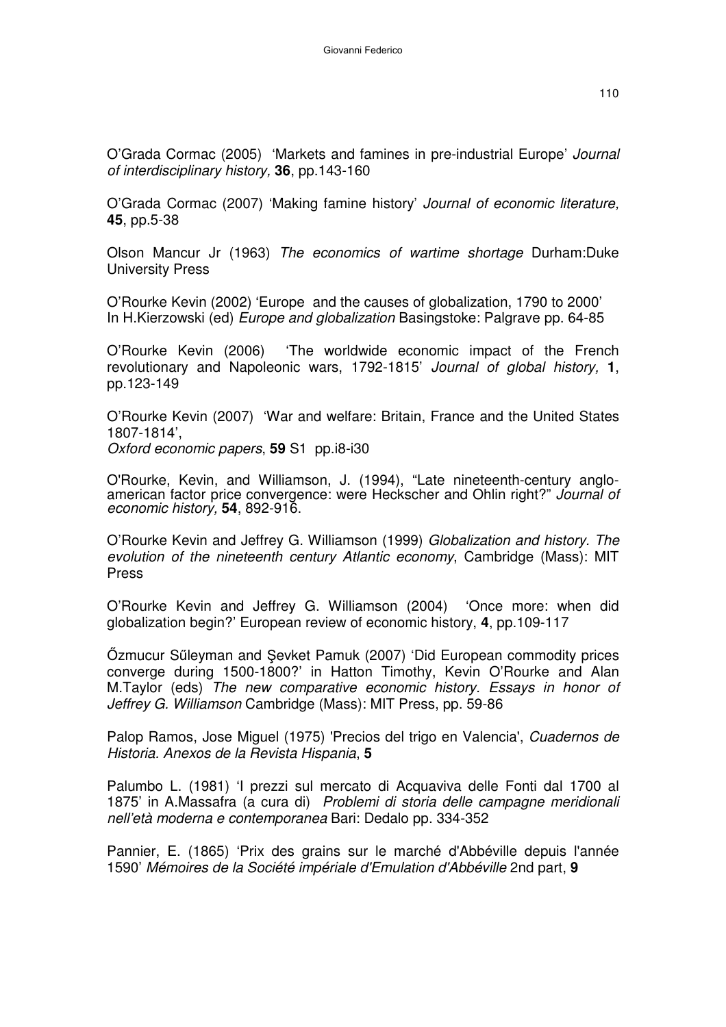O'Grada Cormac (2005) 'Markets and famines in pre-industrial Europe' *Journal of interdisciplinary history,* **36**, pp.143-160

O'Grada Cormac (2007) 'Making famine history' *Journal of economic literature,* **45**, pp.5-38

Olson Mancur Jr (1963) *The economics of wartime shortage* Durham:Duke University Press

O'Rourke Kevin (2002) 'Europe and the causes of globalization, 1790 to 2000' In H.Kierzowski (ed) *Europe and globalization* Basingstoke: Palgrave pp. 64-85

O'Rourke Kevin (2006) 'The worldwide economic impact of the French revolutionary and Napoleonic wars, 1792-1815' *Journal of global history,* **1**, pp.123-149

O'Rourke Kevin (2007) 'War and welfare: Britain, France and the United States 1807-1814',
*Oxford economic papers*, **59** S1 pp.i8-i30

O'Rourke, Kevin, and Williamson, J. (1994), "Late nineteenth-century anglo-american factor price convergence: were Heckscher and Ohlin right?" *Journal of economic history,* **54**, 892-916.

O'Rourke Kevin and Jeffrey G. Williamson (1999) *Globalization and history. The evolution of the nineteenth century Atlantic economy*, Cambridge (Mass): MIT Press

O'Rourke Kevin and Jeffrey G. Williamson (2004) 'Once more: when did globalization begin?' European review of economic history, **4**, pp.109-117

Őzmucur Sűleyman and Şevket Pamuk (2007) 'Did European commodity prices converge during 1500-1800?' in Hatton Timothy, Kevin O'Rourke and Alan M.Taylor (eds) *The new comparative economic history. Essays in honor of Jeffrey G. Williamson* Cambridge (Mass): MIT Press, pp. 59-86

Palop Ramos, Jose Miguel (1975) 'Precios del trigo en Valencia', *Cuadernos de Historia. Anexos de la Revista Hispania*, **5**

Palumbo L. (1981) 'I prezzi sul mercato di Acquaviva delle Fonti dal 1700 al 1875' in A.Massafra (a cura di) *Problemi di storia delle campagne meridionali nell'età moderna e contemporanea* Bari: Dedalo pp. 334-352

Pannier, E. (1865) 'Prix des grains sur le marché d'Abbéville depuis l'année 1590' *Mémoires de la Société impériale d'Emulation d'Abbéville* 2nd part, **9**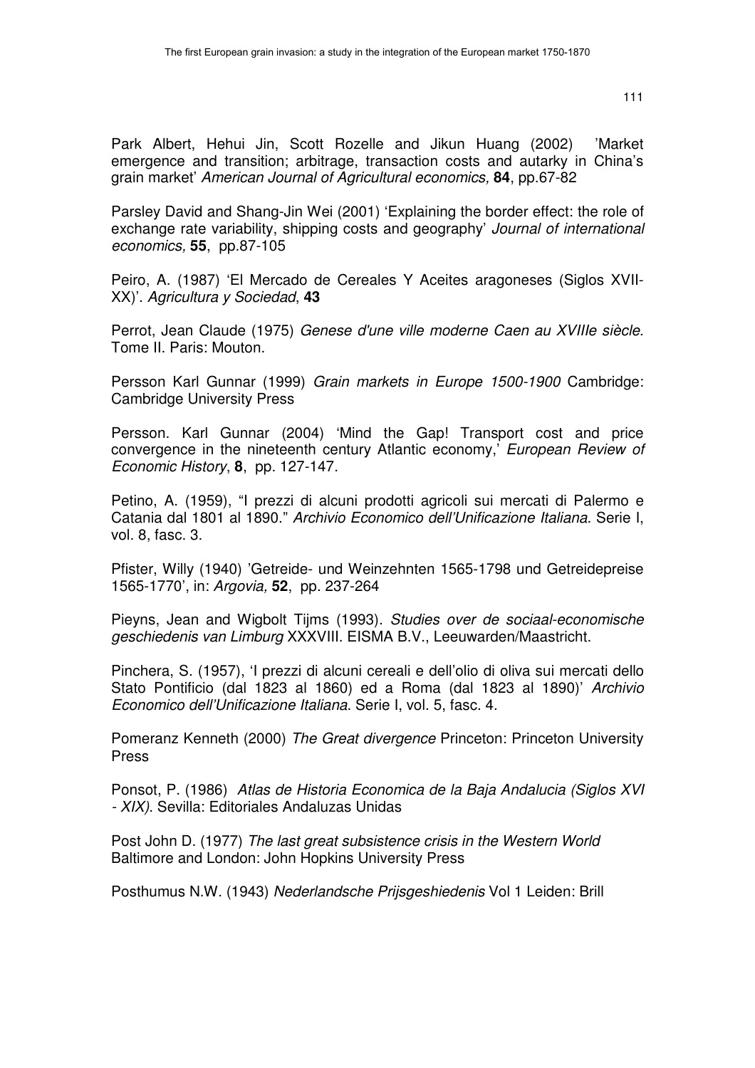Park Albert, Hehui Jin, Scott Rozelle and Jikun Huang (2002) 'Market emergence and transition; arbitrage, transaction costs and autarky in China's grain market' *American Journal of Agricultural economics,* **84**, pp.67-82

Parsley David and Shang-Jin Wei (2001) 'Explaining the border effect: the role of exchange rate variability, shipping costs and geography' *Journal of international economics,* **55**, pp.87-105

Peiro, A. (1987) 'El Mercado de Cereales Y Aceites aragoneses (Siglos XVII-XX)'. *Agricultura y Sociedad*, **43**

Perrot, Jean Claude (1975) *Genese d'une ville moderne Caen au XVIIIe siècle*. Tome II. Paris: Mouton.

Persson Karl Gunnar (1999) *Grain markets in Europe 1500-1900* Cambridge: Cambridge University Press

Persson. Karl Gunnar (2004) 'Mind the Gap! Transport cost and price convergence in the nineteenth century Atlantic economy,' *European Review of Economic History*, **8**, pp. 127-147.

Petino, A. (1959), "I prezzi di alcuni prodotti agricoli sui mercati di Palermo e Catania dal 1801 al 1890." *Archivio Economico dell'Unificazione Italiana*. Serie I, vol. 8, fasc. 3.

Pfister, Willy (1940) 'Getreide- und Weinzehnten 1565-1798 und Getreidepreise 1565-1770', in: *Argovia,* **52**, pp. 237-264

Pieyns, Jean and Wigbolt Tijms (1993). *Studies over de sociaal-economische geschiedenis van Limburg* XXXVIII. EISMA B.V., Leeuwarden/Maastricht.

Pinchera, S. (1957), 'I prezzi di alcuni cereali e dell'olio di oliva sui mercati dello Stato Pontificio (dal 1823 al 1860) ed a Roma (dal 1823 al 1890)' *Archivio Economico dell'Unificazione Italiana*. Serie I, vol. 5, fasc. 4.

Pomeranz Kenneth (2000) *The Great divergence* Princeton: Princeton University Press

Ponsot, P. (1986) *Atlas de Historia Economica de la Baja Andalucia (Siglos XVI - XIX)*. Sevilla: Editoriales Andaluzas Unidas

Post John D. (1977) *The last great subsistence crisis in the Western World* Baltimore and London: John Hopkins University Press

Posthumus N.W. (1943) *Nederlandsche Prijsgeshiedenis* Vol 1 Leiden: Brill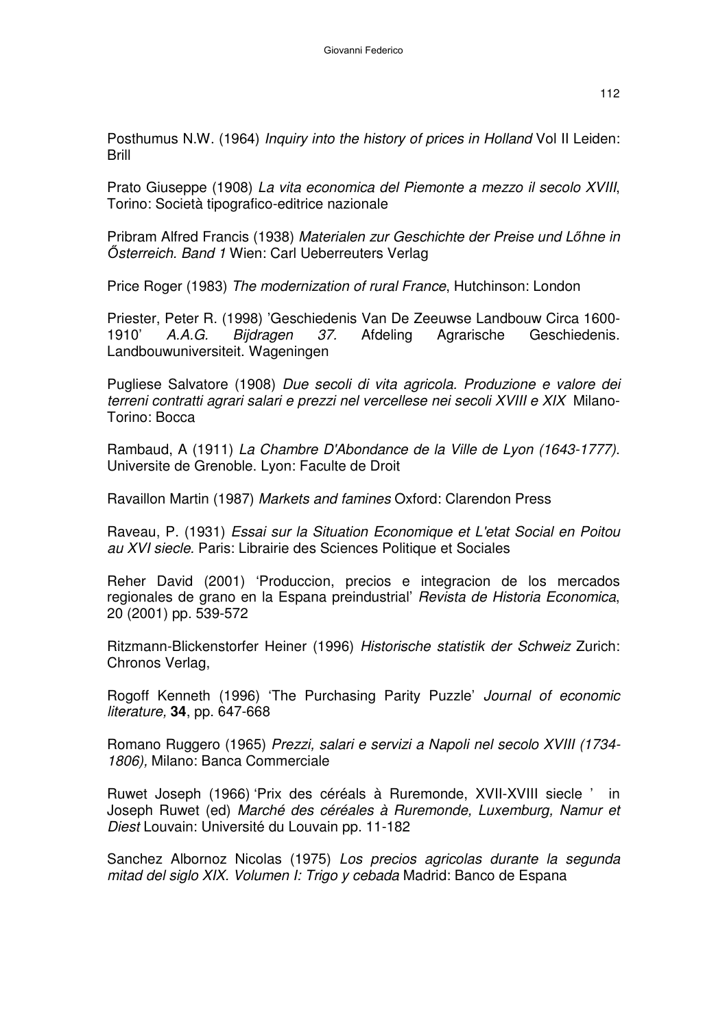Posthumus N.W. (1964) *Inquiry into the history of prices in Holland* Vol II Leiden: Brill

Prato Giuseppe (1908) *La vita economica del Piemonte a mezzo il secolo XVIII*, Torino: Società tipografico-editrice nazionale

Pribram Alfred Francis (1938) *Materialen zur Geschichte der Preise und Lőhne in Ősterreich. Band 1* Wien: Carl Ueberreuters Verlag

Price Roger (1983) *The modernization of rural France*, Hutchinson: London

Priester, Peter R. (1998) 'Geschiedenis Van De Zeeuwse Landbouw Circa 1600-1910' *A.A.G. Bijdragen 37.* Afdeling Agrarische Geschiedenis. Landbouwuniversiteit. Wageningen

Pugliese Salvatore (1908) *Due secoli di vita agricola. Produzione e valore dei terreni contratti agrari salari e prezzi nel vercellese nei secoli XVIII e XIX* Milano-Torino: Bocca

Rambaud, A (1911) *La Chambre D'Abondance de la Ville de Lyon (1643-1777)*. Universite de Grenoble. Lyon: Faculte de Droit

Ravaillon Martin (1987) *Markets and famines* Oxford: Clarendon Press

Raveau, P. (1931) *Essai sur la Situation Economique et L'etat Social en Poitou au XVI siecle.* Paris: Librairie des Sciences Politique et Sociales

Reher David (2001) 'Produccion, precios e integracion de los mercados regionales de grano en la Espana preindustrial' *Revista de Historia Economica*, 20 (2001) pp. 539-572

Ritzmann-Blickenstorfer Heiner (1996) *Historische statistik der Schweiz* Zurich: Chronos Verlag,

Rogoff Kenneth (1996) 'The Purchasing Parity Puzzle' *Journal of economic literature,* **34**, pp. 647-668

Romano Ruggero (1965) *Prezzi, salari e servizi a Napoli nel secolo XVIII (1734-1806),* Milano: Banca Commerciale

Ruwet Joseph (1966) 'Prix des céréals à Ruremonde, XVII-XVIII siecle ' in Joseph Ruwet (ed) *Marché des céréales à Ruremonde, Luxemburg, Namur et Diest* Louvain: Université du Louvain pp. 11-182

Sanchez Albornoz Nicolas (1975) *Los precios agricolas durante la segunda mitad del siglo XIX. Volumen I: Trigo y cebada* Madrid: Banco de Espana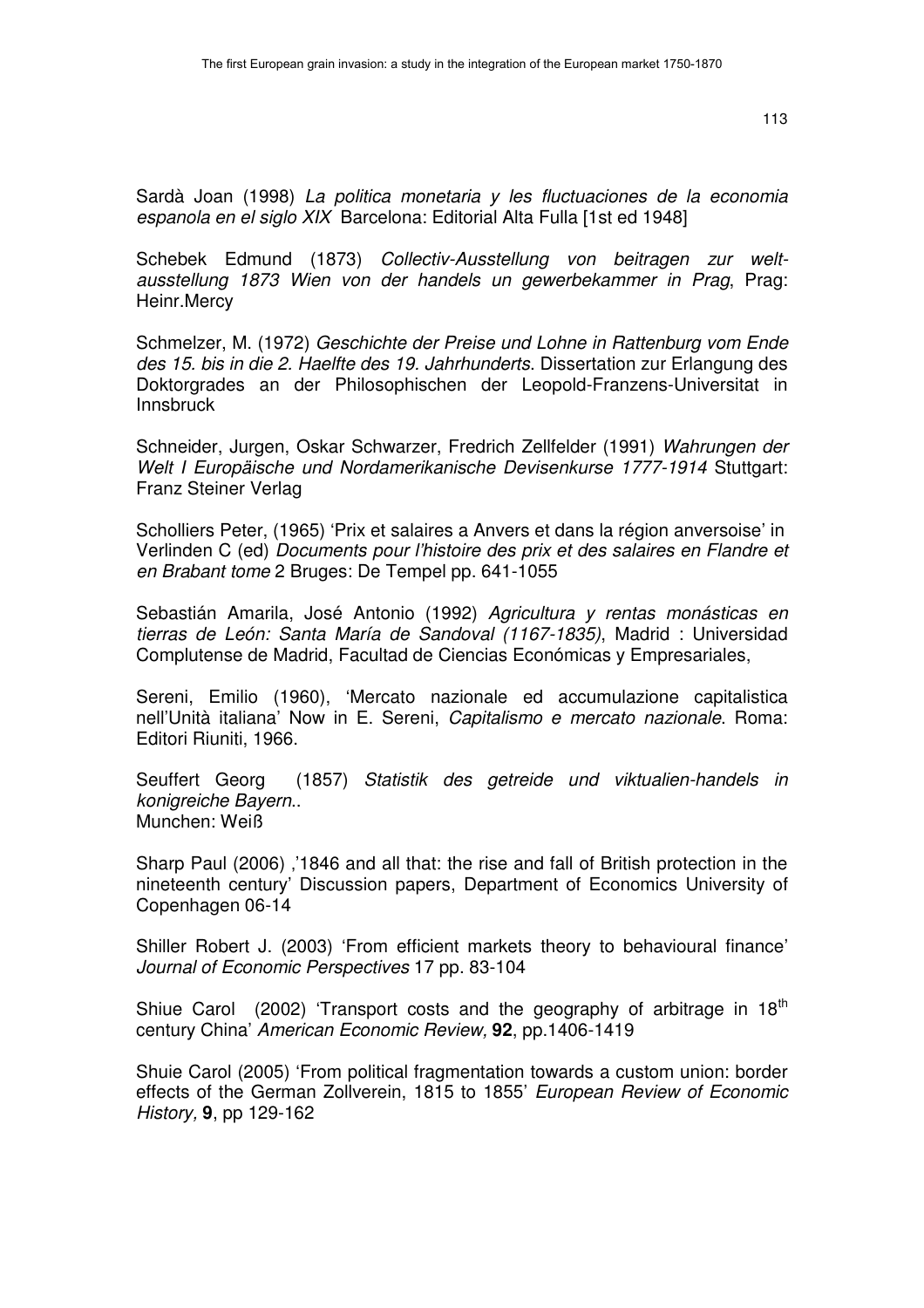Sardà Joan (1998) *La politica monetaria y les fluctuaciones de la economia espanola en el siglo XIX* Barcelona: Editorial Alta Fulla [1st ed 1948]

Schebek Edmund (1873) *Collectiv-Ausstellung von beitragen zur welt-ausstellung 1873 Wien von der handels un gewerbekammer in Prag*, Prag: Heinr.Mercy

Schmelzer, M. (1972) *Geschichte der Preise und Lohne in Rattenburg vom Ende des 15. bis in die 2. Haelfte des 19. Jahrhunderts*. Dissertation zur Erlangung des Doktorgrades an der Philosophischen der Leopold-Franzens-Universitat in Innsbruck

Schneider, Jurgen, Oskar Schwarzer, Fredrich Zellfelder (1991) *Wahrungen der Welt I Europäische und Nordamerikanische Devisenkurse 1777-1914* Stuttgart: Franz Steiner Verlag

Scholliers Peter, (1965) 'Prix et salaires a Anvers et dans la région anversoise' in Verlinden C (ed) *Documents pour l'histoire des prix et des salaires en Flandre et en Brabant tome* 2 Bruges: De Tempel pp. 641-1055

Sebastián Amarila, José Antonio (1992) *Agricultura y rentas monásticas en tierras de León: Santa María de Sandoval (1167-1835)*, Madrid : Universidad Complutense de Madrid, Facultad de Ciencias Económicas y Empresariales,

Sereni, Emilio (1960), 'Mercato nazionale ed accumulazione capitalistica nell'Unità italiana' Now in E. Sereni, *Capitalismo e mercato nazionale*. Roma: Editori Riuniti, 1966.

Seuffert Georg (1857) *Statistik des getreide und viktualien-handels in konigreiche Bayern.*.
Munchen: Weiß

Sharp Paul (2006) ,'1846 and all that: the rise and fall of British protection in the nineteenth century' Discussion papers, Department of Economics University of Copenhagen 06-14

Shiller Robert J. (2003) 'From efficient markets theory to behavioural finance' *Journal of Economic Perspectives* 17 pp. 83-104

Shiue Carol (2002) 'Transport costs and the geography of arbitrage in 18th century China' *American Economic Review,* **92**, pp.1406-1419

Shuie Carol (2005) 'From political fragmentation towards a custom union: border effects of the German Zollverein, 1815 to 1855' *European Review of Economic History,* **9**, pp 129-162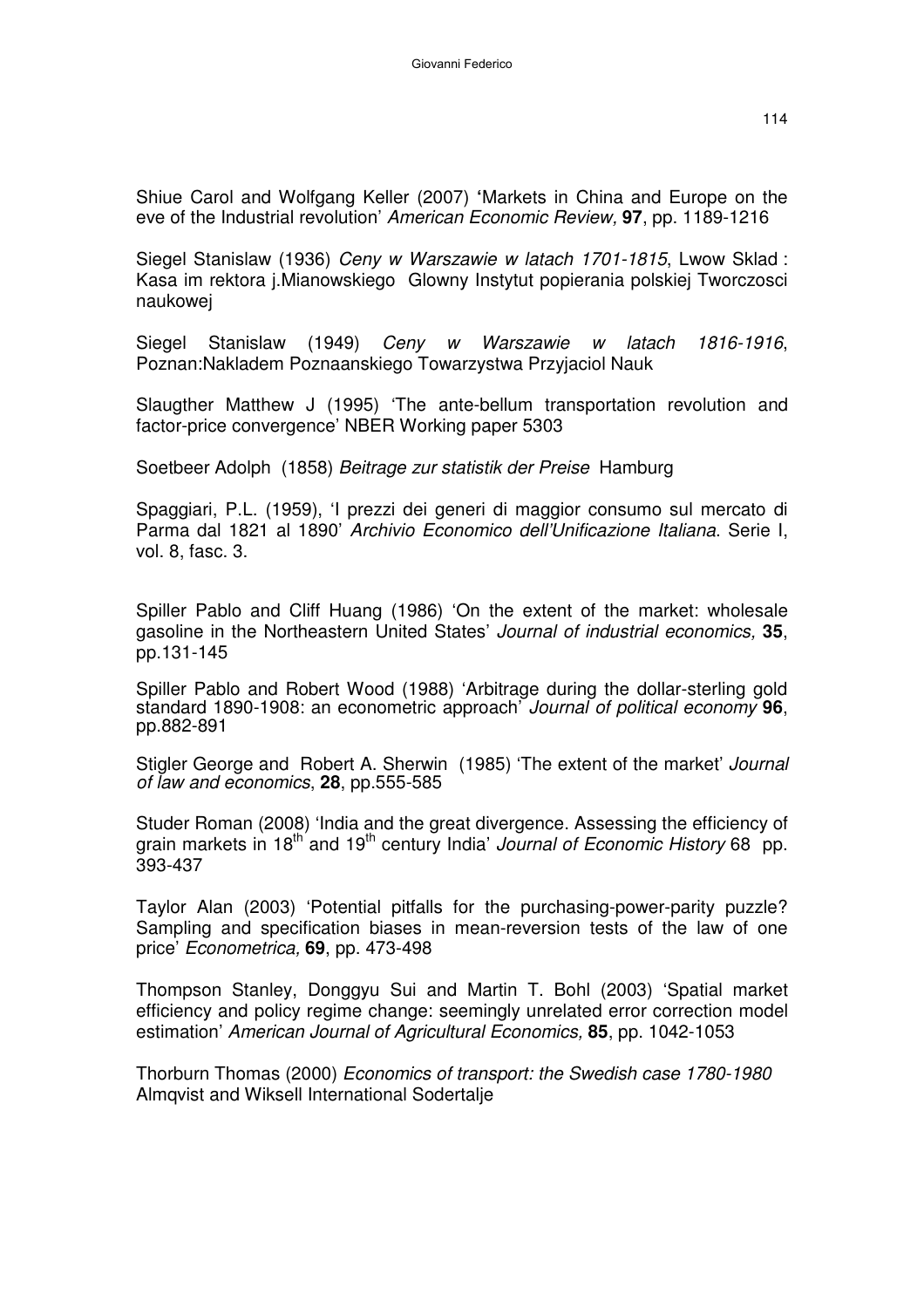Shiue Carol and Wolfgang Keller (2007) 'Markets in China and Europe on the eve of the Industrial revolution' *American Economic Review,* **97**, pp. 1189-1216

Siegel Stanislaw (1936) *Ceny w Warszawie w latach 1701-1815*, Lwow Sklad : Kasa im rektora j.Mianowskiego Glowny Instytut popierania polskiej Tworczosci naukowej

Siegel Stanislaw (1949) *Ceny w Warszawie w latach 1816-1916*, Poznan:Nakladem Poznaanskiego Towarzystwa Przyjaciol Nauk

Slaugther Matthew J (1995) 'The ante-bellum transportation revolution and factor-price convergence' NBER Working paper 5303

Soetbeer Adolph (1858) *Beitrage zur statistik der Preise* Hamburg

Spaggiari, P.L. (1959), 'I prezzi dei generi di maggior consumo sul mercato di Parma dal 1821 al 1890' *Archivio Economico dell'Unificazione Italiana*. Serie I, vol. 8, fasc. 3.

Spiller Pablo and Cliff Huang (1986) 'On the extent of the market: wholesale gasoline in the Northeastern United States' *Journal of industrial economics,* **35**, pp.131-145

Spiller Pablo and Robert Wood (1988) 'Arbitrage during the dollar-sterling gold standard 1890-1908: an econometric approach' *Journal of political economy* **96**, pp.882-891

Stigler George and Robert A. Sherwin (1985) 'The extent of the market' *Journal of law and economics*, **28**, pp.555-585

Studer Roman (2008) 'India and the great divergence. Assessing the efficiency of grain markets in 18th and 19th century India' *Journal of Economic History* 68 pp. 393-437

Taylor Alan (2003) 'Potential pitfalls for the purchasing-power-parity puzzle? Sampling and specification biases in mean-reversion tests of the law of one price' *Econometrica,* **69**, pp. 473-498

Thompson Stanley, Donggyu Sui and Martin T. Bohl (2003) 'Spatial market efficiency and policy regime change: seemingly unrelated error correction model estimation' *American Journal of Agricultural Economics,* **85**, pp. 1042-1053

Thorburn Thomas (2000) *Economics of transport: the Swedish case 1780-1980* Almqvist and Wiksell International Sodertalje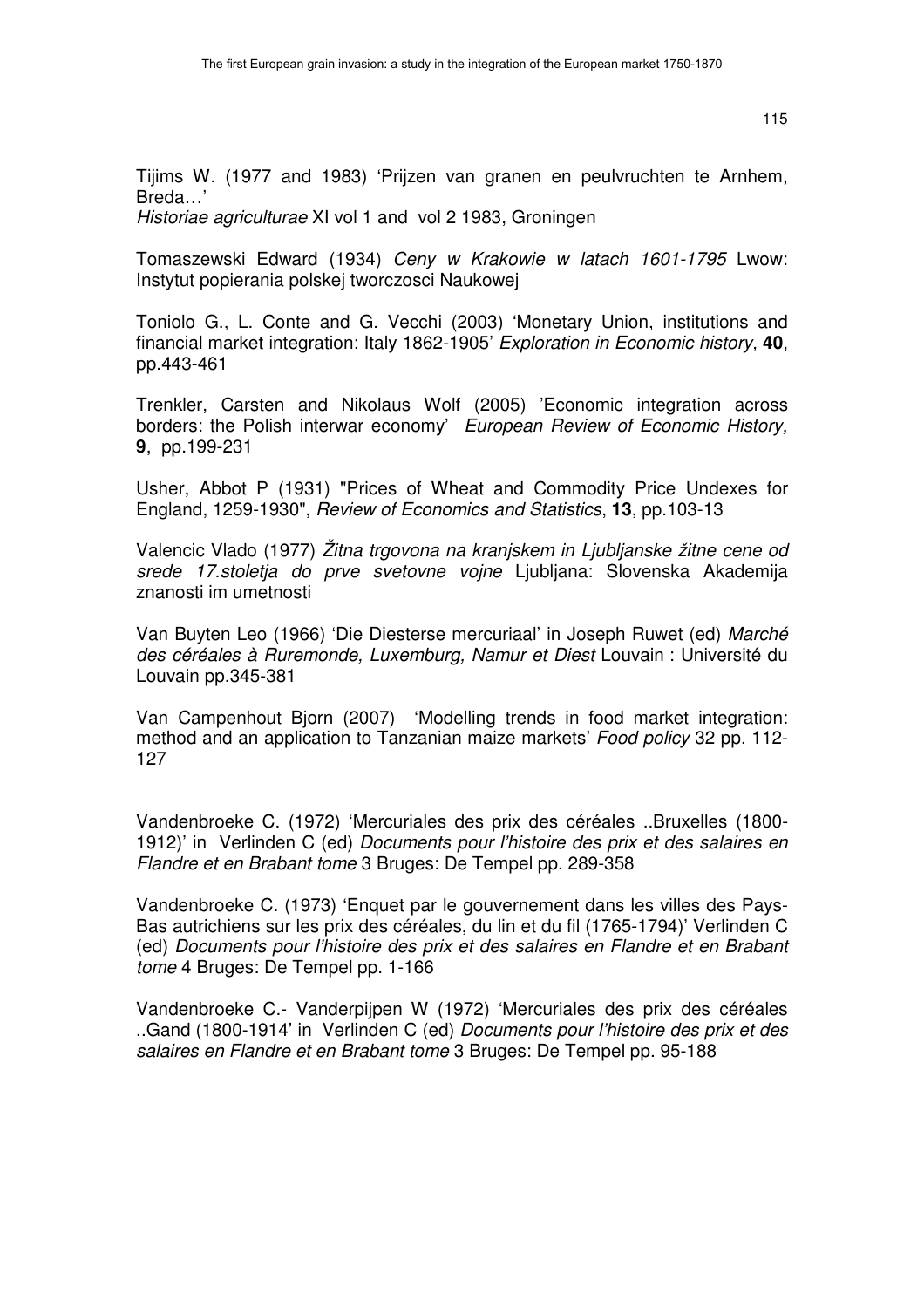Tijims W. (1977 and 1983) 'Prijzen van granen en peulvruchten te Arnhem, Breda…'
*Historiae agriculturae* XI vol 1 and vol 2 1983, Groningen

Tomaszewski Edward (1934) *Ceny w Krakowie w latach 1601-1795* Lwow: Instytut popierania polskej tworczosci Naukowej

Toniolo G., L. Conte and G. Vecchi (2003) 'Monetary Union, institutions and financial market integration: Italy 1862-1905' *Exploration in Economic history,* **40**, pp.443-461

Trenkler, Carsten and Nikolaus Wolf (2005) 'Economic integration across borders: the Polish interwar economy' *European Review of Economic History,* **9**, pp.199-231

Usher, Abbot P (1931) "Prices of Wheat and Commodity Price Undexes for England, 1259-1930", *Review of Economics and Statistics*, **13**, pp.103-13

Valencic Vlado (1977) *Žitna trgovona na kranjskem in Ljubljanske žitne cene od srede 17.stoletja do prve svetovne vojne* Ljubljana: Slovenska Akademija znanosti im umetnosti

Van Buyten Leo (1966) 'Die Diesterse mercuriaal' in Joseph Ruwet (ed) *Marché des céréales à Ruremonde, Luxemburg, Namur et Diest* Louvain : Université du Louvain pp.345-381

Van Campenhout Bjorn (2007) 'Modelling trends in food market integration: method and an application to Tanzanian maize markets' *Food policy* 32 pp. 112-127

Vandenbroeke C. (1972) 'Mercuriales des prix des céréales ..Bruxelles (1800-1912)' in Verlinden C (ed) *Documents pour l'histoire des prix et des salaires en Flandre et en Brabant tome* 3 Bruges: De Tempel pp. 289-358

Vandenbroeke C. (1973) 'Enquet par le gouvernement dans les villes des Pays-Bas autrichiens sur les prix des céréales, du lin et du fil (1765-1794)' Verlinden C (ed) *Documents pour l'histoire des prix et des salaires en Flandre et en Brabant tome* 4 Bruges: De Tempel pp. 1-166

Vandenbroeke C.- Vanderpijpen W (1972) 'Mercuriales des prix des céréales ..Gand (1800-1914' in Verlinden C (ed) *Documents pour l'histoire des prix et des salaires en Flandre et en Brabant tome* 3 Bruges: De Tempel pp. 95-188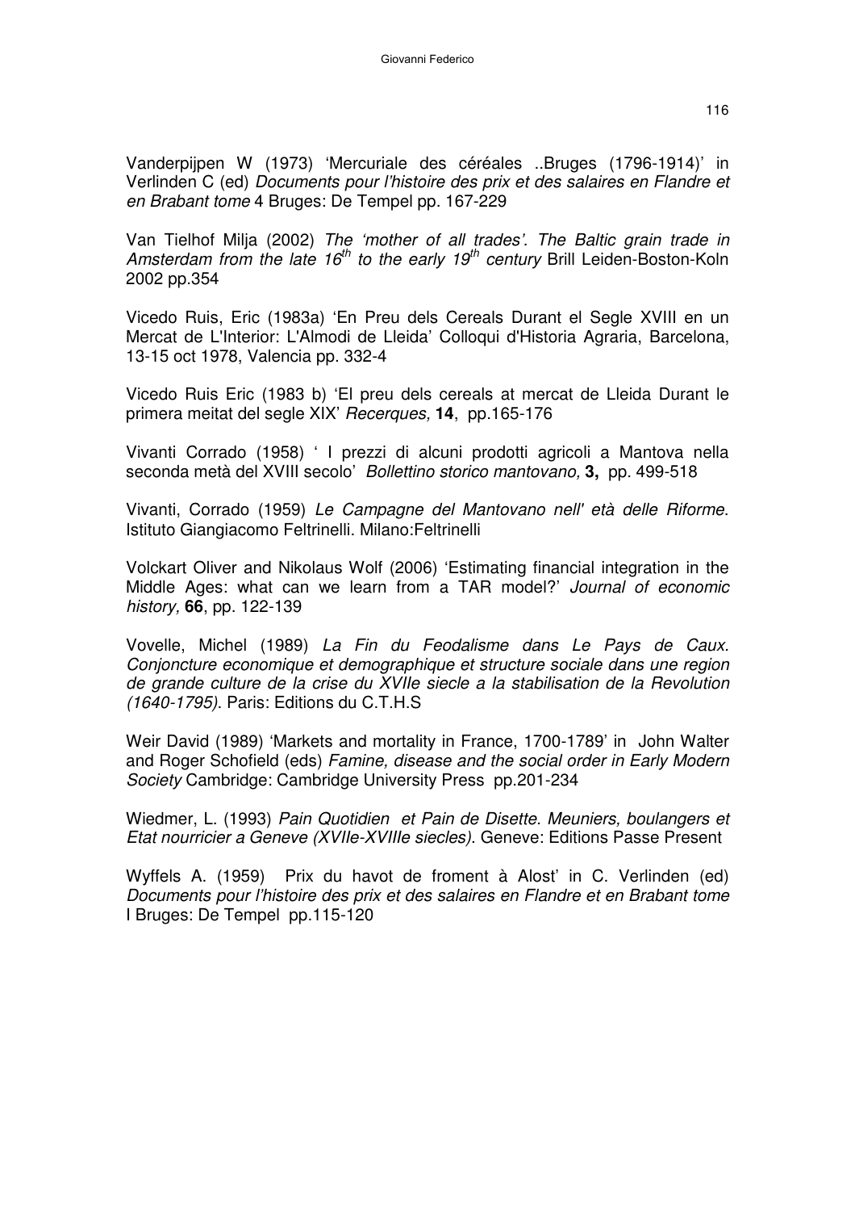Vanderpijpen W (1973) 'Mercuriale des céréales ..Bruges (1796-1914)' in Verlinden C (ed) *Documents pour l'histoire des prix et des salaires en Flandre et en Brabant tome* 4 Bruges: De Tempel pp. 167-229

Van Tielhof Milja (2002) *The 'mother of all trades'. The Baltic grain trade in Amsterdam from the late 16th to the early 19th century* Brill Leiden-Boston-Koln 2002 pp.354

Vicedo Ruis, Eric (1983a) 'En Preu dels Cereals Durant el Segle XVIII en un Mercat de L'Interior: L'Almodi de Lleida' Colloqui d'Historia Agraria, Barcelona, 13-15 oct 1978, Valencia pp. 332-4

Vicedo Ruis Eric (1983 b) 'El preu dels cereals at mercat de Lleida Durant le primera meitat del segle XIX' *Recerques,* **14**, pp.165-176

Vivanti Corrado (1958) ' I prezzi di alcuni prodotti agricoli a Mantova nella seconda metà del XVIII secolo' *Bollettino storico mantovano,* **3,** pp. 499-518

Vivanti, Corrado (1959) *Le Campagne del Mantovano nell' età delle Riforme*. Istituto Giangiacomo Feltrinelli. Milano:Feltrinelli

Volckart Oliver and Nikolaus Wolf (2006) 'Estimating financial integration in the Middle Ages: what can we learn from a TAR model?' *Journal of economic history,* **66**, pp. 122-139

Vovelle, Michel (1989) *La Fin du Feodalisme dans Le Pays de Caux. Conjoncture economique et demographique et structure sociale dans une region de grande culture de la crise du XVIIe siecle a la stabilisation de la Revolution (1640-1795)*. Paris: Editions du C.T.H.S

Weir David (1989) 'Markets and mortality in France, 1700-1789' in John Walter and Roger Schofield (eds) *Famine, disease and the social order in Early Modern Society* Cambridge: Cambridge University Press pp.201-234

Wiedmer, L. (1993) *Pain Quotidien et Pain de Disette. Meuniers, boulangers et Etat nourricier a Geneve (XVIIe-XVIIIe siecles)*. Geneve: Editions Passe Present

Wyffels A. (1959) Prix du havot de froment à Alost' in C. Verlinden (ed) *Documents pour l'histoire des prix et des salaires en Flandre et en Brabant tome* I Bruges: De Tempel pp.115-120